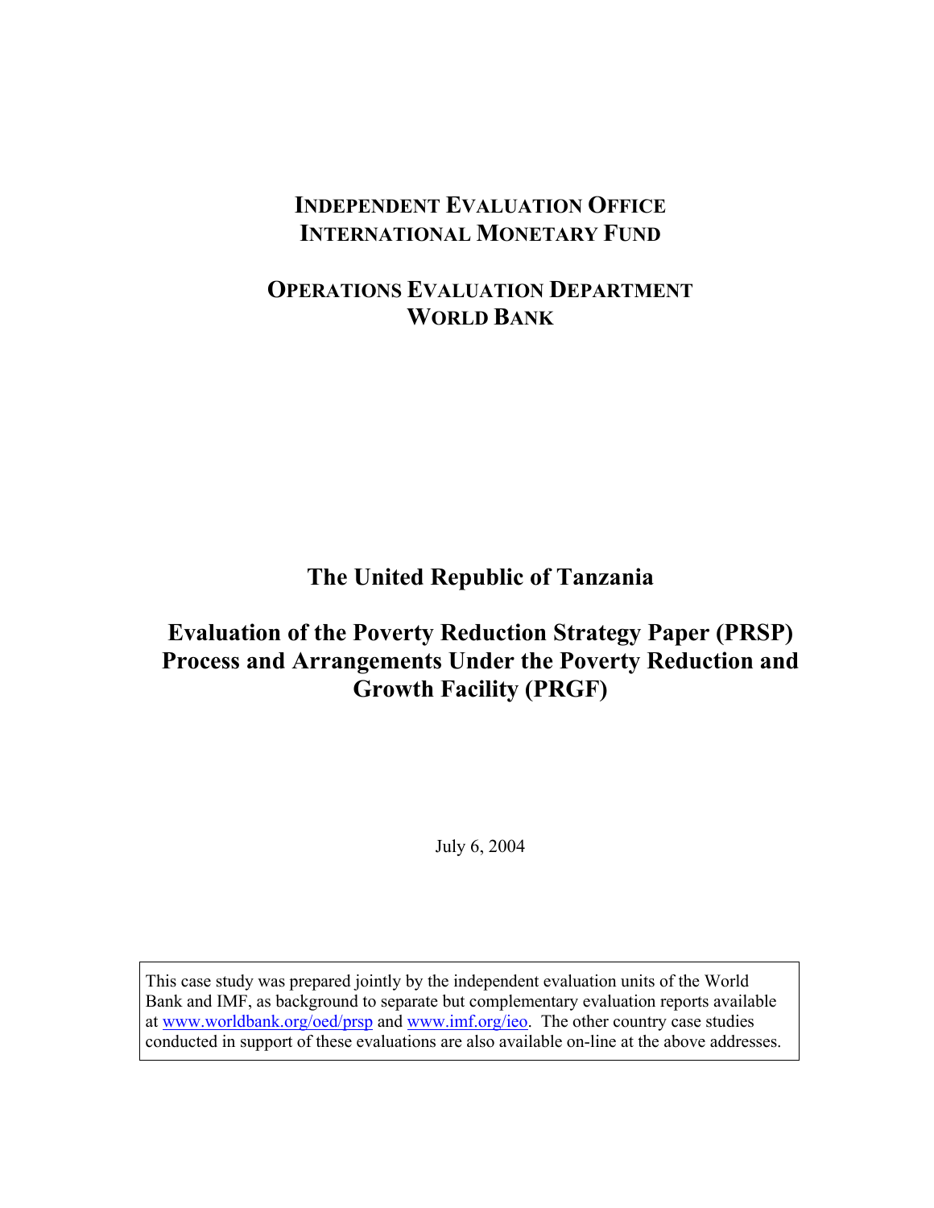**INDEPENDENT EVALUATION OFFICE**
**INTERNATIONAL MONETARY FUND**

**OPERATIONS EVALUATION DEPARTMENT**
**WORLD BANK**

# The United Republic of Tanzania

# Evaluation of the Poverty Reduction Strategy Paper (PRSP) Process and Arrangements Under the Poverty Reduction and Growth Facility (PRGF)

July 6, 2004

This case study was prepared jointly by the independent evaluation units of the World Bank and IMF, as background to separate but complementary evaluation reports available at www.worldbank.org/oed/prsp and www.imf.org/ieo. The other country case studies conducted in support of these evaluations are also available on-line at the above addresses.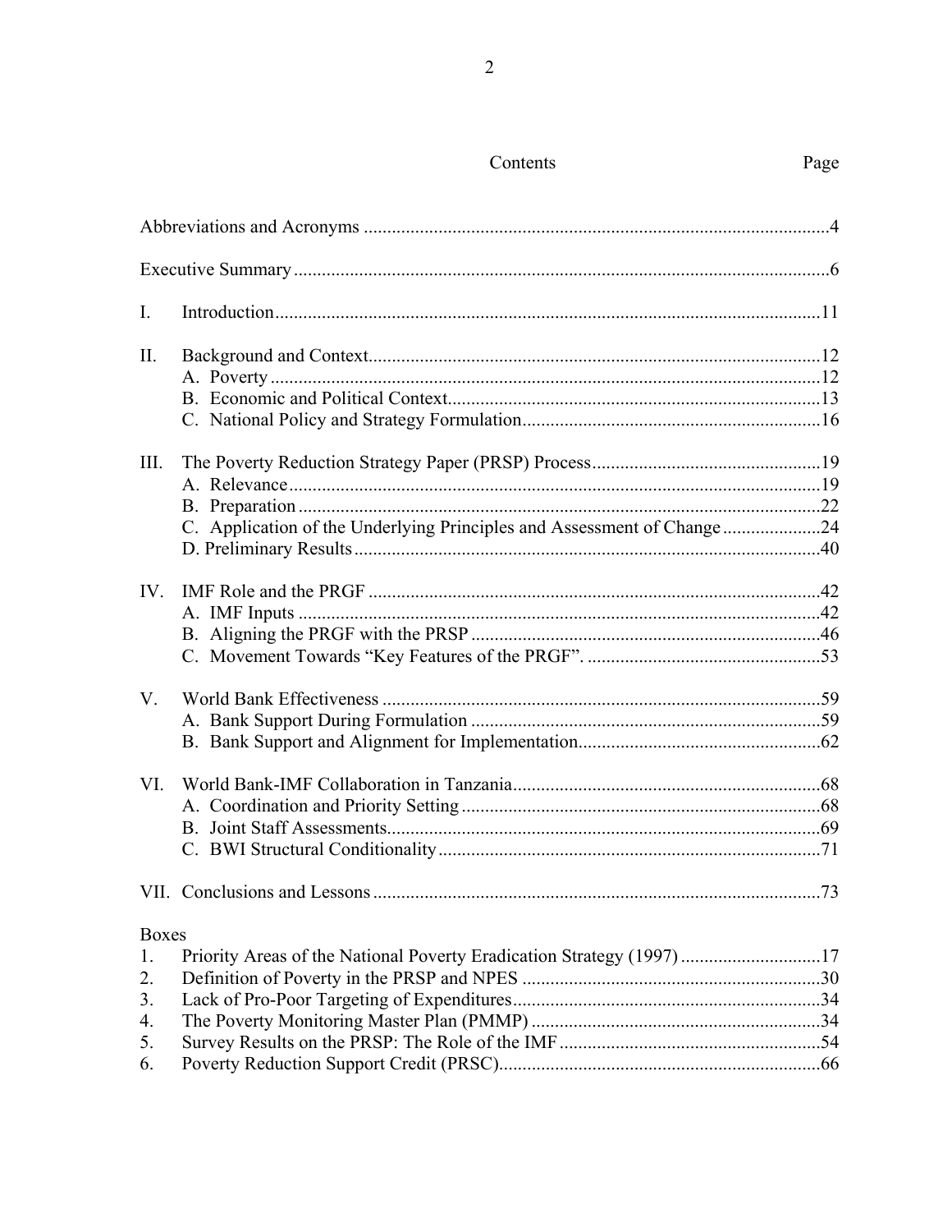# Contents

| | | Page |
|---|---|---|
| | Abbreviations and Acronyms | 4 |
| | Executive Summary | 6 |
| I. | Introduction | 11 |
| II. | Background and Context | 12 |
| | A. Poverty | 12 |
| | B. Economic and Political Context | 13 |
| | C. National Policy and Strategy Formulation | 16 |
| III. | The Poverty Reduction Strategy Paper (PRSP) Process | 19 |
| | A. Relevance | 19 |
| | B. Preparation | 22 |
| | C. Application of the Underlying Principles and Assessment of Change | 24 |
| | D. Preliminary Results | 40 |
| IV. | IMF Role and the PRGF | 42 |
| | A. IMF Inputs | 42 |
| | B. Aligning the PRGF with the PRSP | 46 |
| | C. Movement Towards "Key Features of the PRGF". | 53 |
| V. | World Bank Effectiveness | 59 |
| | A. Bank Support During Formulation | 59 |
| | B. Bank Support and Alignment for Implementation | 62 |
| VI. | World Bank-IMF Collaboration in Tanzania | 68 |
| | A. Coordination and Priority Setting | 68 |
| | B. Joint Staff Assessments | 69 |
| | C. BWI Structural Conditionality | 71 |
| VII. | Conclusions and Lessons | 73 |

**Boxes**

| | | |
|---|---|---|
| 1. | Priority Areas of the National Poverty Eradication Strategy (1997) | 17 |
| 2. | Definition of Poverty in the PRSP and NPES | 30 |
| 3. | Lack of Pro-Poor Targeting of Expenditures | 34 |
| 4. | The Poverty Monitoring Master Plan (PMMP) | 34 |
| 5. | Survey Results on the PRSP: The Role of the IMF | 54 |
| 6. | Poverty Reduction Support Credit (PRSC) | 66 |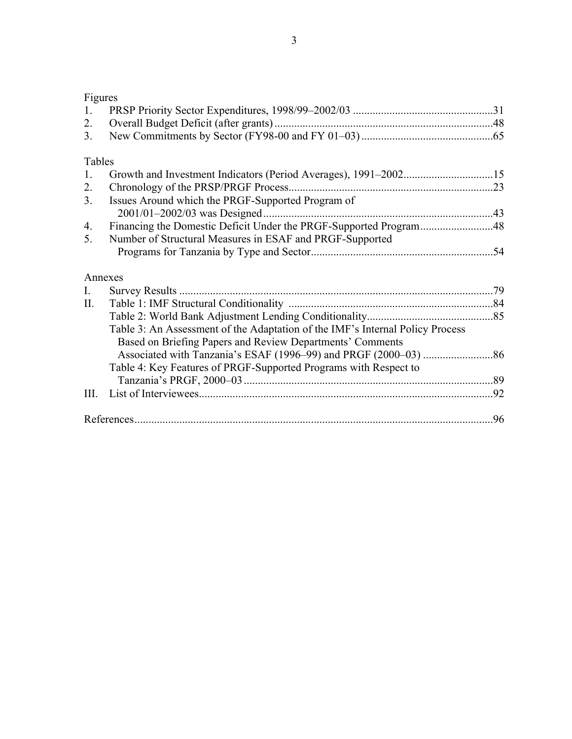Figures

1. PRSP Priority Sector Expenditures, 1998/99–2002/03 .....31
2. Overall Budget Deficit (after grants) .....48
3. New Commitments by Sector (FY98-00 and FY 01–03) .....65

Tables

1. Growth and Investment Indicators (Period Averages), 1991–2002 .....15
2. Chronology of the PRSP/PRGF Process .....23
3. Issues Around which the PRGF-Supported Program of 2001/01–2002/03 was Designed .....43
4. Financing the Domestic Deficit Under the PRGF-Supported Program .....48
5. Number of Structural Measures in ESAF and PRGF-Supported Programs for Tanzania by Type and Sector .....54

Annexes

I. Survey Results .....79

II. Table 1: IMF Structural Conditionality .....84
    Table 2: World Bank Adjustment Lending Conditionality .....85
    Table 3: An Assessment of the Adaptation of the IMF's Internal Policy Process Based on Briefing Papers and Review Departments' Comments Associated with Tanzania's ESAF (1996–99) and PRGF (2000–03) .....86
    Table 4: Key Features of PRGF-Supported Programs with Respect to Tanzania's PRGF, 2000–03 .....89

III. List of Interviewees .....92

References .....96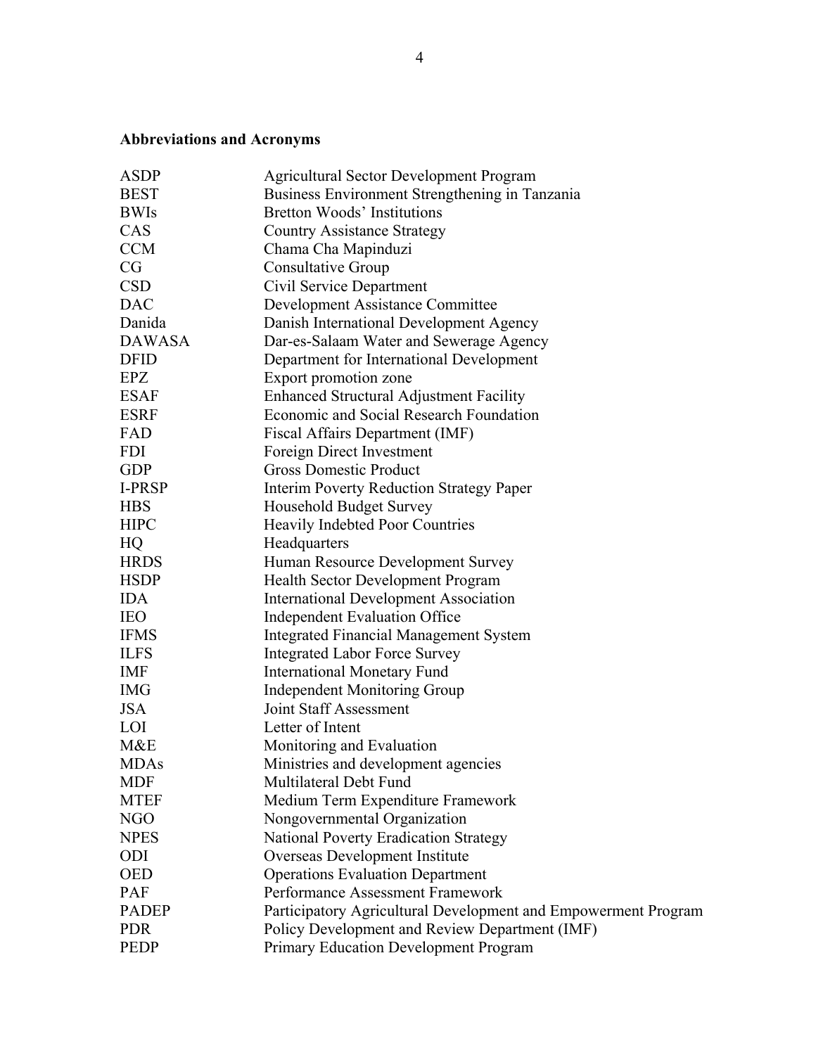## Abbreviations and Acronyms

| | |
|---|---|
| ASDP | Agricultural Sector Development Program |
| BEST | Business Environment Strengthening in Tanzania |
| BWIs | Bretton Woods' Institutions |
| CAS | Country Assistance Strategy |
| CCM | Chama Cha Mapinduzi |
| CG | Consultative Group |
| CSD | Civil Service Department |
| DAC | Development Assistance Committee |
| Danida | Danish International Development Agency |
| DAWASA | Dar-es-Salaam Water and Sewerage Agency |
| DFID | Department for International Development |
| EPZ | Export promotion zone |
| ESAF | Enhanced Structural Adjustment Facility |
| ESRF | Economic and Social Research Foundation |
| FAD | Fiscal Affairs Department (IMF) |
| FDI | Foreign Direct Investment |
| GDP | Gross Domestic Product |
| I-PRSP | Interim Poverty Reduction Strategy Paper |
| HBS | Household Budget Survey |
| HIPC | Heavily Indebted Poor Countries |
| HQ | Headquarters |
| HRDS | Human Resource Development Survey |
| HSDP | Health Sector Development Program |
| IDA | International Development Association |
| IEO | Independent Evaluation Office |
| IFMS | Integrated Financial Management System |
| ILFS | Integrated Labor Force Survey |
| IMF | International Monetary Fund |
| IMG | Independent Monitoring Group |
| JSA | Joint Staff Assessment |
| LOI | Letter of Intent |
| M&E | Monitoring and Evaluation |
| MDAs | Ministries and development agencies |
| MDF | Multilateral Debt Fund |
| MTEF | Medium Term Expenditure Framework |
| NGO | Nongovernmental Organization |
| NPES | National Poverty Eradication Strategy |
| ODI | Overseas Development Institute |
| OED | Operations Evaluation Department |
| PAF | Performance Assessment Framework |
| PADEP | Participatory Agricultural Development and Empowerment Program |
| PDR | Policy Development and Review Department (IMF) |
| PEDP | Primary Education Development Program |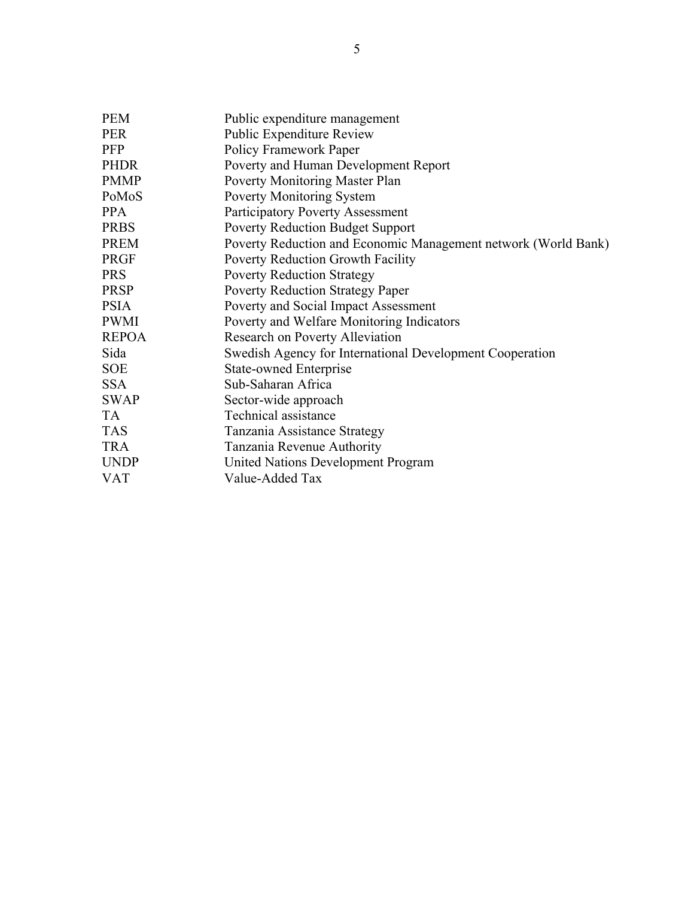| | |
|---|---|
| PEM | Public expenditure management |
| PER | Public Expenditure Review |
| PFP | Policy Framework Paper |
| PHDR | Poverty and Human Development Report |
| PMMP | Poverty Monitoring Master Plan |
| PoMoS | Poverty Monitoring System |
| PPA | Participatory Poverty Assessment |
| PRBS | Poverty Reduction Budget Support |
| PREM | Poverty Reduction and Economic Management network (World Bank) |
| PRGF | Poverty Reduction Growth Facility |
| PRS | Poverty Reduction Strategy |
| PRSP | Poverty Reduction Strategy Paper |
| PSIA | Poverty and Social Impact Assessment |
| PWMI | Poverty and Welfare Monitoring Indicators |
| REPOA | Research on Poverty Alleviation |
| Sida | Swedish Agency for International Development Cooperation |
| SOE | State-owned Enterprise |
| SSA | Sub-Saharan Africa |
| SWAP | Sector-wide approach |
| TA | Technical assistance |
| TAS | Tanzania Assistance Strategy |
| TRA | Tanzania Revenue Authority |
| UNDP | United Nations Development Program |
| VAT | Value-Added Tax |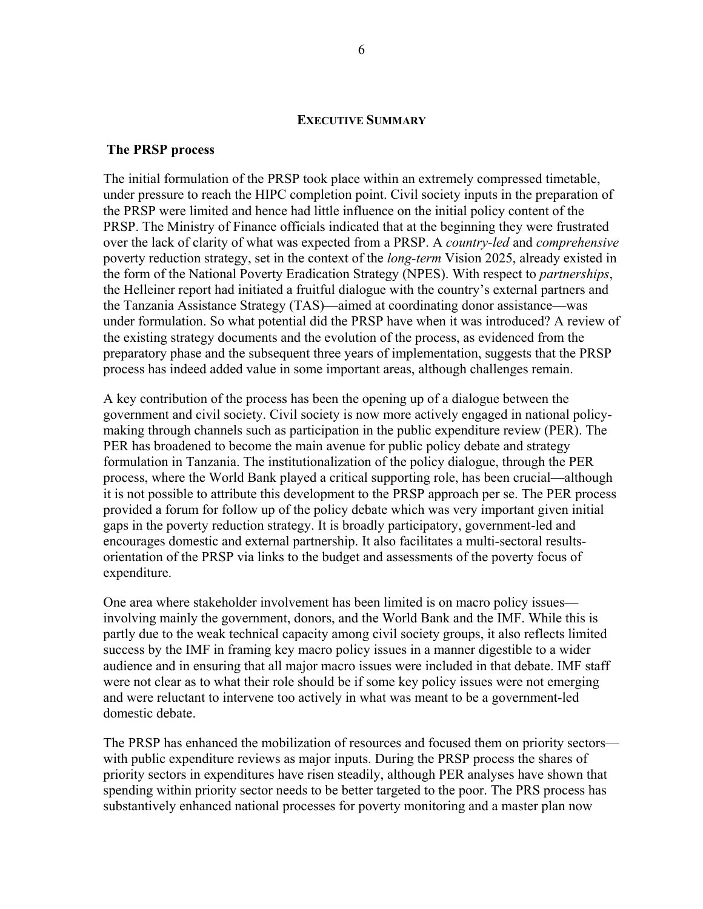## EXECUTIVE SUMMARY

### The PRSP process

The initial formulation of the PRSP took place within an extremely compressed timetable, under pressure to reach the HIPC completion point. Civil society inputs in the preparation of the PRSP were limited and hence had little influence on the initial policy content of the PRSP. The Ministry of Finance officials indicated that at the beginning they were frustrated over the lack of clarity of what was expected from a PRSP. A *country-led* and *comprehensive* poverty reduction strategy, set in the context of the *long-term* Vision 2025, already existed in the form of the National Poverty Eradication Strategy (NPES). With respect to *partnerships*, the Helleiner report had initiated a fruitful dialogue with the country's external partners and the Tanzania Assistance Strategy (TAS)—aimed at coordinating donor assistance—was under formulation. So what potential did the PRSP have when it was introduced? A review of the existing strategy documents and the evolution of the process, as evidenced from the preparatory phase and the subsequent three years of implementation, suggests that the PRSP process has indeed added value in some important areas, although challenges remain.

A key contribution of the process has been the opening up of a dialogue between the government and civil society. Civil society is now more actively engaged in national policy-making through channels such as participation in the public expenditure review (PER). The PER has broadened to become the main avenue for public policy debate and strategy formulation in Tanzania. The institutionalization of the policy dialogue, through the PER process, where the World Bank played a critical supporting role, has been crucial—although it is not possible to attribute this development to the PRSP approach per se. The PER process provided a forum for follow up of the policy debate which was very important given initial gaps in the poverty reduction strategy. It is broadly participatory, government-led and encourages domestic and external partnership. It also facilitates a multi-sectoral results-orientation of the PRSP via links to the budget and assessments of the poverty focus of expenditure.

One area where stakeholder involvement has been limited is on macro policy issues—involving mainly the government, donors, and the World Bank and the IMF. While this is partly due to the weak technical capacity among civil society groups, it also reflects limited success by the IMF in framing key macro policy issues in a manner digestible to a wider audience and in ensuring that all major macro issues were included in that debate. IMF staff were not clear as to what their role should be if some key policy issues were not emerging and were reluctant to intervene too actively in what was meant to be a government-led domestic debate.

The PRSP has enhanced the mobilization of resources and focused them on priority sectors—with public expenditure reviews as major inputs. During the PRSP process the shares of priority sectors in expenditures have risen steadily, although PER analyses have shown that spending within priority sector needs to be better targeted to the poor. The PRS process has substantively enhanced national processes for poverty monitoring and a master plan now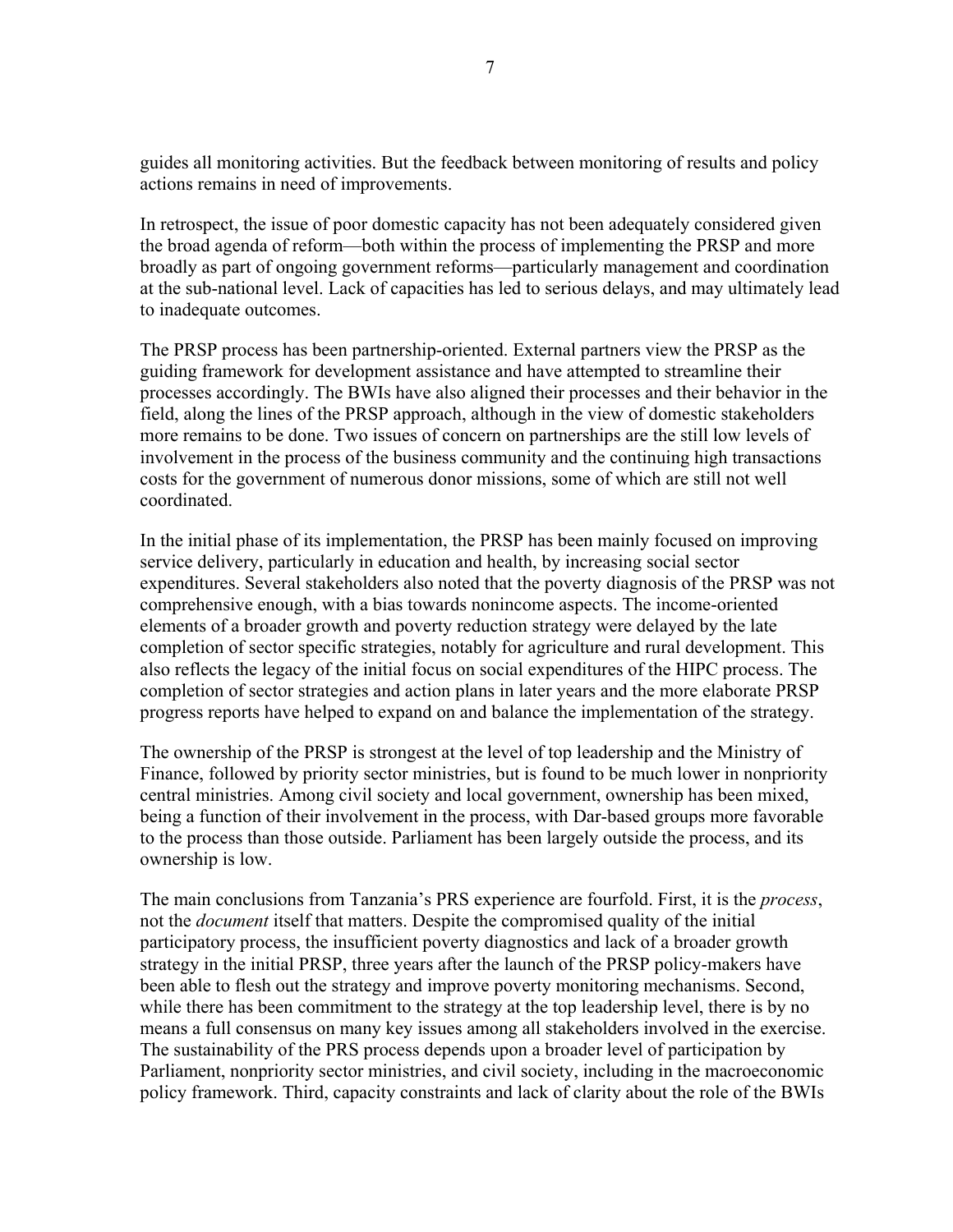guides all monitoring activities. But the feedback between monitoring of results and policy actions remains in need of improvements.

In retrospect, the issue of poor domestic capacity has not been adequately considered given the broad agenda of reform—both within the process of implementing the PRSP and more broadly as part of ongoing government reforms—particularly management and coordination at the sub-national level. Lack of capacities has led to serious delays, and may ultimately lead to inadequate outcomes.

The PRSP process has been partnership-oriented. External partners view the PRSP as the guiding framework for development assistance and have attempted to streamline their processes accordingly. The BWIs have also aligned their processes and their behavior in the field, along the lines of the PRSP approach, although in the view of domestic stakeholders more remains to be done. Two issues of concern on partnerships are the still low levels of involvement in the process of the business community and the continuing high transactions costs for the government of numerous donor missions, some of which are still not well coordinated.

In the initial phase of its implementation, the PRSP has been mainly focused on improving service delivery, particularly in education and health, by increasing social sector expenditures. Several stakeholders also noted that the poverty diagnosis of the PRSP was not comprehensive enough, with a bias towards nonincome aspects. The income-oriented elements of a broader growth and poverty reduction strategy were delayed by the late completion of sector specific strategies, notably for agriculture and rural development. This also reflects the legacy of the initial focus on social expenditures of the HIPC process. The completion of sector strategies and action plans in later years and the more elaborate PRSP progress reports have helped to expand on and balance the implementation of the strategy.

The ownership of the PRSP is strongest at the level of top leadership and the Ministry of Finance, followed by priority sector ministries, but is found to be much lower in nonpriority central ministries. Among civil society and local government, ownership has been mixed, being a function of their involvement in the process, with Dar-based groups more favorable to the process than those outside. Parliament has been largely outside the process, and its ownership is low.

The main conclusions from Tanzania's PRS experience are fourfold. First, it is the *process*, not the *document* itself that matters. Despite the compromised quality of the initial participatory process, the insufficient poverty diagnostics and lack of a broader growth strategy in the initial PRSP, three years after the launch of the PRSP policy-makers have been able to flesh out the strategy and improve poverty monitoring mechanisms. Second, while there has been commitment to the strategy at the top leadership level, there is by no means a full consensus on many key issues among all stakeholders involved in the exercise. The sustainability of the PRS process depends upon a broader level of participation by Parliament, nonpriority sector ministries, and civil society, including in the macroeconomic policy framework. Third, capacity constraints and lack of clarity about the role of the BWIs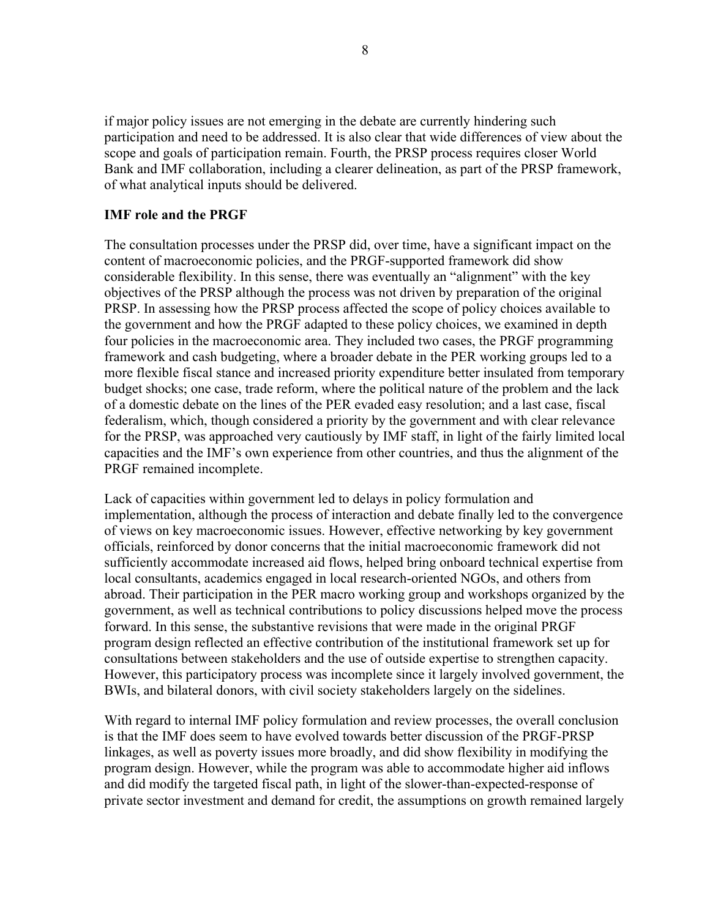if major policy issues are not emerging in the debate are currently hindering such participation and need to be addressed. It is also clear that wide differences of view about the scope and goals of participation remain. Fourth, the PRSP process requires closer World Bank and IMF collaboration, including a clearer delineation, as part of the PRSP framework, of what analytical inputs should be delivered.

**IMF role and the PRGF**

The consultation processes under the PRSP did, over time, have a significant impact on the content of macroeconomic policies, and the PRGF-supported framework did show considerable flexibility. In this sense, there was eventually an "alignment" with the key objectives of the PRSP although the process was not driven by preparation of the original PRSP. In assessing how the PRSP process affected the scope of policy choices available to the government and how the PRGF adapted to these policy choices, we examined in depth four policies in the macroeconomic area. They included two cases, the PRGF programming framework and cash budgeting, where a broader debate in the PER working groups led to a more flexible fiscal stance and increased priority expenditure better insulated from temporary budget shocks; one case, trade reform, where the political nature of the problem and the lack of a domestic debate on the lines of the PER evaded easy resolution; and a last case, fiscal federalism, which, though considered a priority by the government and with clear relevance for the PRSP, was approached very cautiously by IMF staff, in light of the fairly limited local capacities and the IMF's own experience from other countries, and thus the alignment of the PRGF remained incomplete.

Lack of capacities within government led to delays in policy formulation and implementation, although the process of interaction and debate finally led to the convergence of views on key macroeconomic issues. However, effective networking by key government officials, reinforced by donor concerns that the initial macroeconomic framework did not sufficiently accommodate increased aid flows, helped bring onboard technical expertise from local consultants, academics engaged in local research-oriented NGOs, and others from abroad. Their participation in the PER macro working group and workshops organized by the government, as well as technical contributions to policy discussions helped move the process forward. In this sense, the substantive revisions that were made in the original PRGF program design reflected an effective contribution of the institutional framework set up for consultations between stakeholders and the use of outside expertise to strengthen capacity. However, this participatory process was incomplete since it largely involved government, the BWIs, and bilateral donors, with civil society stakeholders largely on the sidelines.

With regard to internal IMF policy formulation and review processes, the overall conclusion is that the IMF does seem to have evolved towards better discussion of the PRGF-PRSP linkages, as well as poverty issues more broadly, and did show flexibility in modifying the program design. However, while the program was able to accommodate higher aid inflows and did modify the targeted fiscal path, in light of the slower-than-expected-response of private sector investment and demand for credit, the assumptions on growth remained largely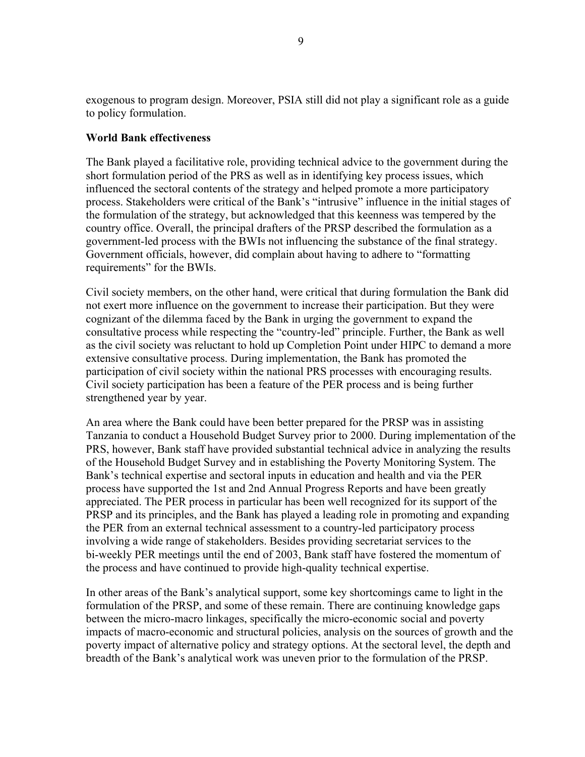exogenous to program design. Moreover, PSIA still did not play a significant role as a guide to policy formulation.

**World Bank effectiveness**

The Bank played a facilitative role, providing technical advice to the government during the short formulation period of the PRS as well as in identifying key process issues, which influenced the sectoral contents of the strategy and helped promote a more participatory process. Stakeholders were critical of the Bank's "intrusive" influence in the initial stages of the formulation of the strategy, but acknowledged that this keenness was tempered by the country office. Overall, the principal drafters of the PRSP described the formulation as a government-led process with the BWIs not influencing the substance of the final strategy. Government officials, however, did complain about having to adhere to "formatting requirements" for the BWIs.

Civil society members, on the other hand, were critical that during formulation the Bank did not exert more influence on the government to increase their participation. But they were cognizant of the dilemma faced by the Bank in urging the government to expand the consultative process while respecting the "country-led" principle. Further, the Bank as well as the civil society was reluctant to hold up Completion Point under HIPC to demand a more extensive consultative process. During implementation, the Bank has promoted the participation of civil society within the national PRS processes with encouraging results. Civil society participation has been a feature of the PER process and is being further strengthened year by year.

An area where the Bank could have been better prepared for the PRSP was in assisting Tanzania to conduct a Household Budget Survey prior to 2000. During implementation of the PRS, however, Bank staff have provided substantial technical advice in analyzing the results of the Household Budget Survey and in establishing the Poverty Monitoring System. The Bank's technical expertise and sectoral inputs in education and health and via the PER process have supported the 1st and 2nd Annual Progress Reports and have been greatly appreciated. The PER process in particular has been well recognized for its support of the PRSP and its principles, and the Bank has played a leading role in promoting and expanding the PER from an external technical assessment to a country-led participatory process involving a wide range of stakeholders. Besides providing secretariat services to the bi-weekly PER meetings until the end of 2003, Bank staff have fostered the momentum of the process and have continued to provide high-quality technical expertise.

In other areas of the Bank's analytical support, some key shortcomings came to light in the formulation of the PRSP, and some of these remain. There are continuing knowledge gaps between the micro-macro linkages, specifically the micro-economic social and poverty impacts of macro-economic and structural policies, analysis on the sources of growth and the poverty impact of alternative policy and strategy options. At the sectoral level, the depth and breadth of the Bank's analytical work was uneven prior to the formulation of the PRSP.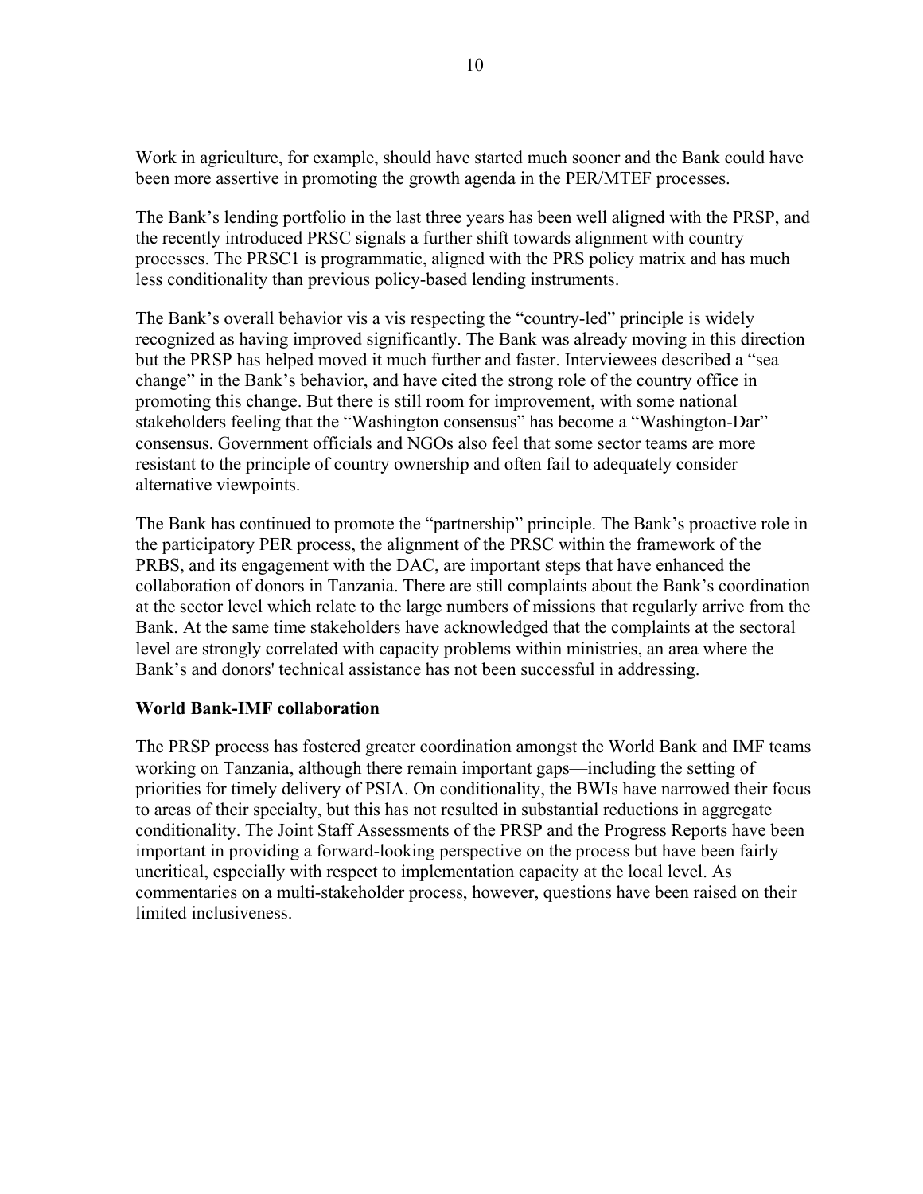Work in agriculture, for example, should have started much sooner and the Bank could have been more assertive in promoting the growth agenda in the PER/MTEF processes.

The Bank's lending portfolio in the last three years has been well aligned with the PRSP, and the recently introduced PRSC signals a further shift towards alignment with country processes. The PRSC1 is programmatic, aligned with the PRS policy matrix and has much less conditionality than previous policy-based lending instruments.

The Bank's overall behavior vis a vis respecting the "country-led" principle is widely recognized as having improved significantly. The Bank was already moving in this direction but the PRSP has helped moved it much further and faster. Interviewees described a "sea change" in the Bank's behavior, and have cited the strong role of the country office in promoting this change. But there is still room for improvement, with some national stakeholders feeling that the "Washington consensus" has become a "Washington-Dar" consensus. Government officials and NGOs also feel that some sector teams are more resistant to the principle of country ownership and often fail to adequately consider alternative viewpoints.

The Bank has continued to promote the "partnership" principle. The Bank's proactive role in the participatory PER process, the alignment of the PRSC within the framework of the PRBS, and its engagement with the DAC, are important steps that have enhanced the collaboration of donors in Tanzania. There are still complaints about the Bank's coordination at the sector level which relate to the large numbers of missions that regularly arrive from the Bank. At the same time stakeholders have acknowledged that the complaints at the sectoral level are strongly correlated with capacity problems within ministries, an area where the Bank's and donors' technical assistance has not been successful in addressing.

**World Bank-IMF collaboration**

The PRSP process has fostered greater coordination amongst the World Bank and IMF teams working on Tanzania, although there remain important gaps—including the setting of priorities for timely delivery of PSIA. On conditionality, the BWIs have narrowed their focus to areas of their specialty, but this has not resulted in substantial reductions in aggregate conditionality. The Joint Staff Assessments of the PRSP and the Progress Reports have been important in providing a forward-looking perspective on the process but have been fairly uncritical, especially with respect to implementation capacity at the local level. As commentaries on a multi-stakeholder process, however, questions have been raised on their limited inclusiveness.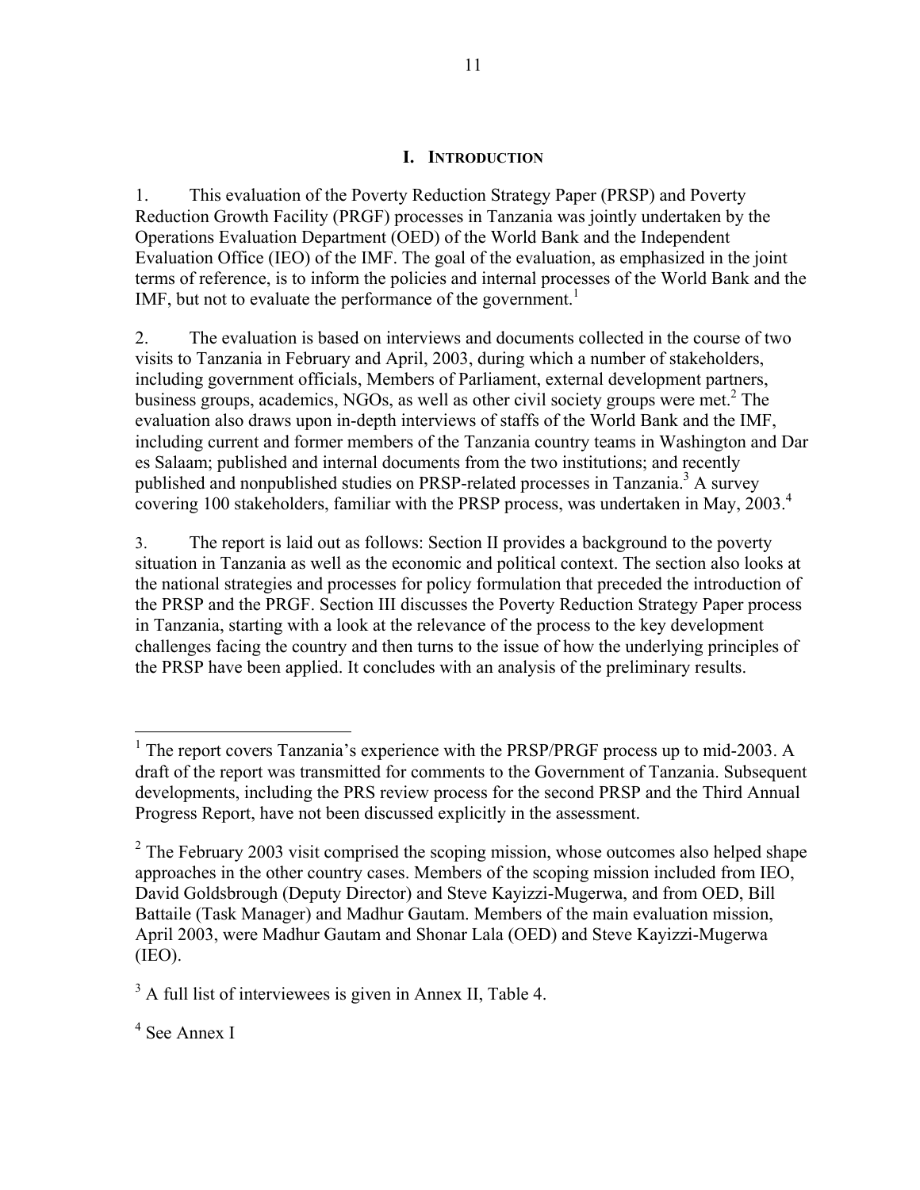# I. INTRODUCTION

1. This evaluation of the Poverty Reduction Strategy Paper (PRSP) and Poverty Reduction Growth Facility (PRGF) processes in Tanzania was jointly undertaken by the Operations Evaluation Department (OED) of the World Bank and the Independent Evaluation Office (IEO) of the IMF. The goal of the evaluation, as emphasized in the joint terms of reference, is to inform the policies and internal processes of the World Bank and the IMF, but not to evaluate the performance of the government.[1]

2. The evaluation is based on interviews and documents collected in the course of two visits to Tanzania in February and April, 2003, during which a number of stakeholders, including government officials, Members of Parliament, external development partners, business groups, academics, NGOs, as well as other civil society groups were met.[2] The evaluation also draws upon in-depth interviews of staffs of the World Bank and the IMF, including current and former members of the Tanzania country teams in Washington and Dar es Salaam; published and internal documents from the two institutions; and recently published and nonpublished studies on PRSP-related processes in Tanzania.[3] A survey covering 100 stakeholders, familiar with the PRSP process, was undertaken in May, 2003.[4]

3. The report is laid out as follows: Section II provides a background to the poverty situation in Tanzania as well as the economic and political context. The section also looks at the national strategies and processes for policy formulation that preceded the introduction of the PRSP and the PRGF. Section III discusses the Poverty Reduction Strategy Paper process in Tanzania, starting with a look at the relevance of the process to the key development challenges facing the country and then turns to the issue of how the underlying principles of the PRSP have been applied. It concludes with an analysis of the preliminary results.

---

[1] The report covers Tanzania's experience with the PRSP/PRGF process up to mid-2003. A draft of the report was transmitted for comments to the Government of Tanzania. Subsequent developments, including the PRS review process for the second PRSP and the Third Annual Progress Report, have not been discussed explicitly in the assessment.

[2] The February 2003 visit comprised the scoping mission, whose outcomes also helped shape approaches in the other country cases. Members of the scoping mission included from IEO, David Goldsbrough (Deputy Director) and Steve Kayizzi-Mugerwa, and from OED, Bill Battaile (Task Manager) and Madhur Gautam. Members of the main evaluation mission, April 2003, were Madhur Gautam and Shonar Lala (OED) and Steve Kayizzi-Mugerwa (IEO).

[3] A full list of interviewees is given in Annex II, Table 4.

[4] See Annex I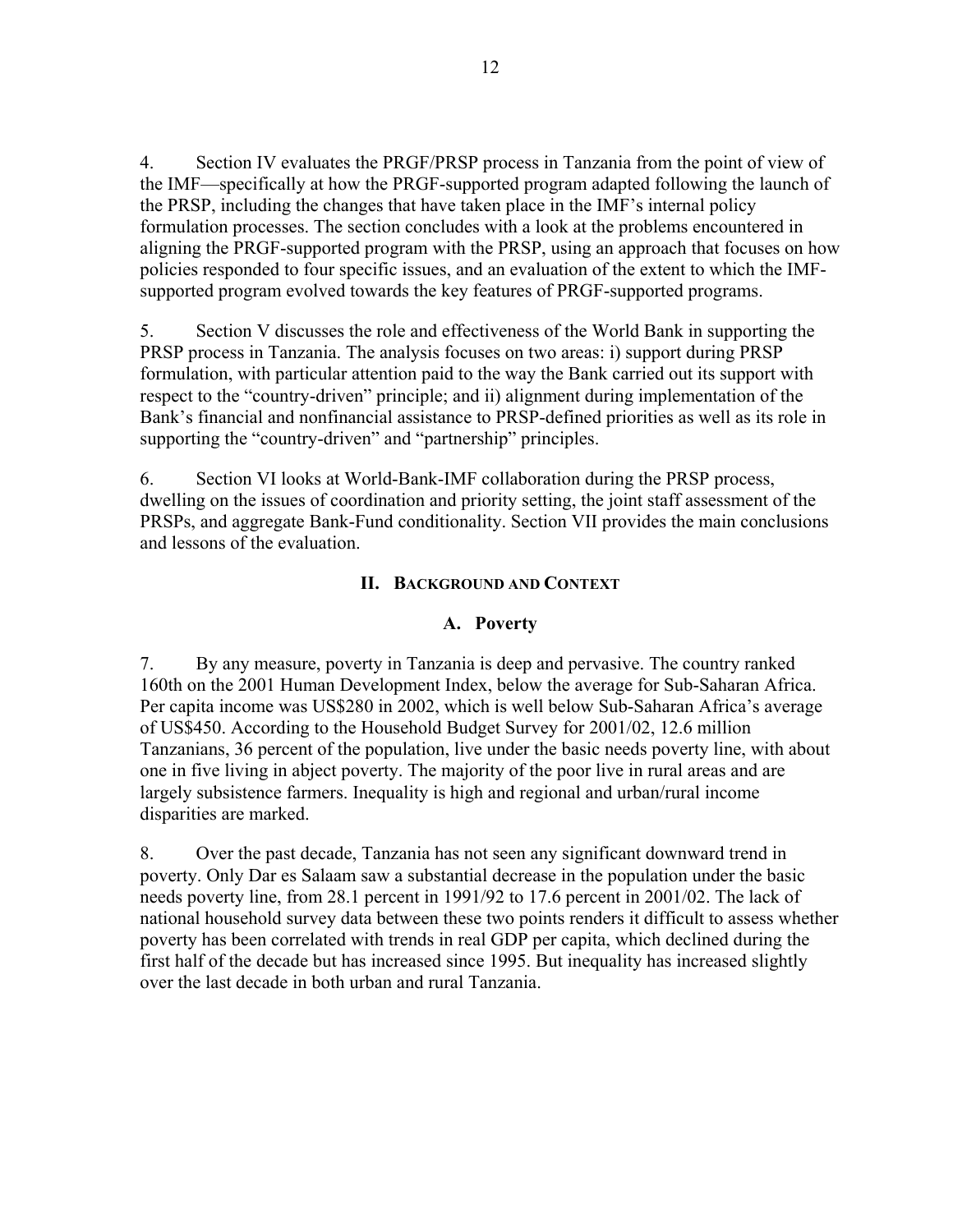4. Section IV evaluates the PRGF/PRSP process in Tanzania from the point of view of the IMF—specifically at how the PRGF-supported program adapted following the launch of the PRSP, including the changes that have taken place in the IMF's internal policy formulation processes. The section concludes with a look at the problems encountered in aligning the PRGF-supported program with the PRSP, using an approach that focuses on how policies responded to four specific issues, and an evaluation of the extent to which the IMF-supported program evolved towards the key features of PRGF-supported programs.

5. Section V discusses the role and effectiveness of the World Bank in supporting the PRSP process in Tanzania. The analysis focuses on two areas: i) support during PRSP formulation, with particular attention paid to the way the Bank carried out its support with respect to the "country-driven" principle; and ii) alignment during implementation of the Bank's financial and nonfinancial assistance to PRSP-defined priorities as well as its role in supporting the "country-driven" and "partnership" principles.

6. Section VI looks at World-Bank-IMF collaboration during the PRSP process, dwelling on the issues of coordination and priority setting, the joint staff assessment of the PRSPs, and aggregate Bank-Fund conditionality. Section VII provides the main conclusions and lessons of the evaluation.

## II. Background and Context

### A. Poverty

7. By any measure, poverty in Tanzania is deep and pervasive. The country ranked 160th on the 2001 Human Development Index, below the average for Sub-Saharan Africa. Per capita income was US$280 in 2002, which is well below Sub-Saharan Africa's average of US$450. According to the Household Budget Survey for 2001/02, 12.6 million Tanzanians, 36 percent of the population, live under the basic needs poverty line, with about one in five living in abject poverty. The majority of the poor live in rural areas and are largely subsistence farmers. Inequality is high and regional and urban/rural income disparities are marked.

8. Over the past decade, Tanzania has not seen any significant downward trend in poverty. Only Dar es Salaam saw a substantial decrease in the population under the basic needs poverty line, from 28.1 percent in 1991/92 to 17.6 percent in 2001/02. The lack of national household survey data between these two points renders it difficult to assess whether poverty has been correlated with trends in real GDP per capita, which declined during the first half of the decade but has increased since 1995. But inequality has increased slightly over the last decade in both urban and rural Tanzania.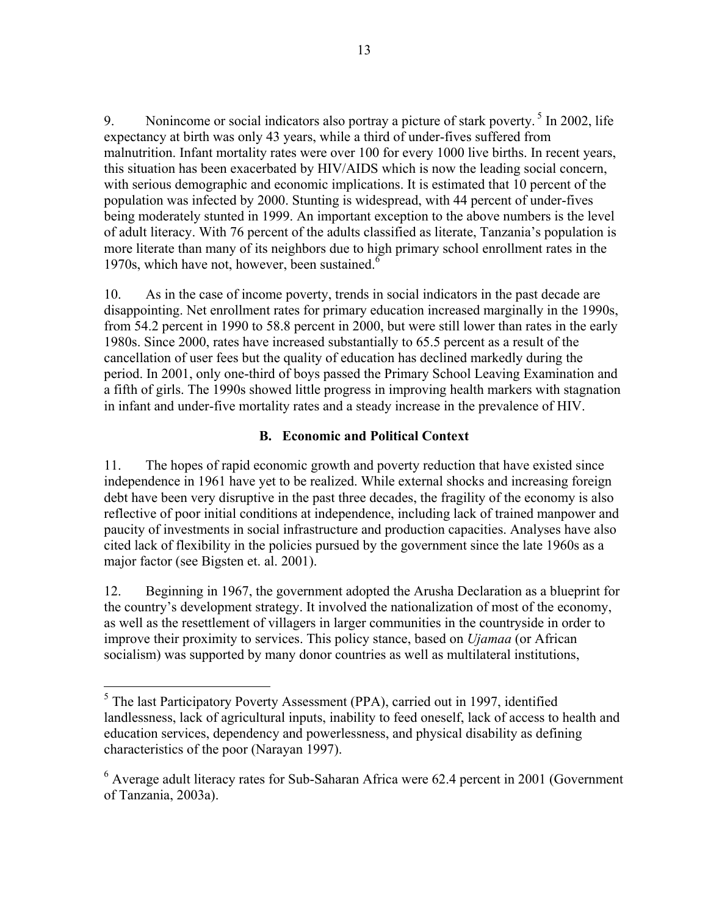9. Nonincome or social indicators also portray a picture of stark poverty.[5] In 2002, life expectancy at birth was only 43 years, while a third of under-fives suffered from malnutrition. Infant mortality rates were over 100 for every 1000 live births. In recent years, this situation has been exacerbated by HIV/AIDS which is now the leading social concern, with serious demographic and economic implications. It is estimated that 10 percent of the population was infected by 2000. Stunting is widespread, with 44 percent of under-fives being moderately stunted in 1999. An important exception to the above numbers is the level of adult literacy. With 76 percent of the adults classified as literate, Tanzania's population is more literate than many of its neighbors due to high primary school enrollment rates in the 1970s, which have not, however, been sustained.[6]

10. As in the case of income poverty, trends in social indicators in the past decade are disappointing. Net enrollment rates for primary education increased marginally in the 1990s, from 54.2 percent in 1990 to 58.8 percent in 2000, but were still lower than rates in the early 1980s. Since 2000, rates have increased substantially to 65.5 percent as a result of the cancellation of user fees but the quality of education has declined markedly during the period. In 2001, only one-third of boys passed the Primary School Leaving Examination and a fifth of girls. The 1990s showed little progress in improving health markers with stagnation in infant and under-five mortality rates and a steady increase in the prevalence of HIV.

### B. Economic and Political Context

11. The hopes of rapid economic growth and poverty reduction that have existed since independence in 1961 have yet to be realized. While external shocks and increasing foreign debt have been very disruptive in the past three decades, the fragility of the economy is also reflective of poor initial conditions at independence, including lack of trained manpower and paucity of investments in social infrastructure and production capacities. Analyses have also cited lack of flexibility in the policies pursued by the government since the late 1960s as a major factor (see Bigsten et. al. 2001).

12. Beginning in 1967, the government adopted the Arusha Declaration as a blueprint for the country's development strategy. It involved the nationalization of most of the economy, as well as the resettlement of villagers in larger communities in the countryside in order to improve their proximity to services. This policy stance, based on *Ujamaa* (or African socialism) was supported by many donor countries as well as multilateral institutions,

---

[5] The last Participatory Poverty Assessment (PPA), carried out in 1997, identified landlessness, lack of agricultural inputs, inability to feed oneself, lack of access to health and education services, dependency and powerlessness, and physical disability as defining characteristics of the poor (Narayan 1997).

[6] Average adult literacy rates for Sub-Saharan Africa were 62.4 percent in 2001 (Government of Tanzania, 2003a).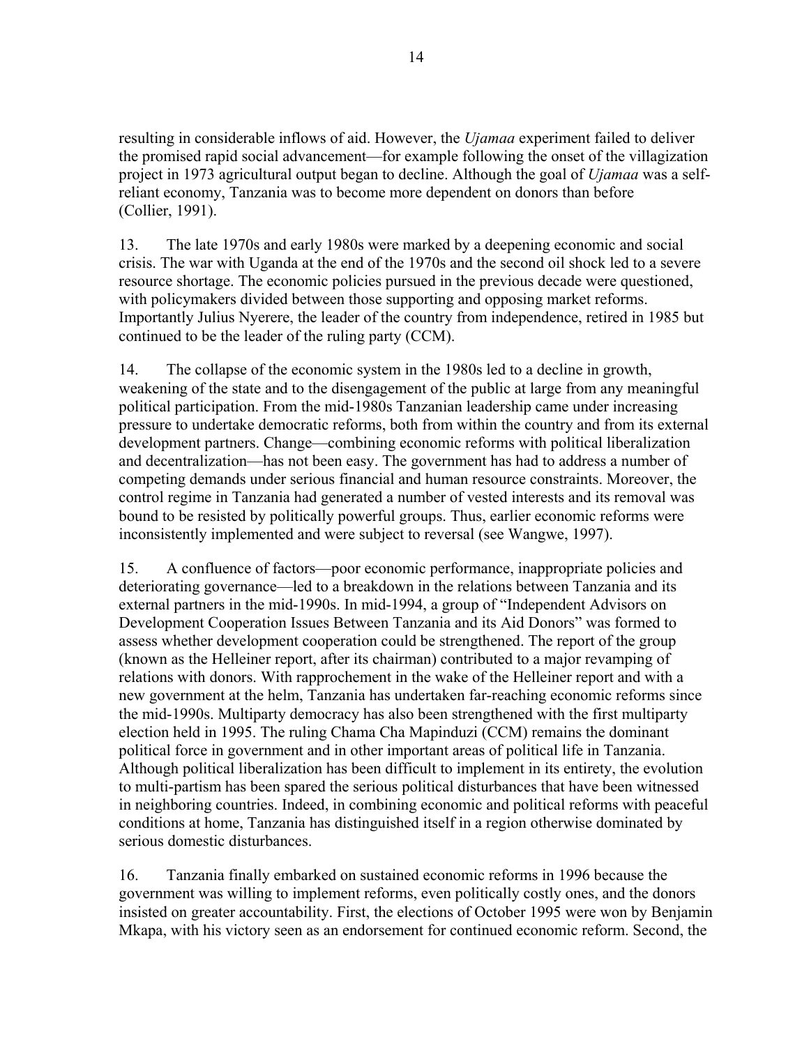resulting in considerable inflows of aid. However, the *Ujamaa* experiment failed to deliver the promised rapid social advancement—for example following the onset of the villagization project in 1973 agricultural output began to decline. Although the goal of *Ujamaa* was a self-reliant economy, Tanzania was to become more dependent on donors than before (Collier, 1991).

13. The late 1970s and early 1980s were marked by a deepening economic and social crisis. The war with Uganda at the end of the 1970s and the second oil shock led to a severe resource shortage. The economic policies pursued in the previous decade were questioned, with policymakers divided between those supporting and opposing market reforms. Importantly Julius Nyerere, the leader of the country from independence, retired in 1985 but continued to be the leader of the ruling party (CCM).

14. The collapse of the economic system in the 1980s led to a decline in growth, weakening of the state and to the disengagement of the public at large from any meaningful political participation. From the mid-1980s Tanzanian leadership came under increasing pressure to undertake democratic reforms, both from within the country and from its external development partners. Change—combining economic reforms with political liberalization and decentralization—has not been easy. The government has had to address a number of competing demands under serious financial and human resource constraints. Moreover, the control regime in Tanzania had generated a number of vested interests and its removal was bound to be resisted by politically powerful groups. Thus, earlier economic reforms were inconsistently implemented and were subject to reversal (see Wangwe, 1997).

15. A confluence of factors—poor economic performance, inappropriate policies and deteriorating governance—led to a breakdown in the relations between Tanzania and its external partners in the mid-1990s. In mid-1994, a group of "Independent Advisors on Development Cooperation Issues Between Tanzania and its Aid Donors" was formed to assess whether development cooperation could be strengthened. The report of the group (known as the Helleiner report, after its chairman) contributed to a major revamping of relations with donors. With rapprochement in the wake of the Helleiner report and with a new government at the helm, Tanzania has undertaken far-reaching economic reforms since the mid-1990s. Multiparty democracy has also been strengthened with the first multiparty election held in 1995. The ruling Chama Cha Mapinduzi (CCM) remains the dominant political force in government and in other important areas of political life in Tanzania. Although political liberalization has been difficult to implement in its entirety, the evolution to multi-partism has been spared the serious political disturbances that have been witnessed in neighboring countries. Indeed, in combining economic and political reforms with peaceful conditions at home, Tanzania has distinguished itself in a region otherwise dominated by serious domestic disturbances.

16. Tanzania finally embarked on sustained economic reforms in 1996 because the government was willing to implement reforms, even politically costly ones, and the donors insisted on greater accountability. First, the elections of October 1995 were won by Benjamin Mkapa, with his victory seen as an endorsement for continued economic reform. Second, the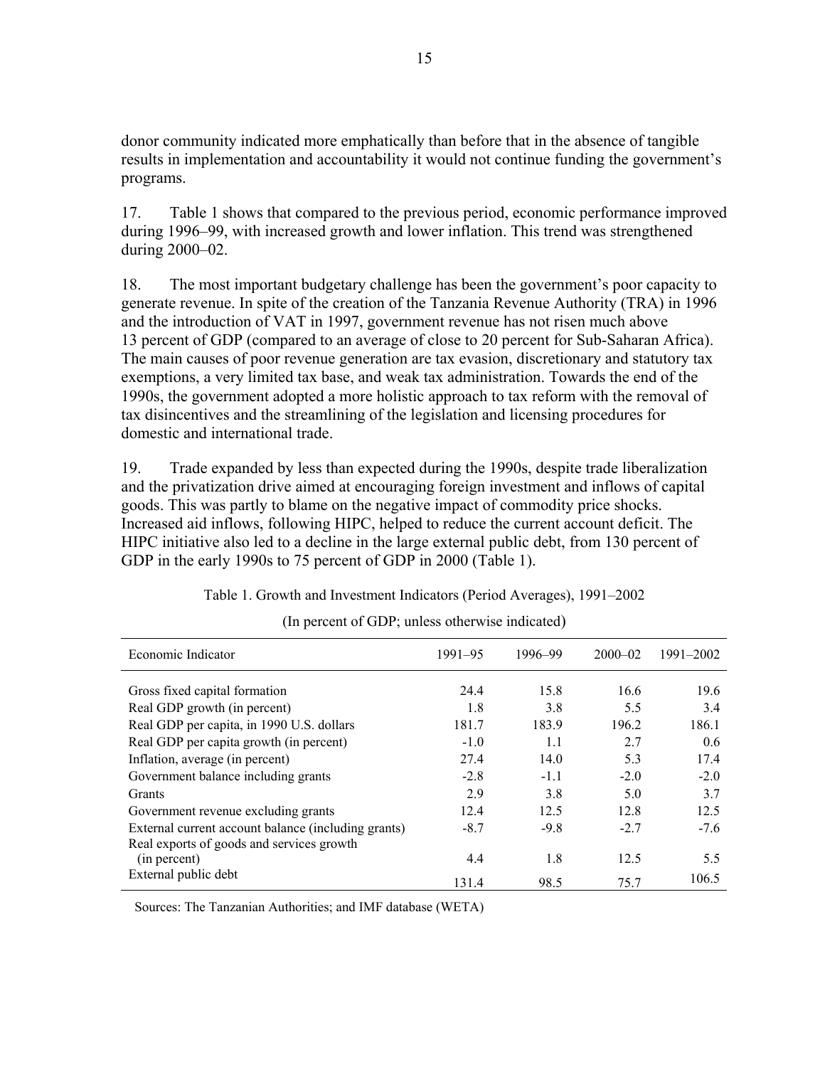donor community indicated more emphatically than before that in the absence of tangible results in implementation and accountability it would not continue funding the government's programs.

17. Table 1 shows that compared to the previous period, economic performance improved during 1996–99, with increased growth and lower inflation. This trend was strengthened during 2000–02.

18. The most important budgetary challenge has been the government's poor capacity to generate revenue. In spite of the creation of the Tanzania Revenue Authority (TRA) in 1996 and the introduction of VAT in 1997, government revenue has not risen much above 13 percent of GDP (compared to an average of close to 20 percent for Sub-Saharan Africa). The main causes of poor revenue generation are tax evasion, discretionary and statutory tax exemptions, a very limited tax base, and weak tax administration. Towards the end of the 1990s, the government adopted a more holistic approach to tax reform with the removal of tax disincentives and the streamlining of the legislation and licensing procedures for domestic and international trade.

19. Trade expanded by less than expected during the 1990s, despite trade liberalization and the privatization drive aimed at encouraging foreign investment and inflows of capital goods. This was partly to blame on the negative impact of commodity price shocks. Increased aid inflows, following HIPC, helped to reduce the current account deficit. The HIPC initiative also led to a decline in the large external public debt, from 130 percent of GDP in the early 1990s to 75 percent of GDP in 2000 (Table 1).

Table 1. Growth and Investment Indicators (Period Averages), 1991–2002

(In percent of GDP; unless otherwise indicated)

| Economic Indicator | 1991–95 | 1996–99 | 2000–02 | 1991–2002 |
|---|---|---|---|---|
| Gross fixed capital formation | 24.4 | 15.8 | 16.6 | 19.6 |
| Real GDP growth (in percent) | 1.8 | 3.8 | 5.5 | 3.4 |
| Real GDP per capita, in 1990 U.S. dollars | 181.7 | 183.9 | 196.2 | 186.1 |
| Real GDP per capita growth (in percent) | -1.0 | 1.1 | 2.7 | 0.6 |
| Inflation, average (in percent) | 27.4 | 14.0 | 5.3 | 17.4 |
| Government balance including grants | -2.8 | -1.1 | -2.0 | -2.0 |
| Grants | 2.9 | 3.8 | 5.0 | 3.7 |
| Government revenue excluding grants | 12.4 | 12.5 | 12.8 | 12.5 |
| External current account balance (including grants) | -8.7 | -9.8 | -2.7 | -7.6 |
| Real exports of goods and services growth (in percent) | 4.4 | 1.8 | 12.5 | 5.5 |
| External public debt | 131.4 | 98.5 | 75.7 | 106.5 |

Sources: The Tanzanian Authorities; and IMF database (WETA)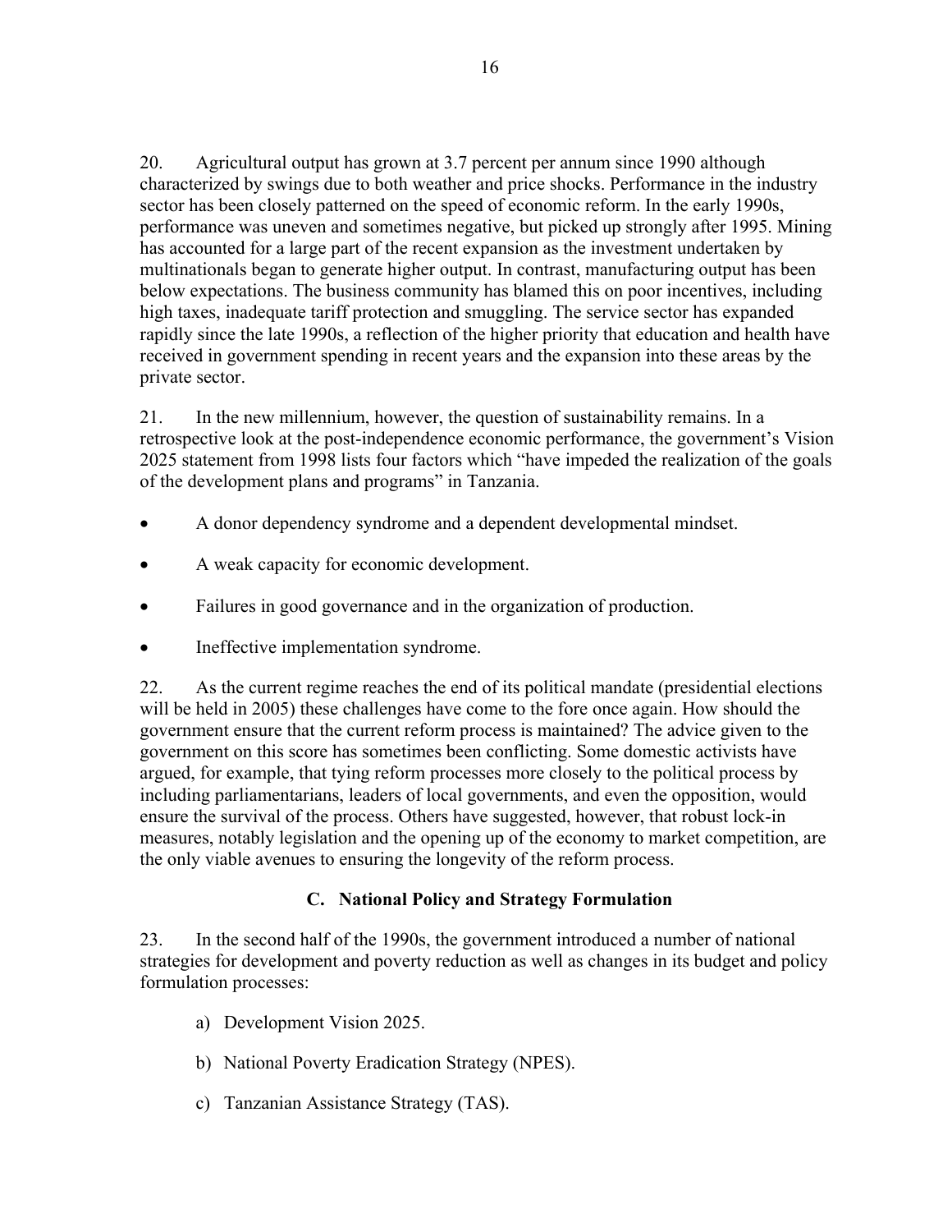20. Agricultural output has grown at 3.7 percent per annum since 1990 although characterized by swings due to both weather and price shocks. Performance in the industry sector has been closely patterned on the speed of economic reform. In the early 1990s, performance was uneven and sometimes negative, but picked up strongly after 1995. Mining has accounted for a large part of the recent expansion as the investment undertaken by multinationals began to generate higher output. In contrast, manufacturing output has been below expectations. The business community has blamed this on poor incentives, including high taxes, inadequate tariff protection and smuggling. The service sector has expanded rapidly since the late 1990s, a reflection of the higher priority that education and health have received in government spending in recent years and the expansion into these areas by the private sector.

21. In the new millennium, however, the question of sustainability remains. In a retrospective look at the post-independence economic performance, the government's Vision 2025 statement from 1998 lists four factors which "have impeded the realization of the goals of the development plans and programs" in Tanzania.

- A donor dependency syndrome and a dependent developmental mindset.
- A weak capacity for economic development.
- Failures in good governance and in the organization of production.
- Ineffective implementation syndrome.

22. As the current regime reaches the end of its political mandate (presidential elections will be held in 2005) these challenges have come to the fore once again. How should the government ensure that the current reform process is maintained? The advice given to the government on this score has sometimes been conflicting. Some domestic activists have argued, for example, that tying reform processes more closely to the political process by including parliamentarians, leaders of local governments, and even the opposition, would ensure the survival of the process. Others have suggested, however, that robust lock-in measures, notably legislation and the opening up of the economy to market competition, are the only viable avenues to ensuring the longevity of the reform process.

### C. National Policy and Strategy Formulation

23. In the second half of the 1990s, the government introduced a number of national strategies for development and poverty reduction as well as changes in its budget and policy formulation processes:

a) Development Vision 2025.

b) National Poverty Eradication Strategy (NPES).

c) Tanzanian Assistance Strategy (TAS).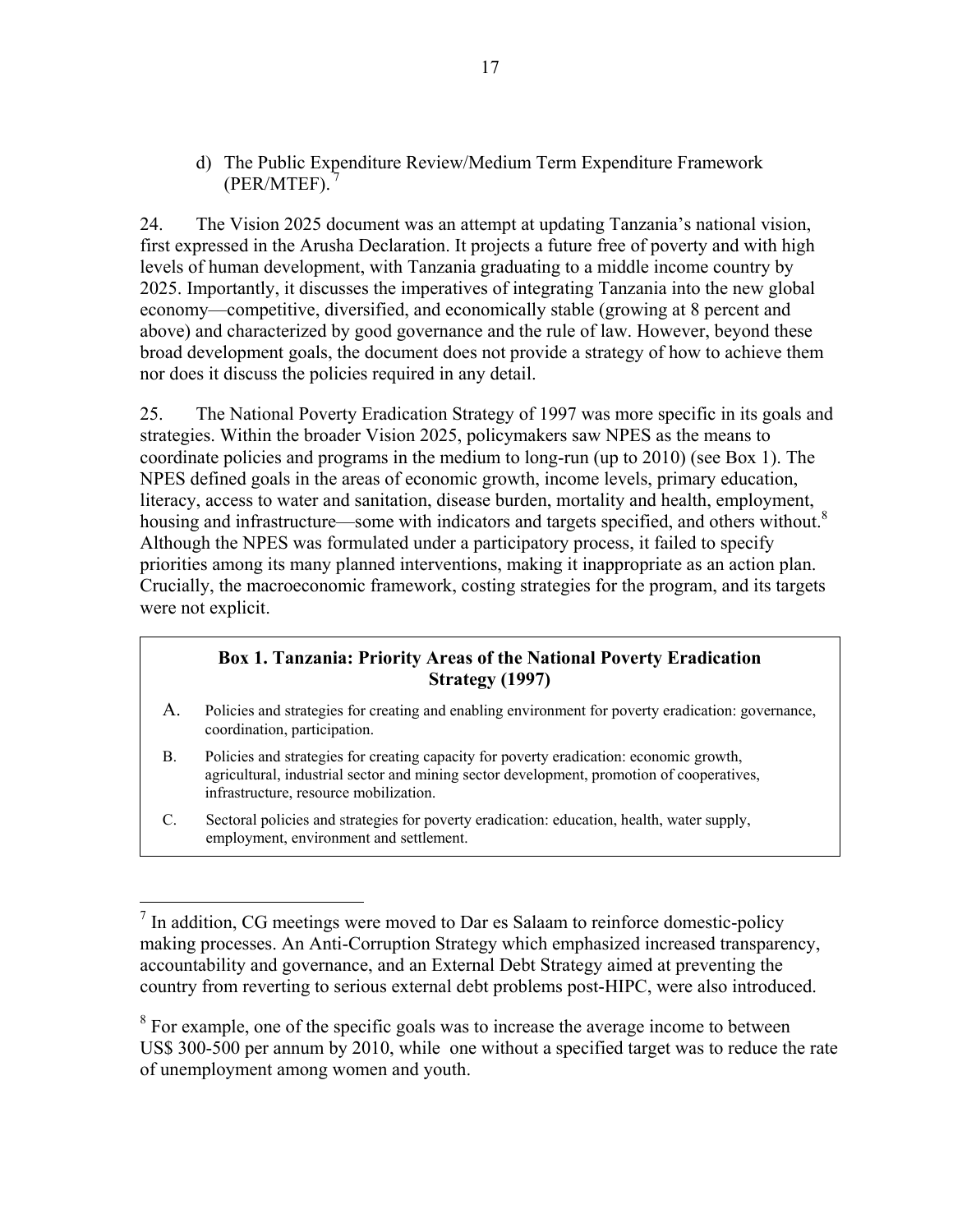d) The Public Expenditure Review/Medium Term Expenditure Framework (PER/MTEF). [7]

24. The Vision 2025 document was an attempt at updating Tanzania's national vision, first expressed in the Arusha Declaration. It projects a future free of poverty and with high levels of human development, with Tanzania graduating to a middle income country by 2025. Importantly, it discusses the imperatives of integrating Tanzania into the new global economy—competitive, diversified, and economically stable (growing at 8 percent and above) and characterized by good governance and the rule of law. However, beyond these broad development goals, the document does not provide a strategy of how to achieve them nor does it discuss the policies required in any detail.

25. The National Poverty Eradication Strategy of 1997 was more specific in its goals and strategies. Within the broader Vision 2025, policymakers saw NPES as the means to coordinate policies and programs in the medium to long-run (up to 2010) (see Box 1). The NPES defined goals in the areas of economic growth, income levels, primary education, literacy, access to water and sanitation, disease burden, mortality and health, employment, housing and infrastructure—some with indicators and targets specified, and others without.[8] Although the NPES was formulated under a participatory process, it failed to specify priorities among its many planned interventions, making it inappropriate as an action plan. Crucially, the macroeconomic framework, costing strategies for the program, and its targets were not explicit.

**Box 1. Tanzania: Priority Areas of the National Poverty Eradication Strategy (1997)**

A. Policies and strategies for creating and enabling environment for poverty eradication: governance, coordination, participation.

B. Policies and strategies for creating capacity for poverty eradication: economic growth, agricultural, industrial sector and mining sector development, promotion of cooperatives, infrastructure, resource mobilization.

C. Sectoral policies and strategies for poverty eradication: education, health, water supply, employment, environment and settlement.

---

[7] In addition, CG meetings were moved to Dar es Salaam to reinforce domestic-policy making processes. An Anti-Corruption Strategy which emphasized increased transparency, accountability and governance, and an External Debt Strategy aimed at preventing the country from reverting to serious external debt problems post-HIPC, were also introduced.

[8] For example, one of the specific goals was to increase the average income to between US$ 300-500 per annum by 2010, while one without a specified target was to reduce the rate of unemployment among women and youth.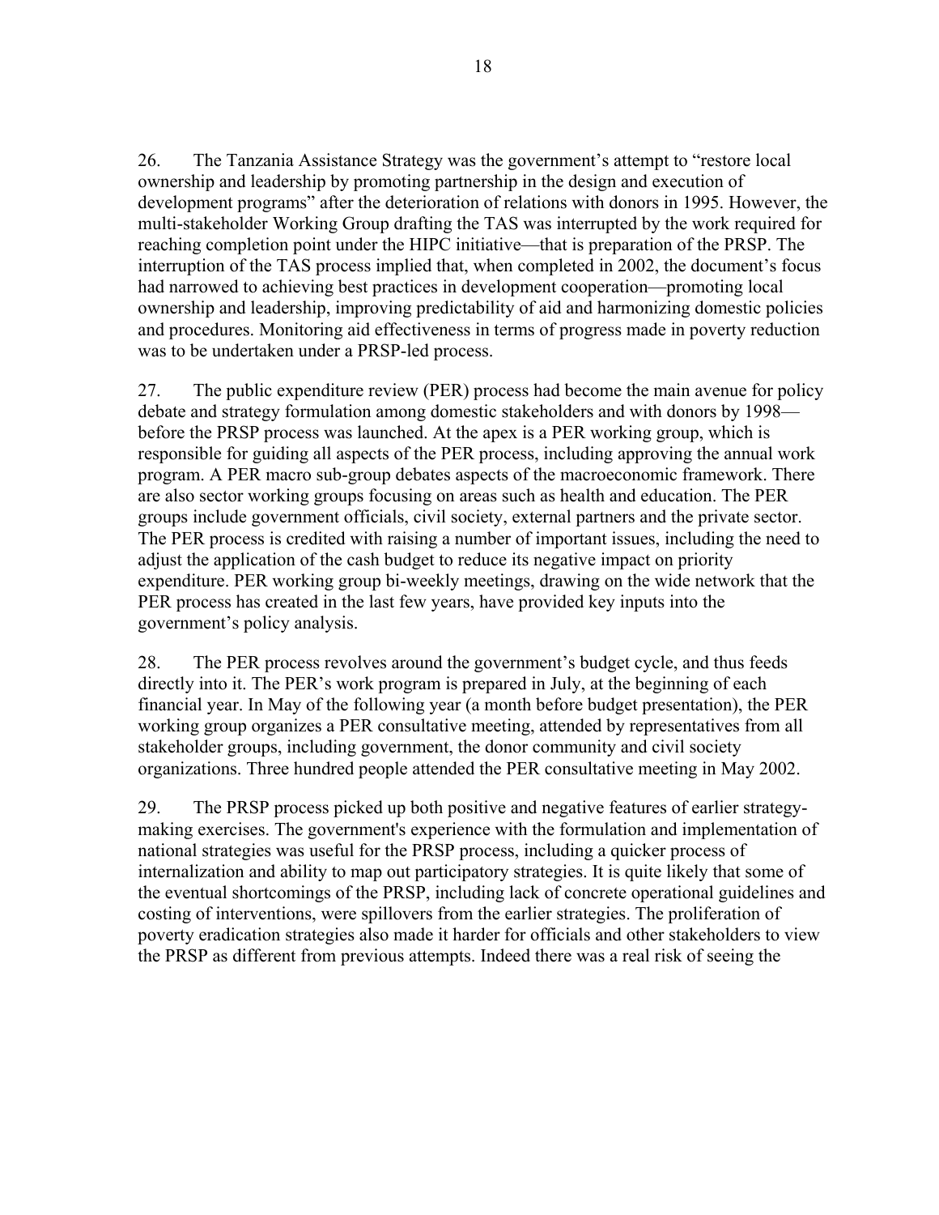26. The Tanzania Assistance Strategy was the government's attempt to "restore local ownership and leadership by promoting partnership in the design and execution of development programs" after the deterioration of relations with donors in 1995. However, the multi-stakeholder Working Group drafting the TAS was interrupted by the work required for reaching completion point under the HIPC initiative—that is preparation of the PRSP. The interruption of the TAS process implied that, when completed in 2002, the document's focus had narrowed to achieving best practices in development cooperation—promoting local ownership and leadership, improving predictability of aid and harmonizing domestic policies and procedures. Monitoring aid effectiveness in terms of progress made in poverty reduction was to be undertaken under a PRSP-led process.

27. The public expenditure review (PER) process had become the main avenue for policy debate and strategy formulation among domestic stakeholders and with donors by 1998—before the PRSP process was launched. At the apex is a PER working group, which is responsible for guiding all aspects of the PER process, including approving the annual work program. A PER macro sub-group debates aspects of the macroeconomic framework. There are also sector working groups focusing on areas such as health and education. The PER groups include government officials, civil society, external partners and the private sector. The PER process is credited with raising a number of important issues, including the need to adjust the application of the cash budget to reduce its negative impact on priority expenditure. PER working group bi-weekly meetings, drawing on the wide network that the PER process has created in the last few years, have provided key inputs into the government's policy analysis.

28. The PER process revolves around the government's budget cycle, and thus feeds directly into it. The PER's work program is prepared in July, at the beginning of each financial year. In May of the following year (a month before budget presentation), the PER working group organizes a PER consultative meeting, attended by representatives from all stakeholder groups, including government, the donor community and civil society organizations. Three hundred people attended the PER consultative meeting in May 2002.

29. The PRSP process picked up both positive and negative features of earlier strategy-making exercises. The government's experience with the formulation and implementation of national strategies was useful for the PRSP process, including a quicker process of internalization and ability to map out participatory strategies. It is quite likely that some of the eventual shortcomings of the PRSP, including lack of concrete operational guidelines and costing of interventions, were spillovers from the earlier strategies. The proliferation of poverty eradication strategies also made it harder for officials and other stakeholders to view the PRSP as different from previous attempts. Indeed there was a real risk of seeing the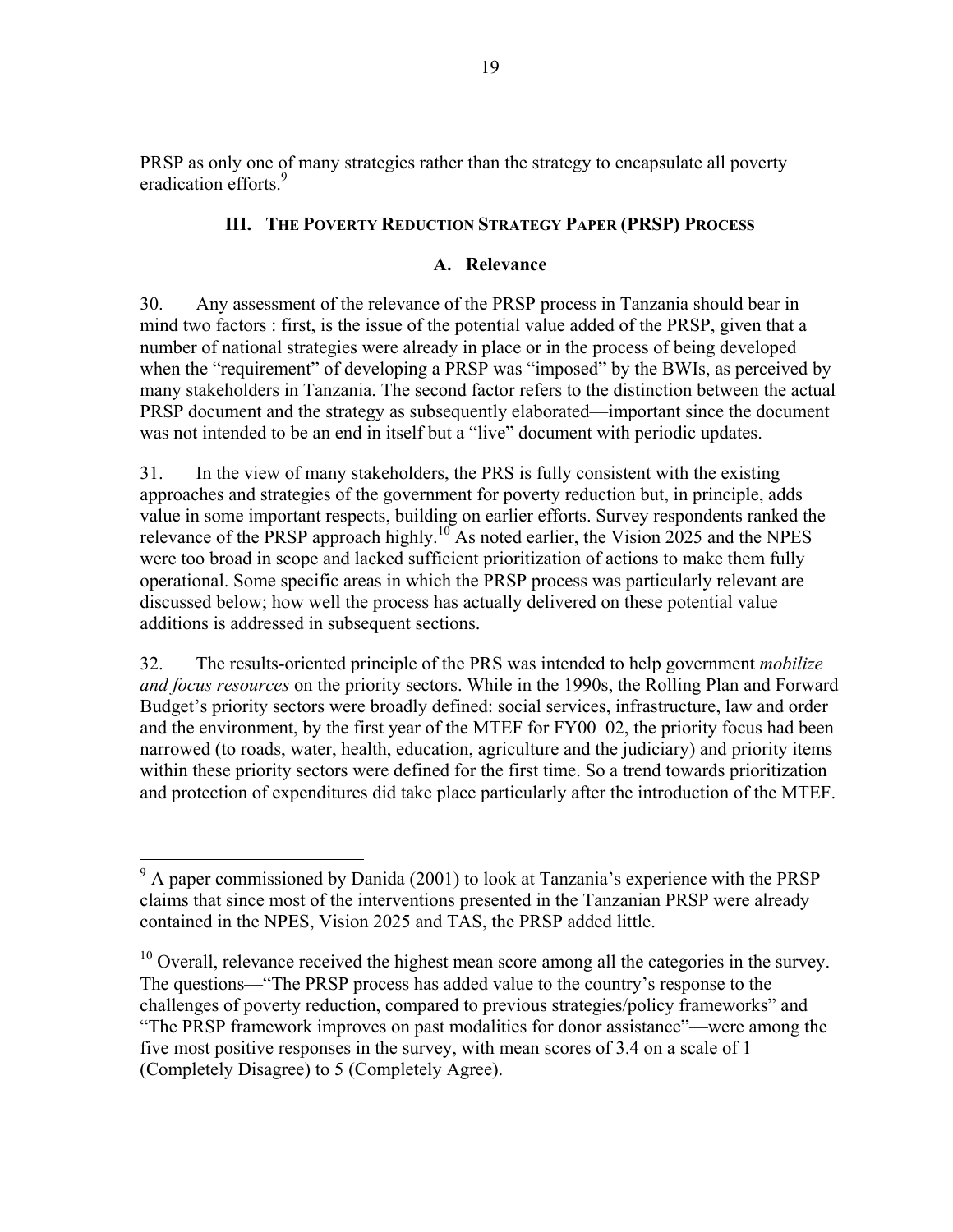PRSP as only one of many strategies rather than the strategy to encapsulate all poverty eradication efforts.[9]

## III. The Poverty Reduction Strategy Paper (PRSP) Process

### A. Relevance

30. Any assessment of the relevance of the PRSP process in Tanzania should bear in mind two factors : first, is the issue of the potential value added of the PRSP, given that a number of national strategies were already in place or in the process of being developed when the "requirement" of developing a PRSP was "imposed" by the BWIs, as perceived by many stakeholders in Tanzania. The second factor refers to the distinction between the actual PRSP document and the strategy as subsequently elaborated—important since the document was not intended to be an end in itself but a "live" document with periodic updates.

31. In the view of many stakeholders, the PRS is fully consistent with the existing approaches and strategies of the government for poverty reduction but, in principle, adds value in some important respects, building on earlier efforts. Survey respondents ranked the relevance of the PRSP approach highly.[10] As noted earlier, the Vision 2025 and the NPES were too broad in scope and lacked sufficient prioritization of actions to make them fully operational. Some specific areas in which the PRSP process was particularly relevant are discussed below; how well the process has actually delivered on these potential value additions is addressed in subsequent sections.

32. The results-oriented principle of the PRS was intended to help government *mobilize and focus resources* on the priority sectors. While in the 1990s, the Rolling Plan and Forward Budget's priority sectors were broadly defined: social services, infrastructure, law and order and the environment, by the first year of the MTEF for FY00–02, the priority focus had been narrowed (to roads, water, health, education, agriculture and the judiciary) and priority items within these priority sectors were defined for the first time. So a trend towards prioritization and protection of expenditures did take place particularly after the introduction of the MTEF.

---

[9] A paper commissioned by Danida (2001) to look at Tanzania's experience with the PRSP claims that since most of the interventions presented in the Tanzanian PRSP were already contained in the NPES, Vision 2025 and TAS, the PRSP added little.

[10] Overall, relevance received the highest mean score among all the categories in the survey. The questions—"The PRSP process has added value to the country's response to the challenges of poverty reduction, compared to previous strategies/policy frameworks" and "The PRSP framework improves on past modalities for donor assistance"—were among the five most positive responses in the survey, with mean scores of 3.4 on a scale of 1 (Completely Disagree) to 5 (Completely Agree).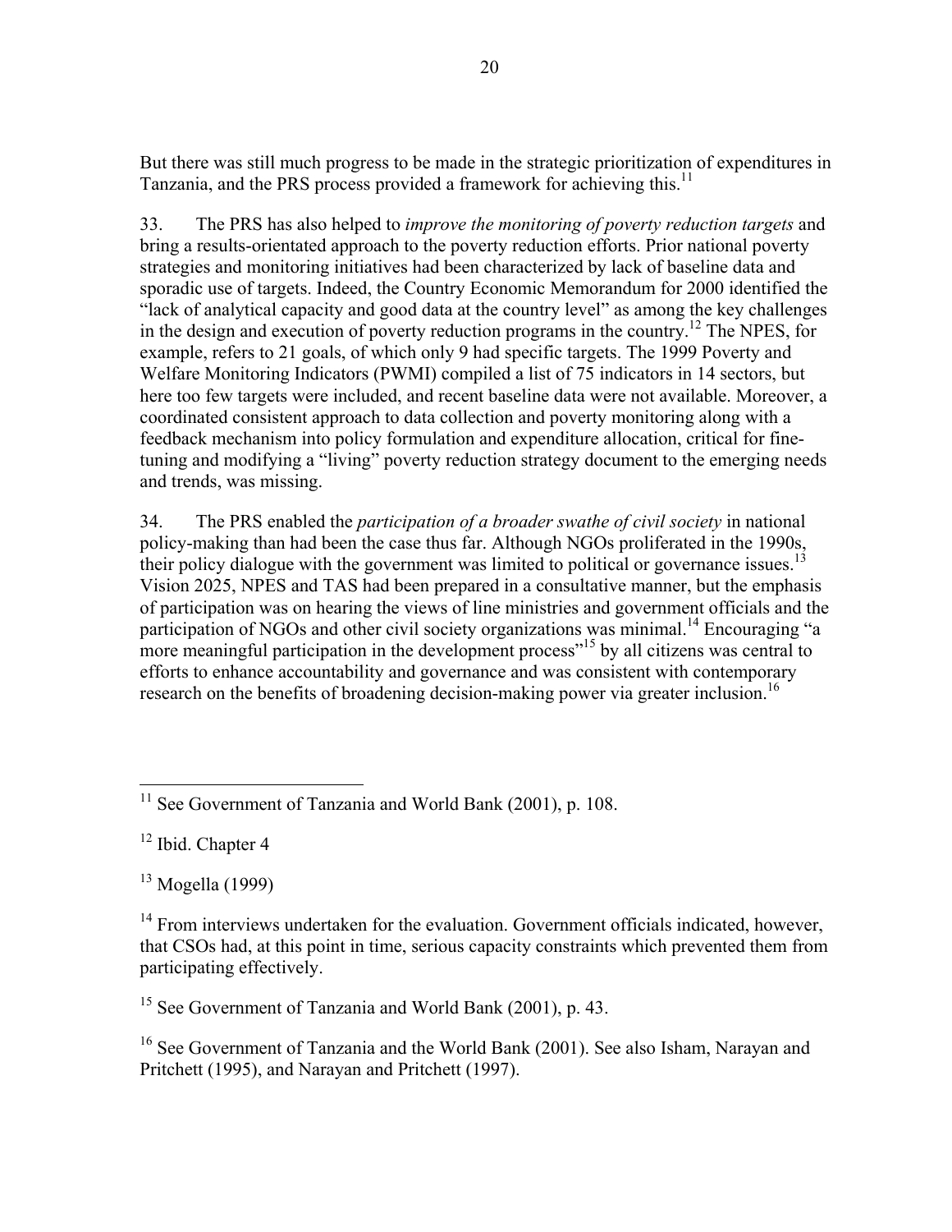But there was still much progress to be made in the strategic prioritization of expenditures in Tanzania, and the PRS process provided a framework for achieving this.[11]

33. The PRS has also helped to *improve the monitoring of poverty reduction targets* and bring a results-orientated approach to the poverty reduction efforts. Prior national poverty strategies and monitoring initiatives had been characterized by lack of baseline data and sporadic use of targets. Indeed, the Country Economic Memorandum for 2000 identified the "lack of analytical capacity and good data at the country level" as among the key challenges in the design and execution of poverty reduction programs in the country.[12] The NPES, for example, refers to 21 goals, of which only 9 had specific targets. The 1999 Poverty and Welfare Monitoring Indicators (PWMI) compiled a list of 75 indicators in 14 sectors, but here too few targets were included, and recent baseline data were not available. Moreover, a coordinated consistent approach to data collection and poverty monitoring along with a feedback mechanism into policy formulation and expenditure allocation, critical for fine-tuning and modifying a "living" poverty reduction strategy document to the emerging needs and trends, was missing.

34. The PRS enabled the *participation of a broader swathe of civil society* in national policy-making than had been the case thus far. Although NGOs proliferated in the 1990s, their policy dialogue with the government was limited to political or governance issues.[13] Vision 2025, NPES and TAS had been prepared in a consultative manner, but the emphasis of participation was on hearing the views of line ministries and government officials and the participation of NGOs and other civil society organizations was minimal.[14] Encouraging "a more meaningful participation in the development process"[15] by all citizens was central to efforts to enhance accountability and governance and was consistent with contemporary research on the benefits of broadening decision-making power via greater inclusion.[16]

---

[11] See Government of Tanzania and World Bank (2001), p. 108.

[12] Ibid. Chapter 4

[13] Mogella (1999)

[14] From interviews undertaken for the evaluation. Government officials indicated, however, that CSOs had, at this point in time, serious capacity constraints which prevented them from participating effectively.

[15] See Government of Tanzania and World Bank (2001), p. 43.

[16] See Government of Tanzania and the World Bank (2001). See also Isham, Narayan and Pritchett (1995), and Narayan and Pritchett (1997).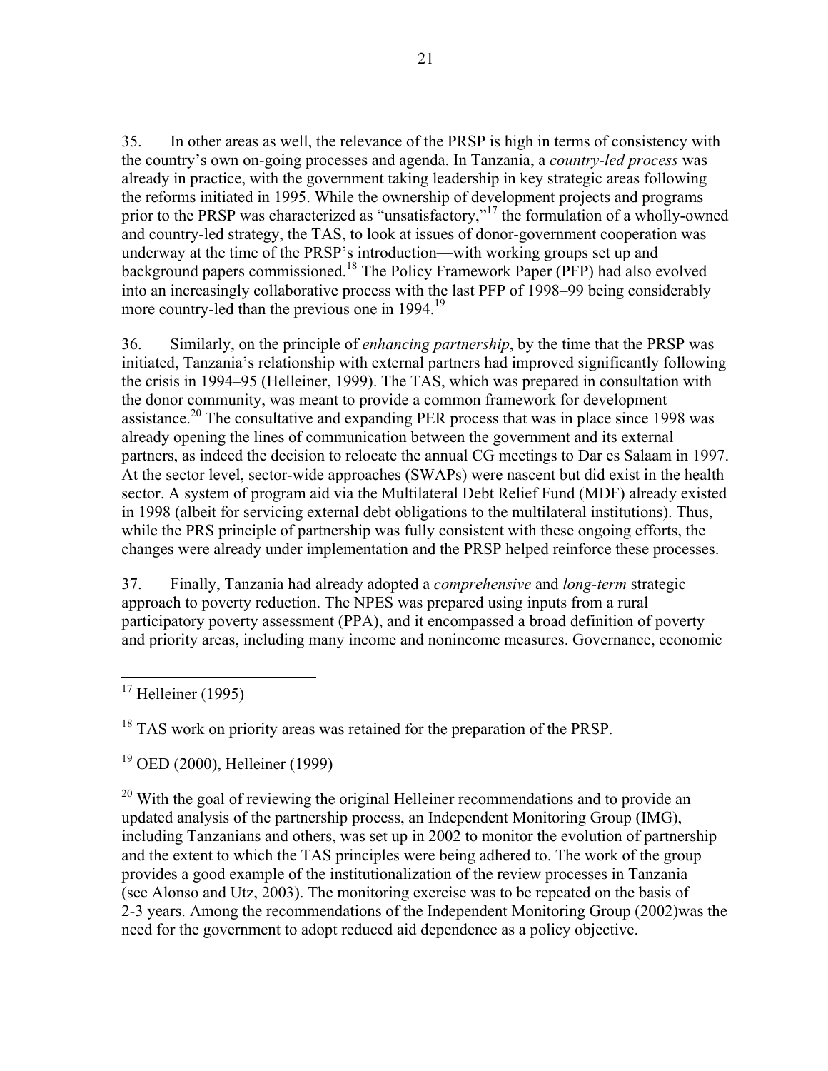35. In other areas as well, the relevance of the PRSP is high in terms of consistency with the country's own on-going processes and agenda. In Tanzania, a *country-led process* was already in practice, with the government taking leadership in key strategic areas following the reforms initiated in 1995. While the ownership of development projects and programs prior to the PRSP was characterized as "unsatisfactory,"[17] the formulation of a wholly-owned and country-led strategy, the TAS, to look at issues of donor-government cooperation was underway at the time of the PRSP's introduction—with working groups set up and background papers commissioned.[18] The Policy Framework Paper (PFP) had also evolved into an increasingly collaborative process with the last PFP of 1998–99 being considerably more country-led than the previous one in 1994.[19]

36. Similarly, on the principle of *enhancing partnership*, by the time that the PRSP was initiated, Tanzania's relationship with external partners had improved significantly following the crisis in 1994–95 (Helleiner, 1999). The TAS, which was prepared in consultation with the donor community, was meant to provide a common framework for development assistance.[20] The consultative and expanding PER process that was in place since 1998 was already opening the lines of communication between the government and its external partners, as indeed the decision to relocate the annual CG meetings to Dar es Salaam in 1997. At the sector level, sector-wide approaches (SWAPs) were nascent but did exist in the health sector. A system of program aid via the Multilateral Debt Relief Fund (MDF) already existed in 1998 (albeit for servicing external debt obligations to the multilateral institutions). Thus, while the PRS principle of partnership was fully consistent with these ongoing efforts, the changes were already under implementation and the PRSP helped reinforce these processes.

37. Finally, Tanzania had already adopted a *comprehensive* and *long-term* strategic approach to poverty reduction. The NPES was prepared using inputs from a rural participatory poverty assessment (PPA), and it encompassed a broad definition of poverty and priority areas, including many income and nonincome measures. Governance, economic

---

[17] Helleiner (1995)

[18] TAS work on priority areas was retained for the preparation of the PRSP.

[19] OED (2000), Helleiner (1999)

[20] With the goal of reviewing the original Helleiner recommendations and to provide an updated analysis of the partnership process, an Independent Monitoring Group (IMG), including Tanzanians and others, was set up in 2002 to monitor the evolution of partnership and the extent to which the TAS principles were being adhered to. The work of the group provides a good example of the institutionalization of the review processes in Tanzania (see Alonso and Utz, 2003). The monitoring exercise was to be repeated on the basis of 2-3 years. Among the recommendations of the Independent Monitoring Group (2002)was the need for the government to adopt reduced aid dependence as a policy objective.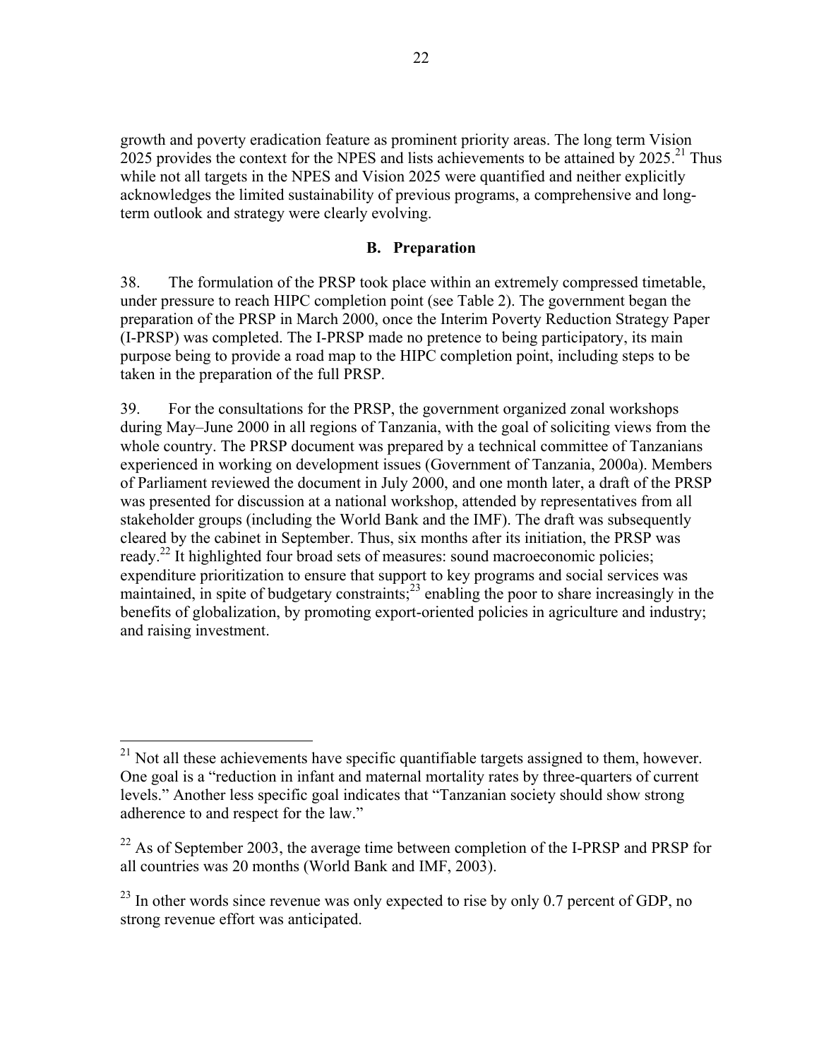growth and poverty eradication feature as prominent priority areas. The long term Vision 2025 provides the context for the NPES and lists achievements to be attained by 2025.[21] Thus while not all targets in the NPES and Vision 2025 were quantified and neither explicitly acknowledges the limited sustainability of previous programs, a comprehensive and long-term outlook and strategy were clearly evolving.

### B. Preparation

38. The formulation of the PRSP took place within an extremely compressed timetable, under pressure to reach HIPC completion point (see Table 2). The government began the preparation of the PRSP in March 2000, once the Interim Poverty Reduction Strategy Paper (I-PRSP) was completed. The I-PRSP made no pretence to being participatory, its main purpose being to provide a road map to the HIPC completion point, including steps to be taken in the preparation of the full PRSP.

39. For the consultations for the PRSP, the government organized zonal workshops during May–June 2000 in all regions of Tanzania, with the goal of soliciting views from the whole country. The PRSP document was prepared by a technical committee of Tanzanians experienced in working on development issues (Government of Tanzania, 2000a). Members of Parliament reviewed the document in July 2000, and one month later, a draft of the PRSP was presented for discussion at a national workshop, attended by representatives from all stakeholder groups (including the World Bank and the IMF). The draft was subsequently cleared by the cabinet in September. Thus, six months after its initiation, the PRSP was ready.[22] It highlighted four broad sets of measures: sound macroeconomic policies; expenditure prioritization to ensure that support to key programs and social services was maintained, in spite of budgetary constraints;[23] enabling the poor to share increasingly in the benefits of globalization, by promoting export-oriented policies in agriculture and industry; and raising investment.

---

[21] Not all these achievements have specific quantifiable targets assigned to them, however. One goal is a "reduction in infant and maternal mortality rates by three-quarters of current levels." Another less specific goal indicates that "Tanzanian society should show strong adherence to and respect for the law."

[22] As of September 2003, the average time between completion of the I-PRSP and PRSP for all countries was 20 months (World Bank and IMF, 2003).

[23] In other words since revenue was only expected to rise by only 0.7 percent of GDP, no strong revenue effort was anticipated.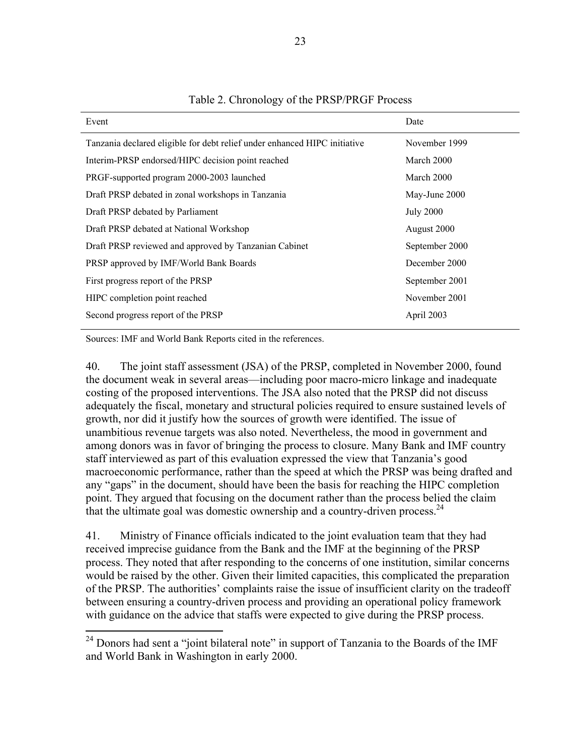Table 2. Chronology of the PRSP/PRGF Process

| Event | Date |
|---|---|
| Tanzania declared eligible for debt relief under enhanced HIPC initiative | November 1999 |
| Interim-PRSP endorsed/HIPC decision point reached | March 2000 |
| PRGF-supported program 2000-2003 launched | March 2000 |
| Draft PRSP debated in zonal workshops in Tanzania | May-June 2000 |
| Draft PRSP debated by Parliament | July 2000 |
| Draft PRSP debated at National Workshop | August 2000 |
| Draft PRSP reviewed and approved by Tanzanian Cabinet | September 2000 |
| PRSP approved by IMF/World Bank Boards | December 2000 |
| First progress report of the PRSP | September 2001 |
| HIPC completion point reached | November 2001 |
| Second progress report of the PRSP | April 2003 |

Sources: IMF and World Bank Reports cited in the references.

40. The joint staff assessment (JSA) of the PRSP, completed in November 2000, found the document weak in several areas—including poor macro-micro linkage and inadequate costing of the proposed interventions. The JSA also noted that the PRSP did not discuss adequately the fiscal, monetary and structural policies required to ensure sustained levels of growth, nor did it justify how the sources of growth were identified. The issue of unambitious revenue targets was also noted. Nevertheless, the mood in government and among donors was in favor of bringing the process to closure. Many Bank and IMF country staff interviewed as part of this evaluation expressed the view that Tanzania's good macroeconomic performance, rather than the speed at which the PRSP was being drafted and any "gaps" in the document, should have been the basis for reaching the HIPC completion point. They argued that focusing on the document rather than the process belied the claim that the ultimate goal was domestic ownership and a country-driven process.[24]

41. Ministry of Finance officials indicated to the joint evaluation team that they had received imprecise guidance from the Bank and the IMF at the beginning of the PRSP process. They noted that after responding to the concerns of one institution, similar concerns would be raised by the other. Given their limited capacities, this complicated the preparation of the PRSP. The authorities' complaints raise the issue of insufficient clarity on the tradeoff between ensuring a country-driven process and providing an operational policy framework with guidance on the advice that staffs were expected to give during the PRSP process.

[24] Donors had sent a "joint bilateral note" in support of Tanzania to the Boards of the IMF and World Bank in Washington in early 2000.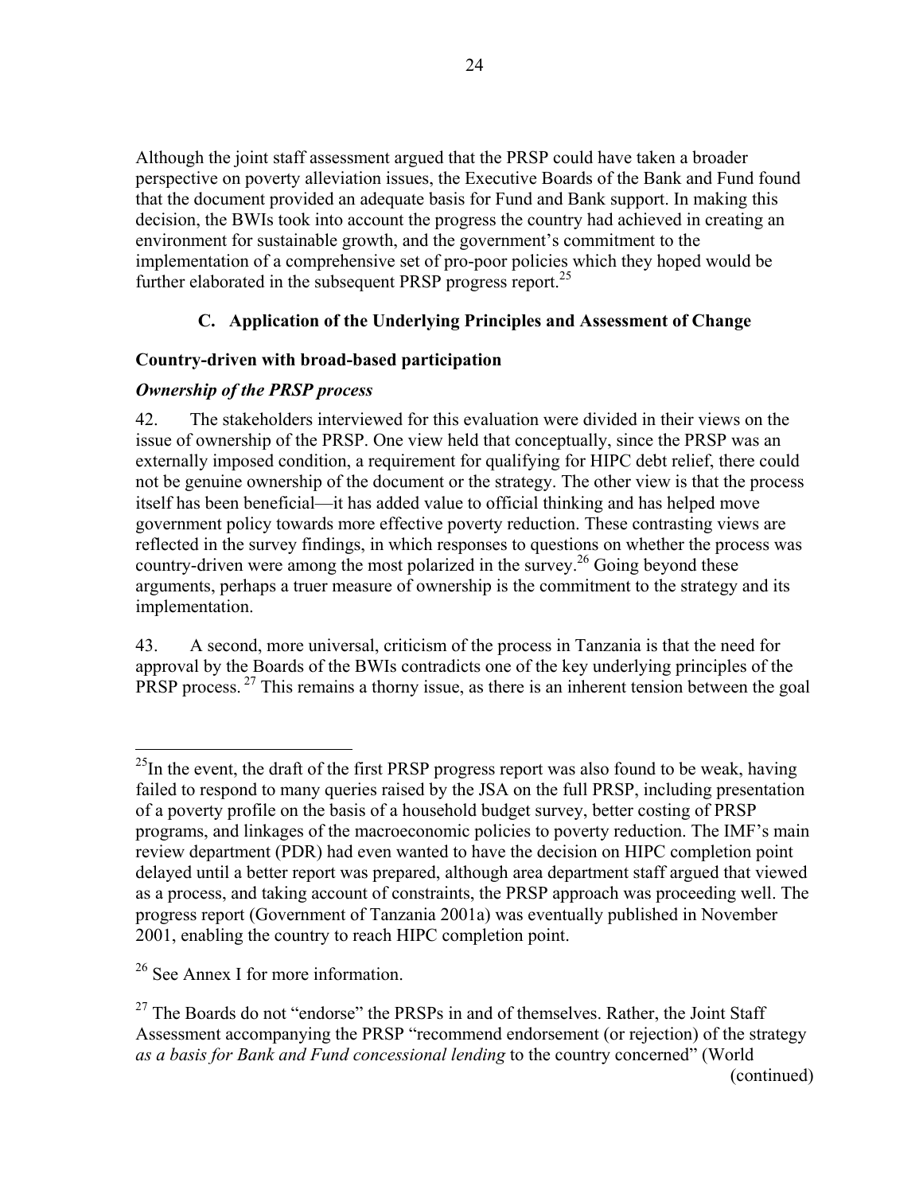Although the joint staff assessment argued that the PRSP could have taken a broader perspective on poverty alleviation issues, the Executive Boards of the Bank and Fund found that the document provided an adequate basis for Fund and Bank support. In making this decision, the BWIs took into account the progress the country had achieved in creating an environment for sustainable growth, and the government's commitment to the implementation of a comprehensive set of pro-poor policies which they hoped would be further elaborated in the subsequent PRSP progress report.[25]

### C. Application of the Underlying Principles and Assessment of Change

**Country-driven with broad-based participation**

***Ownership of the PRSP process***

42. The stakeholders interviewed for this evaluation were divided in their views on the issue of ownership of the PRSP. One view held that conceptually, since the PRSP was an externally imposed condition, a requirement for qualifying for HIPC debt relief, there could not be genuine ownership of the document or the strategy. The other view is that the process itself has been beneficial—it has added value to official thinking and has helped move government policy towards more effective poverty reduction. These contrasting views are reflected in the survey findings, in which responses to questions on whether the process was country-driven were among the most polarized in the survey.[26] Going beyond these arguments, perhaps a truer measure of ownership is the commitment to the strategy and its implementation.

43. A second, more universal, criticism of the process in Tanzania is that the need for approval by the Boards of the BWIs contradicts one of the key underlying principles of the PRSP process.[27] This remains a thorny issue, as there is an inherent tension between the goal

---

[25] In the event, the draft of the first PRSP progress report was also found to be weak, having failed to respond to many queries raised by the JSA on the full PRSP, including presentation of a poverty profile on the basis of a household budget survey, better costing of PRSP programs, and linkages of the macroeconomic policies to poverty reduction. The IMF's main review department (PDR) had even wanted to have the decision on HIPC completion point delayed until a better report was prepared, although area department staff argued that viewed as a process, and taking account of constraints, the PRSP approach was proceeding well. The progress report (Government of Tanzania 2001a) was eventually published in November 2001, enabling the country to reach HIPC completion point.

[26] See Annex I for more information.

[27] The Boards do not "endorse" the PRSPs in and of themselves. Rather, the Joint Staff Assessment accompanying the PRSP "recommend endorsement (or rejection) of the strategy *as a basis for Bank and Fund concessional lending* to the country concerned" (World

(continued)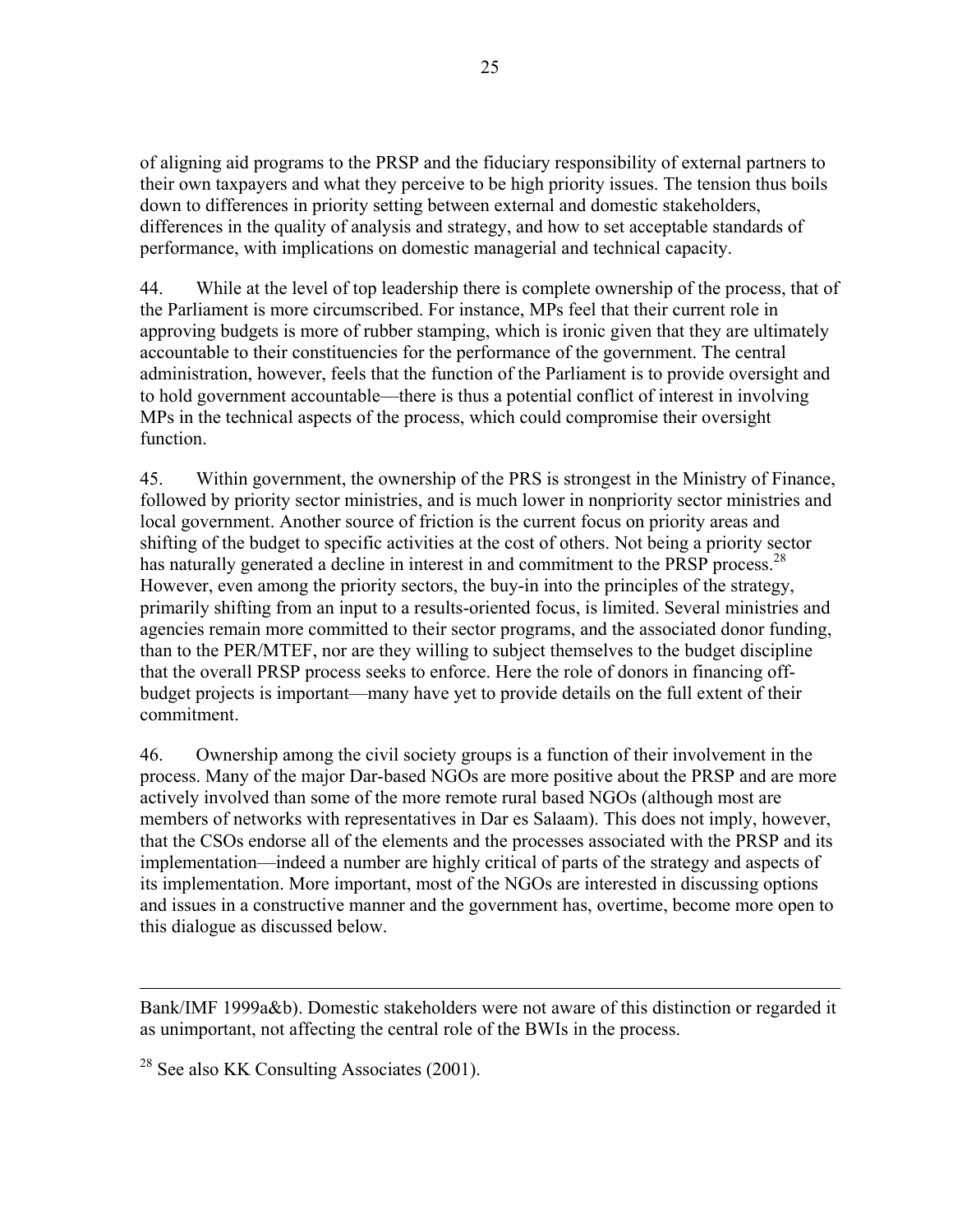of aligning aid programs to the PRSP and the fiduciary responsibility of external partners to their own taxpayers and what they perceive to be high priority issues. The tension thus boils down to differences in priority setting between external and domestic stakeholders, differences in the quality of analysis and strategy, and how to set acceptable standards of performance, with implications on domestic managerial and technical capacity.

44. While at the level of top leadership there is complete ownership of the process, that of the Parliament is more circumscribed. For instance, MPs feel that their current role in approving budgets is more of rubber stamping, which is ironic given that they are ultimately accountable to their constituencies for the performance of the government. The central administration, however, feels that the function of the Parliament is to provide oversight and to hold government accountable—there is thus a potential conflict of interest in involving MPs in the technical aspects of the process, which could compromise their oversight function.

45. Within government, the ownership of the PRS is strongest in the Ministry of Finance, followed by priority sector ministries, and is much lower in nonpriority sector ministries and local government. Another source of friction is the current focus on priority areas and shifting of the budget to specific activities at the cost of others. Not being a priority sector has naturally generated a decline in interest in and commitment to the PRSP process.[28] However, even among the priority sectors, the buy-in into the principles of the strategy, primarily shifting from an input to a results-oriented focus, is limited. Several ministries and agencies remain more committed to their sector programs, and the associated donor funding, than to the PER/MTEF, nor are they willing to subject themselves to the budget discipline that the overall PRSP process seeks to enforce. Here the role of donors in financing off-budget projects is important—many have yet to provide details on the full extent of their commitment.

46. Ownership among the civil society groups is a function of their involvement in the process. Many of the major Dar-based NGOs are more positive about the PRSP and are more actively involved than some of the more remote rural based NGOs (although most are members of networks with representatives in Dar es Salaam). This does not imply, however, that the CSOs endorse all of the elements and the processes associated with the PRSP and its implementation—indeed a number are highly critical of parts of the strategy and aspects of its implementation. More important, most of the NGOs are interested in discussing options and issues in a constructive manner and the government has, overtime, become more open to this dialogue as discussed below.

---

Bank/IMF 1999a&b). Domestic stakeholders were not aware of this distinction or regarded it as unimportant, not affecting the central role of the BWIs in the process.

[28] See also KK Consulting Associates (2001).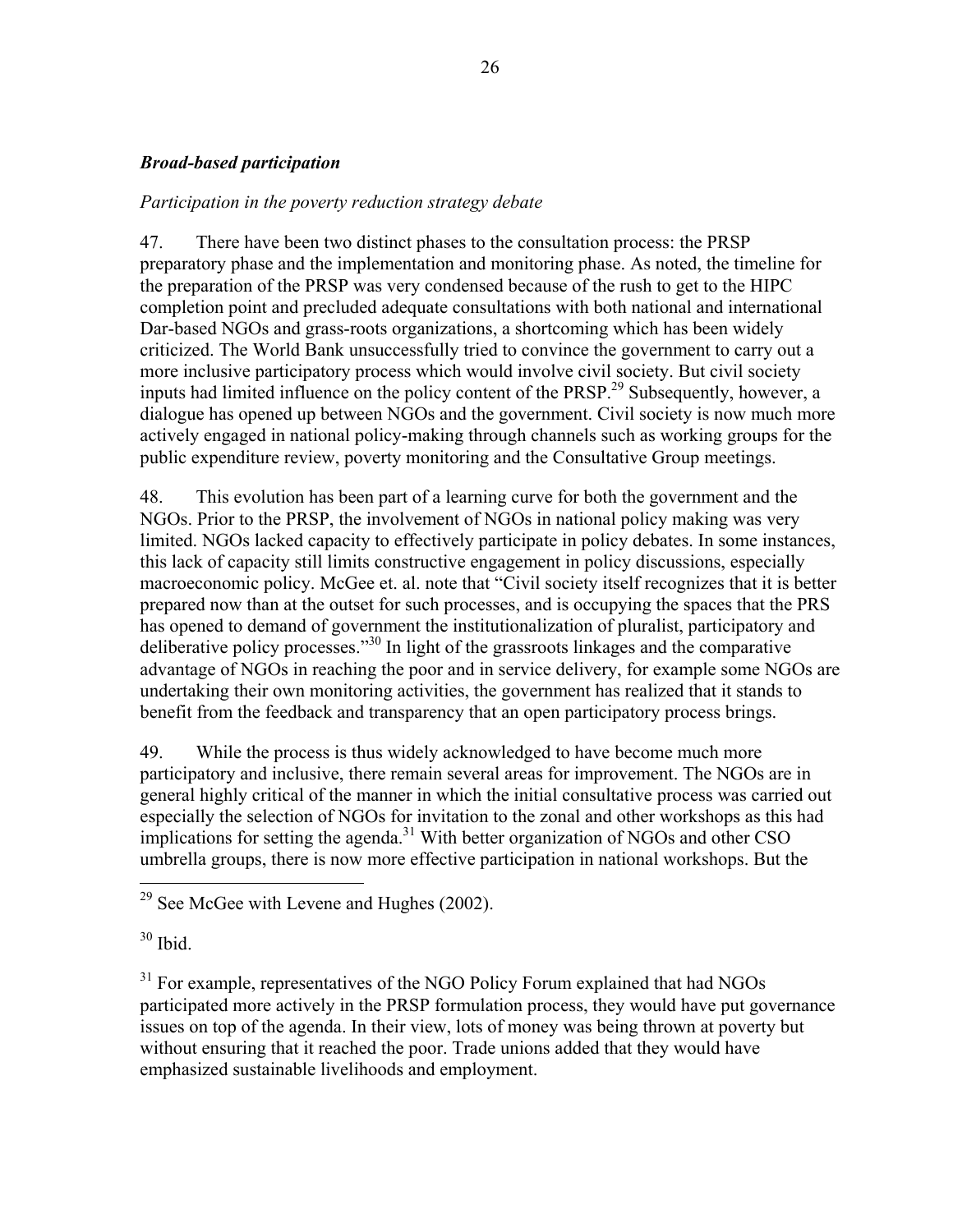***Broad-based participation***

*Participation in the poverty reduction strategy debate*

47. There have been two distinct phases to the consultation process: the PRSP preparatory phase and the implementation and monitoring phase. As noted, the timeline for the preparation of the PRSP was very condensed because of the rush to get to the HIPC completion point and precluded adequate consultations with both national and international Dar-based NGOs and grass-roots organizations, a shortcoming which has been widely criticized. The World Bank unsuccessfully tried to convince the government to carry out a more inclusive participatory process which would involve civil society. But civil society inputs had limited influence on the policy content of the PRSP.[29] Subsequently, however, a dialogue has opened up between NGOs and the government. Civil society is now much more actively engaged in national policy-making through channels such as working groups for the public expenditure review, poverty monitoring and the Consultative Group meetings.

48. This evolution has been part of a learning curve for both the government and the NGOs. Prior to the PRSP, the involvement of NGOs in national policy making was very limited. NGOs lacked capacity to effectively participate in policy debates. In some instances, this lack of capacity still limits constructive engagement in policy discussions, especially macroeconomic policy. McGee et. al. note that "Civil society itself recognizes that it is better prepared now than at the outset for such processes, and is occupying the spaces that the PRS has opened to demand of government the institutionalization of pluralist, participatory and deliberative policy processes."[30] In light of the grassroots linkages and the comparative advantage of NGOs in reaching the poor and in service delivery, for example some NGOs are undertaking their own monitoring activities, the government has realized that it stands to benefit from the feedback and transparency that an open participatory process brings.

49. While the process is thus widely acknowledged to have become much more participatory and inclusive, there remain several areas for improvement. The NGOs are in general highly critical of the manner in which the initial consultative process was carried out especially the selection of NGOs for invitation to the zonal and other workshops as this had implications for setting the agenda.[31] With better organization of NGOs and other CSO umbrella groups, there is now more effective participation in national workshops. But the

---

[29] See McGee with Levene and Hughes (2002).

[30] Ibid.

[31] For example, representatives of the NGO Policy Forum explained that had NGOs participated more actively in the PRSP formulation process, they would have put governance issues on top of the agenda. In their view, lots of money was being thrown at poverty but without ensuring that it reached the poor. Trade unions added that they would have emphasized sustainable livelihoods and employment.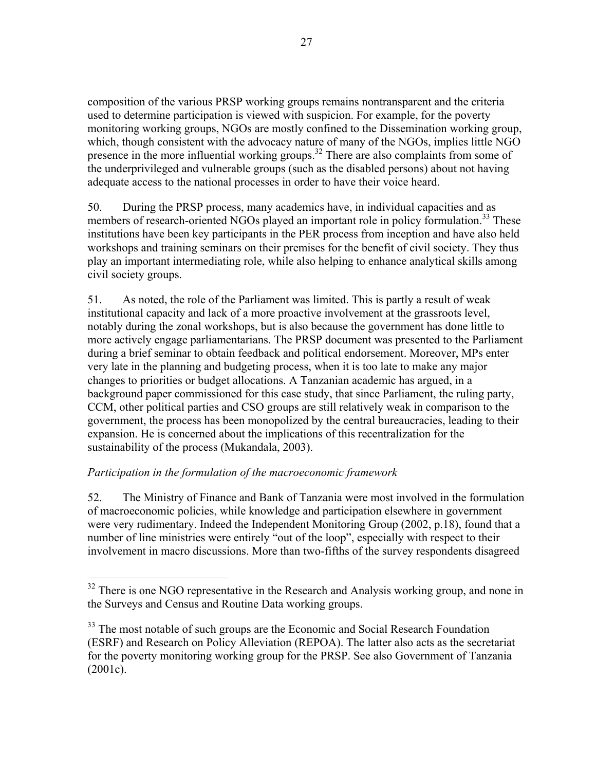composition of the various PRSP working groups remains nontransparent and the criteria used to determine participation is viewed with suspicion. For example, for the poverty monitoring working groups, NGOs are mostly confined to the Dissemination working group, which, though consistent with the advocacy nature of many of the NGOs, implies little NGO presence in the more influential working groups.[32] There are also complaints from some of the underprivileged and vulnerable groups (such as the disabled persons) about not having adequate access to the national processes in order to have their voice heard.

50. During the PRSP process, many academics have, in individual capacities and as members of research-oriented NGOs played an important role in policy formulation.[33] These institutions have been key participants in the PER process from inception and have also held workshops and training seminars on their premises for the benefit of civil society. They thus play an important intermediating role, while also helping to enhance analytical skills among civil society groups.

51. As noted, the role of the Parliament was limited. This is partly a result of weak institutional capacity and lack of a more proactive involvement at the grassroots level, notably during the zonal workshops, but is also because the government has done little to more actively engage parliamentarians. The PRSP document was presented to the Parliament during a brief seminar to obtain feedback and political endorsement. Moreover, MPs enter very late in the planning and budgeting process, when it is too late to make any major changes to priorities or budget allocations. A Tanzanian academic has argued, in a background paper commissioned for this case study, that since Parliament, the ruling party, CCM, other political parties and CSO groups are still relatively weak in comparison to the government, the process has been monopolized by the central bureaucracies, leading to their expansion. He is concerned about the implications of this recentralization for the sustainability of the process (Mukandala, 2003).

*Participation in the formulation of the macroeconomic framework*

52. The Ministry of Finance and Bank of Tanzania were most involved in the formulation of macroeconomic policies, while knowledge and participation elsewhere in government were very rudimentary. Indeed the Independent Monitoring Group (2002, p.18), found that a number of line ministries were entirely "out of the loop", especially with respect to their involvement in macro discussions. More than two-fifths of the survey respondents disagreed

---

[32] There is one NGO representative in the Research and Analysis working group, and none in the Surveys and Census and Routine Data working groups.

[33] The most notable of such groups are the Economic and Social Research Foundation (ESRF) and Research on Policy Alleviation (REPOA). The latter also acts as the secretariat for the poverty monitoring working group for the PRSP. See also Government of Tanzania (2001c).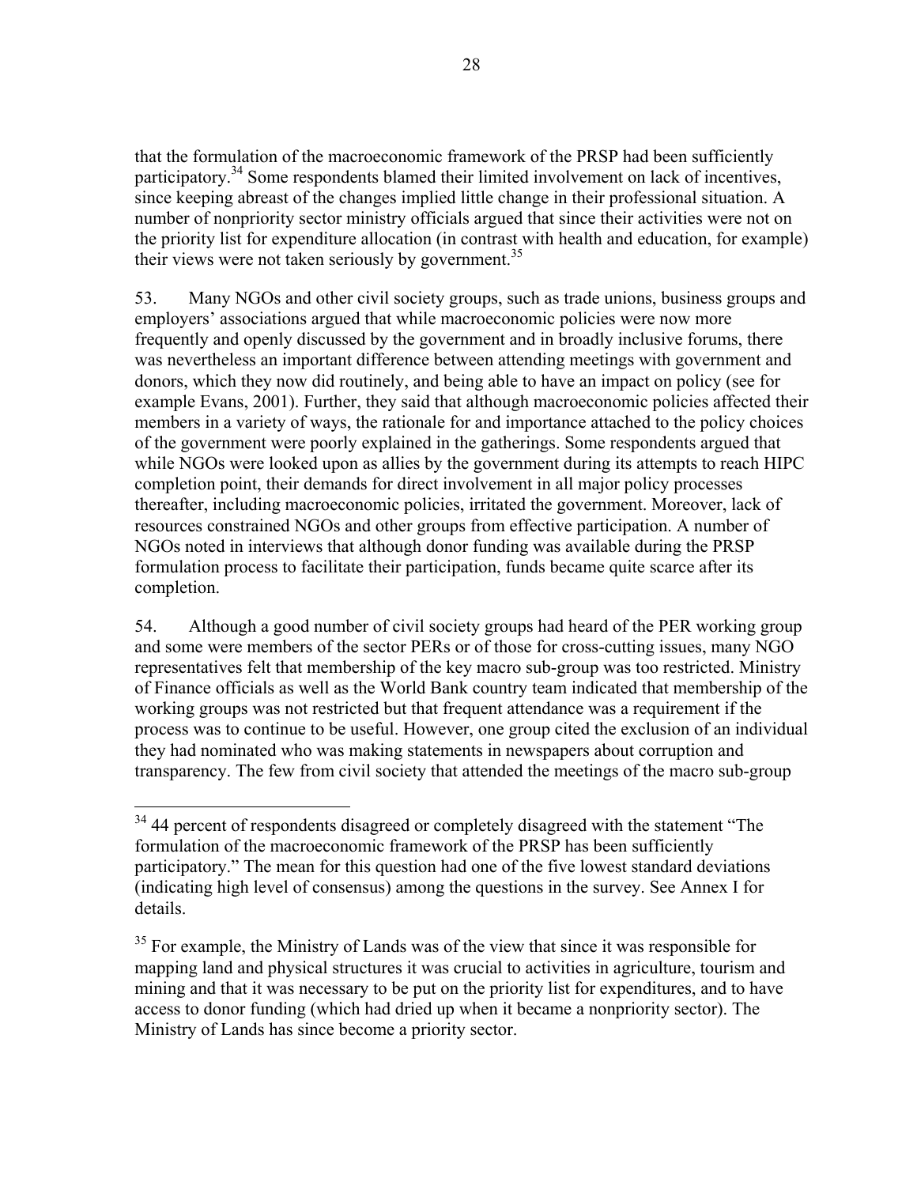that the formulation of the macroeconomic framework of the PRSP had been sufficiently participatory.[34] Some respondents blamed their limited involvement on lack of incentives, since keeping abreast of the changes implied little change in their professional situation. A number of nonpriority sector ministry officials argued that since their activities were not on the priority list for expenditure allocation (in contrast with health and education, for example) their views were not taken seriously by government.[35]

53. Many NGOs and other civil society groups, such as trade unions, business groups and employers' associations argued that while macroeconomic policies were now more frequently and openly discussed by the government and in broadly inclusive forums, there was nevertheless an important difference between attending meetings with government and donors, which they now did routinely, and being able to have an impact on policy (see for example Evans, 2001). Further, they said that although macroeconomic policies affected their members in a variety of ways, the rationale for and importance attached to the policy choices of the government were poorly explained in the gatherings. Some respondents argued that while NGOs were looked upon as allies by the government during its attempts to reach HIPC completion point, their demands for direct involvement in all major policy processes thereafter, including macroeconomic policies, irritated the government. Moreover, lack of resources constrained NGOs and other groups from effective participation. A number of NGOs noted in interviews that although donor funding was available during the PRSP formulation process to facilitate their participation, funds became quite scarce after its completion.

54. Although a good number of civil society groups had heard of the PER working group and some were members of the sector PERs or of those for cross-cutting issues, many NGO representatives felt that membership of the key macro sub-group was too restricted. Ministry of Finance officials as well as the World Bank country team indicated that membership of the working groups was not restricted but that frequent attendance was a requirement if the process was to continue to be useful. However, one group cited the exclusion of an individual they had nominated who was making statements in newspapers about corruption and transparency. The few from civil society that attended the meetings of the macro sub-group

---

[34] 44 percent of respondents disagreed or completely disagreed with the statement "The formulation of the macroeconomic framework of the PRSP has been sufficiently participatory." The mean for this question had one of the five lowest standard deviations (indicating high level of consensus) among the questions in the survey. See Annex I for details.

[35] For example, the Ministry of Lands was of the view that since it was responsible for mapping land and physical structures it was crucial to activities in agriculture, tourism and mining and that it was necessary to be put on the priority list for expenditures, and to have access to donor funding (which had dried up when it became a nonpriority sector). The Ministry of Lands has since become a priority sector.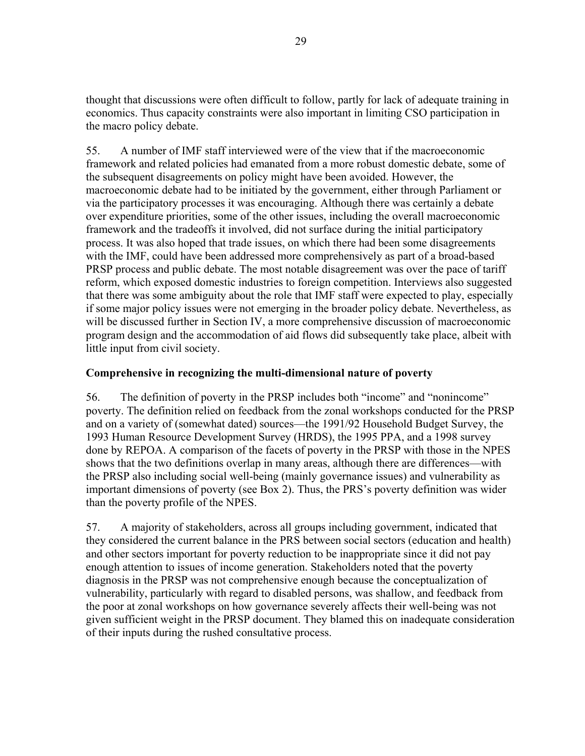thought that discussions were often difficult to follow, partly for lack of adequate training in economics. Thus capacity constraints were also important in limiting CSO participation in the macro policy debate.

55. A number of IMF staff interviewed were of the view that if the macroeconomic framework and related policies had emanated from a more robust domestic debate, some of the subsequent disagreements on policy might have been avoided. However, the macroeconomic debate had to be initiated by the government, either through Parliament or via the participatory processes it was encouraging. Although there was certainly a debate over expenditure priorities, some of the other issues, including the overall macroeconomic framework and the tradeoffs it involved, did not surface during the initial participatory process. It was also hoped that trade issues, on which there had been some disagreements with the IMF, could have been addressed more comprehensively as part of a broad-based PRSP process and public debate. The most notable disagreement was over the pace of tariff reform, which exposed domestic industries to foreign competition. Interviews also suggested that there was some ambiguity about the role that IMF staff were expected to play, especially if some major policy issues were not emerging in the broader policy debate. Nevertheless, as will be discussed further in Section IV, a more comprehensive discussion of macroeconomic program design and the accommodation of aid flows did subsequently take place, albeit with little input from civil society.

### Comprehensive in recognizing the multi-dimensional nature of poverty

56. The definition of poverty in the PRSP includes both "income" and "nonincome" poverty. The definition relied on feedback from the zonal workshops conducted for the PRSP and on a variety of (somewhat dated) sources—the 1991/92 Household Budget Survey, the 1993 Human Resource Development Survey (HRDS), the 1995 PPA, and a 1998 survey done by REPOA. A comparison of the facets of poverty in the PRSP with those in the NPES shows that the two definitions overlap in many areas, although there are differences—with the PRSP also including social well-being (mainly governance issues) and vulnerability as important dimensions of poverty (see Box 2). Thus, the PRS's poverty definition was wider than the poverty profile of the NPES.

57. A majority of stakeholders, across all groups including government, indicated that they considered the current balance in the PRS between social sectors (education and health) and other sectors important for poverty reduction to be inappropriate since it did not pay enough attention to issues of income generation. Stakeholders noted that the poverty diagnosis in the PRSP was not comprehensive enough because the conceptualization of vulnerability, particularly with regard to disabled persons, was shallow, and feedback from the poor at zonal workshops on how governance severely affects their well-being was not given sufficient weight in the PRSP document. They blamed this on inadequate consideration of their inputs during the rushed consultative process.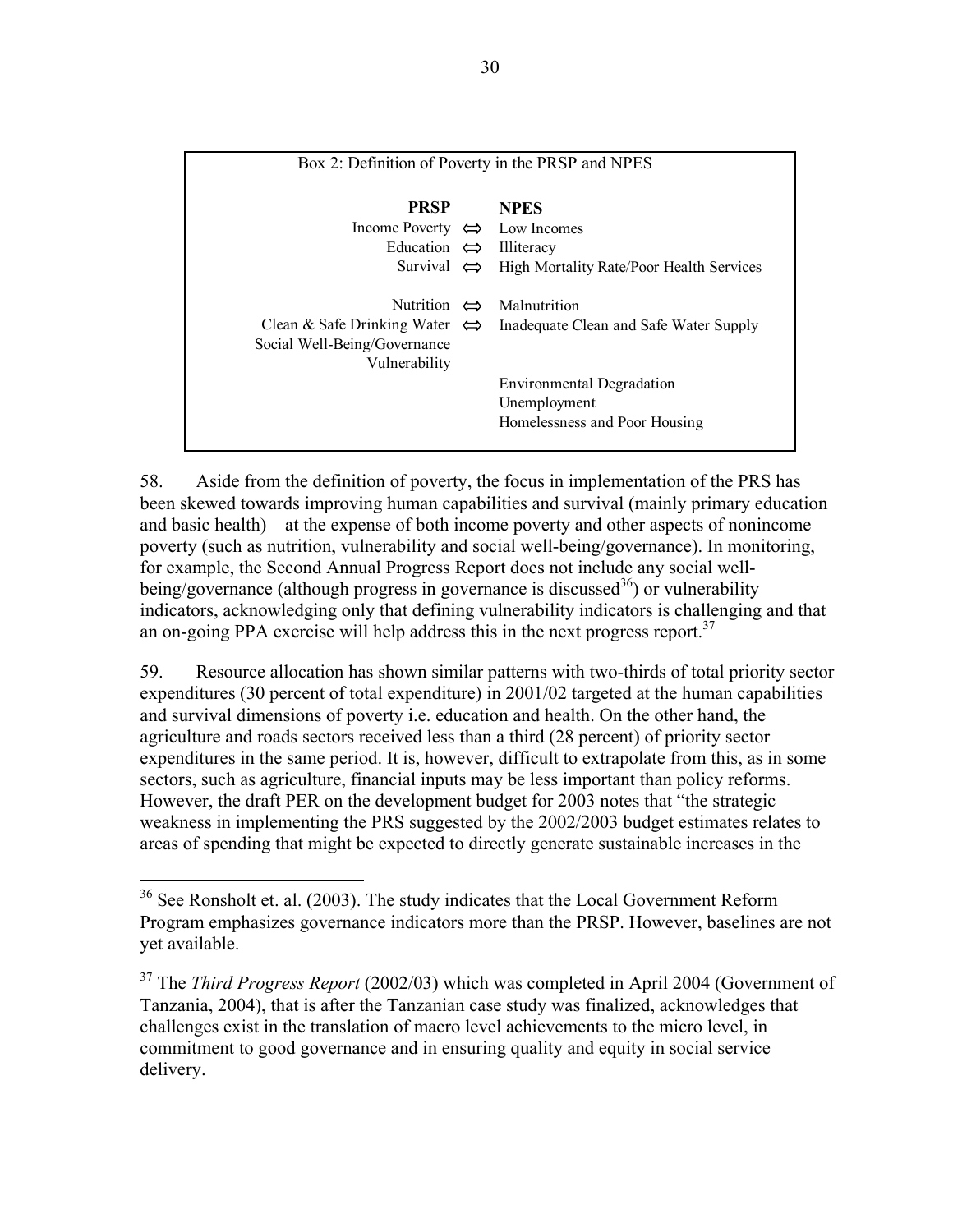Box 2: Definition of Poverty in the PRSP and NPES

| PRSP | | NPES |
|---|---|---|
| Income Poverty | ⇔ | Low Incomes |
| Education | ⇔ | Illiteracy |
| Survival | ⇔ | High Mortality Rate/Poor Health Services |
| Nutrition | ⇔ | Malnutrition |
| Clean & Safe Drinking Water | ⇔ | Inadequate Clean and Safe Water Supply |
| Social Well-Being/Governance | | |
| Vulnerability | | |
| | | Environmental Degradation |
| | | Unemployment |
| | | Homelessness and Poor Housing |

58. Aside from the definition of poverty, the focus in implementation of the PRS has been skewed towards improving human capabilities and survival (mainly primary education and basic health)—at the expense of both income poverty and other aspects of nonincome poverty (such as nutrition, vulnerability and social well-being/governance). In monitoring, for example, the Second Annual Progress Report does not include any social well-being/governance (although progress in governance is discussed[36]) or vulnerability indicators, acknowledging only that defining vulnerability indicators is challenging and that an on-going PPA exercise will help address this in the next progress report.[37]

59. Resource allocation has shown similar patterns with two-thirds of total priority sector expenditures (30 percent of total expenditure) in 2001/02 targeted at the human capabilities and survival dimensions of poverty i.e. education and health. On the other hand, the agriculture and roads sectors received less than a third (28 percent) of priority sector expenditures in the same period. It is, however, difficult to extrapolate from this, as in some sectors, such as agriculture, financial inputs may be less important than policy reforms. However, the draft PER on the development budget for 2003 notes that "the strategic weakness in implementing the PRS suggested by the 2002/2003 budget estimates relates to areas of spending that might be expected to directly generate sustainable increases in the

[36] See Ronsholt et. al. (2003). The study indicates that the Local Government Reform Program emphasizes governance indicators more than the PRSP. However, baselines are not yet available.

[37] The *Third Progress Report* (2002/03) which was completed in April 2004 (Government of Tanzania, 2004), that is after the Tanzanian case study was finalized, acknowledges that challenges exist in the translation of macro level achievements to the micro level, in commitment to good governance and in ensuring quality and equity in social service delivery.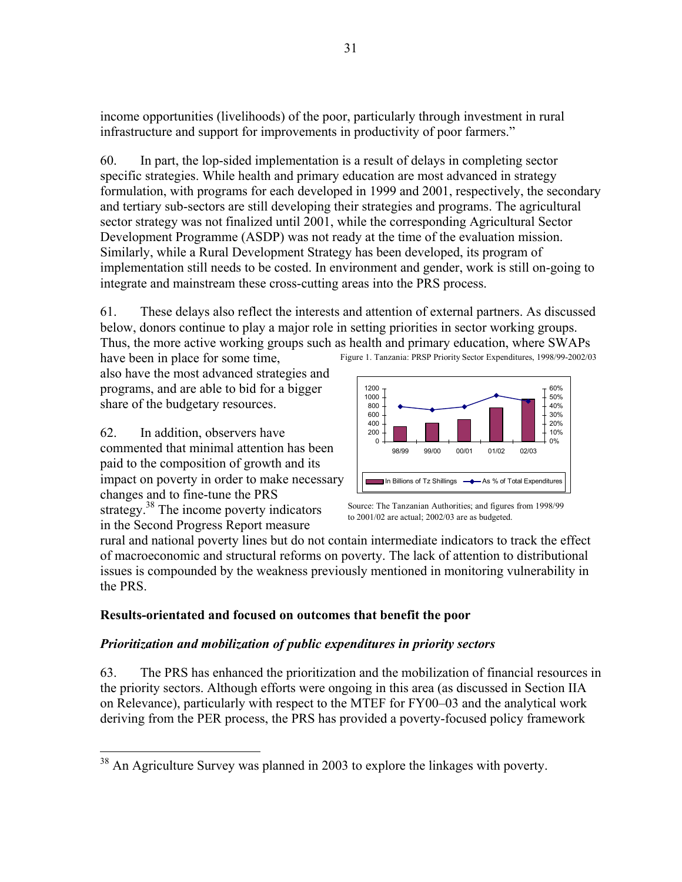income opportunities (livelihoods) of the poor, particularly through investment in rural infrastructure and support for improvements in productivity of poor farmers."

60. In part, the lop-sided implementation is a result of delays in completing sector specific strategies. While health and primary education are most advanced in strategy formulation, with programs for each developed in 1999 and 2001, respectively, the secondary and tertiary sub-sectors are still developing their strategies and programs. The agricultural sector strategy was not finalized until 2001, while the corresponding Agricultural Sector Development Programme (ASDP) was not ready at the time of the evaluation mission. Similarly, while a Rural Development Strategy has been developed, its program of implementation still needs to be costed. In environment and gender, work is still on-going to integrate and mainstream these cross-cutting areas into the PRS process.

61. These delays also reflect the interests and attention of external partners. As discussed below, donors continue to play a major role in setting priorities in sector working groups. Thus, the more active working groups such as health and primary education, where SWAPs have been in place for some time, also have the most advanced strategies and programs, and are able to bid for a bigger share of the budgetary resources.

Figure 1. Tanzania: PRSP Priority Sector Expenditures, 1998/99-2002/03

Source: The Tanzanian Authorities; and figures from 1998/99 to 2001/02 are actual; 2002/03 are as budgeted.

62. In addition, observers have commented that minimal attention has been paid to the composition of growth and its impact on poverty in order to make necessary changes and to fine-tune the PRS strategy.[38] The income poverty indicators in the Second Progress Report measure rural and national poverty lines but do not contain intermediate indicators to track the effect of macroeconomic and structural reforms on poverty. The lack of attention to distributional issues is compounded by the weakness previously mentioned in monitoring vulnerability in the PRS.

## Results-orientated and focused on outcomes that benefit the poor

### *Prioritization and mobilization of public expenditures in priority sectors*

63. The PRS has enhanced the prioritization and the mobilization of financial resources in the priority sectors. Although efforts were ongoing in this area (as discussed in Section IIA on Relevance), particularly with respect to the MTEF for FY00–03 and the analytical work deriving from the PER process, the PRS has provided a poverty-focused policy framework

[38] An Agriculture Survey was planned in 2003 to explore the linkages with poverty.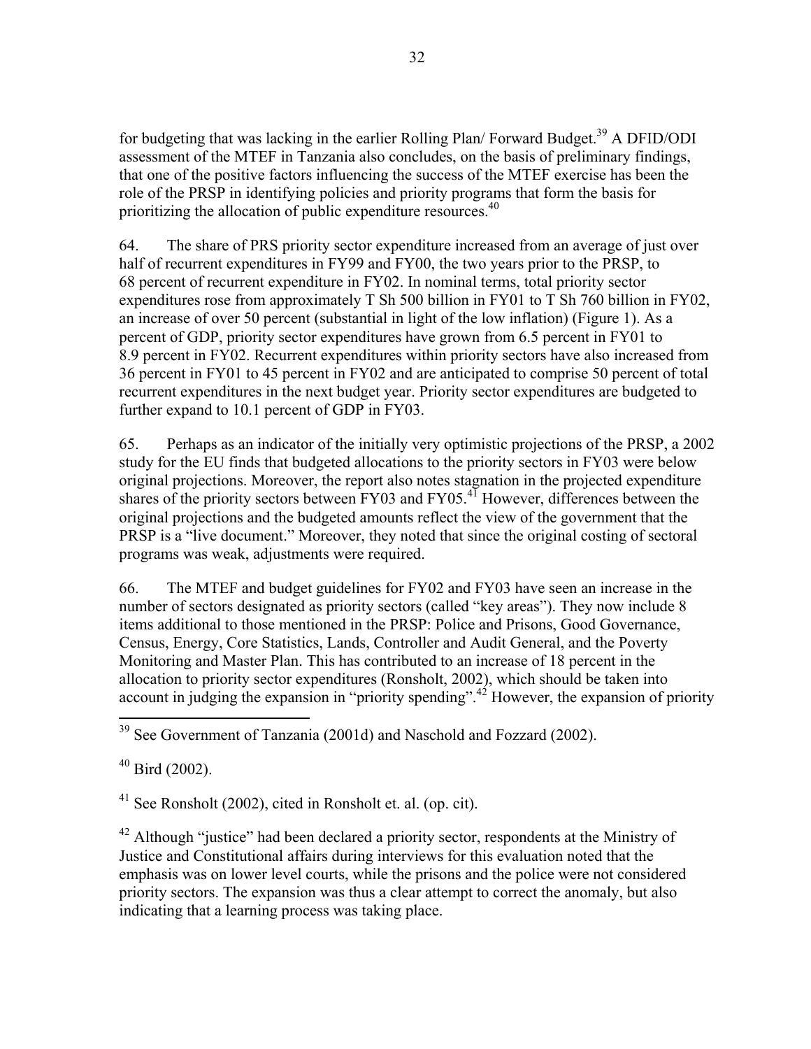for budgeting that was lacking in the earlier Rolling Plan/ Forward Budget.[39] A DFID/ODI assessment of the MTEF in Tanzania also concludes, on the basis of preliminary findings, that one of the positive factors influencing the success of the MTEF exercise has been the role of the PRSP in identifying policies and priority programs that form the basis for prioritizing the allocation of public expenditure resources.[40]

64. The share of PRS priority sector expenditure increased from an average of just over half of recurrent expenditures in FY99 and FY00, the two years prior to the PRSP, to 68 percent of recurrent expenditure in FY02. In nominal terms, total priority sector expenditures rose from approximately T Sh 500 billion in FY01 to T Sh 760 billion in FY02, an increase of over 50 percent (substantial in light of the low inflation) (Figure 1). As a percent of GDP, priority sector expenditures have grown from 6.5 percent in FY01 to 8.9 percent in FY02. Recurrent expenditures within priority sectors have also increased from 36 percent in FY01 to 45 percent in FY02 and are anticipated to comprise 50 percent of total recurrent expenditures in the next budget year. Priority sector expenditures are budgeted to further expand to 10.1 percent of GDP in FY03.

65. Perhaps as an indicator of the initially very optimistic projections of the PRSP, a 2002 study for the EU finds that budgeted allocations to the priority sectors in FY03 were below original projections. Moreover, the report also notes stagnation in the projected expenditure shares of the priority sectors between FY03 and FY05.[41] However, differences between the original projections and the budgeted amounts reflect the view of the government that the PRSP is a "live document." Moreover, they noted that since the original costing of sectoral programs was weak, adjustments were required.

66. The MTEF and budget guidelines for FY02 and FY03 have seen an increase in the number of sectors designated as priority sectors (called "key areas"). They now include 8 items additional to those mentioned in the PRSP: Police and Prisons, Good Governance, Census, Energy, Core Statistics, Lands, Controller and Audit General, and the Poverty Monitoring and Master Plan. This has contributed to an increase of 18 percent in the allocation to priority sector expenditures (Ronsholt, 2002), which should be taken into account in judging the expansion in "priority spending".[42] However, the expansion of priority

---

[39] See Government of Tanzania (2001d) and Naschold and Fozzard (2002).

[40] Bird (2002).

[41] See Ronsholt (2002), cited in Ronsholt et. al. (op. cit).

[42] Although "justice" had been declared a priority sector, respondents at the Ministry of Justice and Constitutional affairs during interviews for this evaluation noted that the emphasis was on lower level courts, while the prisons and the police were not considered priority sectors. The expansion was thus a clear attempt to correct the anomaly, but also indicating that a learning process was taking place.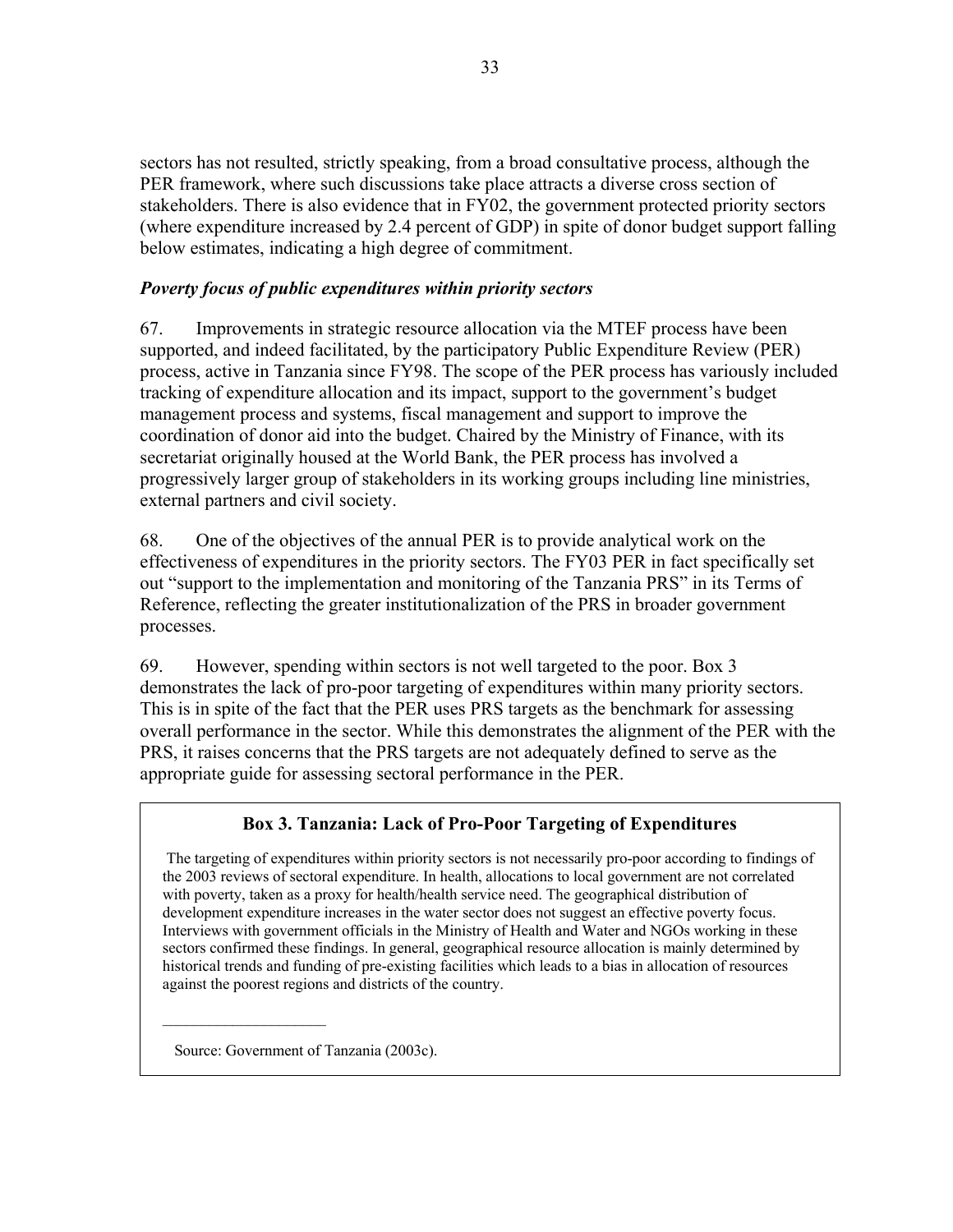sectors has not resulted, strictly speaking, from a broad consultative process, although the PER framework, where such discussions take place attracts a diverse cross section of stakeholders. There is also evidence that in FY02, the government protected priority sectors (where expenditure increased by 2.4 percent of GDP) in spite of donor budget support falling below estimates, indicating a high degree of commitment.

### *Poverty focus of public expenditures within priority sectors*

67. Improvements in strategic resource allocation via the MTEF process have been supported, and indeed facilitated, by the participatory Public Expenditure Review (PER) process, active in Tanzania since FY98. The scope of the PER process has variously included tracking of expenditure allocation and its impact, support to the government's budget management process and systems, fiscal management and support to improve the coordination of donor aid into the budget. Chaired by the Ministry of Finance, with its secretariat originally housed at the World Bank, the PER process has involved a progressively larger group of stakeholders in its working groups including line ministries, external partners and civil society.

68. One of the objectives of the annual PER is to provide analytical work on the effectiveness of expenditures in the priority sectors. The FY03 PER in fact specifically set out "support to the implementation and monitoring of the Tanzania PRS" in its Terms of Reference, reflecting the greater institutionalization of the PRS in broader government processes.

69. However, spending within sectors is not well targeted to the poor. Box 3 demonstrates the lack of pro-poor targeting of expenditures within many priority sectors. This is in spite of the fact that the PER uses PRS targets as the benchmark for assessing overall performance in the sector. While this demonstrates the alignment of the PER with the PRS, it raises concerns that the PRS targets are not adequately defined to serve as the appropriate guide for assessing sectoral performance in the PER.

**Box 3. Tanzania: Lack of Pro-Poor Targeting of Expenditures**

The targeting of expenditures within priority sectors is not necessarily pro-poor according to findings of the 2003 reviews of sectoral expenditure. In health, allocations to local government are not correlated with poverty, taken as a proxy for health/health service need. The geographical distribution of development expenditure increases in the water sector does not suggest an effective poverty focus. Interviews with government officials in the Ministry of Health and Water and NGOs working in these sectors confirmed these findings. In general, geographical resource allocation is mainly determined by historical trends and funding of pre-existing facilities which leads to a bias in allocation of resources against the poorest regions and districts of the country.

Source: Government of Tanzania (2003c).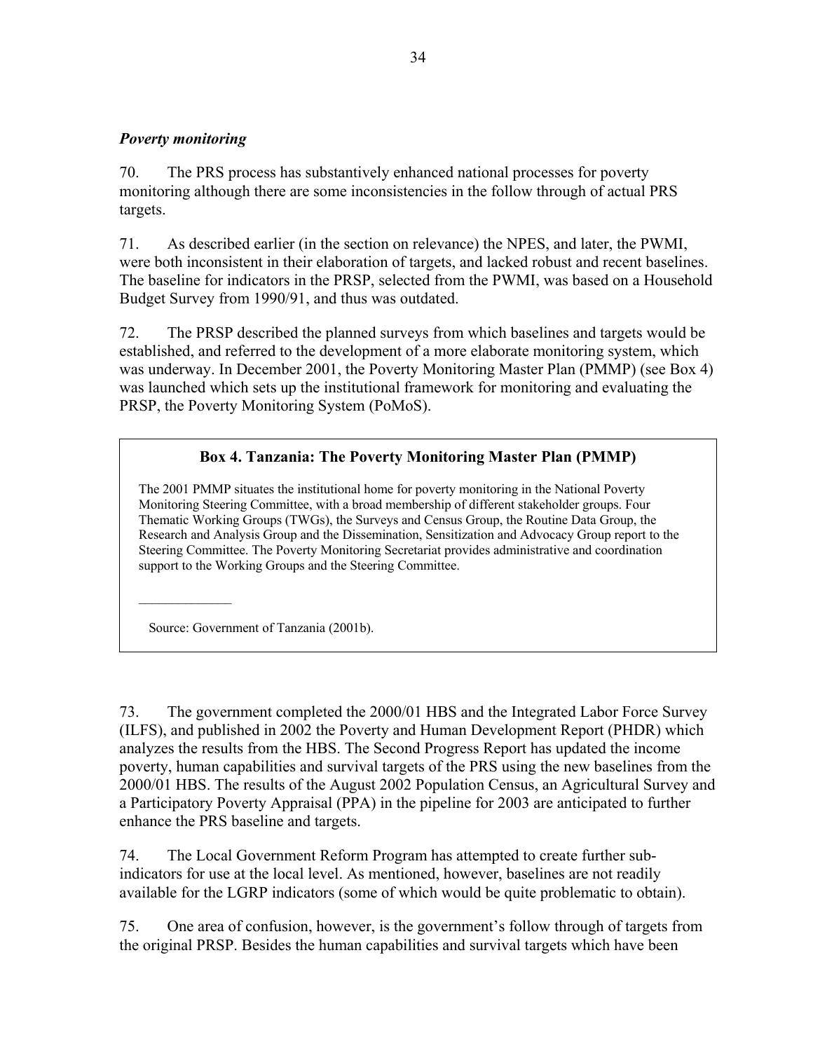### *Poverty monitoring*

70. The PRS process has substantively enhanced national processes for poverty monitoring although there are some inconsistencies in the follow through of actual PRS targets.

71. As described earlier (in the section on relevance) the NPES, and later, the PWMI, were both inconsistent in their elaboration of targets, and lacked robust and recent baselines. The baseline for indicators in the PRSP, selected from the PWMI, was based on a Household Budget Survey from 1990/91, and thus was outdated.

72. The PRSP described the planned surveys from which baselines and targets would be established, and referred to the development of a more elaborate monitoring system, which was underway. In December 2001, the Poverty Monitoring Master Plan (PMMP) (see Box 4) was launched which sets up the institutional framework for monitoring and evaluating the PRSP, the Poverty Monitoring System (PoMoS).

> **Box 4. Tanzania: The Poverty Monitoring Master Plan (PMMP)**
>
> The 2001 PMMP situates the institutional home for poverty monitoring in the National Poverty Monitoring Steering Committee, with a broad membership of different stakeholder groups. Four Thematic Working Groups (TWGs), the Surveys and Census Group, the Routine Data Group, the Research and Analysis Group and the Dissemination, Sensitization and Advocacy Group report to the Steering Committee. The Poverty Monitoring Secretariat provides administrative and coordination support to the Working Groups and the Steering Committee.
>
> ______________
>
> Source: Government of Tanzania (2001b).

73. The government completed the 2000/01 HBS and the Integrated Labor Force Survey (ILFS), and published in 2002 the Poverty and Human Development Report (PHDR) which analyzes the results from the HBS. The Second Progress Report has updated the income poverty, human capabilities and survival targets of the PRS using the new baselines from the 2000/01 HBS. The results of the August 2002 Population Census, an Agricultural Survey and a Participatory Poverty Appraisal (PPA) in the pipeline for 2003 are anticipated to further enhance the PRS baseline and targets.

74. The Local Government Reform Program has attempted to create further sub-indicators for use at the local level. As mentioned, however, baselines are not readily available for the LGRP indicators (some of which would be quite problematic to obtain).

75. One area of confusion, however, is the government's follow through of targets from the original PRSP. Besides the human capabilities and survival targets which have been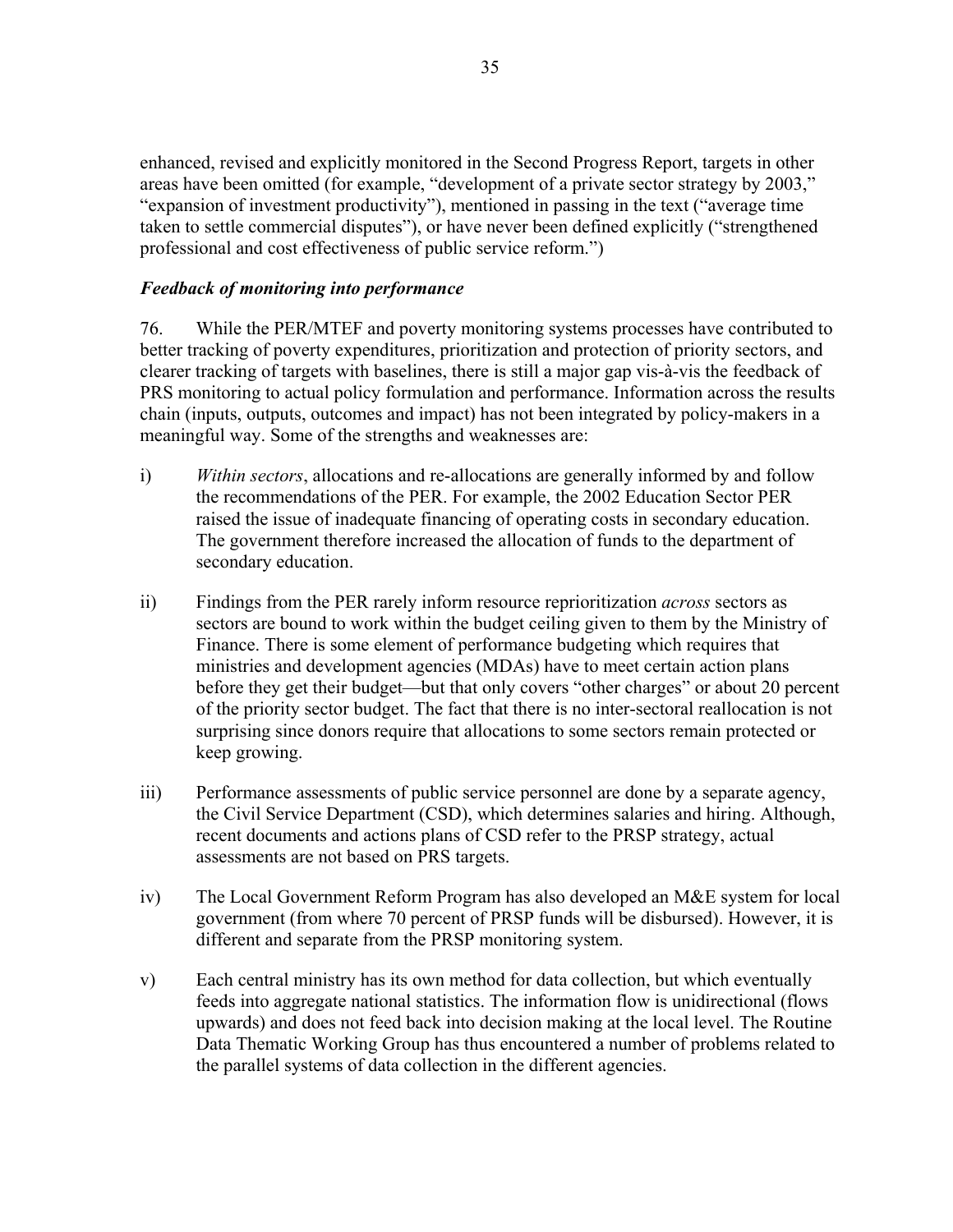enhanced, revised and explicitly monitored in the Second Progress Report, targets in other areas have been omitted (for example, "development of a private sector strategy by 2003," "expansion of investment productivity"), mentioned in passing in the text ("average time taken to settle commercial disputes"), or have never been defined explicitly ("strengthened professional and cost effectiveness of public service reform.")

***Feedback of monitoring into performance***

76. While the PER/MTEF and poverty monitoring systems processes have contributed to better tracking of poverty expenditures, prioritization and protection of priority sectors, and clearer tracking of targets with baselines, there is still a major gap vis-à-vis the feedback of PRS monitoring to actual policy formulation and performance. Information across the results chain (inputs, outputs, outcomes and impact) has not been integrated by policy-makers in a meaningful way. Some of the strengths and weaknesses are:

i) *Within sectors*, allocations and re-allocations are generally informed by and follow the recommendations of the PER. For example, the 2002 Education Sector PER raised the issue of inadequate financing of operating costs in secondary education. The government therefore increased the allocation of funds to the department of secondary education.

ii) Findings from the PER rarely inform resource reprioritization *across* sectors as sectors are bound to work within the budget ceiling given to them by the Ministry of Finance. There is some element of performance budgeting which requires that ministries and development agencies (MDAs) have to meet certain action plans before they get their budget—but that only covers "other charges" or about 20 percent of the priority sector budget. The fact that there is no inter-sectoral reallocation is not surprising since donors require that allocations to some sectors remain protected or keep growing.

iii) Performance assessments of public service personnel are done by a separate agency, the Civil Service Department (CSD), which determines salaries and hiring. Although, recent documents and actions plans of CSD refer to the PRSP strategy, actual assessments are not based on PRS targets.

iv) The Local Government Reform Program has also developed an M&E system for local government (from where 70 percent of PRSP funds will be disbursed). However, it is different and separate from the PRSP monitoring system.

v) Each central ministry has its own method for data collection, but which eventually feeds into aggregate national statistics. The information flow is unidirectional (flows upwards) and does not feed back into decision making at the local level. The Routine Data Thematic Working Group has thus encountered a number of problems related to the parallel systems of data collection in the different agencies.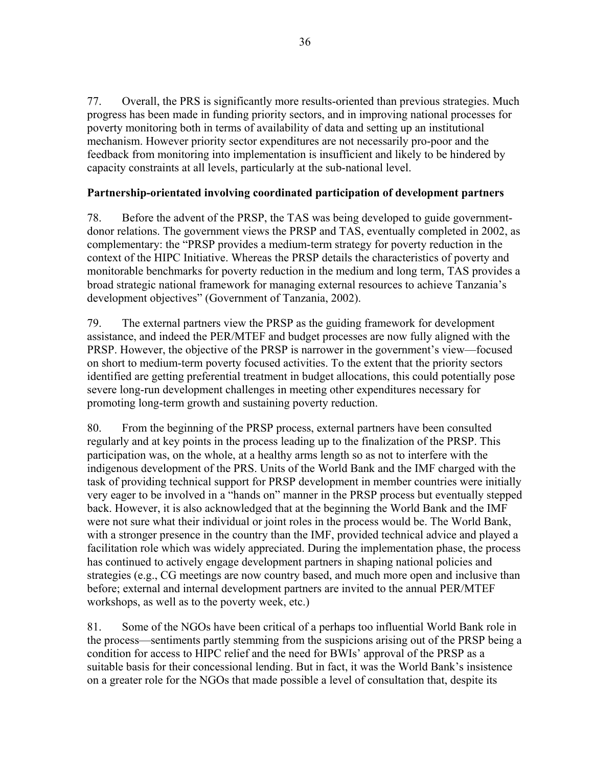77. Overall, the PRS is significantly more results-oriented than previous strategies. Much progress has been made in funding priority sectors, and in improving national processes for poverty monitoring both in terms of availability of data and setting up an institutional mechanism. However priority sector expenditures are not necessarily pro-poor and the feedback from monitoring into implementation is insufficient and likely to be hindered by capacity constraints at all levels, particularly at the sub-national level.

**Partnership-orientated involving coordinated participation of development partners**

78. Before the advent of the PRSP, the TAS was being developed to guide government-donor relations. The government views the PRSP and TAS, eventually completed in 2002, as complementary: the "PRSP provides a medium-term strategy for poverty reduction in the context of the HIPC Initiative. Whereas the PRSP details the characteristics of poverty and monitorable benchmarks for poverty reduction in the medium and long term, TAS provides a broad strategic national framework for managing external resources to achieve Tanzania's development objectives" (Government of Tanzania, 2002).

79. The external partners view the PRSP as the guiding framework for development assistance, and indeed the PER/MTEF and budget processes are now fully aligned with the PRSP. However, the objective of the PRSP is narrower in the government's view—focused on short to medium-term poverty focused activities. To the extent that the priority sectors identified are getting preferential treatment in budget allocations, this could potentially pose severe long-run development challenges in meeting other expenditures necessary for promoting long-term growth and sustaining poverty reduction.

80. From the beginning of the PRSP process, external partners have been consulted regularly and at key points in the process leading up to the finalization of the PRSP. This participation was, on the whole, at a healthy arms length so as not to interfere with the indigenous development of the PRS. Units of the World Bank and the IMF charged with the task of providing technical support for PRSP development in member countries were initially very eager to be involved in a "hands on" manner in the PRSP process but eventually stepped back. However, it is also acknowledged that at the beginning the World Bank and the IMF were not sure what their individual or joint roles in the process would be. The World Bank, with a stronger presence in the country than the IMF, provided technical advice and played a facilitation role which was widely appreciated. During the implementation phase, the process has continued to actively engage development partners in shaping national policies and strategies (e.g., CG meetings are now country based, and much more open and inclusive than before; external and internal development partners are invited to the annual PER/MTEF workshops, as well as to the poverty week, etc.)

81. Some of the NGOs have been critical of a perhaps too influential World Bank role in the process—sentiments partly stemming from the suspicions arising out of the PRSP being a condition for access to HIPC relief and the need for BWIs' approval of the PRSP as a suitable basis for their concessional lending. But in fact, it was the World Bank's insistence on a greater role for the NGOs that made possible a level of consultation that, despite its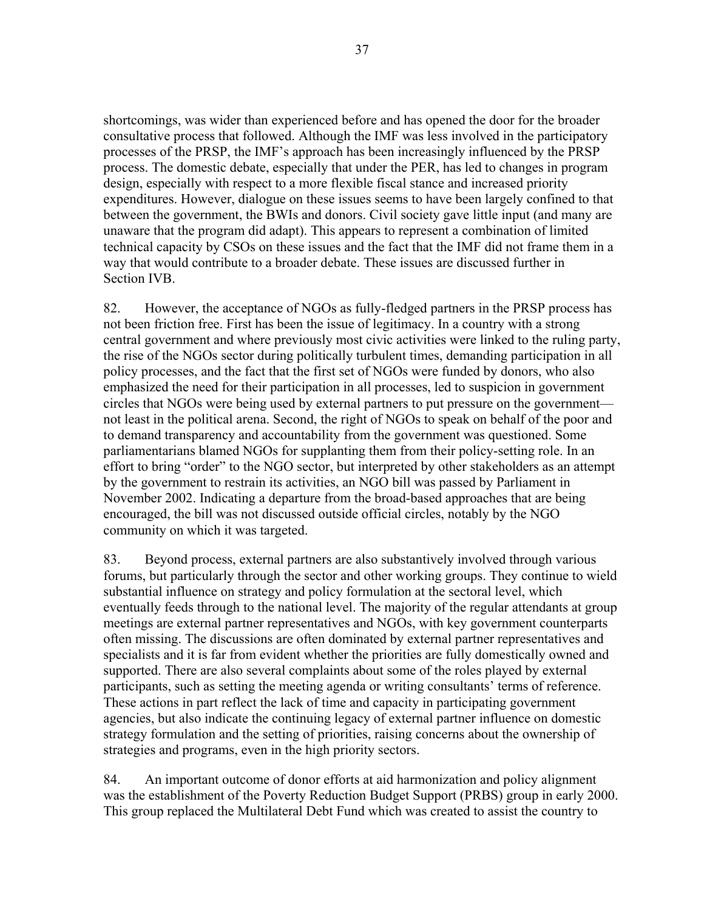shortcomings, was wider than experienced before and has opened the door for the broader consultative process that followed. Although the IMF was less involved in the participatory processes of the PRSP, the IMF's approach has been increasingly influenced by the PRSP process. The domestic debate, especially that under the PER, has led to changes in program design, especially with respect to a more flexible fiscal stance and increased priority expenditures. However, dialogue on these issues seems to have been largely confined to that between the government, the BWIs and donors. Civil society gave little input (and many are unaware that the program did adapt). This appears to represent a combination of limited technical capacity by CSOs on these issues and the fact that the IMF did not frame them in a way that would contribute to a broader debate. These issues are discussed further in Section IVB.

82. However, the acceptance of NGOs as fully-fledged partners in the PRSP process has not been friction free. First has been the issue of legitimacy. In a country with a strong central government and where previously most civic activities were linked to the ruling party, the rise of the NGOs sector during politically turbulent times, demanding participation in all policy processes, and the fact that the first set of NGOs were funded by donors, who also emphasized the need for their participation in all processes, led to suspicion in government circles that NGOs were being used by external partners to put pressure on the government—not least in the political arena. Second, the right of NGOs to speak on behalf of the poor and to demand transparency and accountability from the government was questioned. Some parliamentarians blamed NGOs for supplanting them from their policy-setting role. In an effort to bring "order" to the NGO sector, but interpreted by other stakeholders as an attempt by the government to restrain its activities, an NGO bill was passed by Parliament in November 2002. Indicating a departure from the broad-based approaches that are being encouraged, the bill was not discussed outside official circles, notably by the NGO community on which it was targeted.

83. Beyond process, external partners are also substantively involved through various forums, but particularly through the sector and other working groups. They continue to wield substantial influence on strategy and policy formulation at the sectoral level, which eventually feeds through to the national level. The majority of the regular attendants at group meetings are external partner representatives and NGOs, with key government counterparts often missing. The discussions are often dominated by external partner representatives and specialists and it is far from evident whether the priorities are fully domestically owned and supported. There are also several complaints about some of the roles played by external participants, such as setting the meeting agenda or writing consultants' terms of reference. These actions in part reflect the lack of time and capacity in participating government agencies, but also indicate the continuing legacy of external partner influence on domestic strategy formulation and the setting of priorities, raising concerns about the ownership of strategies and programs, even in the high priority sectors.

84. An important outcome of donor efforts at aid harmonization and policy alignment was the establishment of the Poverty Reduction Budget Support (PRBS) group in early 2000. This group replaced the Multilateral Debt Fund which was created to assist the country to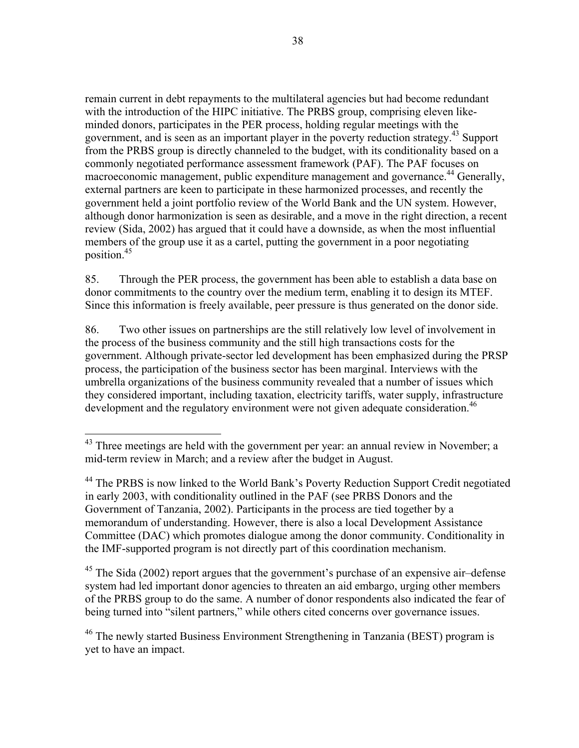remain current in debt repayments to the multilateral agencies but had become redundant with the introduction of the HIPC initiative. The PRBS group, comprising eleven like-minded donors, participates in the PER process, holding regular meetings with the government, and is seen as an important player in the poverty reduction strategy.[43] Support from the PRBS group is directly channeled to the budget, with its conditionality based on a commonly negotiated performance assessment framework (PAF). The PAF focuses on macroeconomic management, public expenditure management and governance.[44] Generally, external partners are keen to participate in these harmonized processes, and recently the government held a joint portfolio review of the World Bank and the UN system. However, although donor harmonization is seen as desirable, and a move in the right direction, a recent review (Sida, 2002) has argued that it could have a downside, as when the most influential members of the group use it as a cartel, putting the government in a poor negotiating position.[45]

85. Through the PER process, the government has been able to establish a data base on donor commitments to the country over the medium term, enabling it to design its MTEF. Since this information is freely available, peer pressure is thus generated on the donor side.

86. Two other issues on partnerships are the still relatively low level of involvement in the process of the business community and the still high transactions costs for the government. Although private-sector led development has been emphasized during the PRSP process, the participation of the business sector has been marginal. Interviews with the umbrella organizations of the business community revealed that a number of issues which they considered important, including taxation, electricity tariffs, water supply, infrastructure development and the regulatory environment were not given adequate consideration.[46]

---

[43] Three meetings are held with the government per year: an annual review in November; a mid-term review in March; and a review after the budget in August.

[44] The PRBS is now linked to the World Bank's Poverty Reduction Support Credit negotiated in early 2003, with conditionality outlined in the PAF (see PRBS Donors and the Government of Tanzania, 2002). Participants in the process are tied together by a memorandum of understanding. However, there is also a local Development Assistance Committee (DAC) which promotes dialogue among the donor community. Conditionality in the IMF-supported program is not directly part of this coordination mechanism.

[45] The Sida (2002) report argues that the government's purchase of an expensive air–defense system had led important donor agencies to threaten an aid embargo, urging other members of the PRBS group to do the same. A number of donor respondents also indicated the fear of being turned into "silent partners," while others cited concerns over governance issues.

[46] The newly started Business Environment Strengthening in Tanzania (BEST) program is yet to have an impact.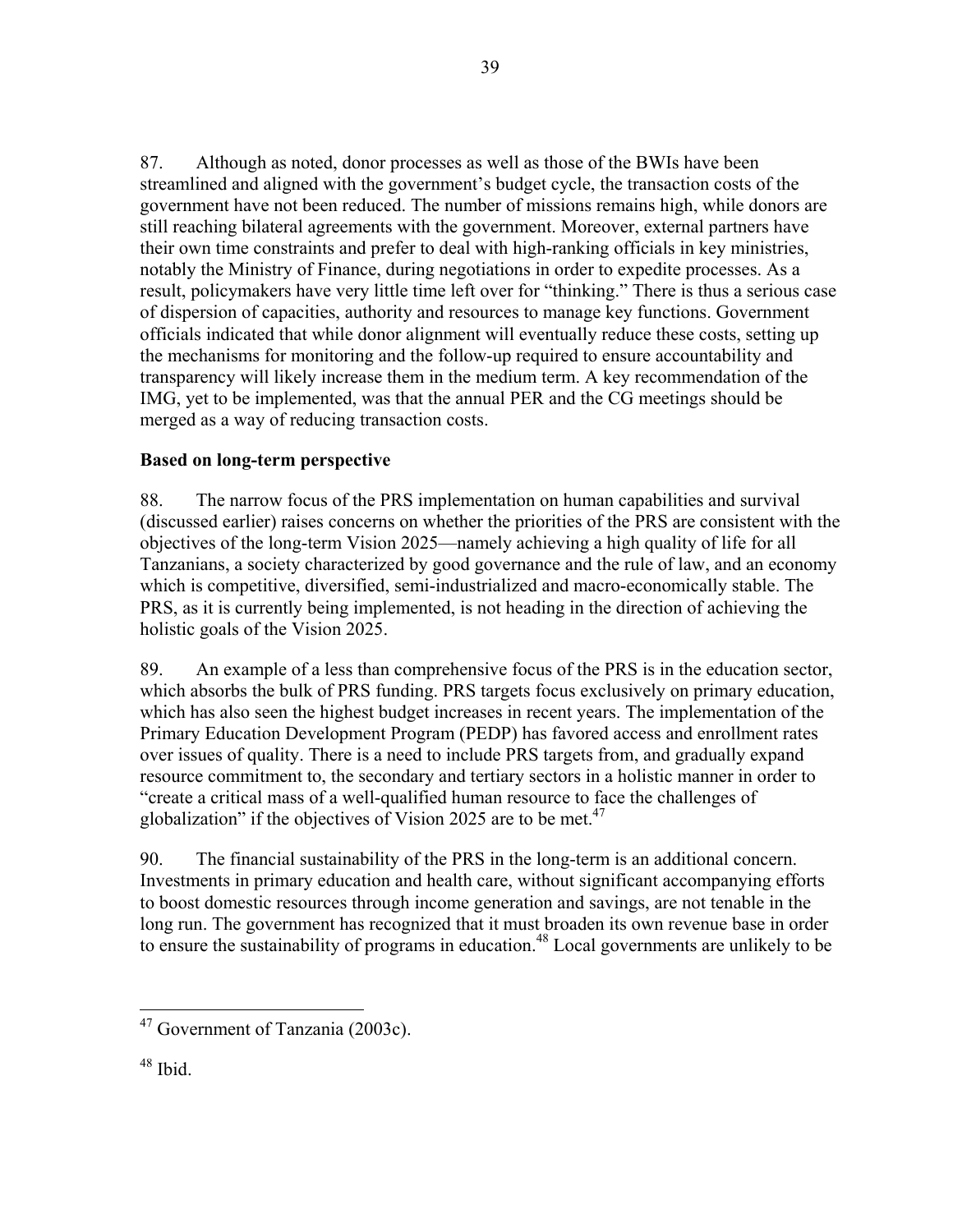87. Although as noted, donor processes as well as those of the BWIs have been streamlined and aligned with the government's budget cycle, the transaction costs of the government have not been reduced. The number of missions remains high, while donors are still reaching bilateral agreements with the government. Moreover, external partners have their own time constraints and prefer to deal with high-ranking officials in key ministries, notably the Ministry of Finance, during negotiations in order to expedite processes. As a result, policymakers have very little time left over for "thinking." There is thus a serious case of dispersion of capacities, authority and resources to manage key functions. Government officials indicated that while donor alignment will eventually reduce these costs, setting up the mechanisms for monitoring and the follow-up required to ensure accountability and transparency will likely increase them in the medium term. A key recommendation of the IMG, yet to be implemented, was that the annual PER and the CG meetings should be merged as a way of reducing transaction costs.

**Based on long-term perspective**

88. The narrow focus of the PRS implementation on human capabilities and survival (discussed earlier) raises concerns on whether the priorities of the PRS are consistent with the objectives of the long-term Vision 2025—namely achieving a high quality of life for all Tanzanians, a society characterized by good governance and the rule of law, and an economy which is competitive, diversified, semi-industrialized and macro-economically stable. The PRS, as it is currently being implemented, is not heading in the direction of achieving the holistic goals of the Vision 2025.

89. An example of a less than comprehensive focus of the PRS is in the education sector, which absorbs the bulk of PRS funding. PRS targets focus exclusively on primary education, which has also seen the highest budget increases in recent years. The implementation of the Primary Education Development Program (PEDP) has favored access and enrollment rates over issues of quality. There is a need to include PRS targets from, and gradually expand resource commitment to, the secondary and tertiary sectors in a holistic manner in order to "create a critical mass of a well-qualified human resource to face the challenges of globalization" if the objectives of Vision 2025 are to be met.[47]

90. The financial sustainability of the PRS in the long-term is an additional concern. Investments in primary education and health care, without significant accompanying efforts to boost domestic resources through income generation and savings, are not tenable in the long run. The government has recognized that it must broaden its own revenue base in order to ensure the sustainability of programs in education.[48] Local governments are unlikely to be

[47] Government of Tanzania (2003c).

[48] Ibid.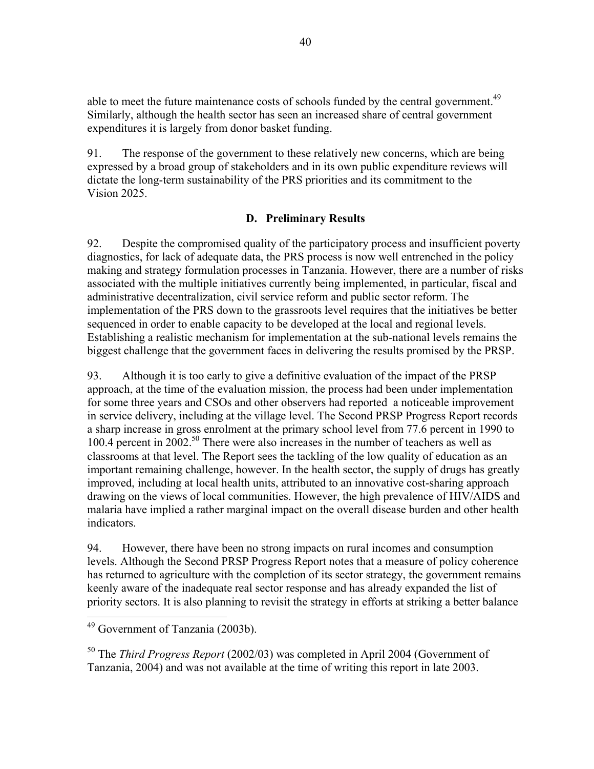able to meet the future maintenance costs of schools funded by the central government.[49] Similarly, although the health sector has seen an increased share of central government expenditures it is largely from donor basket funding.

91. The response of the government to these relatively new concerns, which are being expressed by a broad group of stakeholders and in its own public expenditure reviews will dictate the long-term sustainability of the PRS priorities and its commitment to the Vision 2025.

## D. Preliminary Results

92. Despite the compromised quality of the participatory process and insufficient poverty diagnostics, for lack of adequate data, the PRS process is now well entrenched in the policy making and strategy formulation processes in Tanzania. However, there are a number of risks associated with the multiple initiatives currently being implemented, in particular, fiscal and administrative decentralization, civil service reform and public sector reform. The implementation of the PRS down to the grassroots level requires that the initiatives be better sequenced in order to enable capacity to be developed at the local and regional levels. Establishing a realistic mechanism for implementation at the sub-national levels remains the biggest challenge that the government faces in delivering the results promised by the PRSP.

93. Although it is too early to give a definitive evaluation of the impact of the PRSP approach, at the time of the evaluation mission, the process had been under implementation for some three years and CSOs and other observers had reported a noticeable improvement in service delivery, including at the village level. The Second PRSP Progress Report records a sharp increase in gross enrolment at the primary school level from 77.6 percent in 1990 to 100.4 percent in 2002.[50] There were also increases in the number of teachers as well as classrooms at that level. The Report sees the tackling of the low quality of education as an important remaining challenge, however. In the health sector, the supply of drugs has greatly improved, including at local health units, attributed to an innovative cost-sharing approach drawing on the views of local communities. However, the high prevalence of HIV/AIDS and malaria have implied a rather marginal impact on the overall disease burden and other health indicators.

94. However, there have been no strong impacts on rural incomes and consumption levels. Although the Second PRSP Progress Report notes that a measure of policy coherence has returned to agriculture with the completion of its sector strategy, the government remains keenly aware of the inadequate real sector response and has already expanded the list of priority sectors. It is also planning to revisit the strategy in efforts at striking a better balance

---

[49] Government of Tanzania (2003b).

[50] The *Third Progress Report* (2002/03) was completed in April 2004 (Government of Tanzania, 2004) and was not available at the time of writing this report in late 2003.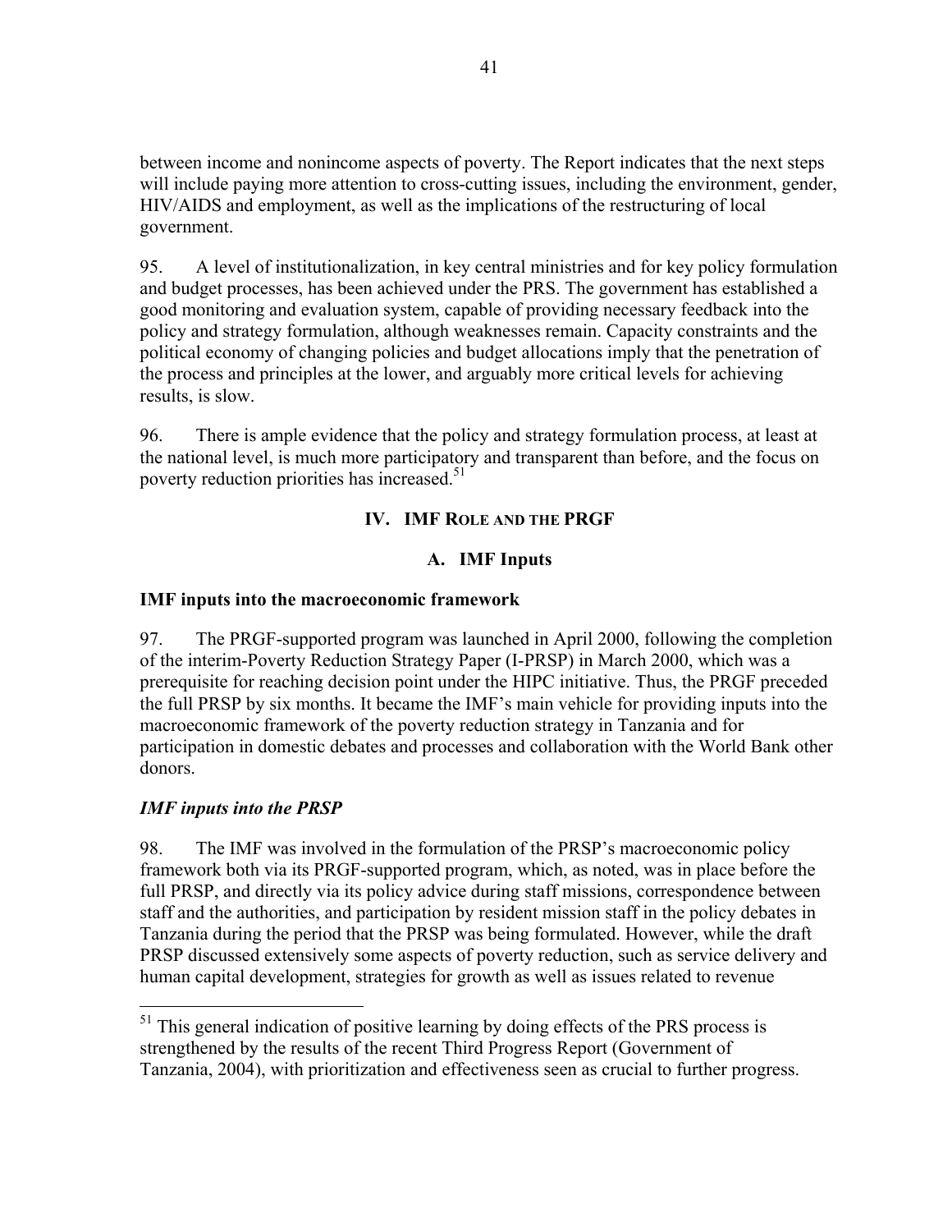between income and nonincome aspects of poverty. The Report indicates that the next steps will include paying more attention to cross-cutting issues, including the environment, gender, HIV/AIDS and employment, as well as the implications of the restructuring of local government.

95. A level of institutionalization, in key central ministries and for key policy formulation and budget processes, has been achieved under the PRS. The government has established a good monitoring and evaluation system, capable of providing necessary feedback into the policy and strategy formulation, although weaknesses remain. Capacity constraints and the political economy of changing policies and budget allocations imply that the penetration of the process and principles at the lower, and arguably more critical levels for achieving results, is slow.

96. There is ample evidence that the policy and strategy formulation process, at least at the national level, is much more participatory and transparent than before, and the focus on poverty reduction priorities has increased.[51]

## IV. IMF Role and the PRGF

### A. IMF Inputs

**IMF inputs into the macroeconomic framework**

97. The PRGF-supported program was launched in April 2000, following the completion of the interim-Poverty Reduction Strategy Paper (I-PRSP) in March 2000, which was a prerequisite for reaching decision point under the HIPC initiative. Thus, the PRGF preceded the full PRSP by six months. It became the IMF's main vehicle for providing inputs into the macroeconomic framework of the poverty reduction strategy in Tanzania and for participation in domestic debates and processes and collaboration with the World Bank other donors.

***IMF inputs into the PRSP***

98. The IMF was involved in the formulation of the PRSP's macroeconomic policy framework both via its PRGF-supported program, which, as noted, was in place before the full PRSP, and directly via its policy advice during staff missions, correspondence between staff and the authorities, and participation by resident mission staff in the policy debates in Tanzania during the period that the PRSP was being formulated. However, while the draft PRSP discussed extensively some aspects of poverty reduction, such as service delivery and human capital development, strategies for growth as well as issues related to revenue

---

[51] This general indication of positive learning by doing effects of the PRS process is strengthened by the results of the recent Third Progress Report (Government of Tanzania, 2004), with prioritization and effectiveness seen as crucial to further progress.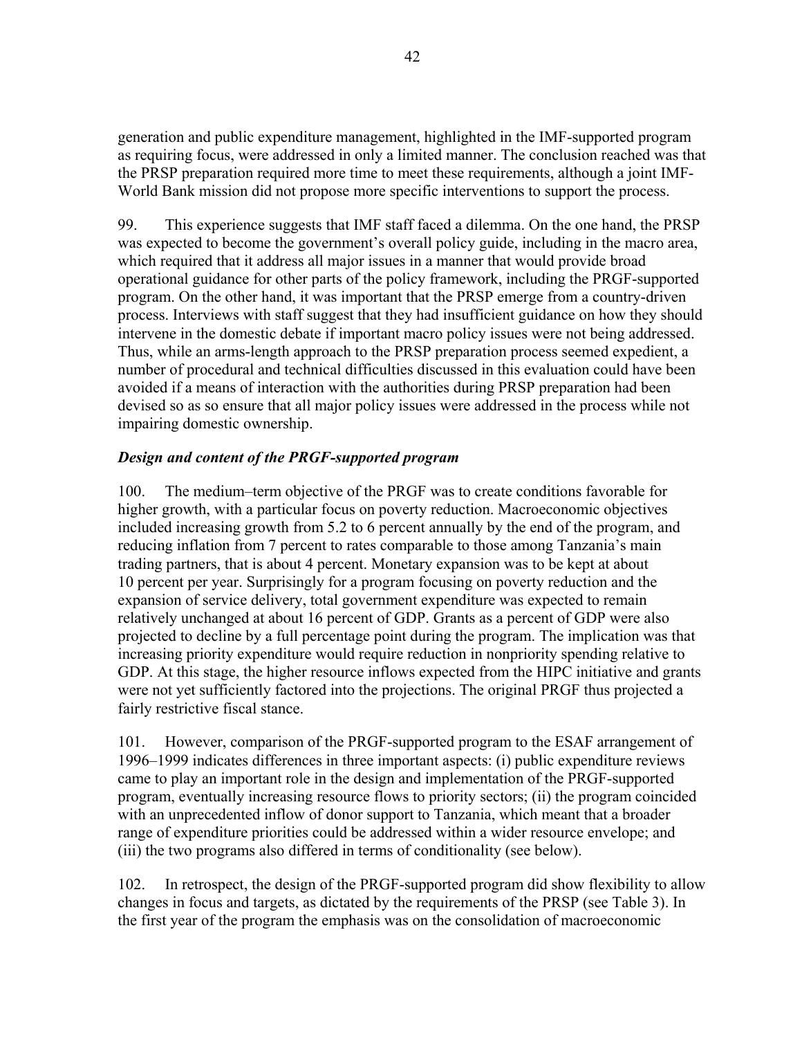generation and public expenditure management, highlighted in the IMF-supported program as requiring focus, were addressed in only a limited manner. The conclusion reached was that the PRSP preparation required more time to meet these requirements, although a joint IMF-World Bank mission did not propose more specific interventions to support the process.

99. This experience suggests that IMF staff faced a dilemma. On the one hand, the PRSP was expected to become the government's overall policy guide, including in the macro area, which required that it address all major issues in a manner that would provide broad operational guidance for other parts of the policy framework, including the PRGF-supported program. On the other hand, it was important that the PRSP emerge from a country-driven process. Interviews with staff suggest that they had insufficient guidance on how they should intervene in the domestic debate if important macro policy issues were not being addressed. Thus, while an arms-length approach to the PRSP preparation process seemed expedient, a number of procedural and technical difficulties discussed in this evaluation could have been avoided if a means of interaction with the authorities during PRSP preparation had been devised so as so ensure that all major policy issues were addressed in the process while not impairing domestic ownership.

### *Design and content of the PRGF-supported program*

100. The medium–term objective of the PRGF was to create conditions favorable for higher growth, with a particular focus on poverty reduction. Macroeconomic objectives included increasing growth from 5.2 to 6 percent annually by the end of the program, and reducing inflation from 7 percent to rates comparable to those among Tanzania's main trading partners, that is about 4 percent. Monetary expansion was to be kept at about 10 percent per year. Surprisingly for a program focusing on poverty reduction and the expansion of service delivery, total government expenditure was expected to remain relatively unchanged at about 16 percent of GDP. Grants as a percent of GDP were also projected to decline by a full percentage point during the program. The implication was that increasing priority expenditure would require reduction in nonpriority spending relative to GDP. At this stage, the higher resource inflows expected from the HIPC initiative and grants were not yet sufficiently factored into the projections. The original PRGF thus projected a fairly restrictive fiscal stance.

101. However, comparison of the PRGF-supported program to the ESAF arrangement of 1996–1999 indicates differences in three important aspects: (i) public expenditure reviews came to play an important role in the design and implementation of the PRGF-supported program, eventually increasing resource flows to priority sectors; (ii) the program coincided with an unprecedented inflow of donor support to Tanzania, which meant that a broader range of expenditure priorities could be addressed within a wider resource envelope; and (iii) the two programs also differed in terms of conditionality (see below).

102. In retrospect, the design of the PRGF-supported program did show flexibility to allow changes in focus and targets, as dictated by the requirements of the PRSP (see Table 3). In the first year of the program the emphasis was on the consolidation of macroeconomic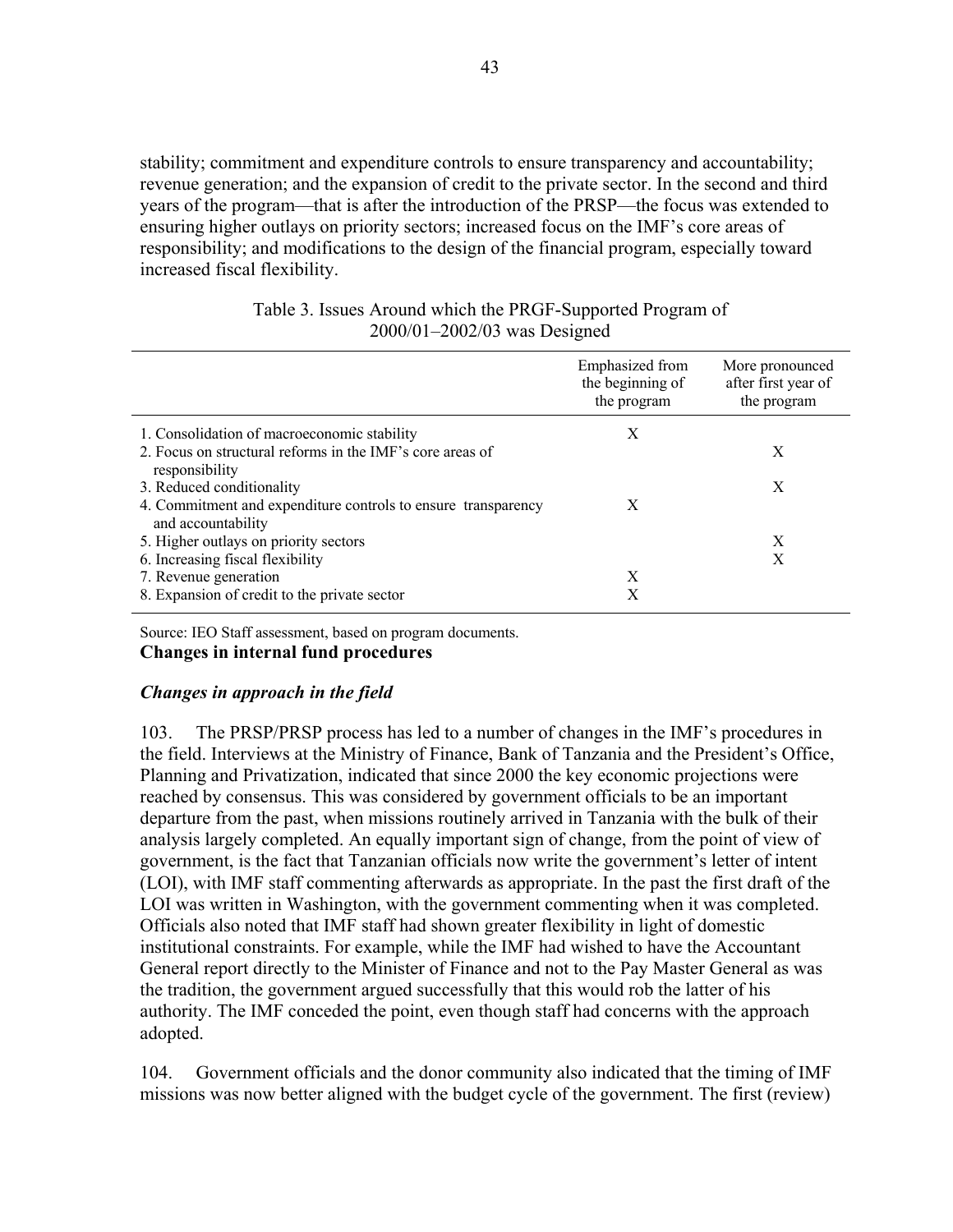stability; commitment and expenditure controls to ensure transparency and accountability; revenue generation; and the expansion of credit to the private sector. In the second and third years of the program—that is after the introduction of the PRSP—the focus was extended to ensuring higher outlays on priority sectors; increased focus on the IMF's core areas of responsibility; and modifications to the design of the financial program, especially toward increased fiscal flexibility.

Table 3. Issues Around which the PRGF-Supported Program of 2000/01–2002/03 was Designed

| | Emphasized from the beginning of the program | More pronounced after first year of the program |
|---|---|---|
| 1. Consolidation of macroeconomic stability | X | |
| 2. Focus on structural reforms in the IMF's core areas of responsibility | | X |
| 3. Reduced conditionality | | X |
| 4. Commitment and expenditure controls to ensure transparency and accountability | X | |
| 5. Higher outlays on priority sectors | | X |
| 6. Increasing fiscal flexibility | | X |
| 7. Revenue generation | X | |
| 8. Expansion of credit to the private sector | X | |

Source: IEO Staff assessment, based on program documents.

**Changes in internal fund procedures**

***Changes in approach in the field***

103. The PRSP/PRSP process has led to a number of changes in the IMF's procedures in the field. Interviews at the Ministry of Finance, Bank of Tanzania and the President's Office, Planning and Privatization, indicated that since 2000 the key economic projections were reached by consensus. This was considered by government officials to be an important departure from the past, when missions routinely arrived in Tanzania with the bulk of their analysis largely completed. An equally important sign of change, from the point of view of government, is the fact that Tanzanian officials now write the government's letter of intent (LOI), with IMF staff commenting afterwards as appropriate. In the past the first draft of the LOI was written in Washington, with the government commenting when it was completed. Officials also noted that IMF staff had shown greater flexibility in light of domestic institutional constraints. For example, while the IMF had wished to have the Accountant General report directly to the Minister of Finance and not to the Pay Master General as was the tradition, the government argued successfully that this would rob the latter of his authority. The IMF conceded the point, even though staff had concerns with the approach adopted.

104. Government officials and the donor community also indicated that the timing of IMF missions was now better aligned with the budget cycle of the government. The first (review)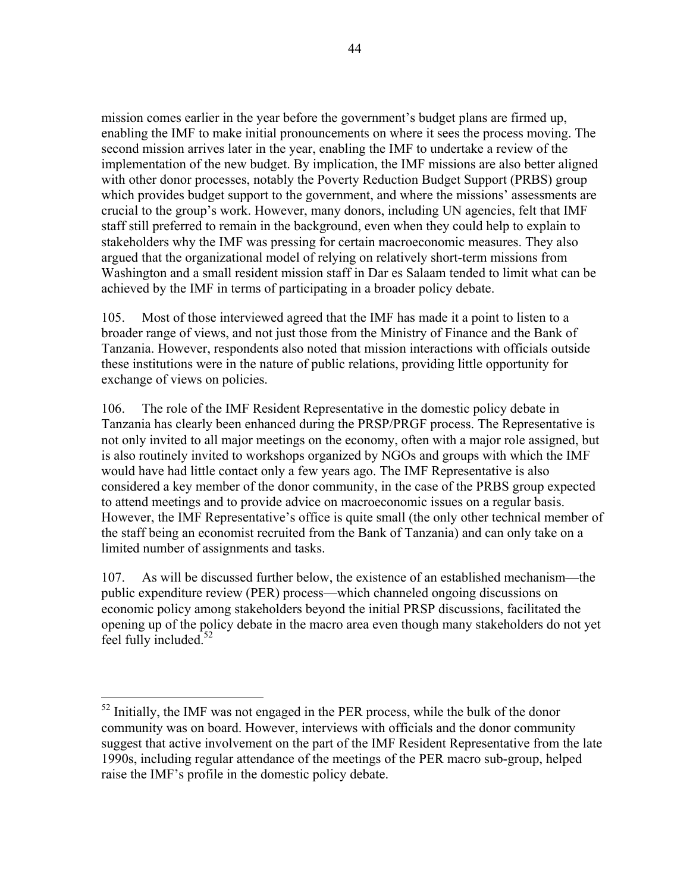mission comes earlier in the year before the government's budget plans are firmed up, enabling the IMF to make initial pronouncements on where it sees the process moving. The second mission arrives later in the year, enabling the IMF to undertake a review of the implementation of the new budget. By implication, the IMF missions are also better aligned with other donor processes, notably the Poverty Reduction Budget Support (PRBS) group which provides budget support to the government, and where the missions' assessments are crucial to the group's work. However, many donors, including UN agencies, felt that IMF staff still preferred to remain in the background, even when they could help to explain to stakeholders why the IMF was pressing for certain macroeconomic measures. They also argued that the organizational model of relying on relatively short-term missions from Washington and a small resident mission staff in Dar es Salaam tended to limit what can be achieved by the IMF in terms of participating in a broader policy debate.

105. Most of those interviewed agreed that the IMF has made it a point to listen to a broader range of views, and not just those from the Ministry of Finance and the Bank of Tanzania. However, respondents also noted that mission interactions with officials outside these institutions were in the nature of public relations, providing little opportunity for exchange of views on policies.

106. The role of the IMF Resident Representative in the domestic policy debate in Tanzania has clearly been enhanced during the PRSP/PRGF process. The Representative is not only invited to all major meetings on the economy, often with a major role assigned, but is also routinely invited to workshops organized by NGOs and groups with which the IMF would have had little contact only a few years ago. The IMF Representative is also considered a key member of the donor community, in the case of the PRBS group expected to attend meetings and to provide advice on macroeconomic issues on a regular basis. However, the IMF Representative's office is quite small (the only other technical member of the staff being an economist recruited from the Bank of Tanzania) and can only take on a limited number of assignments and tasks.

107. As will be discussed further below, the existence of an established mechanism—the public expenditure review (PER) process—which channeled ongoing discussions on economic policy among stakeholders beyond the initial PRSP discussions, facilitated the opening up of the policy debate in the macro area even though many stakeholders do not yet feel fully included.[52]

---

[52] Initially, the IMF was not engaged in the PER process, while the bulk of the donor community was on board. However, interviews with officials and the donor community suggest that active involvement on the part of the IMF Resident Representative from the late 1990s, including regular attendance of the meetings of the PER macro sub-group, helped raise the IMF's profile in the domestic policy debate.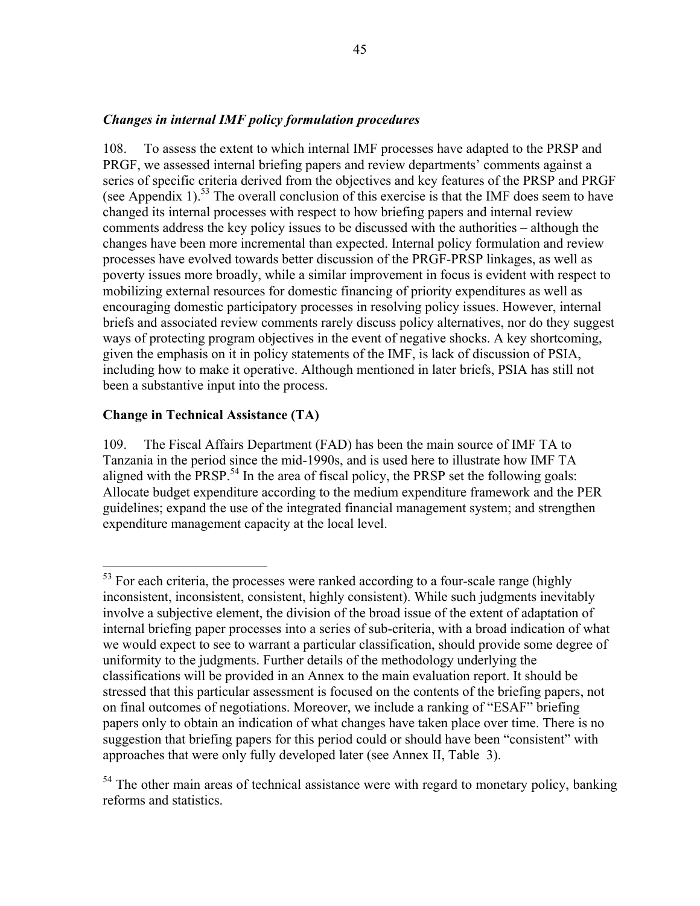### *Changes in internal IMF policy formulation procedures*

108. To assess the extent to which internal IMF processes have adapted to the PRSP and PRGF, we assessed internal briefing papers and review departments' comments against a series of specific criteria derived from the objectives and key features of the PRSP and PRGF (see Appendix 1).[53] The overall conclusion of this exercise is that the IMF does seem to have changed its internal processes with respect to how briefing papers and internal review comments address the key policy issues to be discussed with the authorities – although the changes have been more incremental than expected. Internal policy formulation and review processes have evolved towards better discussion of the PRGF-PRSP linkages, as well as poverty issues more broadly, while a similar improvement in focus is evident with respect to mobilizing external resources for domestic financing of priority expenditures as well as encouraging domestic participatory processes in resolving policy issues. However, internal briefs and associated review comments rarely discuss policy alternatives, nor do they suggest ways of protecting program objectives in the event of negative shocks. A key shortcoming, given the emphasis on it in policy statements of the IMF, is lack of discussion of PSIA, including how to make it operative. Although mentioned in later briefs, PSIA has still not been a substantive input into the process.

### **Change in Technical Assistance (TA)**

109. The Fiscal Affairs Department (FAD) has been the main source of IMF TA to Tanzania in the period since the mid-1990s, and is used here to illustrate how IMF TA aligned with the PRSP.[54] In the area of fiscal policy, the PRSP set the following goals: Allocate budget expenditure according to the medium expenditure framework and the PER guidelines; expand the use of the integrated financial management system; and strengthen expenditure management capacity at the local level.

---

[53] For each criteria, the processes were ranked according to a four-scale range (highly inconsistent, inconsistent, consistent, highly consistent). While such judgments inevitably involve a subjective element, the division of the broad issue of the extent of adaptation of internal briefing paper processes into a series of sub-criteria, with a broad indication of what we would expect to see to warrant a particular classification, should provide some degree of uniformity to the judgments. Further details of the methodology underlying the classifications will be provided in an Annex to the main evaluation report. It should be stressed that this particular assessment is focused on the contents of the briefing papers, not on final outcomes of negotiations. Moreover, we include a ranking of "ESAF" briefing papers only to obtain an indication of what changes have taken place over time. There is no suggestion that briefing papers for this period could or should have been "consistent" with approaches that were only fully developed later (see Annex II, Table 3).

[54] The other main areas of technical assistance were with regard to monetary policy, banking reforms and statistics.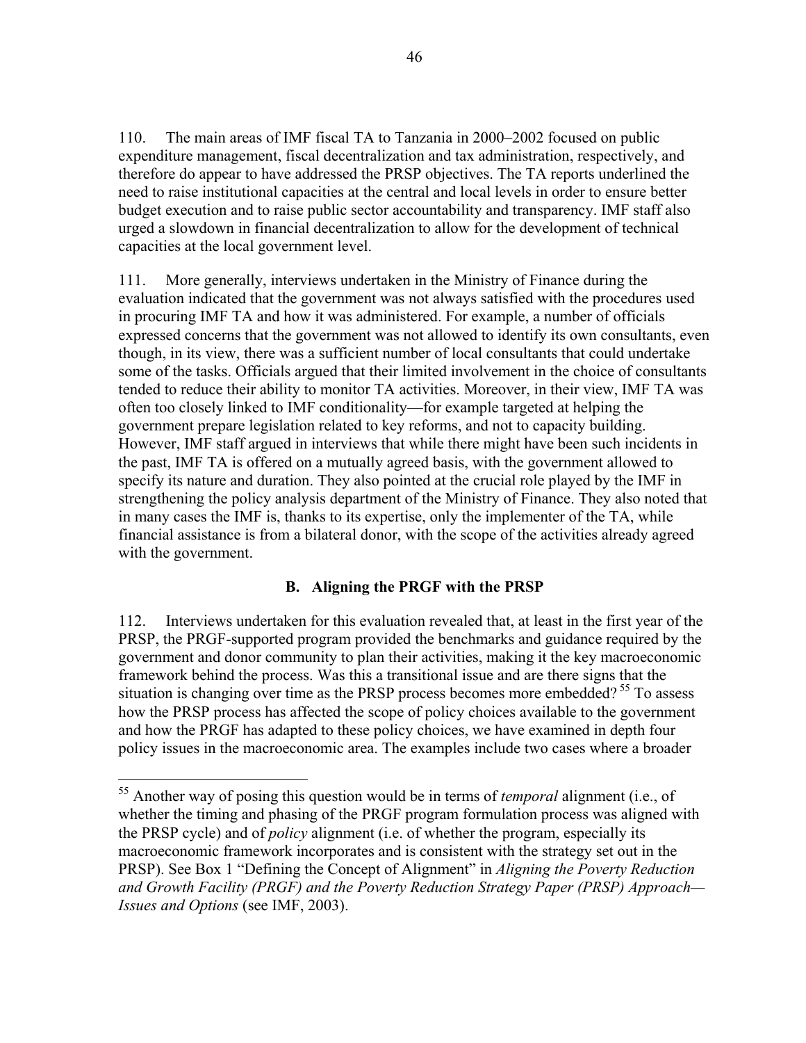110. The main areas of IMF fiscal TA to Tanzania in 2000–2002 focused on public expenditure management, fiscal decentralization and tax administration, respectively, and therefore do appear to have addressed the PRSP objectives. The TA reports underlined the need to raise institutional capacities at the central and local levels in order to ensure better budget execution and to raise public sector accountability and transparency. IMF staff also urged a slowdown in financial decentralization to allow for the development of technical capacities at the local government level.

111. More generally, interviews undertaken in the Ministry of Finance during the evaluation indicated that the government was not always satisfied with the procedures used in procuring IMF TA and how it was administered. For example, a number of officials expressed concerns that the government was not allowed to identify its own consultants, even though, in its view, there was a sufficient number of local consultants that could undertake some of the tasks. Officials argued that their limited involvement in the choice of consultants tended to reduce their ability to monitor TA activities. Moreover, in their view, IMF TA was often too closely linked to IMF conditionality—for example targeted at helping the government prepare legislation related to key reforms, and not to capacity building. However, IMF staff argued in interviews that while there might have been such incidents in the past, IMF TA is offered on a mutually agreed basis, with the government allowed to specify its nature and duration. They also pointed at the crucial role played by the IMF in strengthening the policy analysis department of the Ministry of Finance. They also noted that in many cases the IMF is, thanks to its expertise, only the implementer of the TA, while financial assistance is from a bilateral donor, with the scope of the activities already agreed with the government.

## B. Aligning the PRGF with the PRSP

112. Interviews undertaken for this evaluation revealed that, at least in the first year of the PRSP, the PRGF-supported program provided the benchmarks and guidance required by the government and donor community to plan their activities, making it the key macroeconomic framework behind the process. Was this a transitional issue and are there signs that the situation is changing over time as the PRSP process becomes more embedded? [55] To assess how the PRSP process has affected the scope of policy choices available to the government and how the PRGF has adapted to these policy choices, we have examined in depth four policy issues in the macroeconomic area. The examples include two cases where a broader

---

[55] Another way of posing this question would be in terms of *temporal* alignment (i.e., of whether the timing and phasing of the PRGF program formulation process was aligned with the PRSP cycle) and of *policy* alignment (i.e. of whether the program, especially its macroeconomic framework incorporates and is consistent with the strategy set out in the PRSP). See Box 1 "Defining the Concept of Alignment" in *Aligning the Poverty Reduction and Growth Facility (PRGF) and the Poverty Reduction Strategy Paper (PRSP) Approach—Issues and Options* (see IMF, 2003).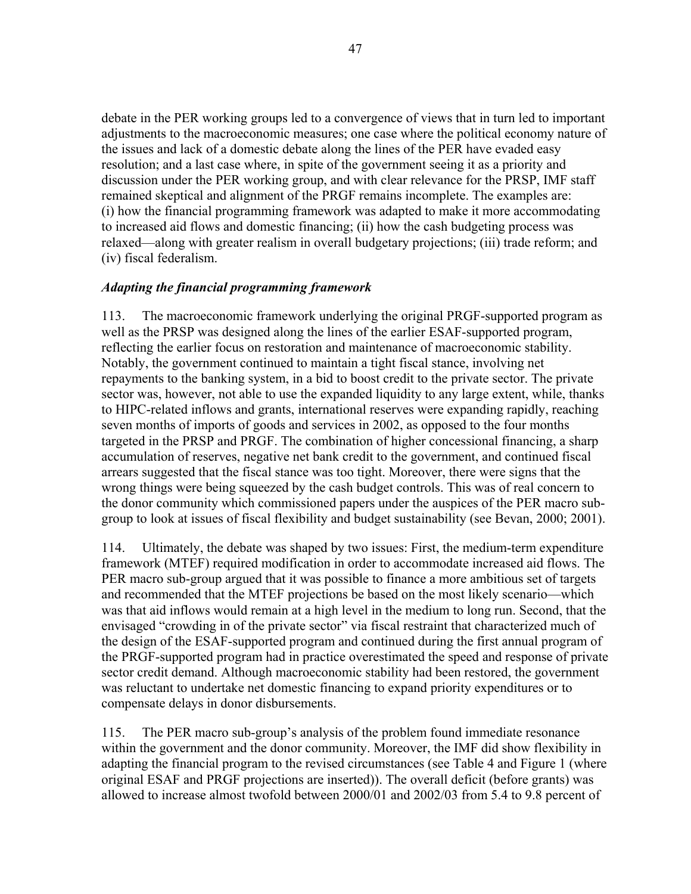debate in the PER working groups led to a convergence of views that in turn led to important adjustments to the macroeconomic measures; one case where the political economy nature of the issues and lack of a domestic debate along the lines of the PER have evaded easy resolution; and a last case where, in spite of the government seeing it as a priority and discussion under the PER working group, and with clear relevance for the PRSP, IMF staff remained skeptical and alignment of the PRGF remains incomplete. The examples are: (i) how the financial programming framework was adapted to make it more accommodating to increased aid flows and domestic financing; (ii) how the cash budgeting process was relaxed—along with greater realism in overall budgetary projections; (iii) trade reform; and (iv) fiscal federalism.

### *Adapting the financial programming framework*

113. The macroeconomic framework underlying the original PRGF-supported program as well as the PRSP was designed along the lines of the earlier ESAF-supported program, reflecting the earlier focus on restoration and maintenance of macroeconomic stability. Notably, the government continued to maintain a tight fiscal stance, involving net repayments to the banking system, in a bid to boost credit to the private sector. The private sector was, however, not able to use the expanded liquidity to any large extent, while, thanks to HIPC-related inflows and grants, international reserves were expanding rapidly, reaching seven months of imports of goods and services in 2002, as opposed to the four months targeted in the PRSP and PRGF. The combination of higher concessional financing, a sharp accumulation of reserves, negative net bank credit to the government, and continued fiscal arrears suggested that the fiscal stance was too tight. Moreover, there were signs that the wrong things were being squeezed by the cash budget controls. This was of real concern to the donor community which commissioned papers under the auspices of the PER macro sub-group to look at issues of fiscal flexibility and budget sustainability (see Bevan, 2000; 2001).

114. Ultimately, the debate was shaped by two issues: First, the medium-term expenditure framework (MTEF) required modification in order to accommodate increased aid flows. The PER macro sub-group argued that it was possible to finance a more ambitious set of targets and recommended that the MTEF projections be based on the most likely scenario—which was that aid inflows would remain at a high level in the medium to long run. Second, that the envisaged "crowding in of the private sector" via fiscal restraint that characterized much of the design of the ESAF-supported program and continued during the first annual program of the PRGF-supported program had in practice overestimated the speed and response of private sector credit demand. Although macroeconomic stability had been restored, the government was reluctant to undertake net domestic financing to expand priority expenditures or to compensate delays in donor disbursements.

115. The PER macro sub-group's analysis of the problem found immediate resonance within the government and the donor community. Moreover, the IMF did show flexibility in adapting the financial program to the revised circumstances (see Table 4 and Figure 1 (where original ESAF and PRGF projections are inserted)). The overall deficit (before grants) was allowed to increase almost twofold between 2000/01 and 2002/03 from 5.4 to 9.8 percent of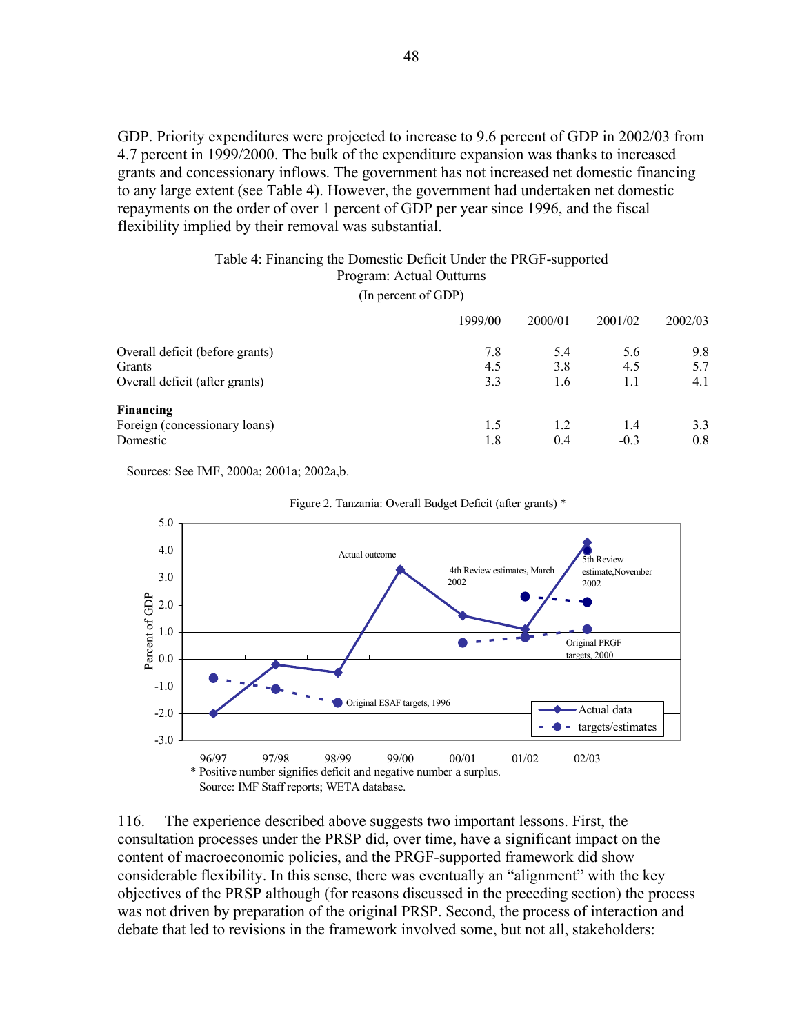GDP. Priority expenditures were projected to increase to 9.6 percent of GDP in 2002/03 from 4.7 percent in 1999/2000. The bulk of the expenditure expansion was thanks to increased grants and concessionary inflows. The government has not increased net domestic financing to any large extent (see Table 4). However, the government had undertaken net domestic repayments on the order of over 1 percent of GDP per year since 1996, and the fiscal flexibility implied by their removal was substantial.

Table 4: Financing the Domestic Deficit Under the PRGF-supported Program: Actual Outturns

(In percent of GDP)

| | 1999/00 | 2000/01 | 2001/02 | 2002/03 |
|---|---|---|---|---|
| Overall deficit (before grants) | 7.8 | 5.4 | 5.6 | 9.8 |
| Grants | 4.5 | 3.8 | 4.5 | 5.7 |
| Overall deficit (after grants) | 3.3 | 1.6 | 1.1 | 4.1 |
| **Financing** | | | | |
| Foreign (concessionary loans) | 1.5 | 1.2 | 1.4 | 3.3 |
| Domestic | 1.8 | 0.4 | -0.3 | 0.8 |

Sources: See IMF, 2000a; 2001a; 2002a,b.

Figure 2. Tanzania: Overall Budget Deficit (after grants) *

* Positive number signifies deficit and negative number a surplus.
Source: IMF Staff reports; WETA database.

116. The experience described above suggests two important lessons. First, the consultation processes under the PRSP did, over time, have a significant impact on the content of macroeconomic policies, and the PRGF-supported framework did show considerable flexibility. In this sense, there was eventually an "alignment" with the key objectives of the PRSP although (for reasons discussed in the preceding section) the process was not driven by preparation of the original PRSP. Second, the process of interaction and debate that led to revisions in the framework involved some, but not all, stakeholders: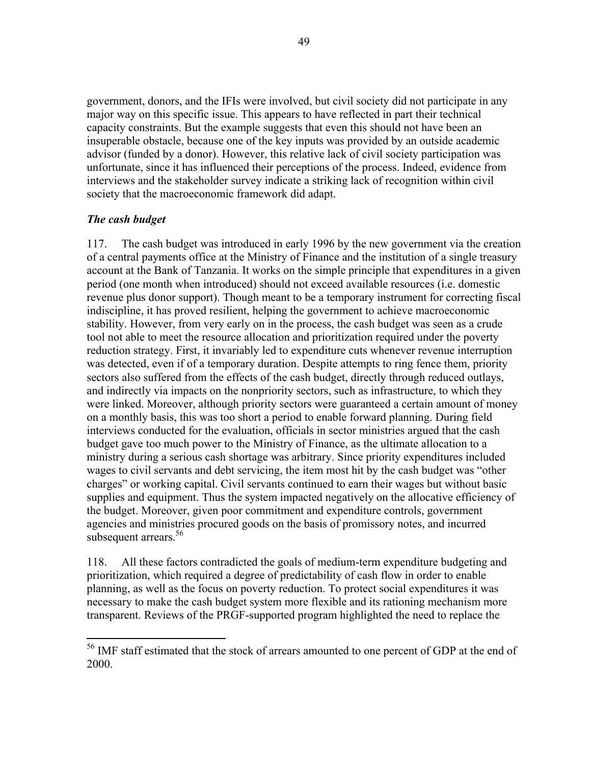government, donors, and the IFIs were involved, but civil society did not participate in any major way on this specific issue. This appears to have reflected in part their technical capacity constraints. But the example suggests that even this should not have been an insuperable obstacle, because one of the key inputs was provided by an outside academic advisor (funded by a donor). However, this relative lack of civil society participation was unfortunate, since it has influenced their perceptions of the process. Indeed, evidence from interviews and the stakeholder survey indicate a striking lack of recognition within civil society that the macroeconomic framework did adapt.

### *The cash budget*

117. The cash budget was introduced in early 1996 by the new government via the creation of a central payments office at the Ministry of Finance and the institution of a single treasury account at the Bank of Tanzania. It works on the simple principle that expenditures in a given period (one month when introduced) should not exceed available resources (i.e. domestic revenue plus donor support). Though meant to be a temporary instrument for correcting fiscal indiscipline, it has proved resilient, helping the government to achieve macroeconomic stability. However, from very early on in the process, the cash budget was seen as a crude tool not able to meet the resource allocation and prioritization required under the poverty reduction strategy. First, it invariably led to expenditure cuts whenever revenue interruption was detected, even if of a temporary duration. Despite attempts to ring fence them, priority sectors also suffered from the effects of the cash budget, directly through reduced outlays, and indirectly via impacts on the nonpriority sectors, such as infrastructure, to which they were linked. Moreover, although priority sectors were guaranteed a certain amount of money on a monthly basis, this was too short a period to enable forward planning. During field interviews conducted for the evaluation, officials in sector ministries argued that the cash budget gave too much power to the Ministry of Finance, as the ultimate allocation to a ministry during a serious cash shortage was arbitrary. Since priority expenditures included wages to civil servants and debt servicing, the item most hit by the cash budget was "other charges" or working capital. Civil servants continued to earn their wages but without basic supplies and equipment. Thus the system impacted negatively on the allocative efficiency of the budget. Moreover, given poor commitment and expenditure controls, government agencies and ministries procured goods on the basis of promissory notes, and incurred subsequent arrears.[56]

118. All these factors contradicted the goals of medium-term expenditure budgeting and prioritization, which required a degree of predictability of cash flow in order to enable planning, as well as the focus on poverty reduction. To protect social expenditures it was necessary to make the cash budget system more flexible and its rationing mechanism more transparent. Reviews of the PRGF-supported program highlighted the need to replace the

---

[56] IMF staff estimated that the stock of arrears amounted to one percent of GDP at the end of 2000.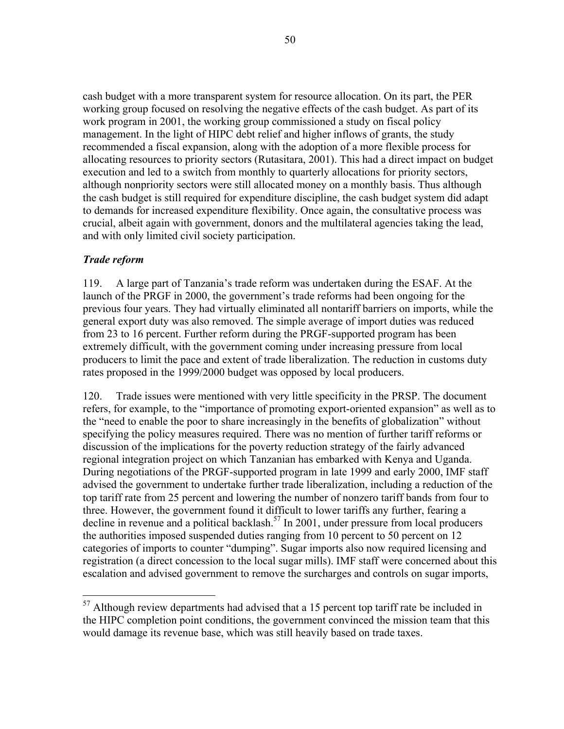cash budget with a more transparent system for resource allocation. On its part, the PER working group focused on resolving the negative effects of the cash budget. As part of its work program in 2001, the working group commissioned a study on fiscal policy management. In the light of HIPC debt relief and higher inflows of grants, the study recommended a fiscal expansion, along with the adoption of a more flexible process for allocating resources to priority sectors (Rutasitara, 2001). This had a direct impact on budget execution and led to a switch from monthly to quarterly allocations for priority sectors, although nonpriority sectors were still allocated money on a monthly basis. Thus although the cash budget is still required for expenditure discipline, the cash budget system did adapt to demands for increased expenditure flexibility. Once again, the consultative process was crucial, albeit again with government, donors and the multilateral agencies taking the lead, and with only limited civil society participation.

### *Trade reform*

119. A large part of Tanzania's trade reform was undertaken during the ESAF. At the launch of the PRGF in 2000, the government's trade reforms had been ongoing for the previous four years. They had virtually eliminated all nontariff barriers on imports, while the general export duty was also removed. The simple average of import duties was reduced from 23 to 16 percent. Further reform during the PRGF-supported program has been extremely difficult, with the government coming under increasing pressure from local producers to limit the pace and extent of trade liberalization. The reduction in customs duty rates proposed in the 1999/2000 budget was opposed by local producers.

120. Trade issues were mentioned with very little specificity in the PRSP. The document refers, for example, to the "importance of promoting export-oriented expansion" as well as to the "need to enable the poor to share increasingly in the benefits of globalization" without specifying the policy measures required. There was no mention of further tariff reforms or discussion of the implications for the poverty reduction strategy of the fairly advanced regional integration project on which Tanzanian has embarked with Kenya and Uganda. During negotiations of the PRGF-supported program in late 1999 and early 2000, IMF staff advised the government to undertake further trade liberalization, including a reduction of the top tariff rate from 25 percent and lowering the number of nonzero tariff bands from four to three. However, the government found it difficult to lower tariffs any further, fearing a decline in revenue and a political backlash.[57] In 2001, under pressure from local producers the authorities imposed suspended duties ranging from 10 percent to 50 percent on 12 categories of imports to counter "dumping". Sugar imports also now required licensing and registration (a direct concession to the local sugar mills). IMF staff were concerned about this escalation and advised government to remove the surcharges and controls on sugar imports,

---

[57] Although review departments had advised that a 15 percent top tariff rate be included in the HIPC completion point conditions, the government convinced the mission team that this would damage its revenue base, which was still heavily based on trade taxes.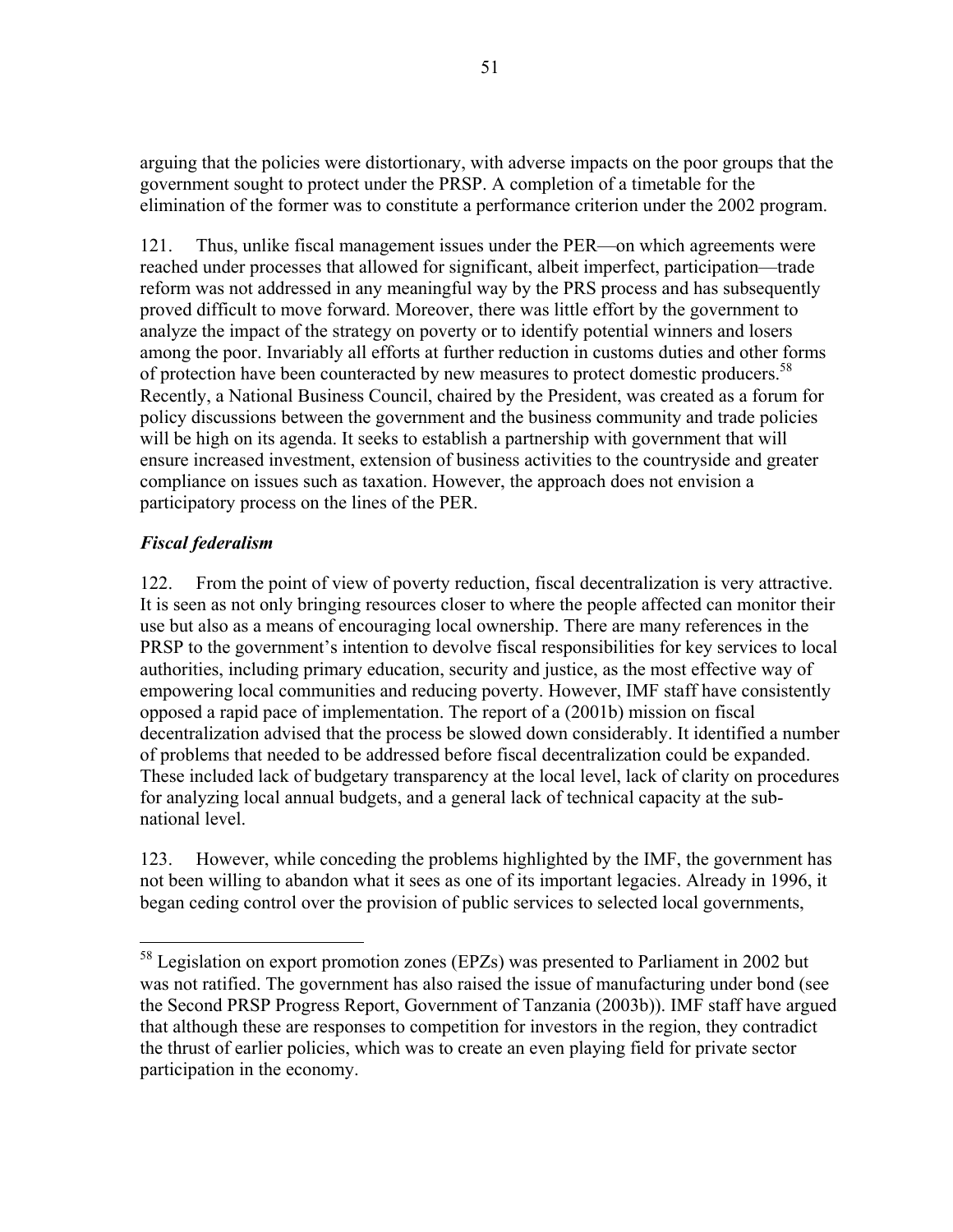arguing that the policies were distortionary, with adverse impacts on the poor groups that the government sought to protect under the PRSP. A completion of a timetable for the elimination of the former was to constitute a performance criterion under the 2002 program.

121. Thus, unlike fiscal management issues under the PER—on which agreements were reached under processes that allowed for significant, albeit imperfect, participation—trade reform was not addressed in any meaningful way by the PRS process and has subsequently proved difficult to move forward. Moreover, there was little effort by the government to analyze the impact of the strategy on poverty or to identify potential winners and losers among the poor. Invariably all efforts at further reduction in customs duties and other forms of protection have been counteracted by new measures to protect domestic producers.[58] Recently, a National Business Council, chaired by the President, was created as a forum for policy discussions between the government and the business community and trade policies will be high on its agenda. It seeks to establish a partnership with government that will ensure increased investment, extension of business activities to the countryside and greater compliance on issues such as taxation. However, the approach does not envision a participatory process on the lines of the PER.

### *Fiscal federalism*

122. From the point of view of poverty reduction, fiscal decentralization is very attractive. It is seen as not only bringing resources closer to where the people affected can monitor their use but also as a means of encouraging local ownership. There are many references in the PRSP to the government's intention to devolve fiscal responsibilities for key services to local authorities, including primary education, security and justice, as the most effective way of empowering local communities and reducing poverty. However, IMF staff have consistently opposed a rapid pace of implementation. The report of a (2001b) mission on fiscal decentralization advised that the process be slowed down considerably. It identified a number of problems that needed to be addressed before fiscal decentralization could be expanded. These included lack of budgetary transparency at the local level, lack of clarity on procedures for analyzing local annual budgets, and a general lack of technical capacity at the sub-national level.

123. However, while conceding the problems highlighted by the IMF, the government has not been willing to abandon what it sees as one of its important legacies. Already in 1996, it began ceding control over the provision of public services to selected local governments,

---

[58] Legislation on export promotion zones (EPZs) was presented to Parliament in 2002 but was not ratified. The government has also raised the issue of manufacturing under bond (see the Second PRSP Progress Report, Government of Tanzania (2003b)). IMF staff have argued that although these are responses to competition for investors in the region, they contradict the thrust of earlier policies, which was to create an even playing field for private sector participation in the economy.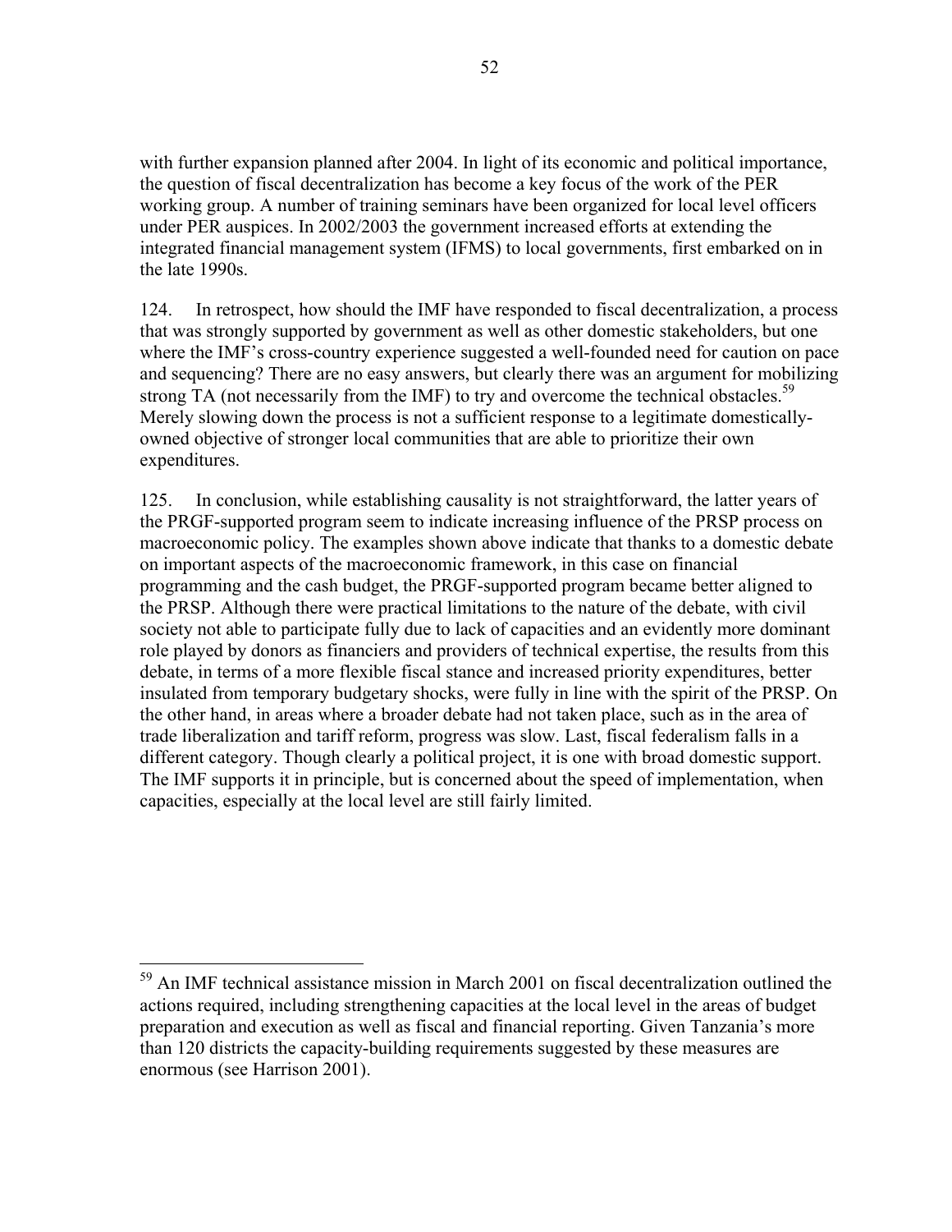with further expansion planned after 2004. In light of its economic and political importance, the question of fiscal decentralization has become a key focus of the work of the PER working group. A number of training seminars have been organized for local level officers under PER auspices. In 2002/2003 the government increased efforts at extending the integrated financial management system (IFMS) to local governments, first embarked on in the late 1990s.

124. In retrospect, how should the IMF have responded to fiscal decentralization, a process that was strongly supported by government as well as other domestic stakeholders, but one where the IMF's cross-country experience suggested a well-founded need for caution on pace and sequencing? There are no easy answers, but clearly there was an argument for mobilizing strong TA (not necessarily from the IMF) to try and overcome the technical obstacles.[59] Merely slowing down the process is not a sufficient response to a legitimate domestically-owned objective of stronger local communities that are able to prioritize their own expenditures.

125. In conclusion, while establishing causality is not straightforward, the latter years of the PRGF-supported program seem to indicate increasing influence of the PRSP process on macroeconomic policy. The examples shown above indicate that thanks to a domestic debate on important aspects of the macroeconomic framework, in this case on financial programming and the cash budget, the PRGF-supported program became better aligned to the PRSP. Although there were practical limitations to the nature of the debate, with civil society not able to participate fully due to lack of capacities and an evidently more dominant role played by donors as financiers and providers of technical expertise, the results from this debate, in terms of a more flexible fiscal stance and increased priority expenditures, better insulated from temporary budgetary shocks, were fully in line with the spirit of the PRSP. On the other hand, in areas where a broader debate had not taken place, such as in the area of trade liberalization and tariff reform, progress was slow. Last, fiscal federalism falls in a different category. Though clearly a political project, it is one with broad domestic support. The IMF supports it in principle, but is concerned about the speed of implementation, when capacities, especially at the local level are still fairly limited.

---

[59] An IMF technical assistance mission in March 2001 on fiscal decentralization outlined the actions required, including strengthening capacities at the local level in the areas of budget preparation and execution as well as fiscal and financial reporting. Given Tanzania's more than 120 districts the capacity-building requirements suggested by these measures are enormous (see Harrison 2001).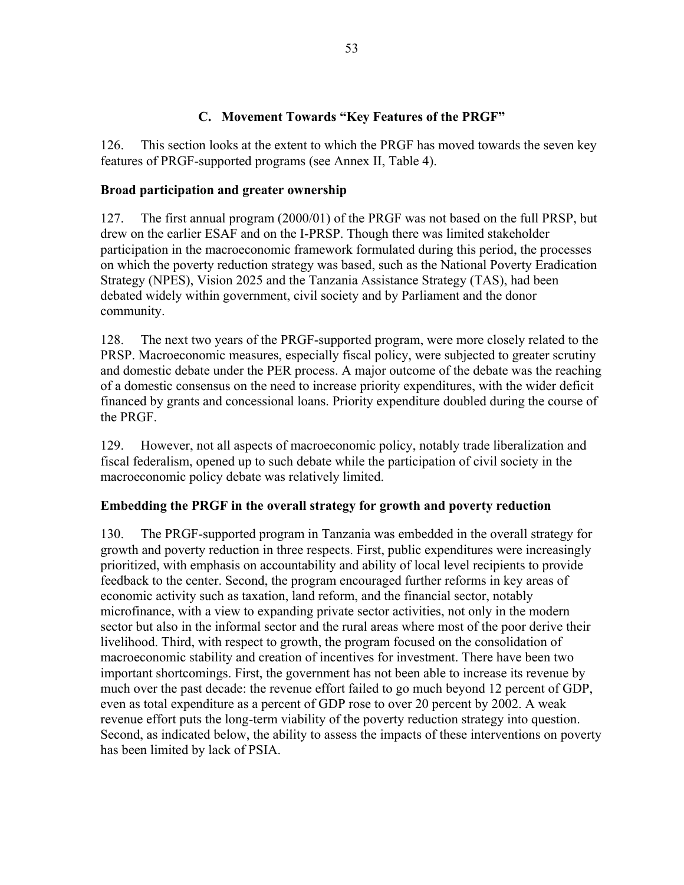## C. Movement Towards "Key Features of the PRGF"

126. This section looks at the extent to which the PRGF has moved towards the seven key features of PRGF-supported programs (see Annex II, Table 4).

**Broad participation and greater ownership**

127. The first annual program (2000/01) of the PRGF was not based on the full PRSP, but drew on the earlier ESAF and on the I-PRSP. Though there was limited stakeholder participation in the macroeconomic framework formulated during this period, the processes on which the poverty reduction strategy was based, such as the National Poverty Eradication Strategy (NPES), Vision 2025 and the Tanzania Assistance Strategy (TAS), had been debated widely within government, civil society and by Parliament and the donor community.

128. The next two years of the PRGF-supported program, were more closely related to the PRSP. Macroeconomic measures, especially fiscal policy, were subjected to greater scrutiny and domestic debate under the PER process. A major outcome of the debate was the reaching of a domestic consensus on the need to increase priority expenditures, with the wider deficit financed by grants and concessional loans. Priority expenditure doubled during the course of the PRGF.

129. However, not all aspects of macroeconomic policy, notably trade liberalization and fiscal federalism, opened up to such debate while the participation of civil society in the macroeconomic policy debate was relatively limited.

**Embedding the PRGF in the overall strategy for growth and poverty reduction**

130. The PRGF-supported program in Tanzania was embedded in the overall strategy for growth and poverty reduction in three respects. First, public expenditures were increasingly prioritized, with emphasis on accountability and ability of local level recipients to provide feedback to the center. Second, the program encouraged further reforms in key areas of economic activity such as taxation, land reform, and the financial sector, notably microfinance, with a view to expanding private sector activities, not only in the modern sector but also in the informal sector and the rural areas where most of the poor derive their livelihood. Third, with respect to growth, the program focused on the consolidation of macroeconomic stability and creation of incentives for investment. There have been two important shortcomings. First, the government has not been able to increase its revenue by much over the past decade: the revenue effort failed to go much beyond 12 percent of GDP, even as total expenditure as a percent of GDP rose to over 20 percent by 2002. A weak revenue effort puts the long-term viability of the poverty reduction strategy into question. Second, as indicated below, the ability to assess the impacts of these interventions on poverty has been limited by lack of PSIA.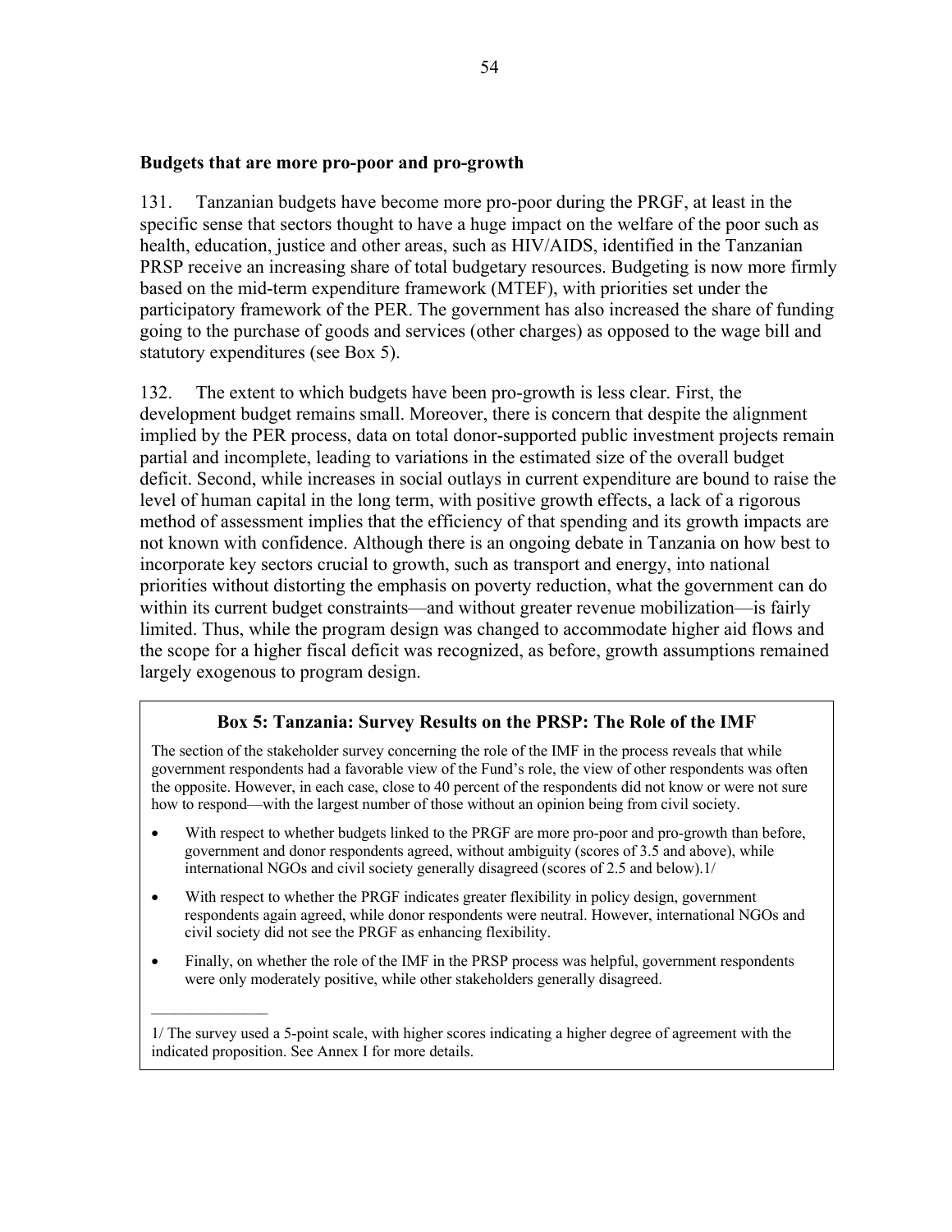**Budgets that are more pro-poor and pro-growth**

131. Tanzanian budgets have become more pro-poor during the PRGF, at least in the specific sense that sectors thought to have a huge impact on the welfare of the poor such as health, education, justice and other areas, such as HIV/AIDS, identified in the Tanzanian PRSP receive an increasing share of total budgetary resources. Budgeting is now more firmly based on the mid-term expenditure framework (MTEF), with priorities set under the participatory framework of the PER. The government has also increased the share of funding going to the purchase of goods and services (other charges) as opposed to the wage bill and statutory expenditures (see Box 5).

132. The extent to which budgets have been pro-growth is less clear. First, the development budget remains small. Moreover, there is concern that despite the alignment implied by the PER process, data on total donor-supported public investment projects remain partial and incomplete, leading to variations in the estimated size of the overall budget deficit. Second, while increases in social outlays in current expenditure are bound to raise the level of human capital in the long term, with positive growth effects, a lack of a rigorous method of assessment implies that the efficiency of that spending and its growth impacts are not known with confidence. Although there is an ongoing debate in Tanzania on how best to incorporate key sectors crucial to growth, such as transport and energy, into national priorities without distorting the emphasis on poverty reduction, what the government can do within its current budget constraints—and without greater revenue mobilization—is fairly limited. Thus, while the program design was changed to accommodate higher aid flows and the scope for a higher fiscal deficit was recognized, as before, growth assumptions remained largely exogenous to program design.

### Box 5: Tanzania: Survey Results on the PRSP: The Role of the IMF

The section of the stakeholder survey concerning the role of the IMF in the process reveals that while government respondents had a favorable view of the Fund's role, the view of other respondents was often the opposite. However, in each case, close to 40 percent of the respondents did not know or were not sure how to respond—with the largest number of those without an opinion being from civil society.

- With respect to whether budgets linked to the PRGF are more pro-poor and pro-growth than before, government and donor respondents agreed, without ambiguity (scores of 3.5 and above), while international NGOs and civil society generally disagreed (scores of 2.5 and below).1/
- With respect to whether the PRGF indicates greater flexibility in policy design, government respondents again agreed, while donor respondents were neutral. However, international NGOs and civil society did not see the PRGF as enhancing flexibility.
- Finally, on whether the role of the IMF in the PRSP process was helpful, government respondents were only moderately positive, while other stakeholders generally disagreed.

---

1/ The survey used a 5-point scale, with higher scores indicating a higher degree of agreement with the indicated proposition. See Annex I for more details.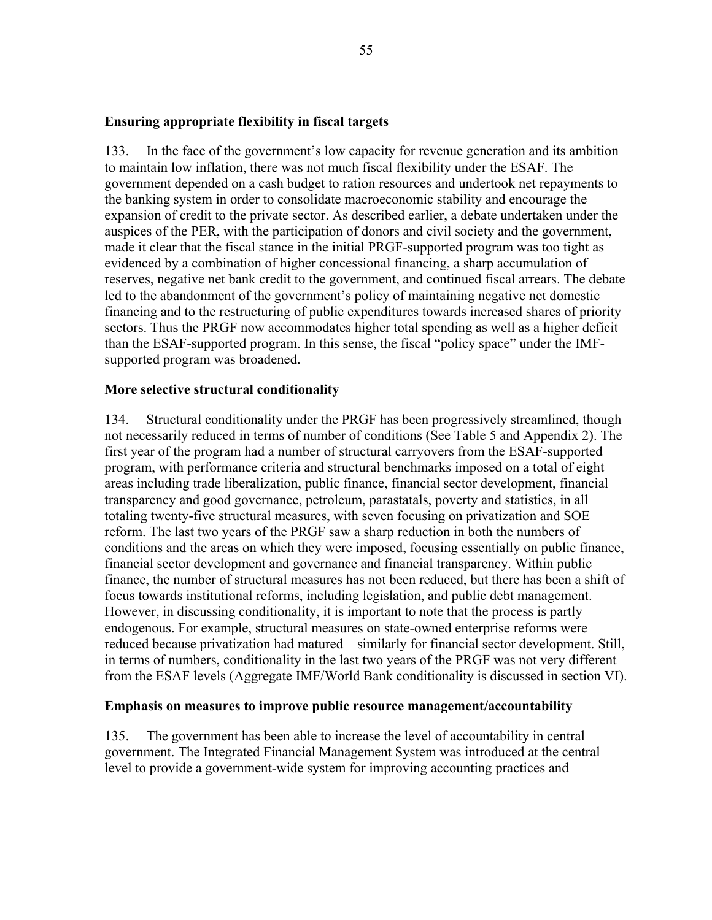**Ensuring appropriate flexibility in fiscal targets**

133. In the face of the government's low capacity for revenue generation and its ambition to maintain low inflation, there was not much fiscal flexibility under the ESAF. The government depended on a cash budget to ration resources and undertook net repayments to the banking system in order to consolidate macroeconomic stability and encourage the expansion of credit to the private sector. As described earlier, a debate undertaken under the auspices of the PER, with the participation of donors and civil society and the government, made it clear that the fiscal stance in the initial PRGF-supported program was too tight as evidenced by a combination of higher concessional financing, a sharp accumulation of reserves, negative net bank credit to the government, and continued fiscal arrears. The debate led to the abandonment of the government's policy of maintaining negative net domestic financing and to the restructuring of public expenditures towards increased shares of priority sectors. Thus the PRGF now accommodates higher total spending as well as a higher deficit than the ESAF-supported program. In this sense, the fiscal "policy space" under the IMF-supported program was broadened.

**More selective structural conditionality**

134. Structural conditionality under the PRGF has been progressively streamlined, though not necessarily reduced in terms of number of conditions (See Table 5 and Appendix 2). The first year of the program had a number of structural carryovers from the ESAF-supported program, with performance criteria and structural benchmarks imposed on a total of eight areas including trade liberalization, public finance, financial sector development, financial transparency and good governance, petroleum, parastatals, poverty and statistics, in all totaling twenty-five structural measures, with seven focusing on privatization and SOE reform. The last two years of the PRGF saw a sharp reduction in both the numbers of conditions and the areas on which they were imposed, focusing essentially on public finance, financial sector development and governance and financial transparency. Within public finance, the number of structural measures has not been reduced, but there has been a shift of focus towards institutional reforms, including legislation, and public debt management. However, in discussing conditionality, it is important to note that the process is partly endogenous. For example, structural measures on state-owned enterprise reforms were reduced because privatization had matured—similarly for financial sector development. Still, in terms of numbers, conditionality in the last two years of the PRGF was not very different from the ESAF levels (Aggregate IMF/World Bank conditionality is discussed in section VI).

**Emphasis on measures to improve public resource management/accountability**

135. The government has been able to increase the level of accountability in central government. The Integrated Financial Management System was introduced at the central level to provide a government-wide system for improving accounting practices and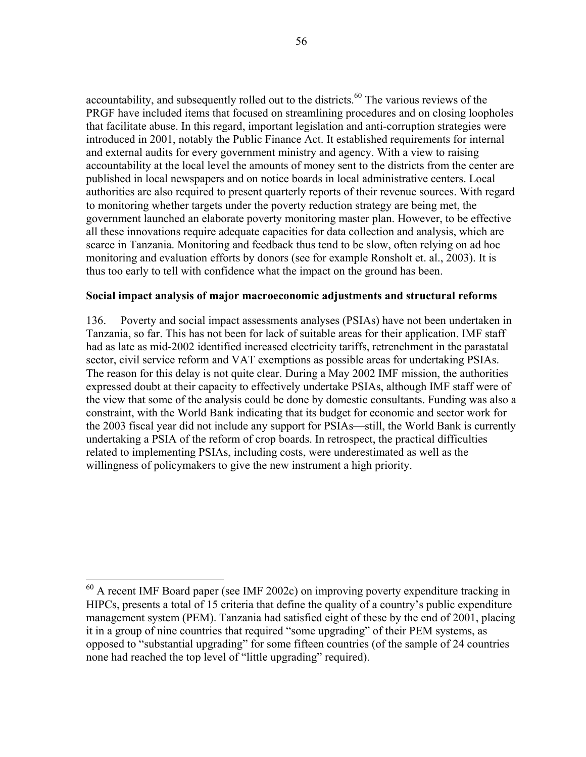accountability, and subsequently rolled out to the districts.[60] The various reviews of the PRGF have included items that focused on streamlining procedures and on closing loopholes that facilitate abuse. In this regard, important legislation and anti-corruption strategies were introduced in 2001, notably the Public Finance Act. It established requirements for internal and external audits for every government ministry and agency. With a view to raising accountability at the local level the amounts of money sent to the districts from the center are published in local newspapers and on notice boards in local administrative centers. Local authorities are also required to present quarterly reports of their revenue sources. With regard to monitoring whether targets under the poverty reduction strategy are being met, the government launched an elaborate poverty monitoring master plan. However, to be effective all these innovations require adequate capacities for data collection and analysis, which are scarce in Tanzania. Monitoring and feedback thus tend to be slow, often relying on ad hoc monitoring and evaluation efforts by donors (see for example Ronsholt et. al., 2003). It is thus too early to tell with confidence what the impact on the ground has been.

**Social impact analysis of major macroeconomic adjustments and structural reforms**

136. Poverty and social impact assessments analyses (PSIAs) have not been undertaken in Tanzania, so far. This has not been for lack of suitable areas for their application. IMF staff had as late as mid-2002 identified increased electricity tariffs, retrenchment in the parastatal sector, civil service reform and VAT exemptions as possible areas for undertaking PSIAs. The reason for this delay is not quite clear. During a May 2002 IMF mission, the authorities expressed doubt at their capacity to effectively undertake PSIAs, although IMF staff were of the view that some of the analysis could be done by domestic consultants. Funding was also a constraint, with the World Bank indicating that its budget for economic and sector work for the 2003 fiscal year did not include any support for PSIAs—still, the World Bank is currently undertaking a PSIA of the reform of crop boards. In retrospect, the practical difficulties related to implementing PSIAs, including costs, were underestimated as well as the willingness of policymakers to give the new instrument a high priority.

---

[60] A recent IMF Board paper (see IMF 2002c) on improving poverty expenditure tracking in HIPCs, presents a total of 15 criteria that define the quality of a country's public expenditure management system (PEM). Tanzania had satisfied eight of these by the end of 2001, placing it in a group of nine countries that required "some upgrading" of their PEM systems, as opposed to "substantial upgrading" for some fifteen countries (of the sample of 24 countries none had reached the top level of "little upgrading" required).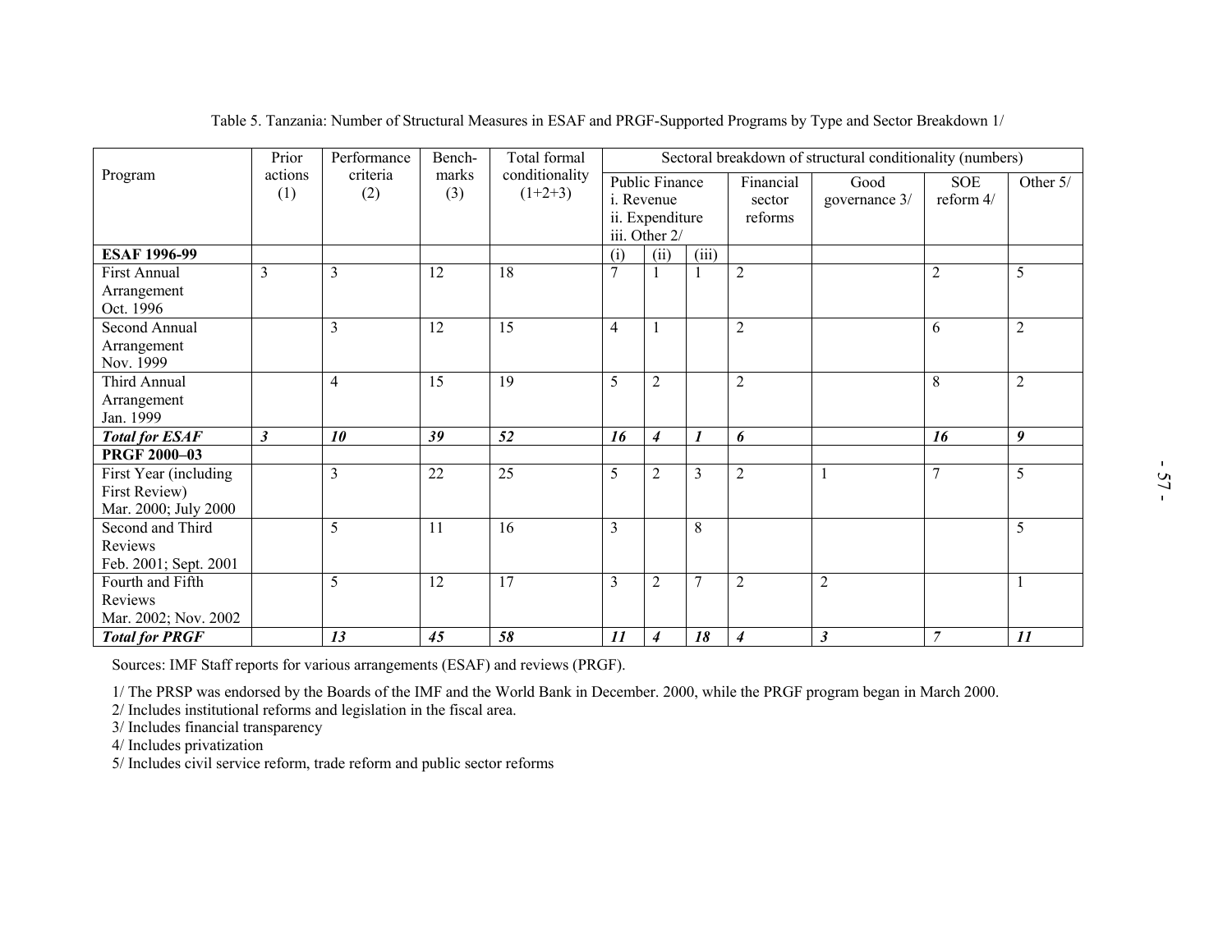Table 5. Tanzania: Number of Structural Measures in ESAF and PRGF-Supported Programs by Type and Sector Breakdown 1/

| Program | Prior actions (1) | Performance criteria (2) | Bench-marks (3) | Total formal conditionality (1+2+3) | Sectoral breakdown of structural conditionality (numbers) | | | | | | |
|---|---|---|---|---|---|---|---|---|---|---|---|
| | | | | | Public Finance i. Revenue ii. Expenditure iii. Other 2/ | | | Financial sector reforms | Good governance 3/ | SOE reform 4/ | Other 5/ |
| **ESAF 1996-99** | | | | | (i) | (ii) | (iii) | | | | |
| First Annual Arrangement Oct. 1996 | 3 | 3 | 12 | 18 | 7 | 1 | 1 | 2 | | 2 | 5 |
| Second Annual Arrangement Nov. 1999 | | 3 | 12 | 15 | 4 | 1 | | 2 | | 6 | 2 |
| Third Annual Arrangement Jan. 1999 | | 4 | 15 | 19 | 5 | 2 | | 2 | | 8 | 2 |
| ***Total for ESAF*** | ***3*** | ***10*** | ***39*** | ***52*** | ***16*** | ***4*** | ***1*** | ***6*** | | ***16*** | ***9*** |
| **PRGF 2000–03** | | | | | | | | | | | |
| First Year (including First Review) Mar. 2000; July 2000 | | 3 | 22 | 25 | 5 | 2 | 3 | 2 | 1 | 7 | 5 |
| Second and Third Reviews Feb. 2001; Sept. 2001 | | 5 | 11 | 16 | 3 | | 8 | | | | 5 |
| Fourth and Fifth Reviews Mar. 2002; Nov. 2002 | | 5 | 12 | 17 | 3 | 2 | 7 | 2 | 2 | | 1 |
| ***Total for PRGF*** | | ***13*** | ***45*** | ***58*** | ***11*** | ***4*** | ***18*** | ***4*** | ***3*** | ***7*** | ***11*** |

Sources: IMF Staff reports for various arrangements (ESAF) and reviews (PRGF).

1/ The PRSP was endorsed by the Boards of the IMF and the World Bank in December. 2000, while the PRGF program began in March 2000.
2/ Includes institutional reforms and legislation in the fiscal area.
3/ Includes financial transparency
4/ Includes privatization
5/ Includes civil service reform, trade reform and public sector reforms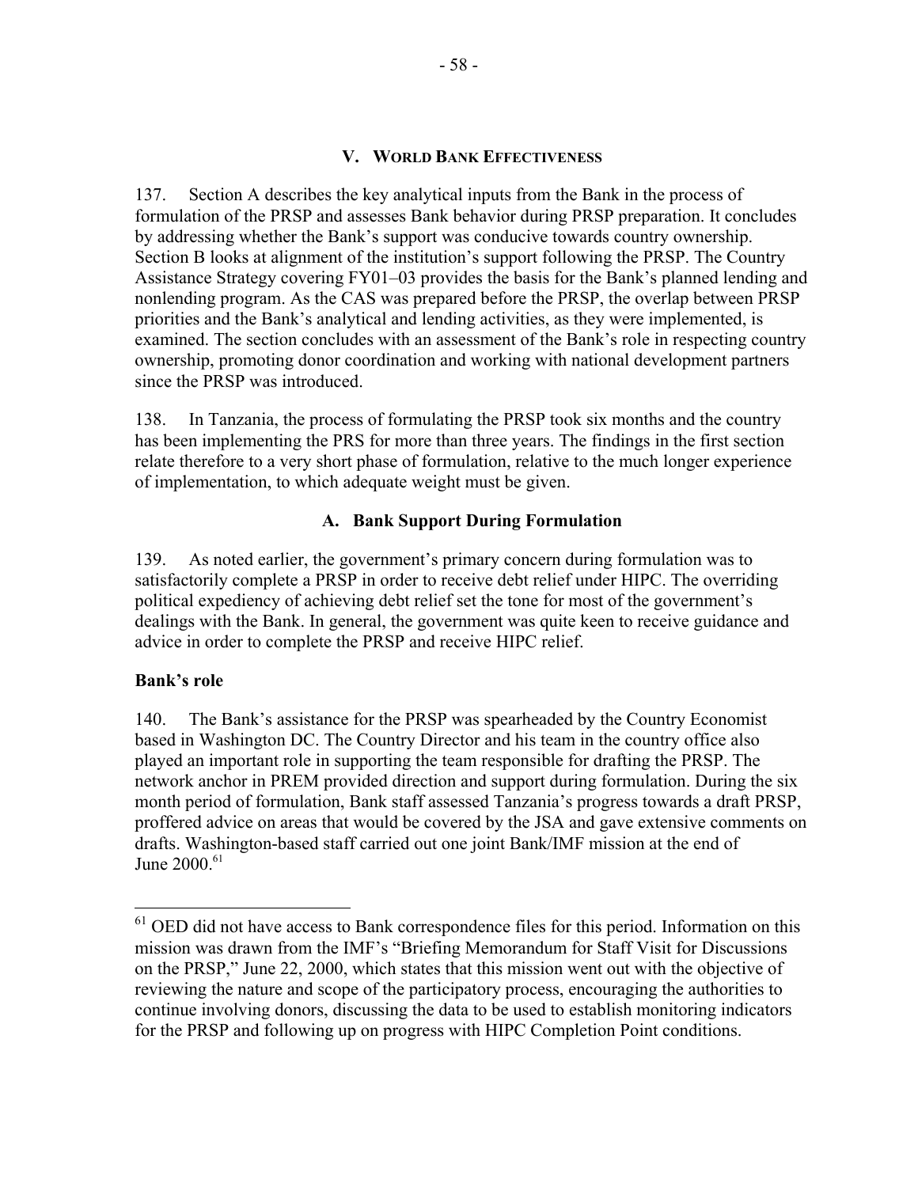## V. WORLD BANK EFFECTIVENESS

137. Section A describes the key analytical inputs from the Bank in the process of formulation of the PRSP and assesses Bank behavior during PRSP preparation. It concludes by addressing whether the Bank's support was conducive towards country ownership. Section B looks at alignment of the institution's support following the PRSP. The Country Assistance Strategy covering FY01–03 provides the basis for the Bank's planned lending and nonlending program. As the CAS was prepared before the PRSP, the overlap between PRSP priorities and the Bank's analytical and lending activities, as they were implemented, is examined. The section concludes with an assessment of the Bank's role in respecting country ownership, promoting donor coordination and working with national development partners since the PRSP was introduced.

138. In Tanzania, the process of formulating the PRSP took six months and the country has been implementing the PRS for more than three years. The findings in the first section relate therefore to a very short phase of formulation, relative to the much longer experience of implementation, to which adequate weight must be given.

### A. Bank Support During Formulation

139. As noted earlier, the government's primary concern during formulation was to satisfactorily complete a PRSP in order to receive debt relief under HIPC. The overriding political expediency of achieving debt relief set the tone for most of the government's dealings with the Bank. In general, the government was quite keen to receive guidance and advice in order to complete the PRSP and receive HIPC relief.

**Bank's role**

140. The Bank's assistance for the PRSP was spearheaded by the Country Economist based in Washington DC. The Country Director and his team in the country office also played an important role in supporting the team responsible for drafting the PRSP. The network anchor in PREM provided direction and support during formulation. During the six month period of formulation, Bank staff assessed Tanzania's progress towards a draft PRSP, proffered advice on areas that would be covered by the JSA and gave extensive comments on drafts. Washington-based staff carried out one joint Bank/IMF mission at the end of June 2000.[61]

---

[61] OED did not have access to Bank correspondence files for this period. Information on this mission was drawn from the IMF's "Briefing Memorandum for Staff Visit for Discussions on the PRSP," June 22, 2000, which states that this mission went out with the objective of reviewing the nature and scope of the participatory process, encouraging the authorities to continue involving donors, discussing the data to be used to establish monitoring indicators for the PRSP and following up on progress with HIPC Completion Point conditions.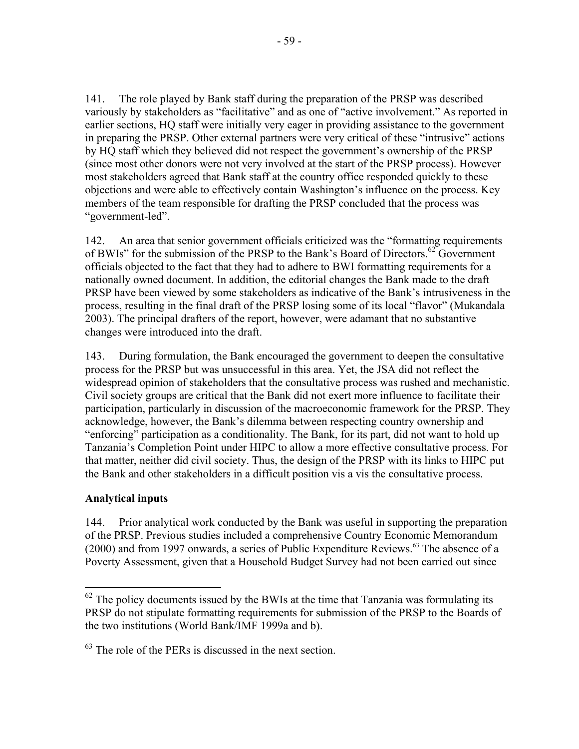141. The role played by Bank staff during the preparation of the PRSP was described variously by stakeholders as "facilitative" and as one of "active involvement." As reported in earlier sections, HQ staff were initially very eager in providing assistance to the government in preparing the PRSP. Other external partners were very critical of these "intrusive" actions by HQ staff which they believed did not respect the government's ownership of the PRSP (since most other donors were not very involved at the start of the PRSP process). However most stakeholders agreed that Bank staff at the country office responded quickly to these objections and were able to effectively contain Washington's influence on the process. Key members of the team responsible for drafting the PRSP concluded that the process was "government-led".

142. An area that senior government officials criticized was the "formatting requirements of BWIs" for the submission of the PRSP to the Bank's Board of Directors.[62] Government officials objected to the fact that they had to adhere to BWI formatting requirements for a nationally owned document. In addition, the editorial changes the Bank made to the draft PRSP have been viewed by some stakeholders as indicative of the Bank's intrusiveness in the process, resulting in the final draft of the PRSP losing some of its local "flavor" (Mukandala 2003). The principal drafters of the report, however, were adamant that no substantive changes were introduced into the draft.

143. During formulation, the Bank encouraged the government to deepen the consultative process for the PRSP but was unsuccessful in this area. Yet, the JSA did not reflect the widespread opinion of stakeholders that the consultative process was rushed and mechanistic. Civil society groups are critical that the Bank did not exert more influence to facilitate their participation, particularly in discussion of the macroeconomic framework for the PRSP. They acknowledge, however, the Bank's dilemma between respecting country ownership and "enforcing" participation as a conditionality. The Bank, for its part, did not want to hold up Tanzania's Completion Point under HIPC to allow a more effective consultative process. For that matter, neither did civil society. Thus, the design of the PRSP with its links to HIPC put the Bank and other stakeholders in a difficult position vis a vis the consultative process.

**Analytical inputs**

144. Prior analytical work conducted by the Bank was useful in supporting the preparation of the PRSP. Previous studies included a comprehensive Country Economic Memorandum (2000) and from 1997 onwards, a series of Public Expenditure Reviews.[63] The absence of a Poverty Assessment, given that a Household Budget Survey had not been carried out since

---

[62] The policy documents issued by the BWIs at the time that Tanzania was formulating its PRSP do not stipulate formatting requirements for submission of the PRSP to the Boards of the two institutions (World Bank/IMF 1999a and b).

[63] The role of the PERs is discussed in the next section.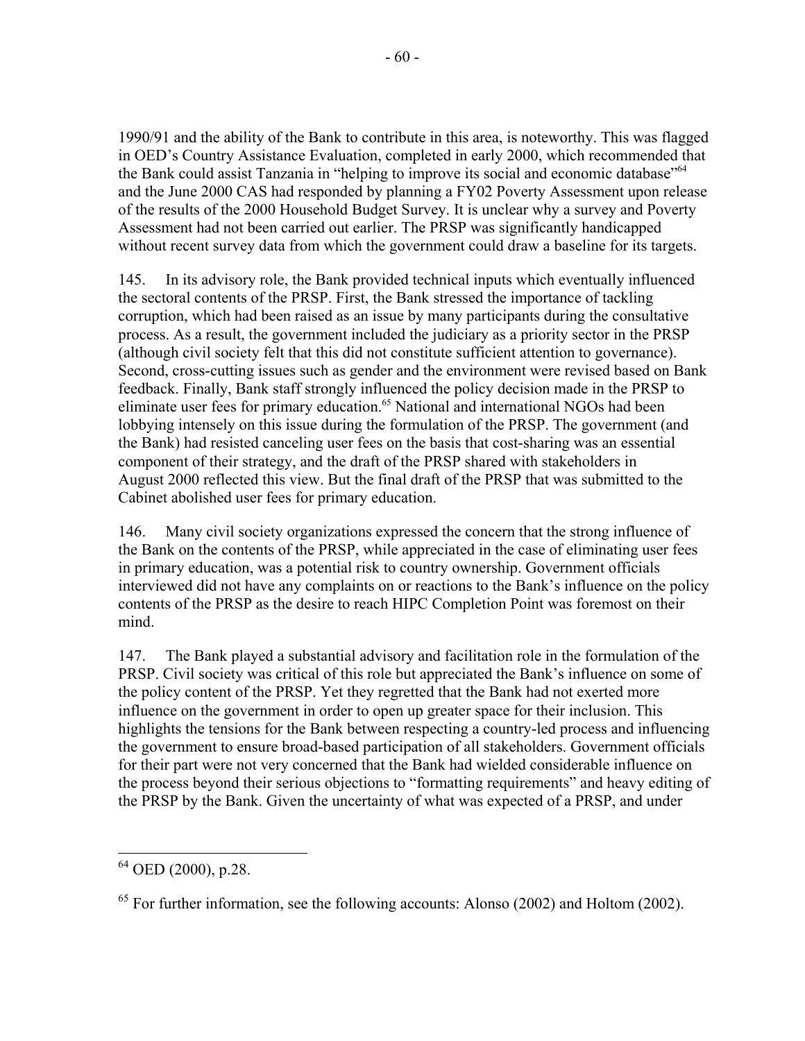1990/91 and the ability of the Bank to contribute in this area, is noteworthy. This was flagged in OED's Country Assistance Evaluation, completed in early 2000, which recommended that the Bank could assist Tanzania in "helping to improve its social and economic database"[64] and the June 2000 CAS had responded by planning a FY02 Poverty Assessment upon release of the results of the 2000 Household Budget Survey. It is unclear why a survey and Poverty Assessment had not been carried out earlier. The PRSP was significantly handicapped without recent survey data from which the government could draw a baseline for its targets.

145. In its advisory role, the Bank provided technical inputs which eventually influenced the sectoral contents of the PRSP. First, the Bank stressed the importance of tackling corruption, which had been raised as an issue by many participants during the consultative process. As a result, the government included the judiciary as a priority sector in the PRSP (although civil society felt that this did not constitute sufficient attention to governance). Second, cross-cutting issues such as gender and the environment were revised based on Bank feedback. Finally, Bank staff strongly influenced the policy decision made in the PRSP to eliminate user fees for primary education.[65] National and international NGOs had been lobbying intensely on this issue during the formulation of the PRSP. The government (and the Bank) had resisted canceling user fees on the basis that cost-sharing was an essential component of their strategy, and the draft of the PRSP shared with stakeholders in August 2000 reflected this view. But the final draft of the PRSP that was submitted to the Cabinet abolished user fees for primary education.

146. Many civil society organizations expressed the concern that the strong influence of the Bank on the contents of the PRSP, while appreciated in the case of eliminating user fees in primary education, was a potential risk to country ownership. Government officials interviewed did not have any complaints on or reactions to the Bank's influence on the policy contents of the PRSP as the desire to reach HIPC Completion Point was foremost on their mind.

147. The Bank played a substantial advisory and facilitation role in the formulation of the PRSP. Civil society was critical of this role but appreciated the Bank's influence on some of the policy content of the PRSP. Yet they regretted that the Bank had not exerted more influence on the government in order to open up greater space for their inclusion. This highlights the tensions for the Bank between respecting a country-led process and influencing the government to ensure broad-based participation of all stakeholders. Government officials for their part were not very concerned that the Bank had wielded considerable influence on the process beyond their serious objections to "formatting requirements" and heavy editing of the PRSP by the Bank. Given the uncertainty of what was expected of a PRSP, and under

---

[64] OED (2000), p.28.

[65] For further information, see the following accounts: Alonso (2002) and Holtom (2002).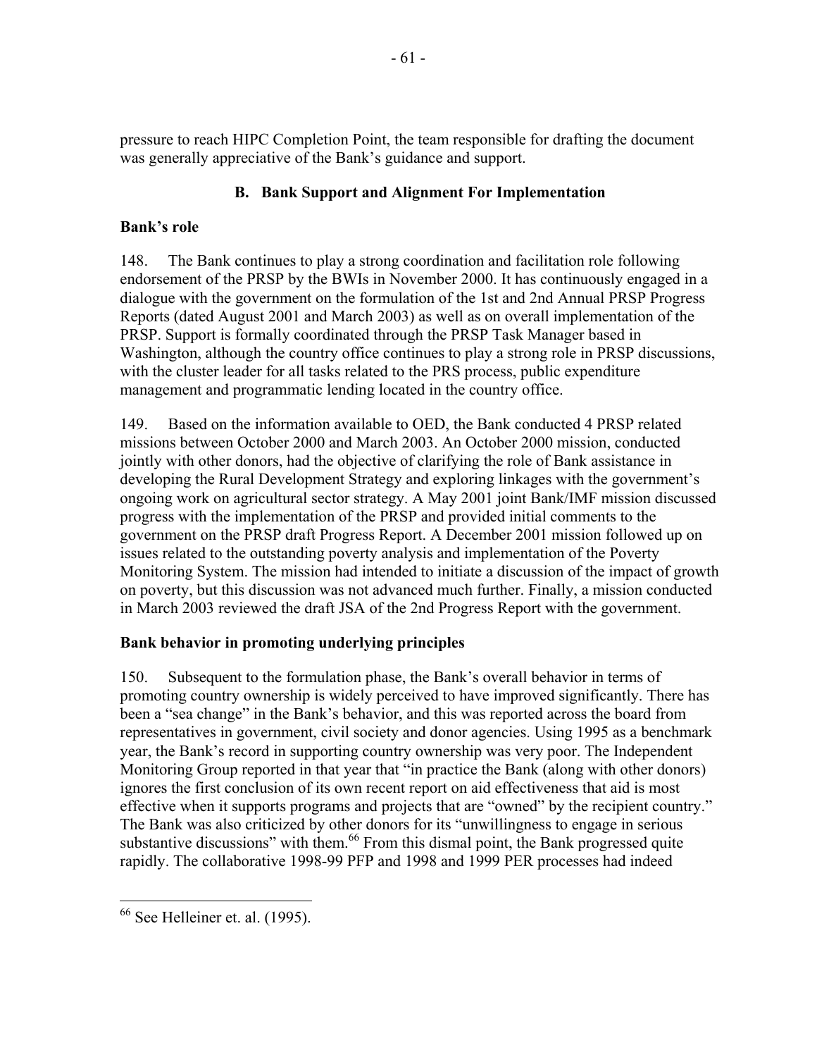pressure to reach HIPC Completion Point, the team responsible for drafting the document was generally appreciative of the Bank's guidance and support.

## B. Bank Support and Alignment For Implementation

### Bank's role

148. The Bank continues to play a strong coordination and facilitation role following endorsement of the PRSP by the BWIs in November 2000. It has continuously engaged in a dialogue with the government on the formulation of the 1st and 2nd Annual PRSP Progress Reports (dated August 2001 and March 2003) as well as on overall implementation of the PRSP. Support is formally coordinated through the PRSP Task Manager based in Washington, although the country office continues to play a strong role in PRSP discussions, with the cluster leader for all tasks related to the PRS process, public expenditure management and programmatic lending located in the country office.

149. Based on the information available to OED, the Bank conducted 4 PRSP related missions between October 2000 and March 2003. An October 2000 mission, conducted jointly with other donors, had the objective of clarifying the role of Bank assistance in developing the Rural Development Strategy and exploring linkages with the government's ongoing work on agricultural sector strategy. A May 2001 joint Bank/IMF mission discussed progress with the implementation of the PRSP and provided initial comments to the government on the PRSP draft Progress Report. A December 2001 mission followed up on issues related to the outstanding poverty analysis and implementation of the Poverty Monitoring System. The mission had intended to initiate a discussion of the impact of growth on poverty, but this discussion was not advanced much further. Finally, a mission conducted in March 2003 reviewed the draft JSA of the 2nd Progress Report with the government.

### Bank behavior in promoting underlying principles

150. Subsequent to the formulation phase, the Bank's overall behavior in terms of promoting country ownership is widely perceived to have improved significantly. There has been a "sea change" in the Bank's behavior, and this was reported across the board from representatives in government, civil society and donor agencies. Using 1995 as a benchmark year, the Bank's record in supporting country ownership was very poor. The Independent Monitoring Group reported in that year that "in practice the Bank (along with other donors) ignores the first conclusion of its own recent report on aid effectiveness that aid is most effective when it supports programs and projects that are "owned" by the recipient country." The Bank was also criticized by other donors for its "unwillingness to engage in serious substantive discussions" with them.[66] From this dismal point, the Bank progressed quite rapidly. The collaborative 1998-99 PFP and 1998 and 1999 PER processes had indeed

---

[66] See Helleiner et. al. (1995).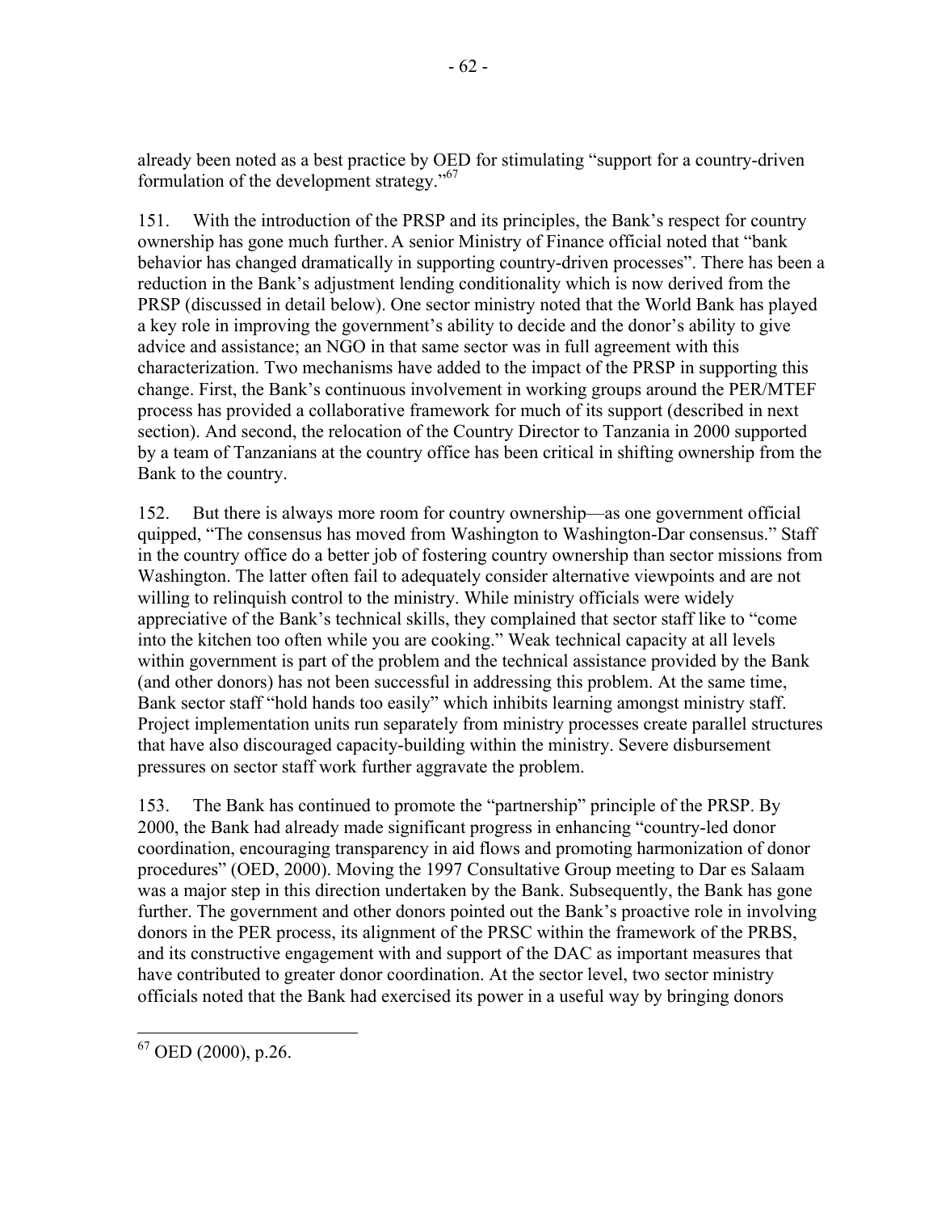already been noted as a best practice by OED for stimulating "support for a country-driven formulation of the development strategy."[67]

151. With the introduction of the PRSP and its principles, the Bank's respect for country ownership has gone much further. A senior Ministry of Finance official noted that "bank behavior has changed dramatically in supporting country-driven processes". There has been a reduction in the Bank's adjustment lending conditionality which is now derived from the PRSP (discussed in detail below). One sector ministry noted that the World Bank has played a key role in improving the government's ability to decide and the donor's ability to give advice and assistance; an NGO in that same sector was in full agreement with this characterization. Two mechanisms have added to the impact of the PRSP in supporting this change. First, the Bank's continuous involvement in working groups around the PER/MTEF process has provided a collaborative framework for much of its support (described in next section). And second, the relocation of the Country Director to Tanzania in 2000 supported by a team of Tanzanians at the country office has been critical in shifting ownership from the Bank to the country.

152. But there is always more room for country ownership—as one government official quipped, "The consensus has moved from Washington to Washington-Dar consensus." Staff in the country office do a better job of fostering country ownership than sector missions from Washington. The latter often fail to adequately consider alternative viewpoints and are not willing to relinquish control to the ministry. While ministry officials were widely appreciative of the Bank's technical skills, they complained that sector staff like to "come into the kitchen too often while you are cooking." Weak technical capacity at all levels within government is part of the problem and the technical assistance provided by the Bank (and other donors) has not been successful in addressing this problem. At the same time, Bank sector staff "hold hands too easily" which inhibits learning amongst ministry staff. Project implementation units run separately from ministry processes create parallel structures that have also discouraged capacity-building within the ministry. Severe disbursement pressures on sector staff work further aggravate the problem.

153. The Bank has continued to promote the "partnership" principle of the PRSP. By 2000, the Bank had already made significant progress in enhancing "country-led donor coordination, encouraging transparency in aid flows and promoting harmonization of donor procedures" (OED, 2000). Moving the 1997 Consultative Group meeting to Dar es Salaam was a major step in this direction undertaken by the Bank. Subsequently, the Bank has gone further. The government and other donors pointed out the Bank's proactive role in involving donors in the PER process, its alignment of the PRSC within the framework of the PRBS, and its constructive engagement with and support of the DAC as important measures that have contributed to greater donor coordination. At the sector level, two sector ministry officials noted that the Bank had exercised its power in a useful way by bringing donors

---

[67] OED (2000), p.26.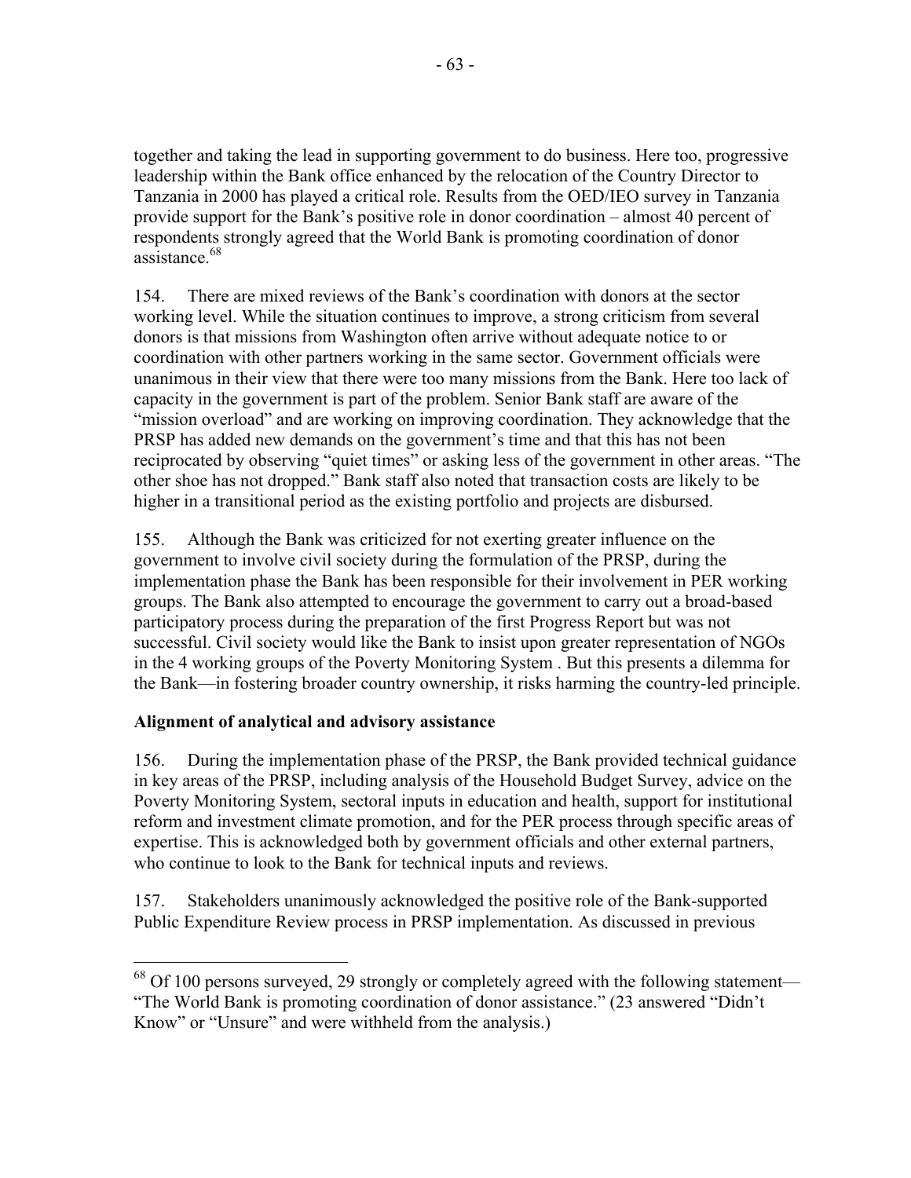together and taking the lead in supporting government to do business. Here too, progressive leadership within the Bank office enhanced by the relocation of the Country Director to Tanzania in 2000 has played a critical role. Results from the OED/IEO survey in Tanzania provide support for the Bank's positive role in donor coordination – almost 40 percent of respondents strongly agreed that the World Bank is promoting coordination of donor assistance.[68]

154. There are mixed reviews of the Bank's coordination with donors at the sector working level. While the situation continues to improve, a strong criticism from several donors is that missions from Washington often arrive without adequate notice to or coordination with other partners working in the same sector. Government officials were unanimous in their view that there were too many missions from the Bank. Here too lack of capacity in the government is part of the problem. Senior Bank staff are aware of the "mission overload" and are working on improving coordination. They acknowledge that the PRSP has added new demands on the government's time and that this has not been reciprocated by observing "quiet times" or asking less of the government in other areas. "The other shoe has not dropped." Bank staff also noted that transaction costs are likely to be higher in a transitional period as the existing portfolio and projects are disbursed.

155. Although the Bank was criticized for not exerting greater influence on the government to involve civil society during the formulation of the PRSP, during the implementation phase the Bank has been responsible for their involvement in PER working groups. The Bank also attempted to encourage the government to carry out a broad-based participatory process during the preparation of the first Progress Report but was not successful. Civil society would like the Bank to insist upon greater representation of NGOs in the 4 working groups of the Poverty Monitoring System . But this presents a dilemma for the Bank—in fostering broader country ownership, it risks harming the country-led principle.

**Alignment of analytical and advisory assistance**

156. During the implementation phase of the PRSP, the Bank provided technical guidance in key areas of the PRSP, including analysis of the Household Budget Survey, advice on the Poverty Monitoring System, sectoral inputs in education and health, support for institutional reform and investment climate promotion, and for the PER process through specific areas of expertise. This is acknowledged both by government officials and other external partners, who continue to look to the Bank for technical inputs and reviews.

157. Stakeholders unanimously acknowledged the positive role of the Bank-supported Public Expenditure Review process in PRSP implementation. As discussed in previous

---

[68] Of 100 persons surveyed, 29 strongly or completely agreed with the following statement—"The World Bank is promoting coordination of donor assistance." (23 answered "Didn't Know" or "Unsure" and were withheld from the analysis.)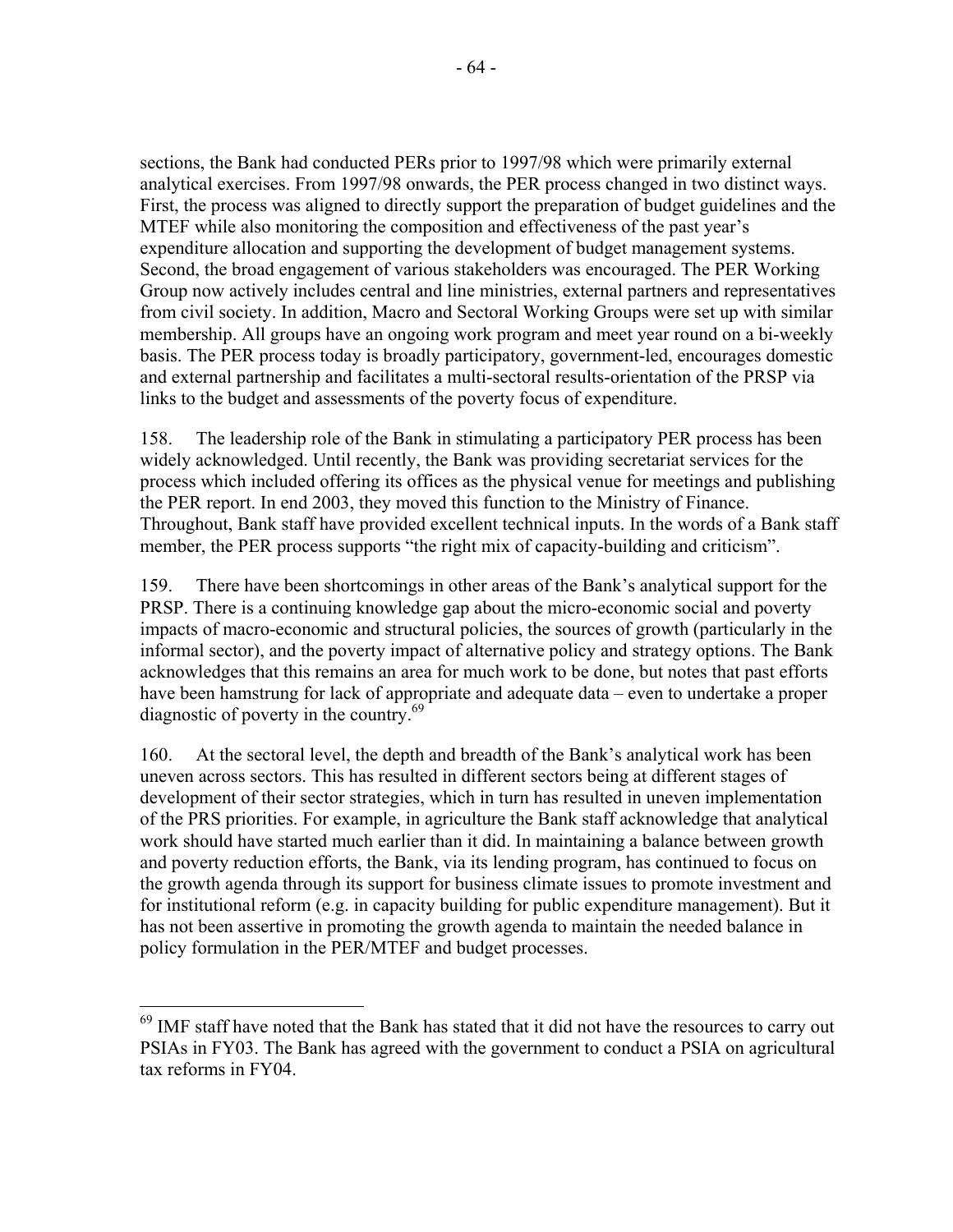sections, the Bank had conducted PERs prior to 1997/98 which were primarily external analytical exercises. From 1997/98 onwards, the PER process changed in two distinct ways. First, the process was aligned to directly support the preparation of budget guidelines and the MTEF while also monitoring the composition and effectiveness of the past year's expenditure allocation and supporting the development of budget management systems. Second, the broad engagement of various stakeholders was encouraged. The PER Working Group now actively includes central and line ministries, external partners and representatives from civil society. In addition, Macro and Sectoral Working Groups were set up with similar membership. All groups have an ongoing work program and meet year round on a bi-weekly basis. The PER process today is broadly participatory, government-led, encourages domestic and external partnership and facilitates a multi-sectoral results-orientation of the PRSP via links to the budget and assessments of the poverty focus of expenditure.

158. The leadership role of the Bank in stimulating a participatory PER process has been widely acknowledged. Until recently, the Bank was providing secretariat services for the process which included offering its offices as the physical venue for meetings and publishing the PER report. In end 2003, they moved this function to the Ministry of Finance. Throughout, Bank staff have provided excellent technical inputs. In the words of a Bank staff member, the PER process supports "the right mix of capacity-building and criticism".

159. There have been shortcomings in other areas of the Bank's analytical support for the PRSP. There is a continuing knowledge gap about the micro-economic social and poverty impacts of macro-economic and structural policies, the sources of growth (particularly in the informal sector), and the poverty impact of alternative policy and strategy options. The Bank acknowledges that this remains an area for much work to be done, but notes that past efforts have been hamstrung for lack of appropriate and adequate data – even to undertake a proper diagnostic of poverty in the country.[69]

160. At the sectoral level, the depth and breadth of the Bank's analytical work has been uneven across sectors. This has resulted in different sectors being at different stages of development of their sector strategies, which in turn has resulted in uneven implementation of the PRS priorities. For example, in agriculture the Bank staff acknowledge that analytical work should have started much earlier than it did. In maintaining a balance between growth and poverty reduction efforts, the Bank, via its lending program, has continued to focus on the growth agenda through its support for business climate issues to promote investment and for institutional reform (e.g. in capacity building for public expenditure management). But it has not been assertive in promoting the growth agenda to maintain the needed balance in policy formulation in the PER/MTEF and budget processes.

---

[69] IMF staff have noted that the Bank has stated that it did not have the resources to carry out PSIAs in FY03. The Bank has agreed with the government to conduct a PSIA on agricultural tax reforms in FY04.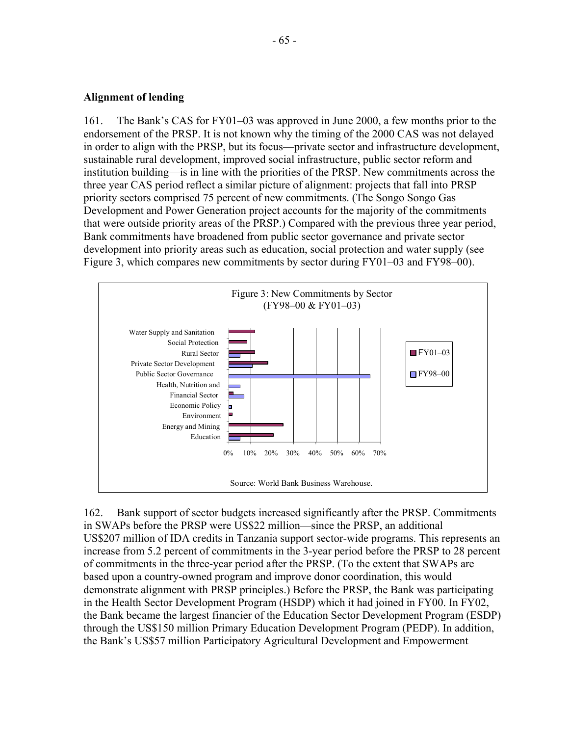**Alignment of lending**

161. The Bank's CAS for FY01–03 was approved in June 2000, a few months prior to the endorsement of the PRSP. It is not known why the timing of the 2000 CAS was not delayed in order to align with the PRSP, but its focus—private sector and infrastructure development, sustainable rural development, improved social infrastructure, public sector reform and institution building—is in line with the priorities of the PRSP. New commitments across the three year CAS period reflect a similar picture of alignment: projects that fall into PRSP priority sectors comprised 75 percent of new commitments. (The Songo Songo Gas Development and Power Generation project accounts for the majority of the commitments that were outside priority areas of the PRSP.) Compared with the previous three year period, Bank commitments have broadened from public sector governance and private sector development into priority areas such as education, social protection and water supply (see Figure 3, which compares new commitments by sector during FY01–03 and FY98–00).

Figure 3: New Commitments by Sector (FY98–00 & FY01–03)

Water Supply and Sanitation
Social Protection
Rural Sector
Private Sector Development
Public Sector Governance
Health, Nutrition and
Financial Sector
Economic Policy
Environment
Energy and Mining
Education

0% 10% 20% 30% 40% 50% 60% 70%

FY01–03
FY98–00

Source: World Bank Business Warehouse.

162. Bank support of sector budgets increased significantly after the PRSP. Commitments in SWAPs before the PRSP were US$22 million—since the PRSP, an additional US$207 million of IDA credits in Tanzania support sector-wide programs. This represents an increase from 5.2 percent of commitments in the 3-year period before the PRSP to 28 percent of commitments in the three-year period after the PRSP. (To the extent that SWAPs are based upon a country-owned program and improve donor coordination, this would demonstrate alignment with PRSP principles.) Before the PRSP, the Bank was participating in the Health Sector Development Program (HSDP) which it had joined in FY00. In FY02, the Bank became the largest financier of the Education Sector Development Program (ESDP) through the US$150 million Primary Education Development Program (PEDP). In addition, the Bank's US$57 million Participatory Agricultural Development and Empowerment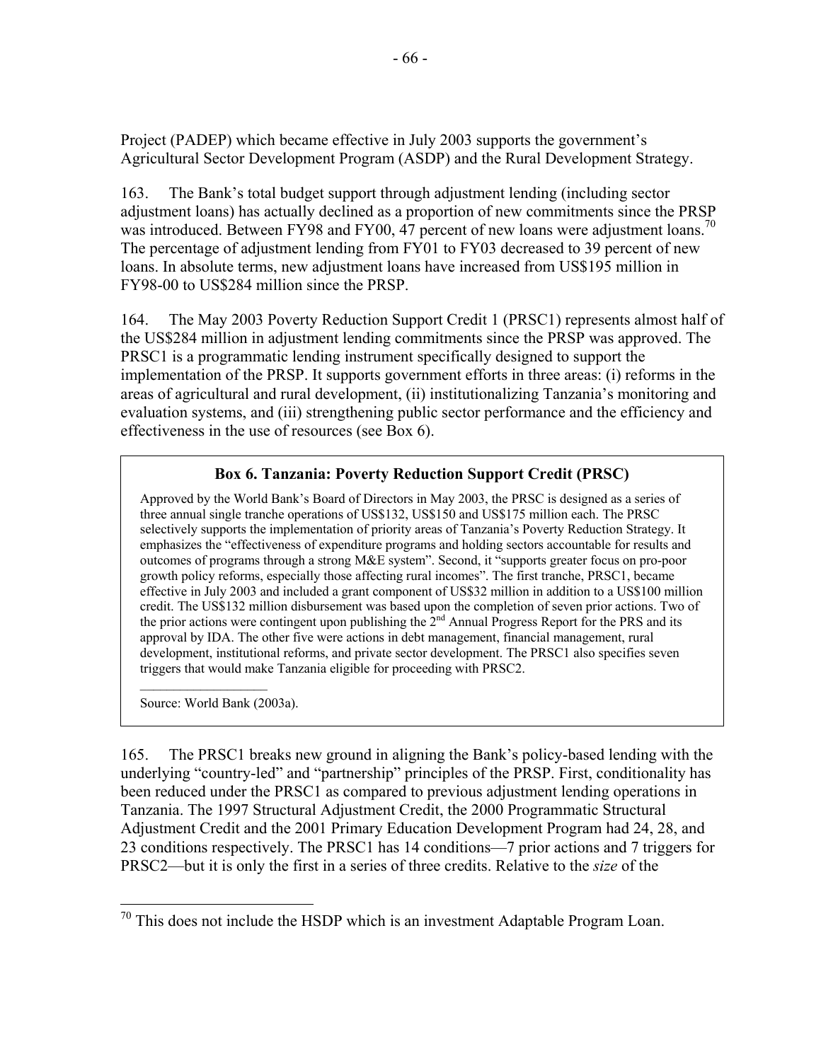Project (PADEP) which became effective in July 2003 supports the government's Agricultural Sector Development Program (ASDP) and the Rural Development Strategy.

163. The Bank's total budget support through adjustment lending (including sector adjustment loans) has actually declined as a proportion of new commitments since the PRSP was introduced. Between FY98 and FY00, 47 percent of new loans were adjustment loans.[70] The percentage of adjustment lending from FY01 to FY03 decreased to 39 percent of new loans. In absolute terms, new adjustment loans have increased from US$195 million in FY98-00 to US$284 million since the PRSP.

164. The May 2003 Poverty Reduction Support Credit 1 (PRSC1) represents almost half of the US$284 million in adjustment lending commitments since the PRSP was approved. The PRSC1 is a programmatic lending instrument specifically designed to support the implementation of the PRSP. It supports government efforts in three areas: (i) reforms in the areas of agricultural and rural development, (ii) institutionalizing Tanzania's monitoring and evaluation systems, and (iii) strengthening public sector performance and the efficiency and effectiveness in the use of resources (see Box 6).

> **Box 6. Tanzania: Poverty Reduction Support Credit (PRSC)**
>
> Approved by the World Bank's Board of Directors in May 2003, the PRSC is designed as a series of three annual single tranche operations of US$132, US$150 and US$175 million each. The PRSC selectively supports the implementation of priority areas of Tanzania's Poverty Reduction Strategy. It emphasizes the "effectiveness of expenditure programs and holding sectors accountable for results and outcomes of programs through a strong M&E system". Second, it "supports greater focus on pro-poor growth policy reforms, especially those affecting rural incomes". The first tranche, PRSC1, became effective in July 2003 and included a grant component of US$32 million in addition to a US$100 million credit. The US$132 million disbursement was based upon the completion of seven prior actions. Two of the prior actions were contingent upon publishing the 2nd Annual Progress Report for the PRS and its approval by IDA. The other five were actions in debt management, financial management, rural development, institutional reforms, and private sector development. The PRSC1 also specifies seven triggers that would make Tanzania eligible for proceeding with PRSC2.
>
> Source: World Bank (2003a).

165. The PRSC1 breaks new ground in aligning the Bank's policy-based lending with the underlying "country-led" and "partnership" principles of the PRSP. First, conditionality has been reduced under the PRSC1 as compared to previous adjustment lending operations in Tanzania. The 1997 Structural Adjustment Credit, the 2000 Programmatic Structural Adjustment Credit and the 2001 Primary Education Development Program had 24, 28, and 23 conditions respectively. The PRSC1 has 14 conditions—7 prior actions and 7 triggers for PRSC2—but it is only the first in a series of three credits. Relative to the *size* of the

[70] This does not include the HSDP which is an investment Adaptable Program Loan.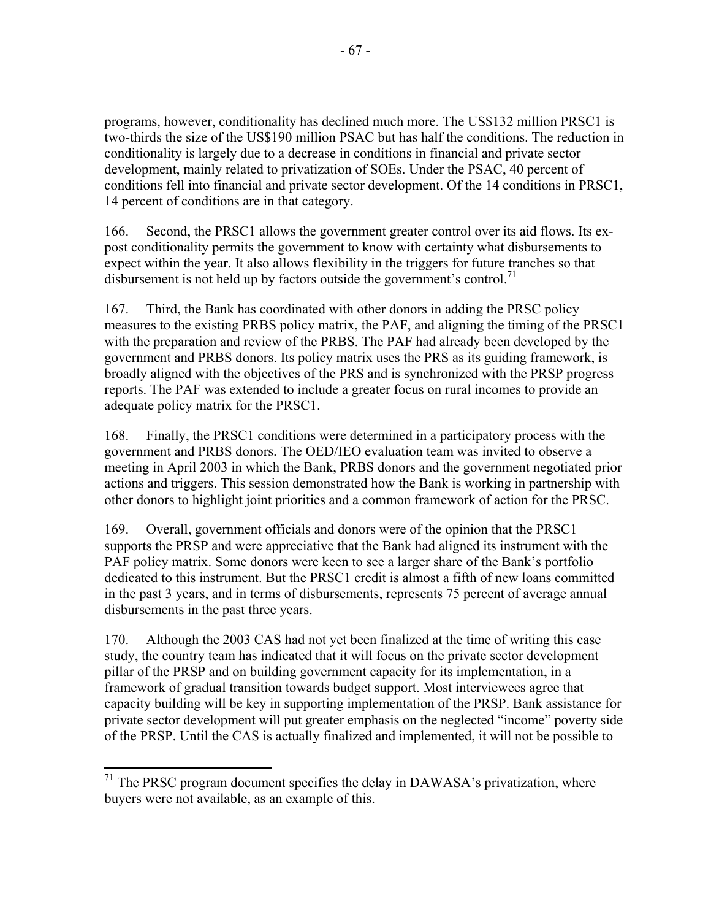programs, however, conditionality has declined much more. The US$132 million PRSC1 is two-thirds the size of the US$190 million PSAC but has half the conditions. The reduction in conditionality is largely due to a decrease in conditions in financial and private sector development, mainly related to privatization of SOEs. Under the PSAC, 40 percent of conditions fell into financial and private sector development. Of the 14 conditions in PRSC1, 14 percent of conditions are in that category.

166. Second, the PRSC1 allows the government greater control over its aid flows. Its ex-post conditionality permits the government to know with certainty what disbursements to expect within the year. It also allows flexibility in the triggers for future tranches so that disbursement is not held up by factors outside the government's control.[71]

167. Third, the Bank has coordinated with other donors in adding the PRSC policy measures to the existing PRBS policy matrix, the PAF, and aligning the timing of the PRSC1 with the preparation and review of the PRBS. The PAF had already been developed by the government and PRBS donors. Its policy matrix uses the PRS as its guiding framework, is broadly aligned with the objectives of the PRS and is synchronized with the PRSP progress reports. The PAF was extended to include a greater focus on rural incomes to provide an adequate policy matrix for the PRSC1.

168. Finally, the PRSC1 conditions were determined in a participatory process with the government and PRBS donors. The OED/IEO evaluation team was invited to observe a meeting in April 2003 in which the Bank, PRBS donors and the government negotiated prior actions and triggers. This session demonstrated how the Bank is working in partnership with other donors to highlight joint priorities and a common framework of action for the PRSC.

169. Overall, government officials and donors were of the opinion that the PRSC1 supports the PRSP and were appreciative that the Bank had aligned its instrument with the PAF policy matrix. Some donors were keen to see a larger share of the Bank's portfolio dedicated to this instrument. But the PRSC1 credit is almost a fifth of new loans committed in the past 3 years, and in terms of disbursements, represents 75 percent of average annual disbursements in the past three years.

170. Although the 2003 CAS had not yet been finalized at the time of writing this case study, the country team has indicated that it will focus on the private sector development pillar of the PRSP and on building government capacity for its implementation, in a framework of gradual transition towards budget support. Most interviewees agree that capacity building will be key in supporting implementation of the PRSP. Bank assistance for private sector development will put greater emphasis on the neglected "income" poverty side of the PRSP. Until the CAS is actually finalized and implemented, it will not be possible to

[71] The PRSC program document specifies the delay in DAWASA's privatization, where buyers were not available, as an example of this.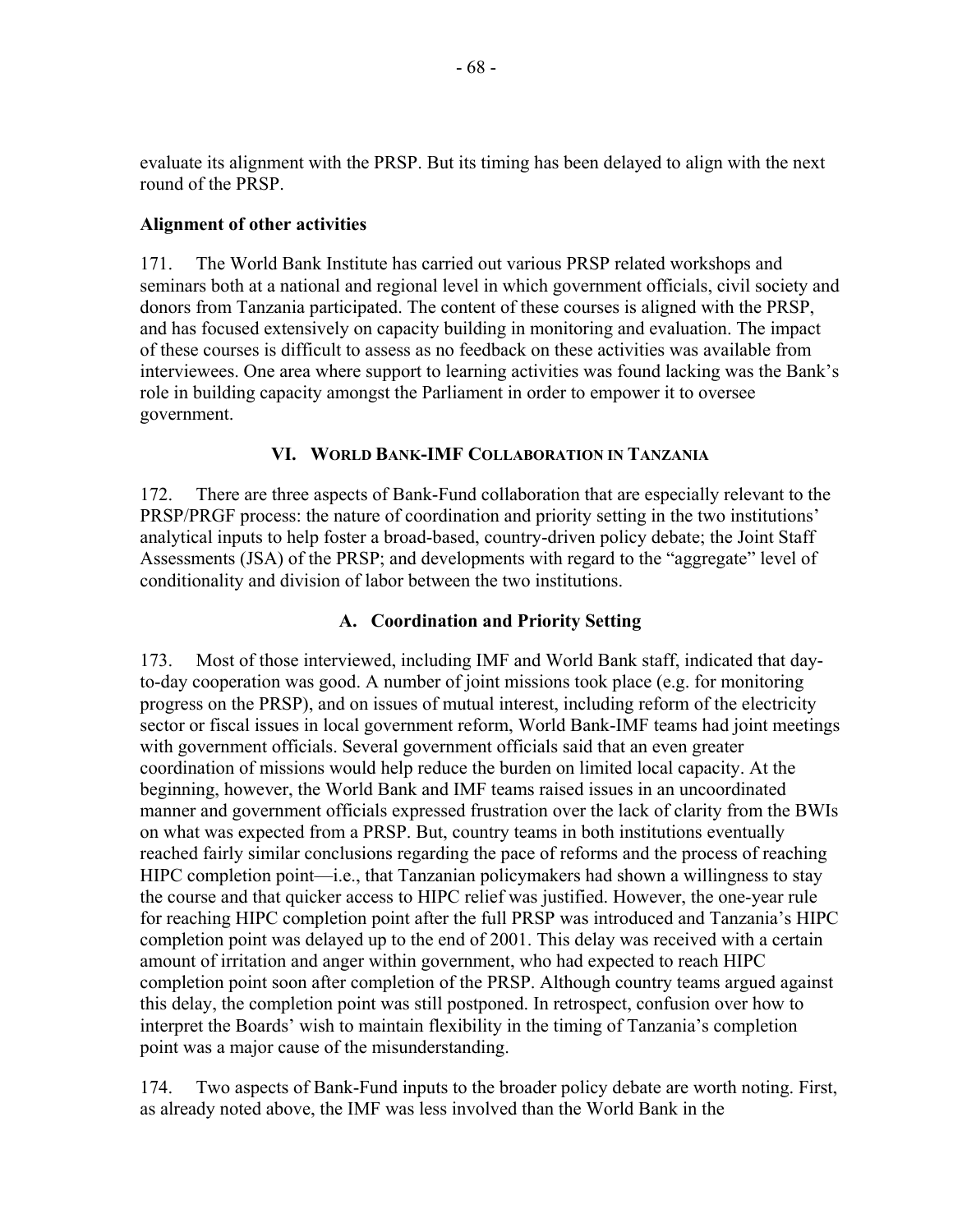evaluate its alignment with the PRSP. But its timing has been delayed to align with the next round of the PRSP.

**Alignment of other activities**

171. The World Bank Institute has carried out various PRSP related workshops and seminars both at a national and regional level in which government officials, civil society and donors from Tanzania participated. The content of these courses is aligned with the PRSP, and has focused extensively on capacity building in monitoring and evaluation. The impact of these courses is difficult to assess as no feedback on these activities was available from interviewees. One area where support to learning activities was found lacking was the Bank's role in building capacity amongst the Parliament in order to empower it to oversee government.

## VI. World Bank-IMF Collaboration in Tanzania

172. There are three aspects of Bank-Fund collaboration that are especially relevant to the PRSP/PRGF process: the nature of coordination and priority setting in the two institutions' analytical inputs to help foster a broad-based, country-driven policy debate; the Joint Staff Assessments (JSA) of the PRSP; and developments with regard to the "aggregate" level of conditionality and division of labor between the two institutions.

### A. Coordination and Priority Setting

173. Most of those interviewed, including IMF and World Bank staff, indicated that day-to-day cooperation was good. A number of joint missions took place (e.g. for monitoring progress on the PRSP), and on issues of mutual interest, including reform of the electricity sector or fiscal issues in local government reform, World Bank-IMF teams had joint meetings with government officials. Several government officials said that an even greater coordination of missions would help reduce the burden on limited local capacity. At the beginning, however, the World Bank and IMF teams raised issues in an uncoordinated manner and government officials expressed frustration over the lack of clarity from the BWIs on what was expected from a PRSP. But, country teams in both institutions eventually reached fairly similar conclusions regarding the pace of reforms and the process of reaching HIPC completion point—i.e., that Tanzanian policymakers had shown a willingness to stay the course and that quicker access to HIPC relief was justified. However, the one-year rule for reaching HIPC completion point after the full PRSP was introduced and Tanzania's HIPC completion point was delayed up to the end of 2001. This delay was received with a certain amount of irritation and anger within government, who had expected to reach HIPC completion point soon after completion of the PRSP. Although country teams argued against this delay, the completion point was still postponed. In retrospect, confusion over how to interpret the Boards' wish to maintain flexibility in the timing of Tanzania's completion point was a major cause of the misunderstanding.

174. Two aspects of Bank-Fund inputs to the broader policy debate are worth noting. First, as already noted above, the IMF was less involved than the World Bank in the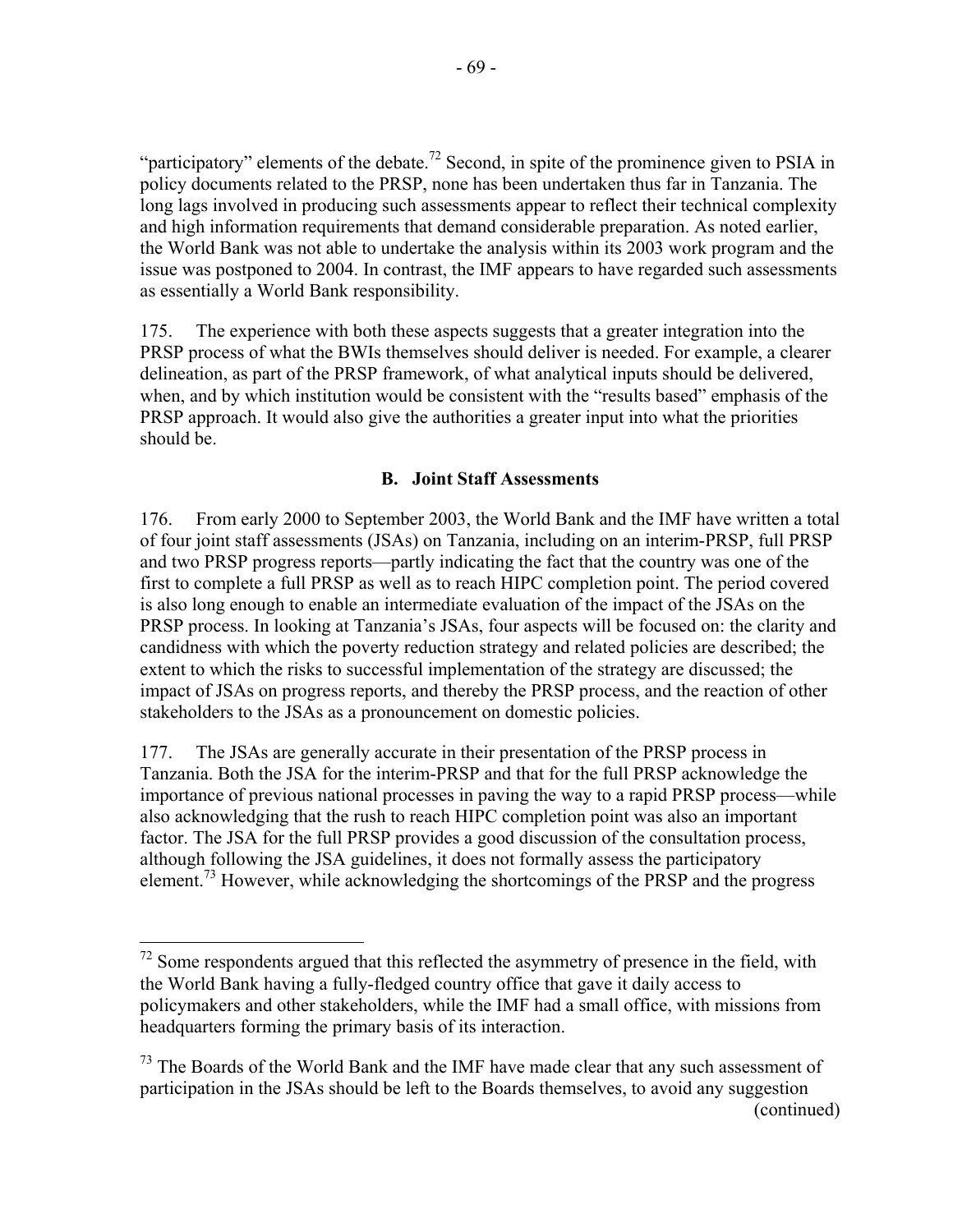"participatory" elements of the debate.[72] Second, in spite of the prominence given to PSIA in policy documents related to the PRSP, none has been undertaken thus far in Tanzania. The long lags involved in producing such assessments appear to reflect their technical complexity and high information requirements that demand considerable preparation. As noted earlier, the World Bank was not able to undertake the analysis within its 2003 work program and the issue was postponed to 2004. In contrast, the IMF appears to have regarded such assessments as essentially a World Bank responsibility.

175. The experience with both these aspects suggests that a greater integration into the PRSP process of what the BWIs themselves should deliver is needed. For example, a clearer delineation, as part of the PRSP framework, of what analytical inputs should be delivered, when, and by which institution would be consistent with the "results based" emphasis of the PRSP approach. It would also give the authorities a greater input into what the priorities should be.

### B. Joint Staff Assessments

176. From early 2000 to September 2003, the World Bank and the IMF have written a total of four joint staff assessments (JSAs) on Tanzania, including on an interim-PRSP, full PRSP and two PRSP progress reports—partly indicating the fact that the country was one of the first to complete a full PRSP as well as to reach HIPC completion point. The period covered is also long enough to enable an intermediate evaluation of the impact of the JSAs on the PRSP process. In looking at Tanzania's JSAs, four aspects will be focused on: the clarity and candidness with which the poverty reduction strategy and related policies are described; the extent to which the risks to successful implementation of the strategy are discussed; the impact of JSAs on progress reports, and thereby the PRSP process, and the reaction of other stakeholders to the JSAs as a pronouncement on domestic policies.

177. The JSAs are generally accurate in their presentation of the PRSP process in Tanzania. Both the JSA for the interim-PRSP and that for the full PRSP acknowledge the importance of previous national processes in paving the way to a rapid PRSP process—while also acknowledging that the rush to reach HIPC completion point was also an important factor. The JSA for the full PRSP provides a good discussion of the consultation process, although following the JSA guidelines, it does not formally assess the participatory element.[73] However, while acknowledging the shortcomings of the PRSP and the progress

---

[72] Some respondents argued that this reflected the asymmetry of presence in the field, with the World Bank having a fully-fledged country office that gave it daily access to policymakers and other stakeholders, while the IMF had a small office, with missions from headquarters forming the primary basis of its interaction.

[73] The Boards of the World Bank and the IMF have made clear that any such assessment of participation in the JSAs should be left to the Boards themselves, to avoid any suggestion

(continued)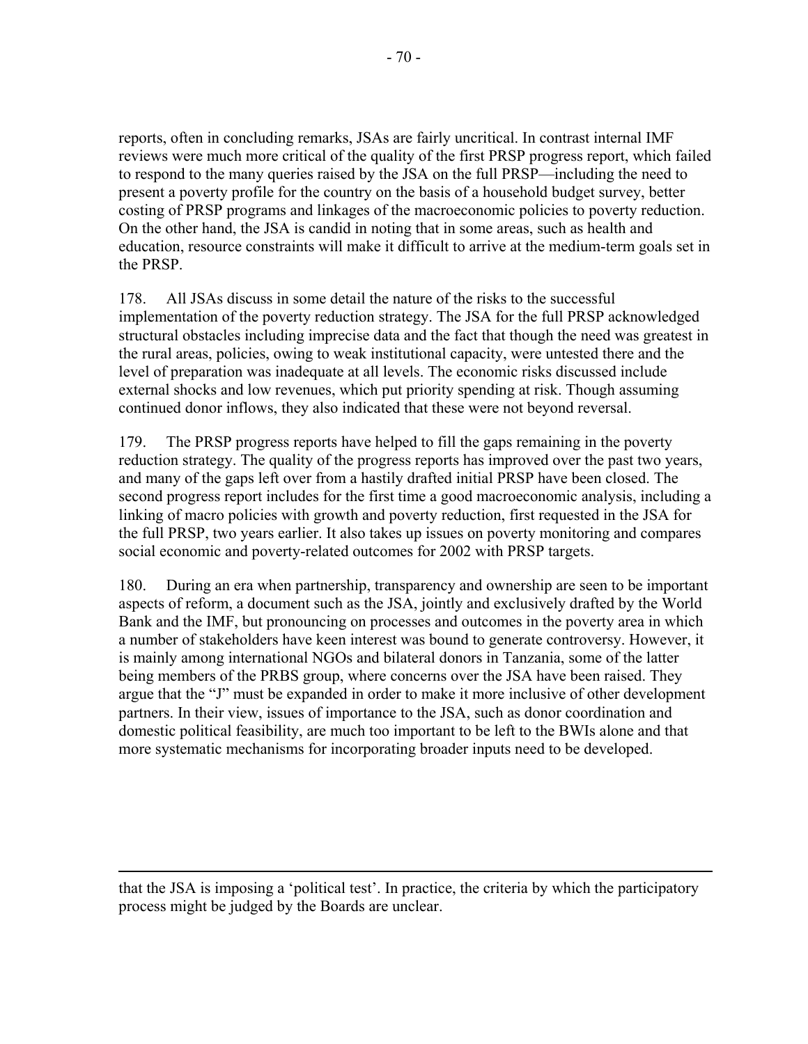reports, often in concluding remarks, JSAs are fairly uncritical. In contrast internal IMF reviews were much more critical of the quality of the first PRSP progress report, which failed to respond to the many queries raised by the JSA on the full PRSP—including the need to present a poverty profile for the country on the basis of a household budget survey, better costing of PRSP programs and linkages of the macroeconomic policies to poverty reduction. On the other hand, the JSA is candid in noting that in some areas, such as health and education, resource constraints will make it difficult to arrive at the medium-term goals set in the PRSP.

178. All JSAs discuss in some detail the nature of the risks to the successful implementation of the poverty reduction strategy. The JSA for the full PRSP acknowledged structural obstacles including imprecise data and the fact that though the need was greatest in the rural areas, policies, owing to weak institutional capacity, were untested there and the level of preparation was inadequate at all levels. The economic risks discussed include external shocks and low revenues, which put priority spending at risk. Though assuming continued donor inflows, they also indicated that these were not beyond reversal.

179. The PRSP progress reports have helped to fill the gaps remaining in the poverty reduction strategy. The quality of the progress reports has improved over the past two years, and many of the gaps left over from a hastily drafted initial PRSP have been closed. The second progress report includes for the first time a good macroeconomic analysis, including a linking of macro policies with growth and poverty reduction, first requested in the JSA for the full PRSP, two years earlier. It also takes up issues on poverty monitoring and compares social economic and poverty-related outcomes for 2002 with PRSP targets.

180. During an era when partnership, transparency and ownership are seen to be important aspects of reform, a document such as the JSA, jointly and exclusively drafted by the World Bank and the IMF, but pronouncing on processes and outcomes in the poverty area in which a number of stakeholders have keen interest was bound to generate controversy. However, it is mainly among international NGOs and bilateral donors in Tanzania, some of the latter being members of the PRBS group, where concerns over the JSA have been raised. They argue that the "J" must be expanded in order to make it more inclusive of other development partners. In their view, issues of importance to the JSA, such as donor coordination and domestic political feasibility, are much too important to be left to the BWIs alone and that more systematic mechanisms for incorporating broader inputs need to be developed.

---

that the JSA is imposing a 'political test'. In practice, the criteria by which the participatory process might be judged by the Boards are unclear.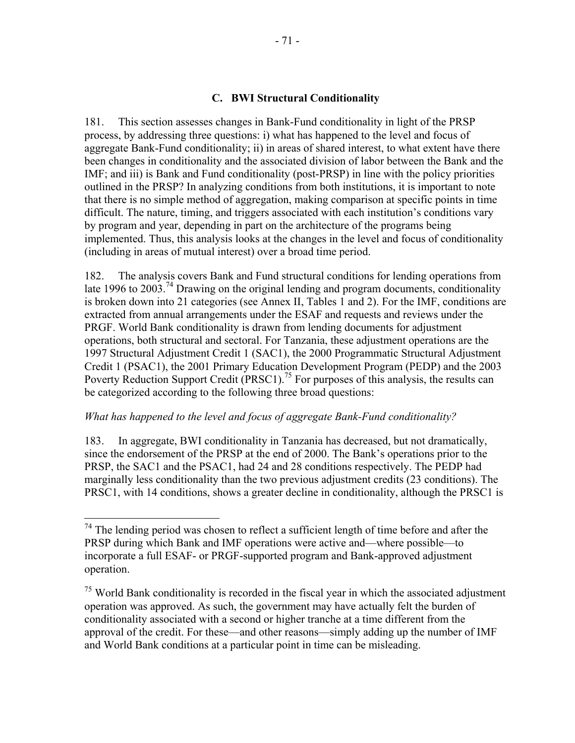### C. BWI Structural Conditionality

181. This section assesses changes in Bank-Fund conditionality in light of the PRSP process, by addressing three questions: i) what has happened to the level and focus of aggregate Bank-Fund conditionality; ii) in areas of shared interest, to what extent have there been changes in conditionality and the associated division of labor between the Bank and the IMF; and iii) is Bank and Fund conditionality (post-PRSP) in line with the policy priorities outlined in the PRSP? In analyzing conditions from both institutions, it is important to note that there is no simple method of aggregation, making comparison at specific points in time difficult. The nature, timing, and triggers associated with each institution's conditions vary by program and year, depending in part on the architecture of the programs being implemented. Thus, this analysis looks at the changes in the level and focus of conditionality (including in areas of mutual interest) over a broad time period.

182. The analysis covers Bank and Fund structural conditions for lending operations from late 1996 to 2003.[74] Drawing on the original lending and program documents, conditionality is broken down into 21 categories (see Annex II, Tables 1 and 2). For the IMF, conditions are extracted from annual arrangements under the ESAF and requests and reviews under the PRGF. World Bank conditionality is drawn from lending documents for adjustment operations, both structural and sectoral. For Tanzania, these adjustment operations are the 1997 Structural Adjustment Credit 1 (SAC1), the 2000 Programmatic Structural Adjustment Credit 1 (PSAC1), the 2001 Primary Education Development Program (PEDP) and the 2003 Poverty Reduction Support Credit (PRSC1).[75] For purposes of this analysis, the results can be categorized according to the following three broad questions:

*What has happened to the level and focus of aggregate Bank-Fund conditionality?*

183. In aggregate, BWI conditionality in Tanzania has decreased, but not dramatically, since the endorsement of the PRSP at the end of 2000. The Bank's operations prior to the PRSP, the SAC1 and the PSAC1, had 24 and 28 conditions respectively. The PEDP had marginally less conditionality than the two previous adjustment credits (23 conditions). The PRSC1, with 14 conditions, shows a greater decline in conditionality, although the PRSC1 is

---

[74] The lending period was chosen to reflect a sufficient length of time before and after the PRSP during which Bank and IMF operations were active and—where possible—to incorporate a full ESAF- or PRGF-supported program and Bank-approved adjustment operation.

[75] World Bank conditionality is recorded in the fiscal year in which the associated adjustment operation was approved. As such, the government may have actually felt the burden of conditionality associated with a second or higher tranche at a time different from the approval of the credit. For these—and other reasons—simply adding up the number of IMF and World Bank conditions at a particular point in time can be misleading.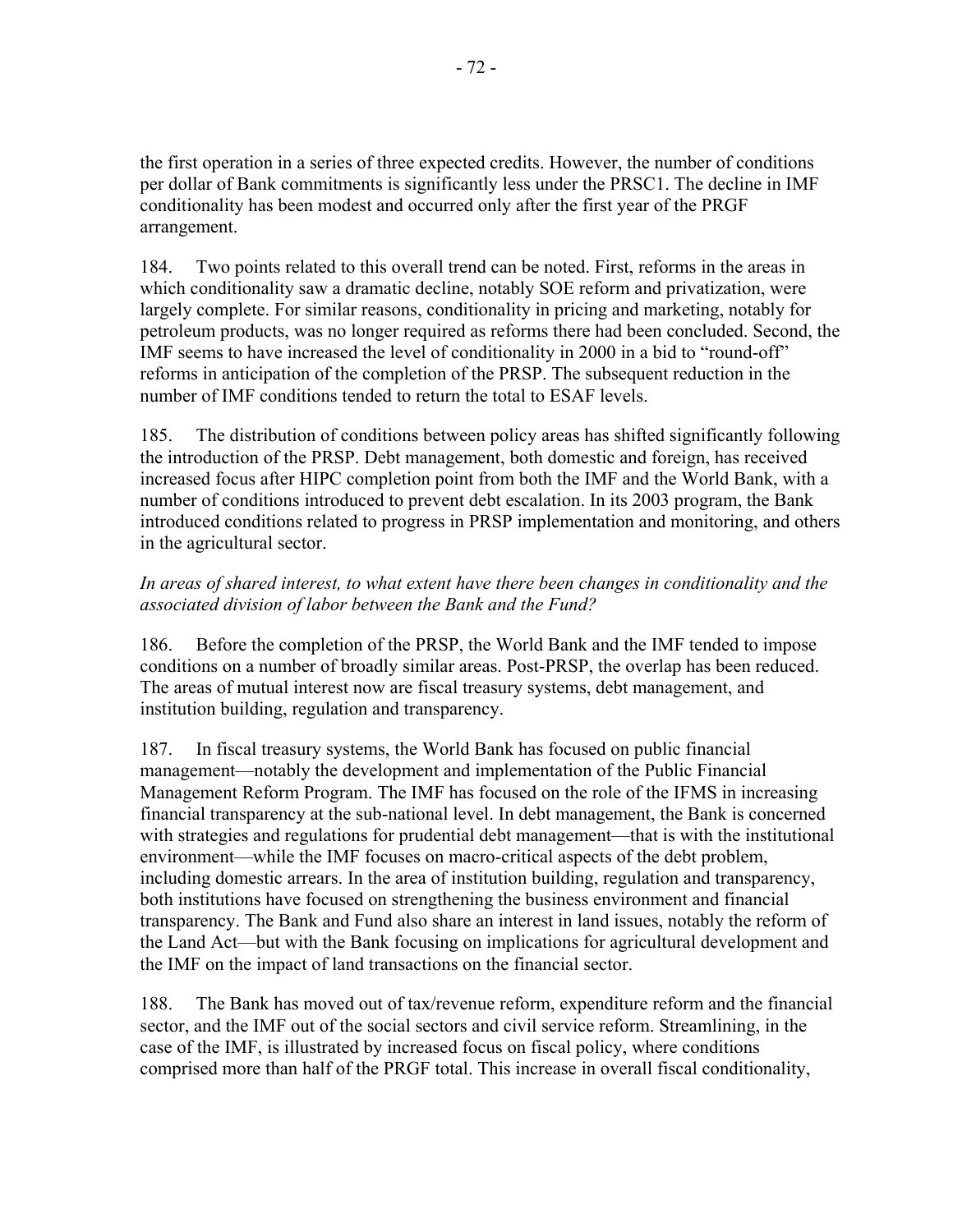the first operation in a series of three expected credits. However, the number of conditions per dollar of Bank commitments is significantly less under the PRSC1. The decline in IMF conditionality has been modest and occurred only after the first year of the PRGF arrangement.

184. Two points related to this overall trend can be noted. First, reforms in the areas in which conditionality saw a dramatic decline, notably SOE reform and privatization, were largely complete. For similar reasons, conditionality in pricing and marketing, notably for petroleum products, was no longer required as reforms there had been concluded. Second, the IMF seems to have increased the level of conditionality in 2000 in a bid to "round-off" reforms in anticipation of the completion of the PRSP. The subsequent reduction in the number of IMF conditions tended to return the total to ESAF levels.

185. The distribution of conditions between policy areas has shifted significantly following the introduction of the PRSP. Debt management, both domestic and foreign, has received increased focus after HIPC completion point from both the IMF and the World Bank, with a number of conditions introduced to prevent debt escalation. In its 2003 program, the Bank introduced conditions related to progress in PRSP implementation and monitoring, and others in the agricultural sector.

*In areas of shared interest, to what extent have there been changes in conditionality and the associated division of labor between the Bank and the Fund?*

186. Before the completion of the PRSP, the World Bank and the IMF tended to impose conditions on a number of broadly similar areas. Post-PRSP, the overlap has been reduced. The areas of mutual interest now are fiscal treasury systems, debt management, and institution building, regulation and transparency.

187. In fiscal treasury systems, the World Bank has focused on public financial management—notably the development and implementation of the Public Financial Management Reform Program. The IMF has focused on the role of the IFMS in increasing financial transparency at the sub-national level. In debt management, the Bank is concerned with strategies and regulations for prudential debt management—that is with the institutional environment—while the IMF focuses on macro-critical aspects of the debt problem, including domestic arrears. In the area of institution building, regulation and transparency, both institutions have focused on strengthening the business environment and financial transparency. The Bank and Fund also share an interest in land issues, notably the reform of the Land Act—but with the Bank focusing on implications for agricultural development and the IMF on the impact of land transactions on the financial sector.

188. The Bank has moved out of tax/revenue reform, expenditure reform and the financial sector, and the IMF out of the social sectors and civil service reform. Streamlining, in the case of the IMF, is illustrated by increased focus on fiscal policy, where conditions comprised more than half of the PRGF total. This increase in overall fiscal conditionality,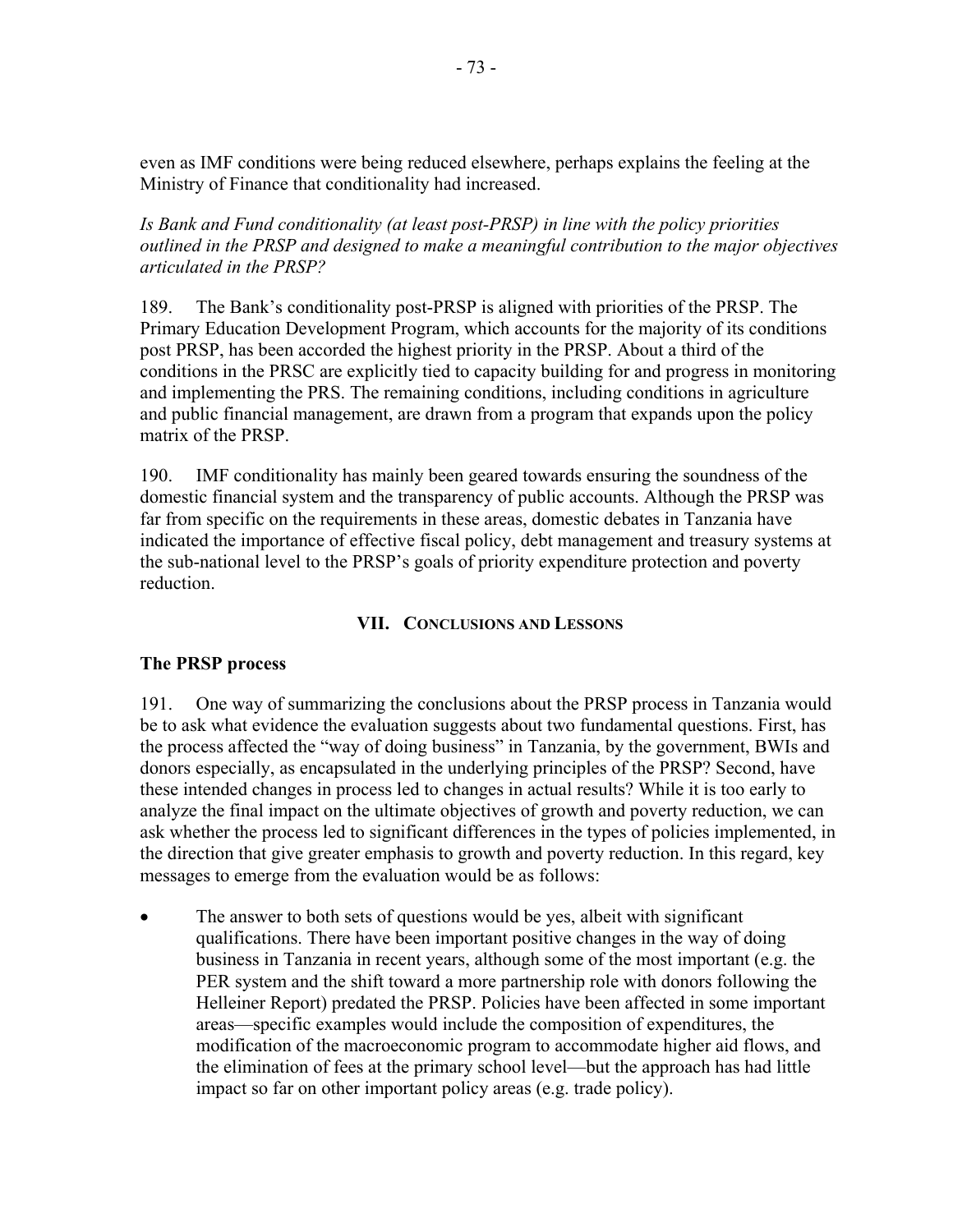even as IMF conditions were being reduced elsewhere, perhaps explains the feeling at the Ministry of Finance that conditionality had increased.

*Is Bank and Fund conditionality (at least post-PRSP) in line with the policy priorities outlined in the PRSP and designed to make a meaningful contribution to the major objectives articulated in the PRSP?*

189. The Bank's conditionality post-PRSP is aligned with priorities of the PRSP. The Primary Education Development Program, which accounts for the majority of its conditions post PRSP, has been accorded the highest priority in the PRSP. About a third of the conditions in the PRSC are explicitly tied to capacity building for and progress in monitoring and implementing the PRS. The remaining conditions, including conditions in agriculture and public financial management, are drawn from a program that expands upon the policy matrix of the PRSP.

190. IMF conditionality has mainly been geared towards ensuring the soundness of the domestic financial system and the transparency of public accounts. Although the PRSP was far from specific on the requirements in these areas, domestic debates in Tanzania have indicated the importance of effective fiscal policy, debt management and treasury systems at the sub-national level to the PRSP's goals of priority expenditure protection and poverty reduction.

## VII. Conclusions and Lessons

### The PRSP process

191. One way of summarizing the conclusions about the PRSP process in Tanzania would be to ask what evidence the evaluation suggests about two fundamental questions. First, has the process affected the "way of doing business" in Tanzania, by the government, BWIs and donors especially, as encapsulated in the underlying principles of the PRSP? Second, have these intended changes in process led to changes in actual results? While it is too early to analyze the final impact on the ultimate objectives of growth and poverty reduction, we can ask whether the process led to significant differences in the types of policies implemented, in the direction that give greater emphasis to growth and poverty reduction. In this regard, key messages to emerge from the evaluation would be as follows:

- The answer to both sets of questions would be yes, albeit with significant qualifications. There have been important positive changes in the way of doing business in Tanzania in recent years, although some of the most important (e.g. the PER system and the shift toward a more partnership role with donors following the Helleiner Report) predated the PRSP. Policies have been affected in some important areas—specific examples would include the composition of expenditures, the modification of the macroeconomic program to accommodate higher aid flows, and the elimination of fees at the primary school level—but the approach has had little impact so far on other important policy areas (e.g. trade policy).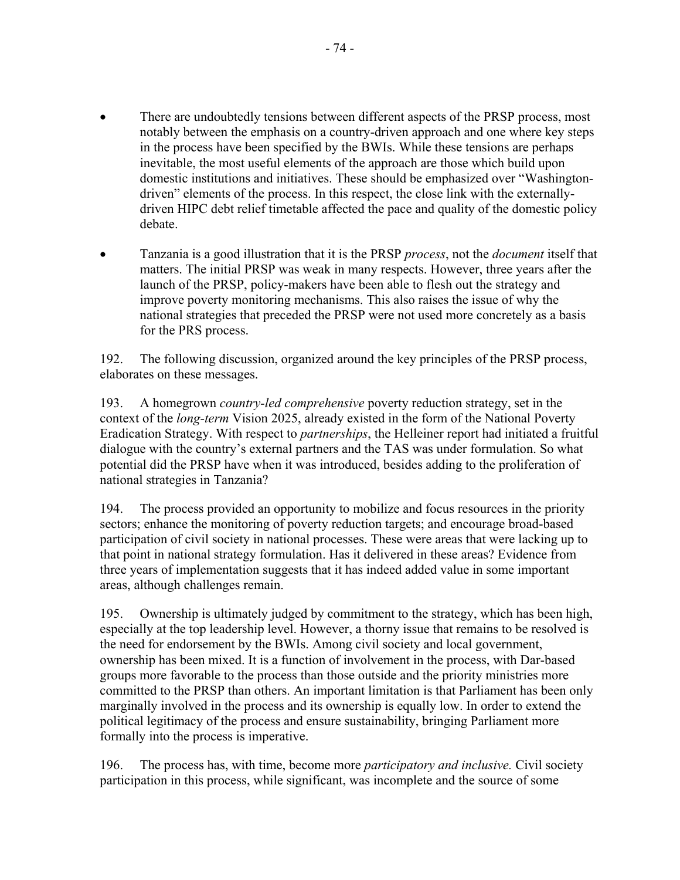- There are undoubtedly tensions between different aspects of the PRSP process, most notably between the emphasis on a country-driven approach and one where key steps in the process have been specified by the BWIs. While these tensions are perhaps inevitable, the most useful elements of the approach are those which build upon domestic institutions and initiatives. These should be emphasized over "Washington-driven" elements of the process. In this respect, the close link with the externally-driven HIPC debt relief timetable affected the pace and quality of the domestic policy debate.

- Tanzania is a good illustration that it is the PRSP *process*, not the *document* itself that matters. The initial PRSP was weak in many respects. However, three years after the launch of the PRSP, policy-makers have been able to flesh out the strategy and improve poverty monitoring mechanisms. This also raises the issue of why the national strategies that preceded the PRSP were not used more concretely as a basis for the PRS process.

192. The following discussion, organized around the key principles of the PRSP process, elaborates on these messages.

193. A homegrown *country-led comprehensive* poverty reduction strategy, set in the context of the *long-term* Vision 2025, already existed in the form of the National Poverty Eradication Strategy. With respect to *partnerships*, the Helleiner report had initiated a fruitful dialogue with the country's external partners and the TAS was under formulation. So what potential did the PRSP have when it was introduced, besides adding to the proliferation of national strategies in Tanzania?

194. The process provided an opportunity to mobilize and focus resources in the priority sectors; enhance the monitoring of poverty reduction targets; and encourage broad-based participation of civil society in national processes. These were areas that were lacking up to that point in national strategy formulation. Has it delivered in these areas? Evidence from three years of implementation suggests that it has indeed added value in some important areas, although challenges remain.

195. Ownership is ultimately judged by commitment to the strategy, which has been high, especially at the top leadership level. However, a thorny issue that remains to be resolved is the need for endorsement by the BWIs. Among civil society and local government, ownership has been mixed. It is a function of involvement in the process, with Dar-based groups more favorable to the process than those outside and the priority ministries more committed to the PRSP than others. An important limitation is that Parliament has been only marginally involved in the process and its ownership is equally low. In order to extend the political legitimacy of the process and ensure sustainability, bringing Parliament more formally into the process is imperative.

196. The process has, with time, become more *participatory and inclusive.* Civil society participation in this process, while significant, was incomplete and the source of some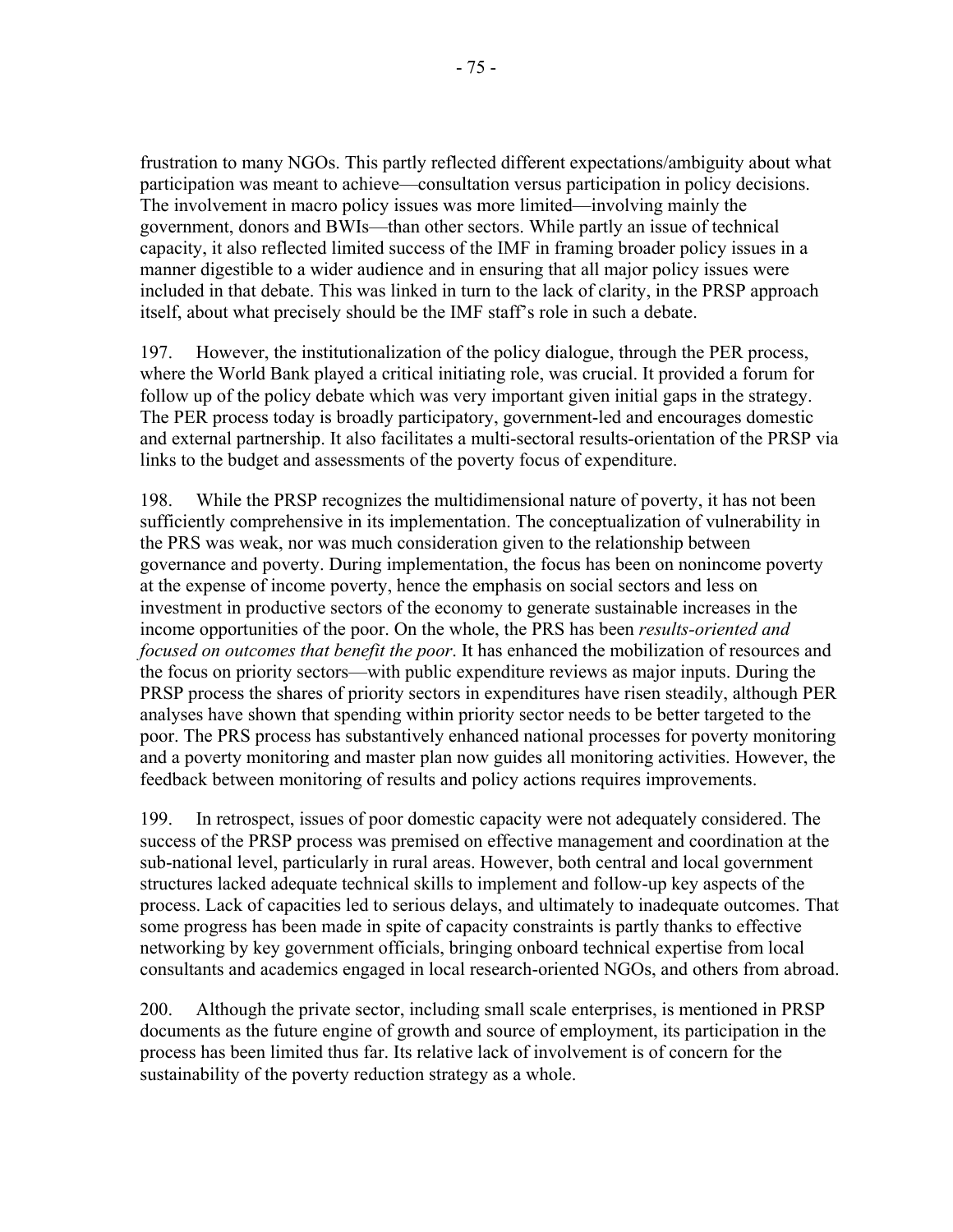frustration to many NGOs. This partly reflected different expectations/ambiguity about what participation was meant to achieve—consultation versus participation in policy decisions. The involvement in macro policy issues was more limited—involving mainly the government, donors and BWIs—than other sectors. While partly an issue of technical capacity, it also reflected limited success of the IMF in framing broader policy issues in a manner digestible to a wider audience and in ensuring that all major policy issues were included in that debate. This was linked in turn to the lack of clarity, in the PRSP approach itself, about what precisely should be the IMF staff's role in such a debate.

197. However, the institutionalization of the policy dialogue, through the PER process, where the World Bank played a critical initiating role, was crucial. It provided a forum for follow up of the policy debate which was very important given initial gaps in the strategy. The PER process today is broadly participatory, government-led and encourages domestic and external partnership. It also facilitates a multi-sectoral results-orientation of the PRSP via links to the budget and assessments of the poverty focus of expenditure.

198. While the PRSP recognizes the multidimensional nature of poverty, it has not been sufficiently comprehensive in its implementation. The conceptualization of vulnerability in the PRS was weak, nor was much consideration given to the relationship between governance and poverty. During implementation, the focus has been on nonincome poverty at the expense of income poverty, hence the emphasis on social sectors and less on investment in productive sectors of the economy to generate sustainable increases in the income opportunities of the poor. On the whole, the PRS has been *results-oriented and focused on outcomes that benefit the poor*. It has enhanced the mobilization of resources and the focus on priority sectors—with public expenditure reviews as major inputs. During the PRSP process the shares of priority sectors in expenditures have risen steadily, although PER analyses have shown that spending within priority sector needs to be better targeted to the poor. The PRS process has substantively enhanced national processes for poverty monitoring and a poverty monitoring and master plan now guides all monitoring activities. However, the feedback between monitoring of results and policy actions requires improvements.

199. In retrospect, issues of poor domestic capacity were not adequately considered. The success of the PRSP process was premised on effective management and coordination at the sub-national level, particularly in rural areas. However, both central and local government structures lacked adequate technical skills to implement and follow-up key aspects of the process. Lack of capacities led to serious delays, and ultimately to inadequate outcomes. That some progress has been made in spite of capacity constraints is partly thanks to effective networking by key government officials, bringing onboard technical expertise from local consultants and academics engaged in local research-oriented NGOs, and others from abroad.

200. Although the private sector, including small scale enterprises, is mentioned in PRSP documents as the future engine of growth and source of employment, its participation in the process has been limited thus far. Its relative lack of involvement is of concern for the sustainability of the poverty reduction strategy as a whole.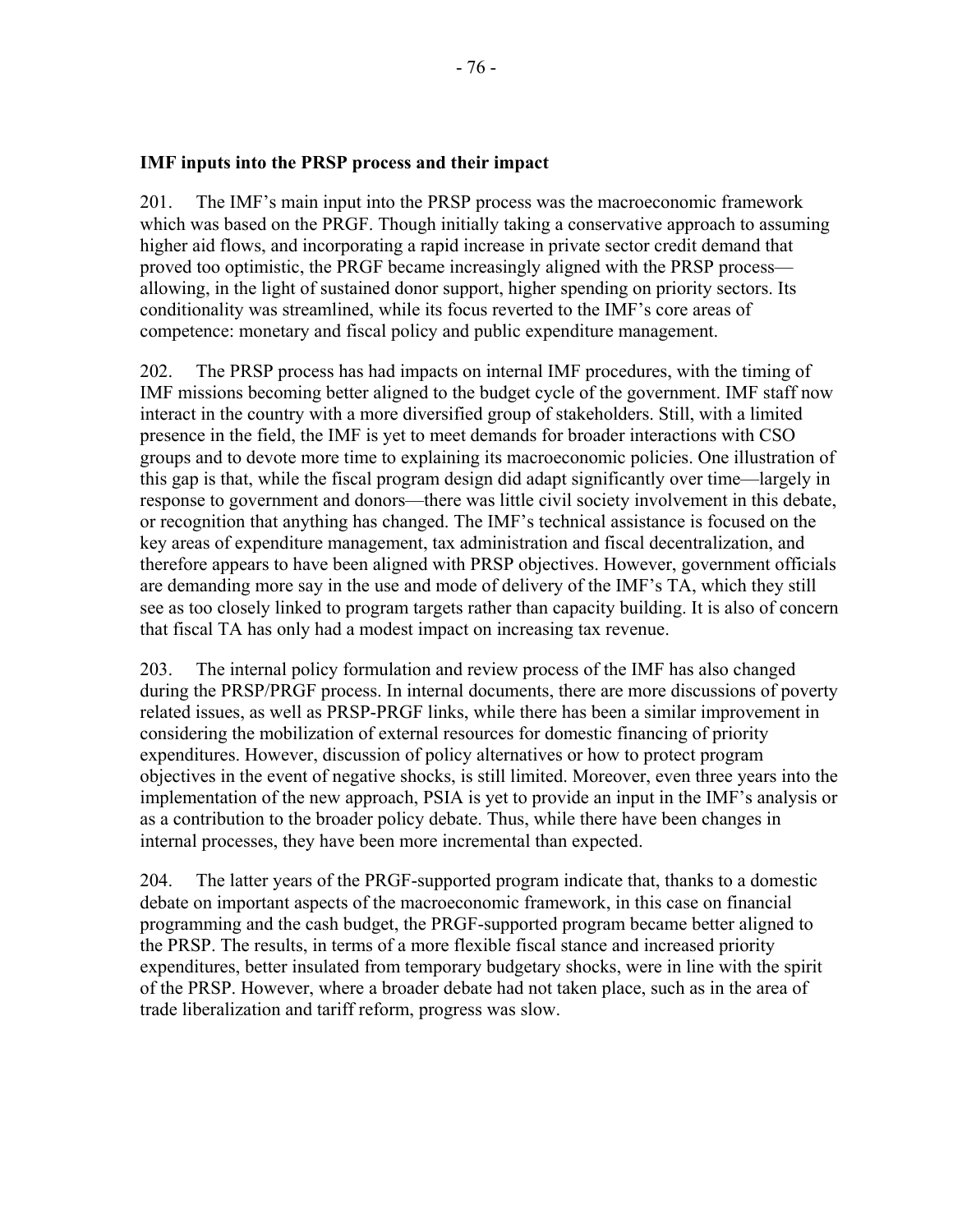**IMF inputs into the PRSP process and their impact**

201. The IMF's main input into the PRSP process was the macroeconomic framework which was based on the PRGF. Though initially taking a conservative approach to assuming higher aid flows, and incorporating a rapid increase in private sector credit demand that proved too optimistic, the PRGF became increasingly aligned with the PRSP process—allowing, in the light of sustained donor support, higher spending on priority sectors. Its conditionality was streamlined, while its focus reverted to the IMF's core areas of competence: monetary and fiscal policy and public expenditure management.

202. The PRSP process has had impacts on internal IMF procedures, with the timing of IMF missions becoming better aligned to the budget cycle of the government. IMF staff now interact in the country with a more diversified group of stakeholders. Still, with a limited presence in the field, the IMF is yet to meet demands for broader interactions with CSO groups and to devote more time to explaining its macroeconomic policies. One illustration of this gap is that, while the fiscal program design did adapt significantly over time—largely in response to government and donors—there was little civil society involvement in this debate, or recognition that anything has changed. The IMF's technical assistance is focused on the key areas of expenditure management, tax administration and fiscal decentralization, and therefore appears to have been aligned with PRSP objectives. However, government officials are demanding more say in the use and mode of delivery of the IMF's TA, which they still see as too closely linked to program targets rather than capacity building. It is also of concern that fiscal TA has only had a modest impact on increasing tax revenue.

203. The internal policy formulation and review process of the IMF has also changed during the PRSP/PRGF process. In internal documents, there are more discussions of poverty related issues, as well as PRSP-PRGF links, while there has been a similar improvement in considering the mobilization of external resources for domestic financing of priority expenditures. However, discussion of policy alternatives or how to protect program objectives in the event of negative shocks, is still limited. Moreover, even three years into the implementation of the new approach, PSIA is yet to provide an input in the IMF's analysis or as a contribution to the broader policy debate. Thus, while there have been changes in internal processes, they have been more incremental than expected.

204. The latter years of the PRGF-supported program indicate that, thanks to a domestic debate on important aspects of the macroeconomic framework, in this case on financial programming and the cash budget, the PRGF-supported program became better aligned to the PRSP. The results, in terms of a more flexible fiscal stance and increased priority expenditures, better insulated from temporary budgetary shocks, were in line with the spirit of the PRSP. However, where a broader debate had not taken place, such as in the area of trade liberalization and tariff reform, progress was slow.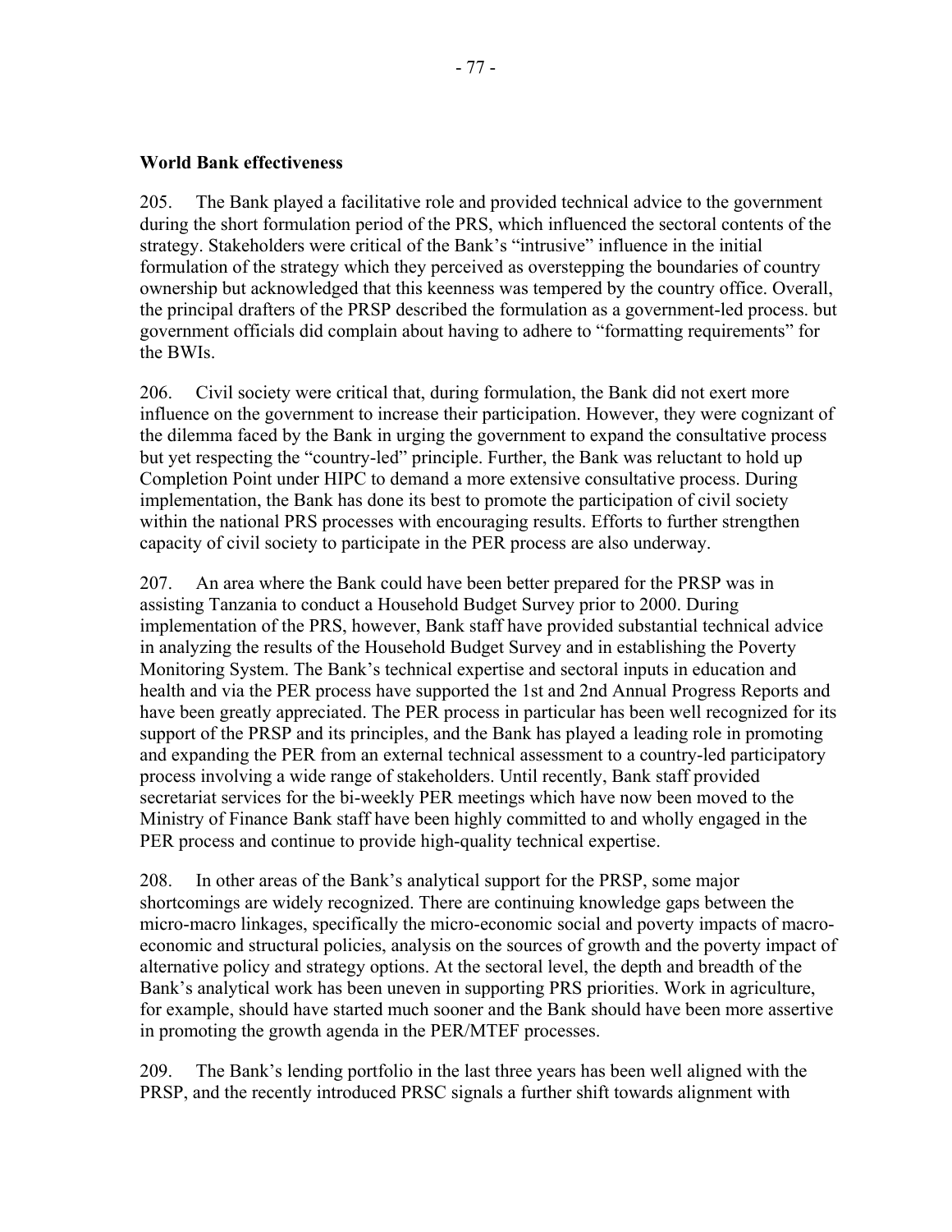**World Bank effectiveness**

205. The Bank played a facilitative role and provided technical advice to the government during the short formulation period of the PRS, which influenced the sectoral contents of the strategy. Stakeholders were critical of the Bank's "intrusive" influence in the initial formulation of the strategy which they perceived as overstepping the boundaries of country ownership but acknowledged that this keenness was tempered by the country office. Overall, the principal drafters of the PRSP described the formulation as a government-led process. but government officials did complain about having to adhere to "formatting requirements" for the BWIs.

206. Civil society were critical that, during formulation, the Bank did not exert more influence on the government to increase their participation. However, they were cognizant of the dilemma faced by the Bank in urging the government to expand the consultative process but yet respecting the "country-led" principle. Further, the Bank was reluctant to hold up Completion Point under HIPC to demand a more extensive consultative process. During implementation, the Bank has done its best to promote the participation of civil society within the national PRS processes with encouraging results. Efforts to further strengthen capacity of civil society to participate in the PER process are also underway.

207. An area where the Bank could have been better prepared for the PRSP was in assisting Tanzania to conduct a Household Budget Survey prior to 2000. During implementation of the PRS, however, Bank staff have provided substantial technical advice in analyzing the results of the Household Budget Survey and in establishing the Poverty Monitoring System. The Bank's technical expertise and sectoral inputs in education and health and via the PER process have supported the 1st and 2nd Annual Progress Reports and have been greatly appreciated. The PER process in particular has been well recognized for its support of the PRSP and its principles, and the Bank has played a leading role in promoting and expanding the PER from an external technical assessment to a country-led participatory process involving a wide range of stakeholders. Until recently, Bank staff provided secretariat services for the bi-weekly PER meetings which have now been moved to the Ministry of Finance Bank staff have been highly committed to and wholly engaged in the PER process and continue to provide high-quality technical expertise.

208. In other areas of the Bank's analytical support for the PRSP, some major shortcomings are widely recognized. There are continuing knowledge gaps between the micro-macro linkages, specifically the micro-economic social and poverty impacts of macro-economic and structural policies, analysis on the sources of growth and the poverty impact of alternative policy and strategy options. At the sectoral level, the depth and breadth of the Bank's analytical work has been uneven in supporting PRS priorities. Work in agriculture, for example, should have started much sooner and the Bank should have been more assertive in promoting the growth agenda in the PER/MTEF processes.

209. The Bank's lending portfolio in the last three years has been well aligned with the PRSP, and the recently introduced PRSC signals a further shift towards alignment with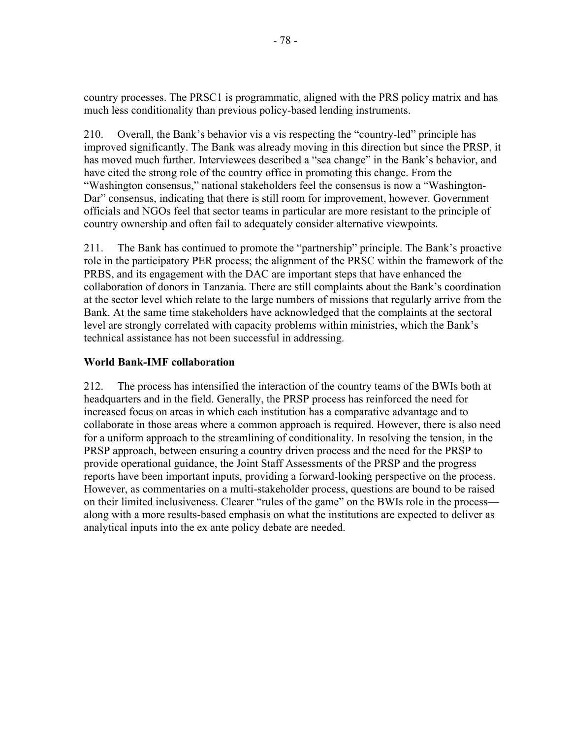country processes. The PRSC1 is programmatic, aligned with the PRS policy matrix and has much less conditionality than previous policy-based lending instruments.

210. Overall, the Bank's behavior vis a vis respecting the "country-led" principle has improved significantly. The Bank was already moving in this direction but since the PRSP, it has moved much further. Interviewees described a "sea change" in the Bank's behavior, and have cited the strong role of the country office in promoting this change. From the "Washington consensus," national stakeholders feel the consensus is now a "Washington-Dar" consensus, indicating that there is still room for improvement, however. Government officials and NGOs feel that sector teams in particular are more resistant to the principle of country ownership and often fail to adequately consider alternative viewpoints.

211. The Bank has continued to promote the "partnership" principle. The Bank's proactive role in the participatory PER process; the alignment of the PRSC within the framework of the PRBS, and its engagement with the DAC are important steps that have enhanced the collaboration of donors in Tanzania. There are still complaints about the Bank's coordination at the sector level which relate to the large numbers of missions that regularly arrive from the Bank. At the same time stakeholders have acknowledged that the complaints at the sectoral level are strongly correlated with capacity problems within ministries, which the Bank's technical assistance has not been successful in addressing.

**World Bank-IMF collaboration**

212. The process has intensified the interaction of the country teams of the BWIs both at headquarters and in the field. Generally, the PRSP process has reinforced the need for increased focus on areas in which each institution has a comparative advantage and to collaborate in those areas where a common approach is required. However, there is also need for a uniform approach to the streamlining of conditionality. In resolving the tension, in the PRSP approach, between ensuring a country driven process and the need for the PRSP to provide operational guidance, the Joint Staff Assessments of the PRSP and the progress reports have been important inputs, providing a forward-looking perspective on the process. However, as commentaries on a multi-stakeholder process, questions are bound to be raised on their limited inclusiveness. Clearer "rules of the game" on the BWIs role in the process—along with a more results-based emphasis on what the institutions are expected to deliver as analytical inputs into the ex ante policy debate are needed.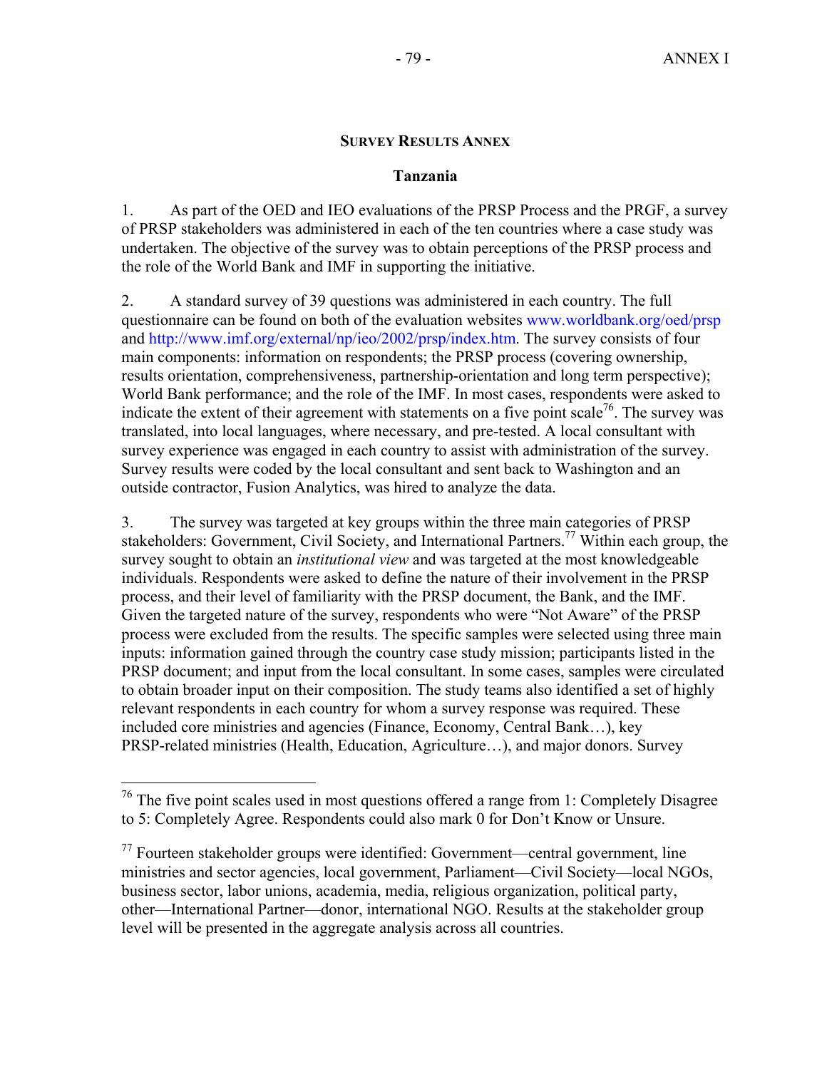## Survey Results Annex

### Tanzania

1. As part of the OED and IEO evaluations of the PRSP Process and the PRGF, a survey of PRSP stakeholders was administered in each of the ten countries where a case study was undertaken. The objective of the survey was to obtain perceptions of the PRSP process and the role of the World Bank and IMF in supporting the initiative.

2. A standard survey of 39 questions was administered in each country. The full questionnaire can be found on both of the evaluation websites www.worldbank.org/oed/prsp and http://www.imf.org/external/np/ieo/2002/prsp/index.htm. The survey consists of four main components: information on respondents; the PRSP process (covering ownership, results orientation, comprehensiveness, partnership-orientation and long term perspective); World Bank performance; and the role of the IMF. In most cases, respondents were asked to indicate the extent of their agreement with statements on a five point scale[76]. The survey was translated, into local languages, where necessary, and pre-tested. A local consultant with survey experience was engaged in each country to assist with administration of the survey. Survey results were coded by the local consultant and sent back to Washington and an outside contractor, Fusion Analytics, was hired to analyze the data.

3. The survey was targeted at key groups within the three main categories of PRSP stakeholders: Government, Civil Society, and International Partners.[77] Within each group, the survey sought to obtain an *institutional view* and was targeted at the most knowledgeable individuals. Respondents were asked to define the nature of their involvement in the PRSP process, and their level of familiarity with the PRSP document, the Bank, and the IMF. Given the targeted nature of the survey, respondents who were "Not Aware" of the PRSP process were excluded from the results. The specific samples were selected using three main inputs: information gained through the country case study mission; participants listed in the PRSP document; and input from the local consultant. In some cases, samples were circulated to obtain broader input on their composition. The study teams also identified a set of highly relevant respondents in each country for whom a survey response was required. These included core ministries and agencies (Finance, Economy, Central Bank…), key PRSP-related ministries (Health, Education, Agriculture…), and major donors. Survey

---

[76] The five point scales used in most questions offered a range from 1: Completely Disagree to 5: Completely Agree. Respondents could also mark 0 for Don't Know or Unsure.

[77] Fourteen stakeholder groups were identified: Government—central government, line ministries and sector agencies, local government, Parliament—Civil Society—local NGOs, business sector, labor unions, academia, media, religious organization, political party, other—International Partner—donor, international NGO. Results at the stakeholder group level will be presented in the aggregate analysis across all countries.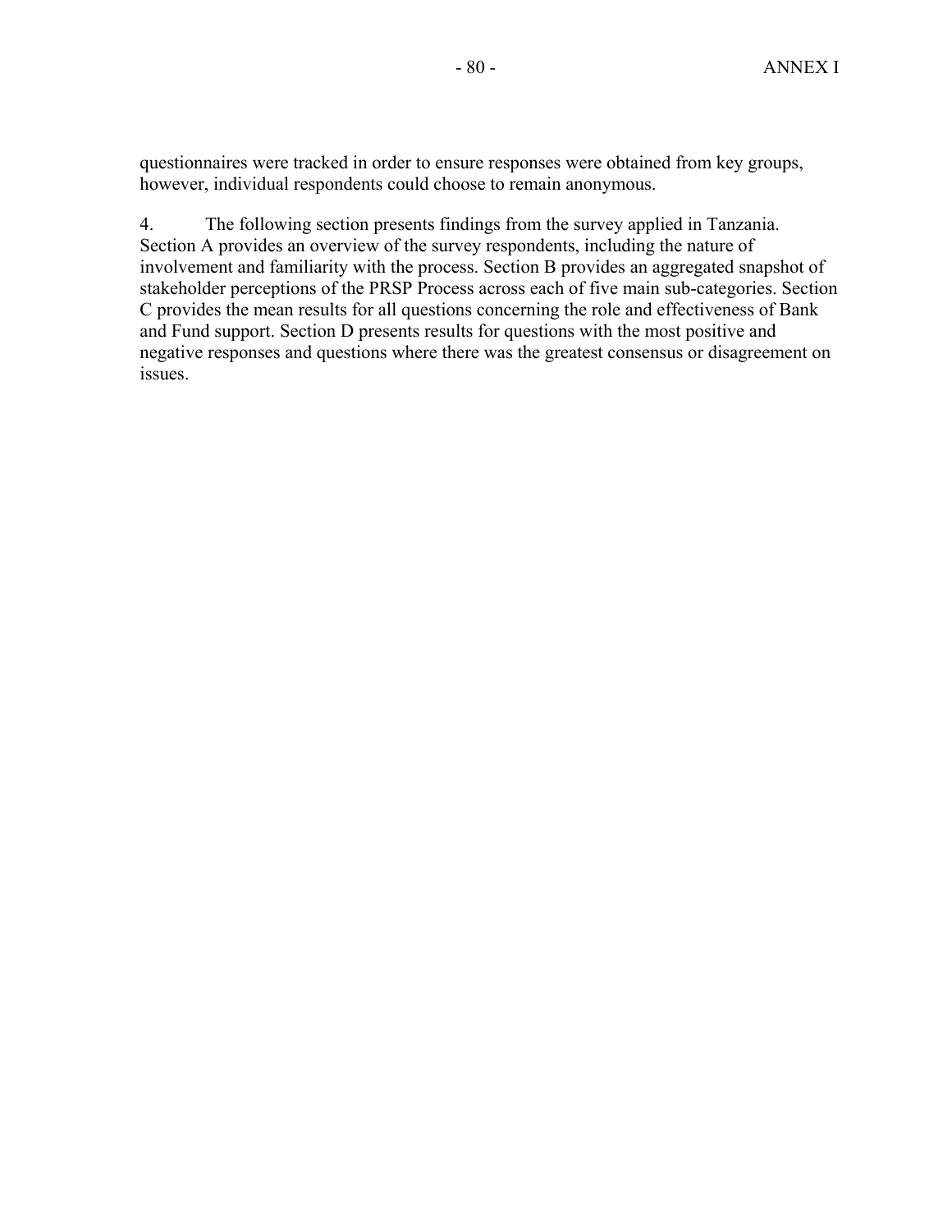questionnaires were tracked in order to ensure responses were obtained from key groups, however, individual respondents could choose to remain anonymous.

4. The following section presents findings from the survey applied in Tanzania. Section A provides an overview of the survey respondents, including the nature of involvement and familiarity with the process. Section B provides an aggregated snapshot of stakeholder perceptions of the PRSP Process across each of five main sub-categories. Section C provides the mean results for all questions concerning the role and effectiveness of Bank and Fund support. Section D presents results for questions with the most positive and negative responses and questions where there was the greatest consensus or disagreement on issues.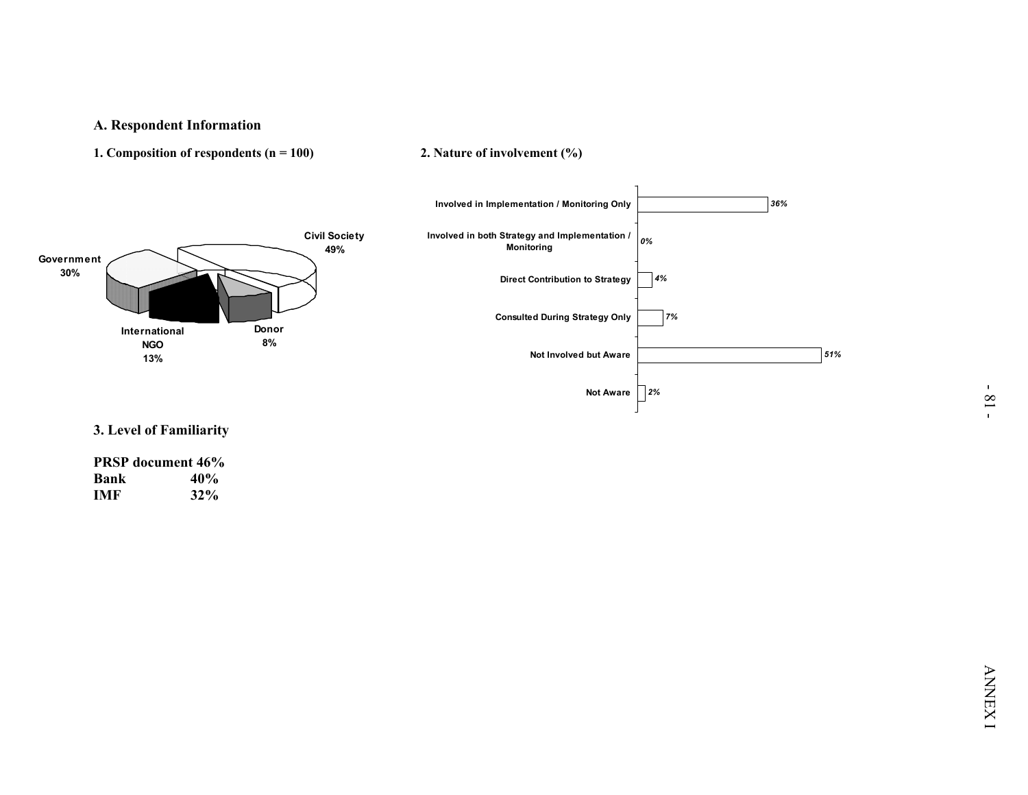## A. Respondent Information

### 1. Composition of respondents (n = 100)

| Category | Share |
|---|---|
| Civil Society | 49% |
| Government | 30% |
| International NGO | 13% |
| Donor | 8% |

### 2. Nature of involvement (%)

| Nature of involvement | % |
|---|---|
| Involved in Implementation / Monitoring Only | 36% |
| Involved in both Strategy and Implementation / Monitoring | 0% |
| Direct Contribution to Strategy | 4% |
| Consulted During Strategy Only | 7% |
| Not Involved but Aware | 51% |
| Not Aware | 2% |

### 3. Level of Familiarity

**PRSP document 46%**
**Bank 40%**
**IMF 32%**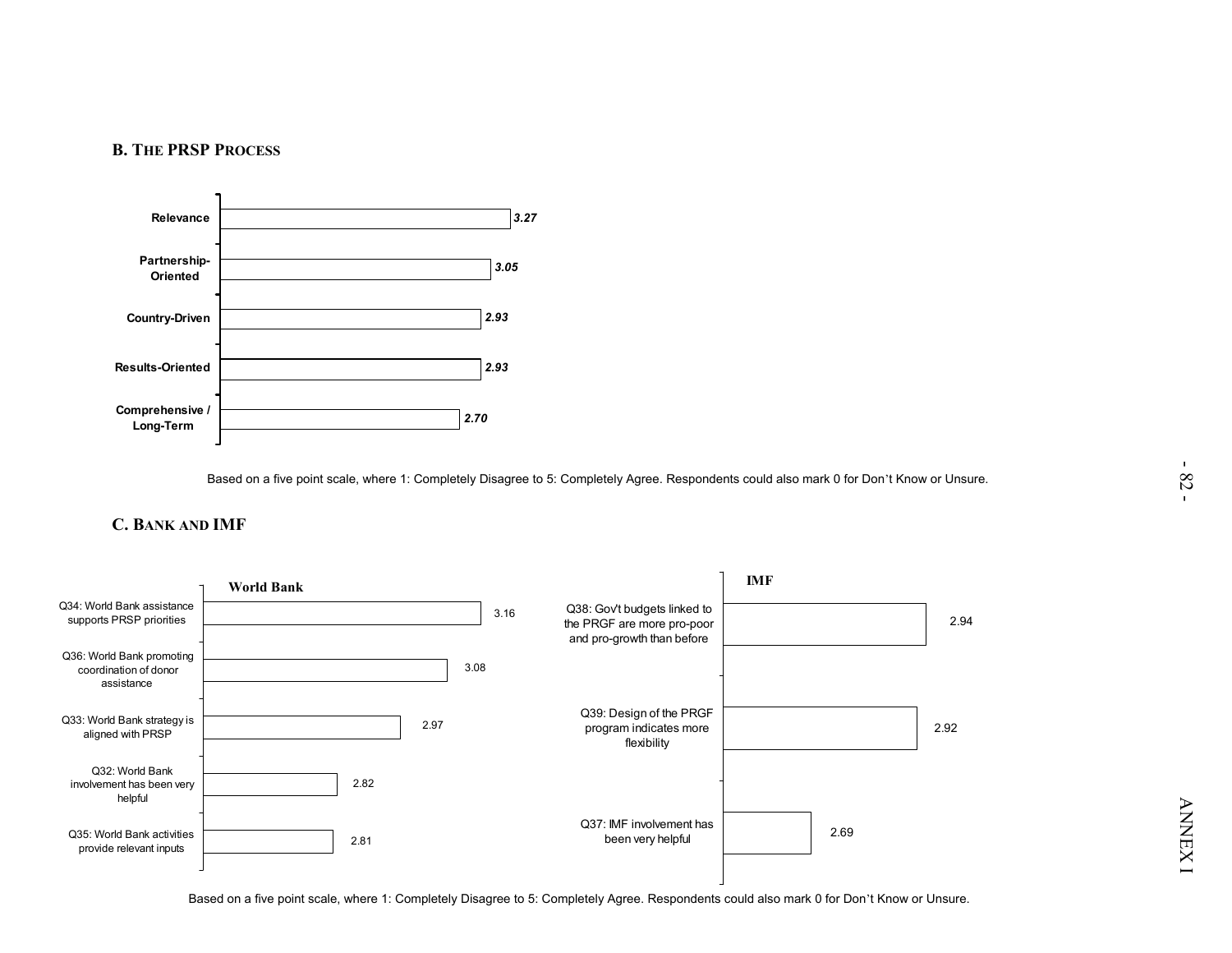### B. The PRSP Process

| Item | Score |
|---|---|
| Relevance | ***3.27*** |
| Partnership-Oriented | ***3.05*** |
| Country-Driven | ***2.93*** |
| Results-Oriented | ***2.93*** |
| Comprehensive / Long-Term | ***2.70*** |

Based on a five point scale, where 1: Completely Disagree to 5: Completely Agree. Respondents could also mark 0 for Don't Know or Unsure.

### C. Bank and IMF

**World Bank**

| Item | Score |
|---|---|
| Q34: World Bank assistance supports PRSP priorities | 3.16 |
| Q36: World Bank promoting coordination of donor assistance | 3.08 |
| Q33: World Bank strategy is aligned with PRSP | 2.97 |
| Q32: World Bank involvement has been very helpful | 2.82 |
| Q35: World Bank activities provide relevant inputs | 2.81 |

**IMF**

| Item | Score |
|---|---|
| Q38: Gov't budgets linked to the PRGF are more pro-poor and pro-growth than before | 2.94 |
| Q39: Design of the PRGF program indicates more flexibility | 2.92 |
| Q37: IMF involvement has been very helpful | 2.69 |

Based on a five point scale, where 1: Completely Disagree to 5: Completely Agree. Respondents could also mark 0 for Don't Know or Unsure.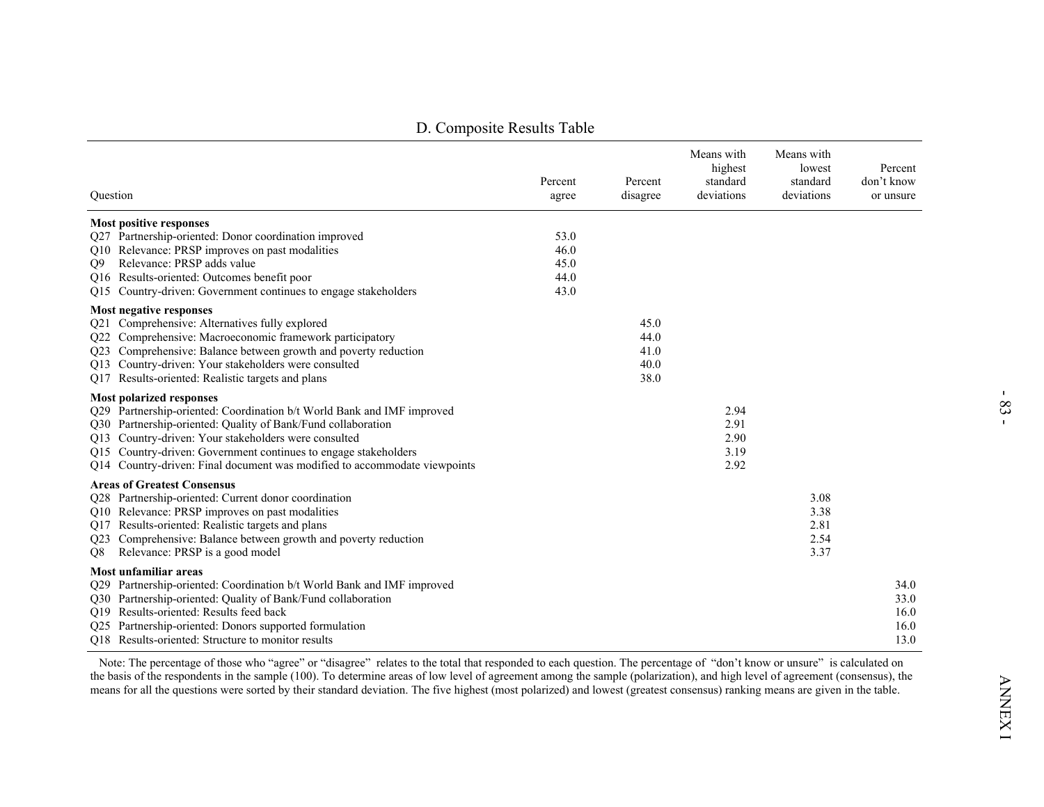## D. Composite Results Table

| Question | Percent agree | Percent disagree | Means with highest standard deviations | Means with lowest standard deviations | Percent don't know or unsure |
|---|---|---|---|---|---|
| **Most positive responses** | | | | | |
| Q27 Partnership-oriented: Donor coordination improved | 53.0 | | | | |
| Q10 Relevance: PRSP improves on past modalities | 46.0 | | | | |
| Q9 Relevance: PRSP adds value | 45.0 | | | | |
| Q16 Results-oriented: Outcomes benefit poor | 44.0 | | | | |
| Q15 Country-driven: Government continues to engage stakeholders | 43.0 | | | | |
| **Most negative responses** | | | | | |
| Q21 Comprehensive: Alternatives fully explored | | 45.0 | | | |
| Q22 Comprehensive: Macroeconomic framework participatory | | 44.0 | | | |
| Q23 Comprehensive: Balance between growth and poverty reduction | | 41.0 | | | |
| Q13 Country-driven: Your stakeholders were consulted | | 40.0 | | | |
| Q17 Results-oriented: Realistic targets and plans | | 38.0 | | | |
| **Most polarized responses** | | | | | |
| Q29 Partnership-oriented: Coordination b/t World Bank and IMF improved | | | 2.94 | | |
| Q30 Partnership-oriented: Quality of Bank/Fund collaboration | | | 2.91 | | |
| Q13 Country-driven: Your stakeholders were consulted | | | 2.90 | | |
| Q15 Country-driven: Government continues to engage stakeholders | | | 3.19 | | |
| Q14 Country-driven: Final document was modified to accommodate viewpoints | | | 2.92 | | |
| **Areas of Greatest Consensus** | | | | | |
| Q28 Partnership-oriented: Current donor coordination | | | | 3.08 | |
| Q10 Relevance: PRSP improves on past modalities | | | | 3.38 | |
| Q17 Results-oriented: Realistic targets and plans | | | | 2.81 | |
| Q23 Comprehensive: Balance between growth and poverty reduction | | | | 2.54 | |
| Q8 Relevance: PRSP is a good model | | | | 3.37 | |
| **Most unfamiliar areas** | | | | | |
| Q29 Partnership-oriented: Coordination b/t World Bank and IMF improved | | | | | 34.0 |
| Q30 Partnership-oriented: Quality of Bank/Fund collaboration | | | | | 33.0 |
| Q19 Results-oriented: Results feed back | | | | | 16.0 |
| Q25 Partnership-oriented: Donors supported formulation | | | | | 16.0 |
| Q18 Results-oriented: Structure to monitor results | | | | | 13.0 |

Note: The percentage of those who "agree" or "disagree" relates to the total that responded to each question. The percentage of "don't know or unsure" is calculated on the basis of the respondents in the sample (100). To determine areas of low level of agreement among the sample (polarization), and high level of agreement (consensus), the means for all the questions were sorted by their standard deviation. The five highest (most polarized) and lowest (greatest consensus) ranking means are given in the table.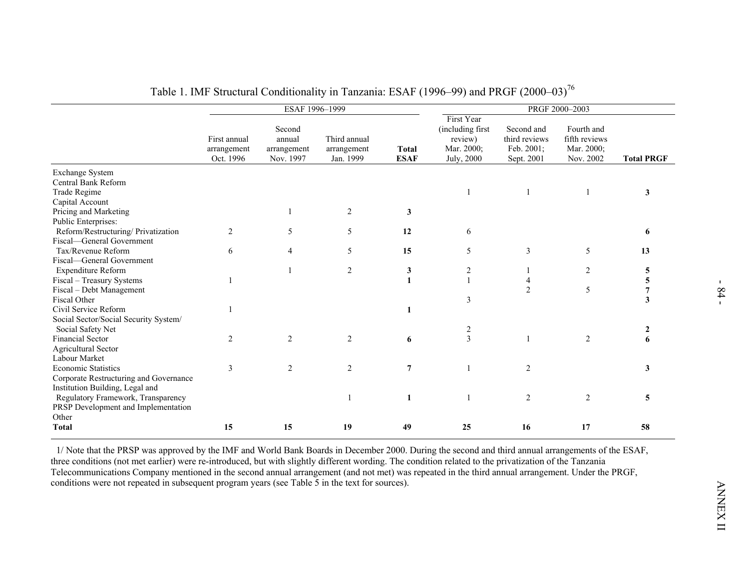Table 1. IMF Structural Conditionality in Tanzania: ESAF (1996–99) and PRGF (2000–03)[76]

| | ESAF 1996–1999 | | | | PRGF 2000–2003 | | | |
|---|---|---|---|---|---|---|---|---|
| | First annual arrangement Oct. 1996 | Second annual arrangement Nov. 1997 | Third annual arrangement Jan. 1999 | **Total ESAF** | First Year (including first review) Mar. 2000; July, 2000 | Second and third reviews Feb. 2001; Sept. 2001 | Fourth and fifth reviews Mar. 2000; Nov. 2002 | **Total PRGF** |
| Exchange System | | | | | | | | |
| Central Bank Reform | | | | | | | | |
| Trade Regime | | | | | 1 | 1 | 1 | **3** |
| Capital Account | | | | | | | | |
| Pricing and Marketing | | 1 | 2 | **3** | | | | |
| Public Enterprises: Reform/Restructuring/ Privatization | 2 | 5 | 5 | **12** | 6 | | | **6** |
| Fiscal—General Government Tax/Revenue Reform | 6 | 4 | 5 | **15** | 5 | 3 | 5 | **13** |
| Fiscal—General Government Expenditure Reform | | 1 | 2 | **3** | 2 | 1 | 2 | **5** |
| Fiscal – Treasury Systems | 1 | | | **1** | 1 | 4 | | **5** |
| Fiscal – Debt Management | | | | | | 2 | 5 | **7** |
| Fiscal Other | | | | | 3 | | | **3** |
| Civil Service Reform | 1 | | | **1** | | | | |
| Social Sector/Social Security System/ Social Safety Net | | | | | 2 | | | **2** |
| Financial Sector | 2 | 2 | 2 | **6** | 3 | 1 | 2 | **6** |
| Agricultural Sector | | | | | | | | |
| Labour Market | | | | | | | | |
| Economic Statistics | 3 | 2 | 2 | **7** | 1 | 2 | | **3** |
| Corporate Restructuring and Governance | | | | | | | | |
| Institution Building, Legal and Regulatory Framework, Transparency | | | 1 | **1** | 1 | 2 | 2 | **5** |
| PRSP Development and Implementation | | | | | | | | |
| Other | | | | | | | | |
| **Total** | **15** | **15** | **19** | **49** | **25** | **16** | **17** | **58** |

1/ Note that the PRSP was approved by the IMF and World Bank Boards in December 2000. During the second and third annual arrangements of the ESAF, three conditions (not met earlier) were re-introduced, but with slightly different wording. The condition related to the privatization of the Tanzania Telecommunications Company mentioned in the second annual arrangement (and not met) was repeated in the third annual arrangement. Under the PRGF, conditions were not repeated in subsequent program years (see Table 5 in the text for sources).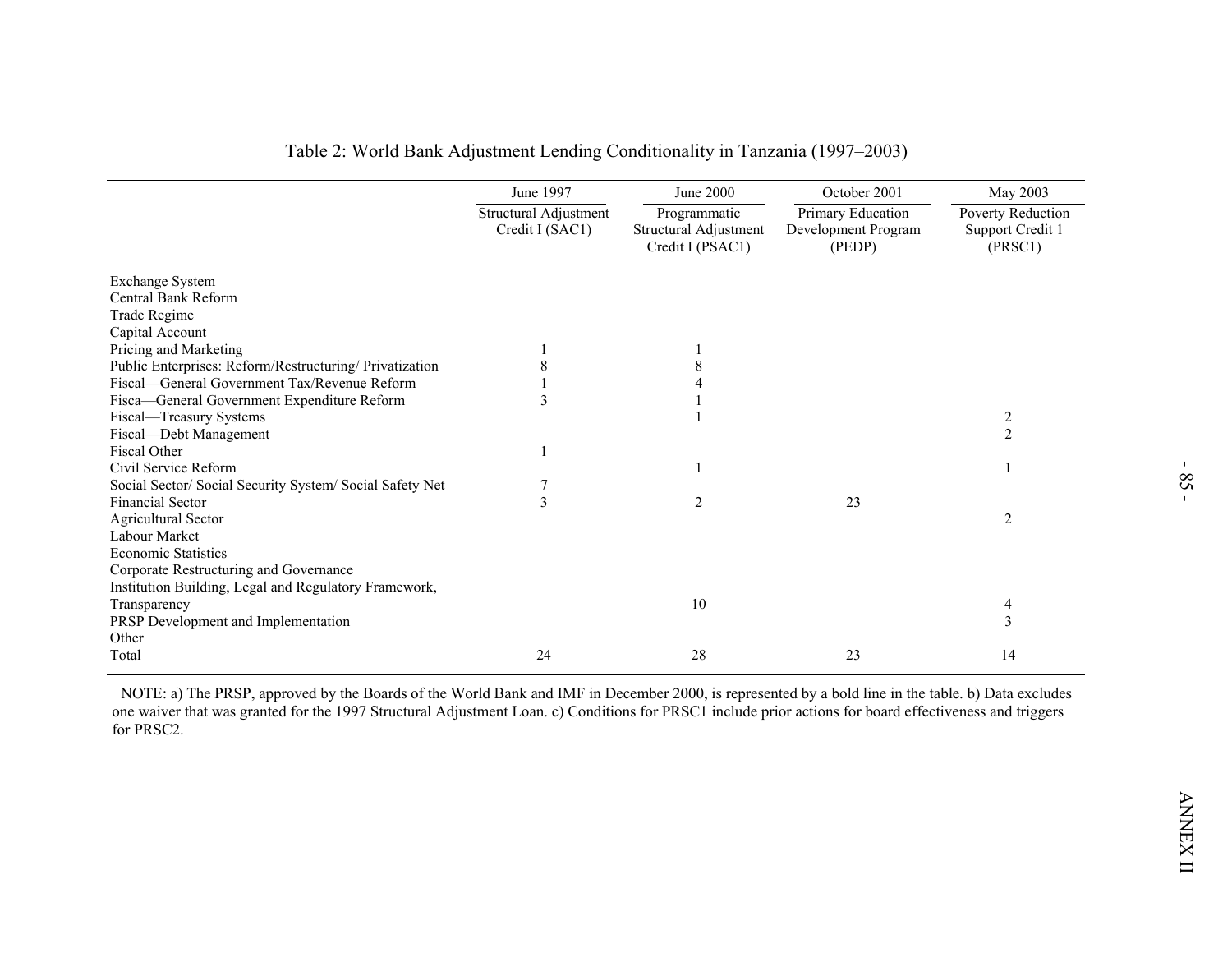Table 2: World Bank Adjustment Lending Conditionality in Tanzania (1997–2003)

| | June 1997 | June 2000 | October 2001 | May 2003 |
|---|---|---|---|---|
| | Structural Adjustment Credit I (SAC1) | Programmatic Structural Adjustment Credit I (PSAC1) | Primary Education Development Program (PEDP) | Poverty Reduction Support Credit 1 (PRSC1) |
| Exchange System | | | | |
| Central Bank Reform | | | | |
| Trade Regime | | | | |
| Capital Account | | | | |
| Pricing and Marketing | 1 | 1 | | |
| Public Enterprises: Reform/Restructuring/ Privatization | 8 | 8 | | |
| Fiscal—General Government Tax/Revenue Reform | 1 | 4 | | |
| Fisca—General Government Expenditure Reform | 3 | 1 | | |
| Fiscal—Treasury Systems | | 1 | | 2 |
| Fiscal—Debt Management | | | | 2 |
| Fiscal Other | 1 | | | |
| Civil Service Reform | | 1 | | 1 |
| Social Sector/ Social Security System/ Social Safety Net | 7 | | | |
| Financial Sector | 3 | 2 | 23 | |
| Agricultural Sector | | | | 2 |
| Labour Market | | | | |
| Economic Statistics | | | | |
| Corporate Restructuring and Governance | | | | |
| Institution Building, Legal and Regulatory Framework, Transparency | | 10 | | 4 |
| PRSP Development and Implementation | | | | 3 |
| Other | | | | |
| Total | 24 | 28 | 23 | 14 |

NOTE: a) The PRSP, approved by the Boards of the World Bank and IMF in December 2000, is represented by a bold line in the table. b) Data excludes one waiver that was granted for the 1997 Structural Adjustment Loan. c) Conditions for PRSC1 include prior actions for board effectiveness and triggers for PRSC2.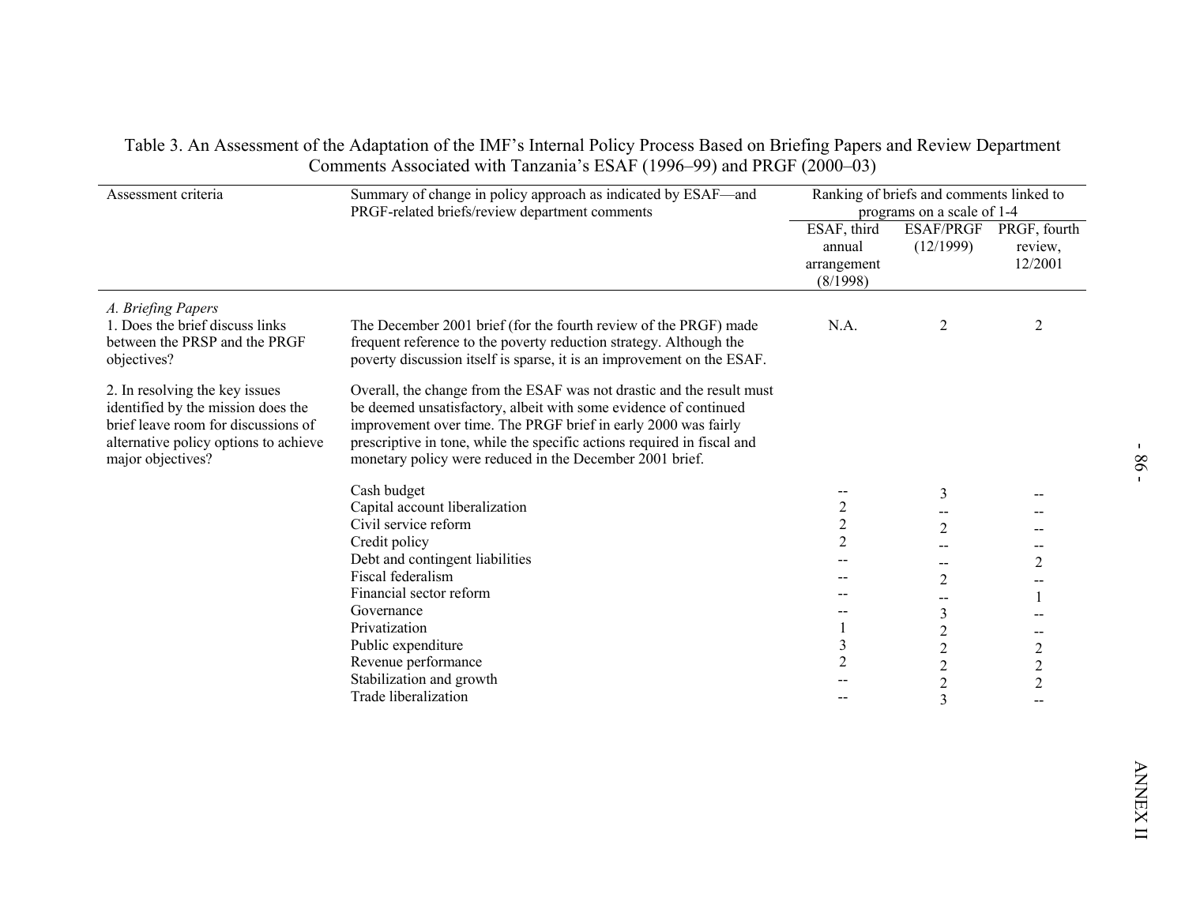Table 3. An Assessment of the Adaptation of the IMF's Internal Policy Process Based on Briefing Papers and Review Department Comments Associated with Tanzania's ESAF (1996–99) and PRGF (2000–03)

| Assessment criteria | Summary of change in policy approach as indicated by ESAF—and PRGF-related briefs/review department comments | Ranking of briefs and comments linked to programs on a scale of 1-4 | | |
|---|---|---|---|---|
| | | ESAF, third annual arrangement (8/1998) | ESAF/PRGF (12/1999) | PRGF, fourth review, 12/2001 |
| *A. Briefing Papers* | | | | |
| 1. Does the brief discuss links between the PRSP and the PRGF objectives? | The December 2001 brief (for the fourth review of the PRGF) made frequent reference to the poverty reduction strategy. Although the poverty discussion itself is sparse, it is an improvement on the ESAF. | N.A. | 2 | 2 |
| 2. In resolving the key issues identified by the mission does the brief leave room for discussions of alternative policy options to achieve major objectives? | Overall, the change from the ESAF was not drastic and the result must be deemed unsatisfactory, albeit with some evidence of continued improvement over time. The PRGF brief in early 2000 was fairly prescriptive in tone, while the specific actions required in fiscal and monetary policy were reduced in the December 2001 brief. | | | |
| | Cash budget | -- | 3 | -- |
| | Capital account liberalization | 2 | -- | -- |
| | Civil service reform | 2 | 2 | -- |
| | Credit policy | 2 | -- | -- |
| | Debt and contingent liabilities | -- | -- | 2 |
| | Fiscal federalism | -- | 2 | -- |
| | Financial sector reform | -- | -- | 1 |
| | Governance | -- | 3 | -- |
| | Privatization | 1 | 2 | -- |
| | Public expenditure | 3 | 2 | 2 |
| | Revenue performance | 2 | 2 | 2 |
| | Stabilization and growth | -- | 2 | 2 |
| | Trade liberalization | -- | 3 | -- |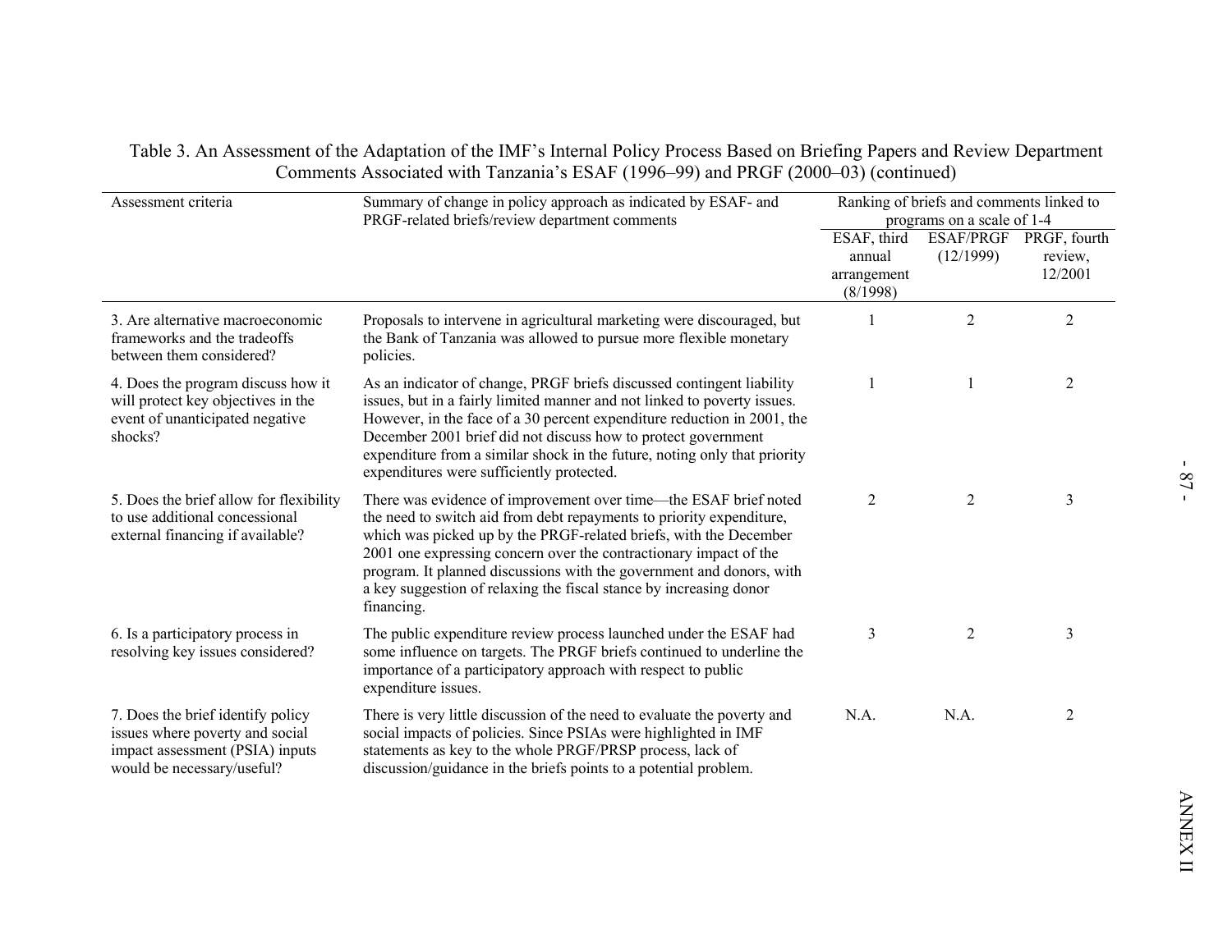Table 3. An Assessment of the Adaptation of the IMF's Internal Policy Process Based on Briefing Papers and Review Department Comments Associated with Tanzania's ESAF (1996–99) and PRGF (2000–03) (continued)

| Assessment criteria | Summary of change in policy approach as indicated by ESAF- and PRGF-related briefs/review department comments | Ranking of briefs and comments linked to programs on a scale of 1-4 | | |
|---|---|---|---|---|
| | | ESAF, third annual arrangement (8/1998) | ESAF/PRGF (12/1999) | PRGF, fourth review, 12/2001 |
| 3. Are alternative macroeconomic frameworks and the tradeoffs between them considered? | Proposals to intervene in agricultural marketing were discouraged, but the Bank of Tanzania was allowed to pursue more flexible monetary policies. | 1 | 2 | 2 |
| 4. Does the program discuss how it will protect key objectives in the event of unanticipated negative shocks? | As an indicator of change, PRGF briefs discussed contingent liability issues, but in a fairly limited manner and not linked to poverty issues. However, in the face of a 30 percent expenditure reduction in 2001, the December 2001 brief did not discuss how to protect government expenditure from a similar shock in the future, noting only that priority expenditures were sufficiently protected. | 1 | 1 | 2 |
| 5. Does the brief allow for flexibility to use additional concessional external financing if available? | There was evidence of improvement over time—the ESAF brief noted the need to switch aid from debt repayments to priority expenditure, which was picked up by the PRGF-related briefs, with the December 2001 one expressing concern over the contractionary impact of the program. It planned discussions with the government and donors, with a key suggestion of relaxing the fiscal stance by increasing donor financing. | 2 | 2 | 3 |
| 6. Is a participatory process in resolving key issues considered? | The public expenditure review process launched under the ESAF had some influence on targets. The PRGF briefs continued to underline the importance of a participatory approach with respect to public expenditure issues. | 3 | 2 | 3 |
| 7. Does the brief identify policy issues where poverty and social impact assessment (PSIA) inputs would be necessary/useful? | There is very little discussion of the need to evaluate the poverty and social impacts of policies. Since PSIAs were highlighted in IMF statements as key to the whole PRGF/PRSP process, lack of discussion/guidance in the briefs points to a potential problem. | N.A. | N.A. | 2 |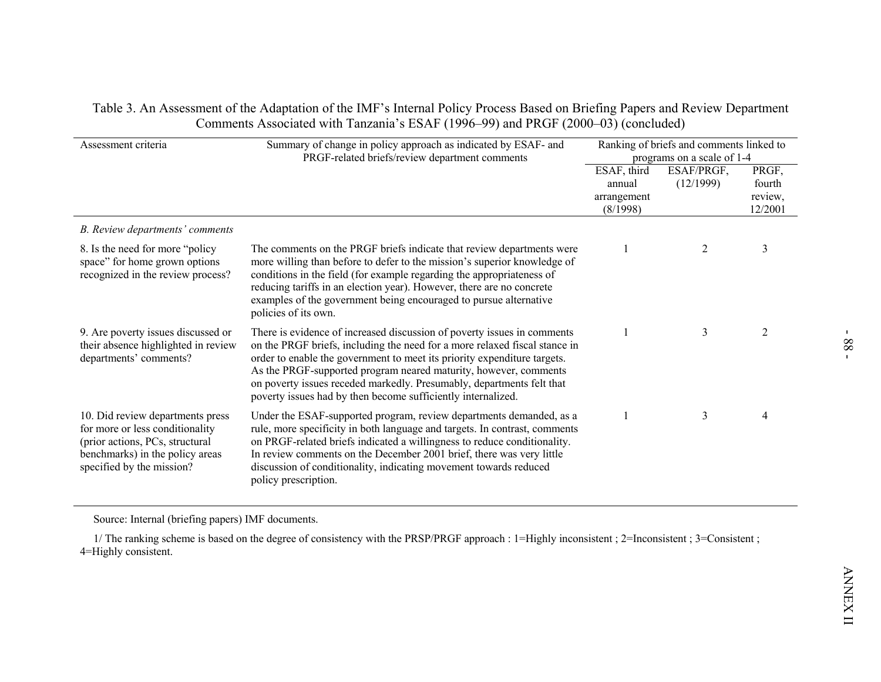Table 3. An Assessment of the Adaptation of the IMF's Internal Policy Process Based on Briefing Papers and Review Department Comments Associated with Tanzania's ESAF (1996–99) and PRGF (2000–03) (concluded)

| Assessment criteria | Summary of change in policy approach as indicated by ESAF- and PRGF-related briefs/review department comments | Ranking of briefs and comments linked to programs on a scale of 1-4 | | |
|---|---|---|---|---|
| | | ESAF, third annual arrangement (8/1998) | ESAF/PRGF, (12/1999) | PRGF, fourth review, 12/2001 |
| *B. Review departments' comments* | | | | |
| 8. Is the need for more "policy space" for home grown options recognized in the review process? | The comments on the PRGF briefs indicate that review departments were more willing than before to defer to the mission's superior knowledge of conditions in the field (for example regarding the appropriateness of reducing tariffs in an election year). However, there are no concrete examples of the government being encouraged to pursue alternative policies of its own. | 1 | 2 | 3 |
| 9. Are poverty issues discussed or their absence highlighted in review departments' comments? | There is evidence of increased discussion of poverty issues in comments on the PRGF briefs, including the need for a more relaxed fiscal stance in order to enable the government to meet its priority expenditure targets. As the PRGF-supported program neared maturity, however, comments on poverty issues receded markedly. Presumably, departments felt that poverty issues had by then become sufficiently internalized. | 1 | 3 | 2 |
| 10. Did review departments press for more or less conditionality (prior actions, PCs, structural benchmarks) in the policy areas specified by the mission? | Under the ESAF-supported program, review departments demanded, as a rule, more specificity in both language and targets. In contrast, comments on PRGF-related briefs indicated a willingness to reduce conditionality. In review comments on the December 2001 brief, there was very little discussion of conditionality, indicating movement towards reduced policy prescription. | 1 | 3 | 4 |

Source: Internal (briefing papers) IMF documents.

1/ The ranking scheme is based on the degree of consistency with the PRSP/PRGF approach : 1=Highly inconsistent ; 2=Inconsistent ; 3=Consistent ; 4=Highly consistent.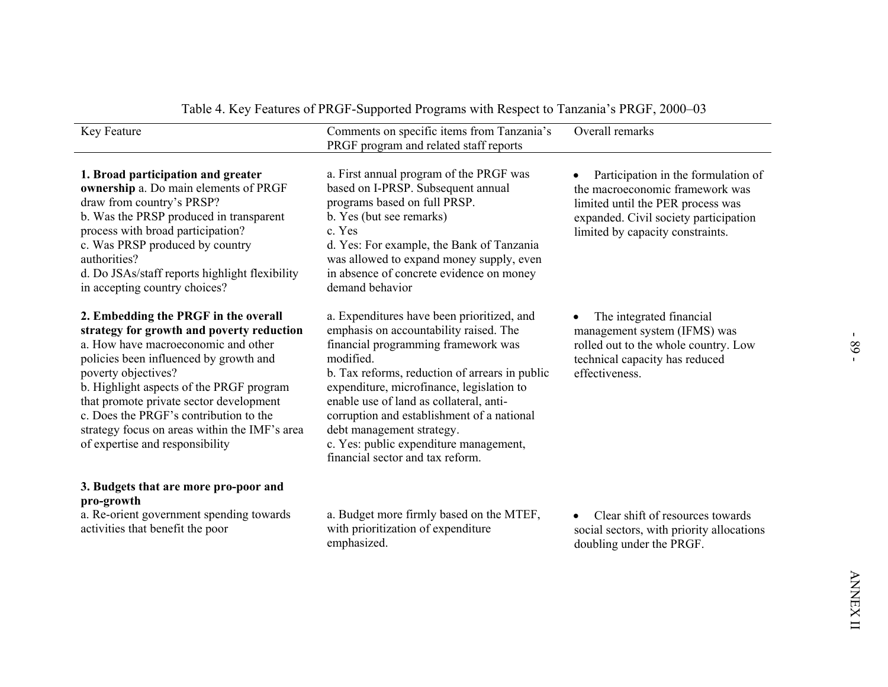Table 4. Key Features of PRGF-Supported Programs with Respect to Tanzania's PRGF, 2000–03

| Key Feature | Comments on specific items from Tanzania's PRGF program and related staff reports | Overall remarks |
| --- | --- | --- |
| **1. Broad participation and greater ownership** a. Do main elements of PRGF draw from country's PRSP? b. Was the PRSP produced in transparent process with broad participation? c. Was PRSP produced by country authorities? d. Do JSAs/staff reports highlight flexibility in accepting country choices? | a. First annual program of the PRGF was based on I-PRSP. Subsequent annual programs based on full PRSP. b. Yes (but see remarks) c. Yes d. Yes: For example, the Bank of Tanzania was allowed to expand money supply, even in absence of concrete evidence on money demand behavior | • Participation in the formulation of the macroeconomic framework was limited until the PER process was expanded. Civil society participation limited by capacity constraints. |
| **2. Embedding the PRGF in the overall strategy for growth and poverty reduction** a. How have macroeconomic and other policies been influenced by growth and poverty objectives? b. Highlight aspects of the PRGF program that promote private sector development c. Does the PRGF's contribution to the strategy focus on areas within the IMF's area of expertise and responsibility | a. Expenditures have been prioritized, and emphasis on accountability raised. The financial programming framework was modified. b. Tax reforms, reduction of arrears in public expenditure, microfinance, legislation to enable use of land as collateral, anti-corruption and establishment of a national debt management strategy. c. Yes: public expenditure management, financial sector and tax reform. | • The integrated financial management system (IFMS) was rolled out to the whole country. Low technical capacity has reduced effectiveness. |
| **3. Budgets that are more pro-poor and pro-growth** a. Re-orient government spending towards activities that benefit the poor | a. Budget more firmly based on the MTEF, with prioritization of expenditure emphasized. | • Clear shift of resources towards social sectors, with priority allocations doubling under the PRGF. |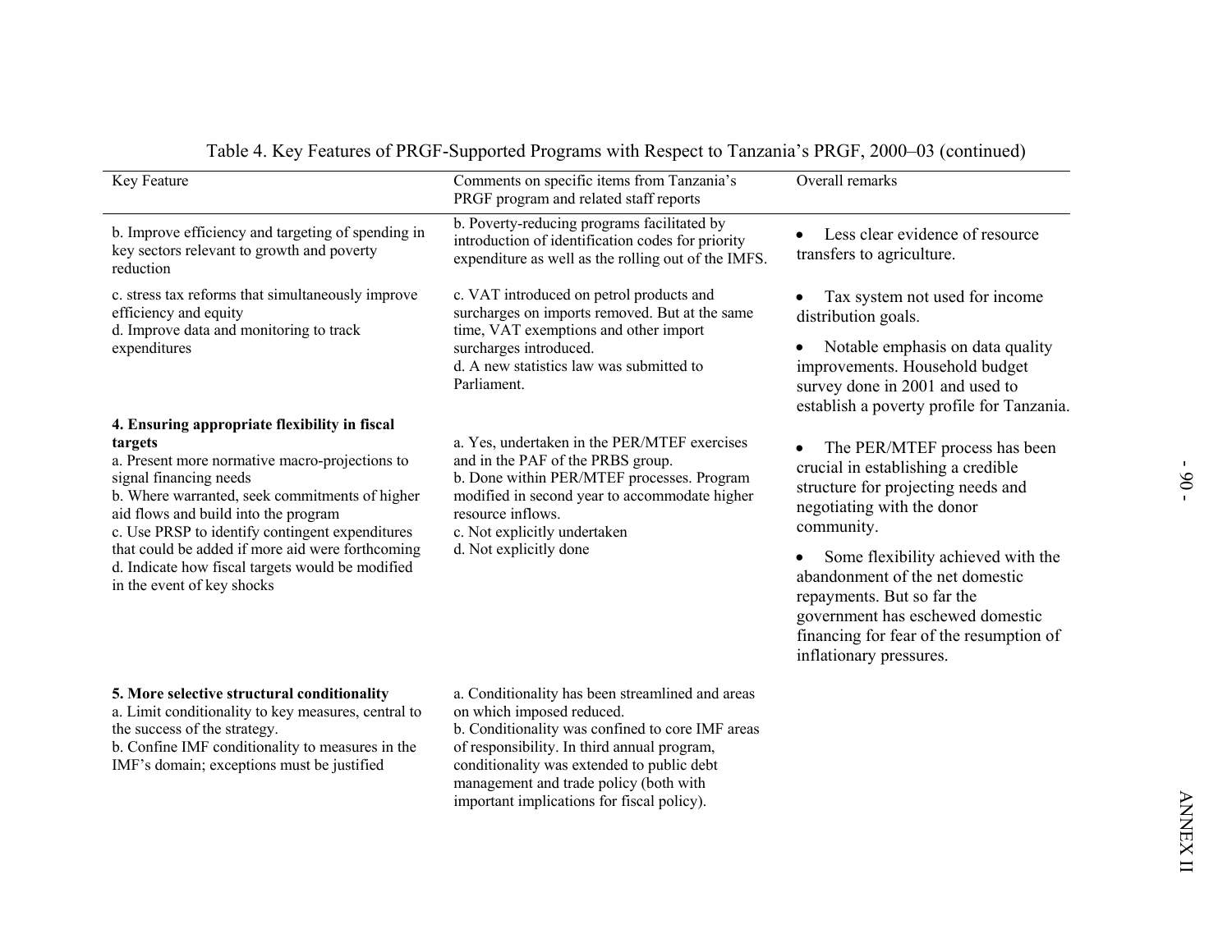Table 4. Key Features of PRGF-Supported Programs with Respect to Tanzania's PRGF, 2000–03 (continued)

| Key Feature | Comments on specific items from Tanzania's PRGF program and related staff reports | Overall remarks |
|---|---|---|
| b. Improve efficiency and targeting of spending in key sectors relevant to growth and poverty reduction | b. Poverty-reducing programs facilitated by introduction of identification codes for priority expenditure as well as the rolling out of the IMFS. | • Less clear evidence of resource transfers to agriculture. |
| c. stress tax reforms that simultaneously improve efficiency and equity<br>d. Improve data and monitoring to track expenditures | c. VAT introduced on petrol products and surcharges on imports removed. But at the same time, VAT exemptions and other import surcharges introduced.<br>d. A new statistics law was submitted to Parliament. | • Tax system not used for income distribution goals.<br>• Notable emphasis on data quality improvements. Household budget survey done in 2001 and used to establish a poverty profile for Tanzania. |
| **4. Ensuring appropriate flexibility in fiscal targets**<br>a. Present more normative macro-projections to signal financing needs<br>b. Where warranted, seek commitments of higher aid flows and build into the program<br>c. Use PRSP to identify contingent expenditures that could be added if more aid were forthcoming<br>d. Indicate how fiscal targets would be modified in the event of key shocks | a. Yes, undertaken in the PER/MTEF exercises and in the PAF of the PRBS group.<br>b. Done within PER/MTEF processes. Program modified in second year to accommodate higher resource inflows.<br>c. Not explicitly undertaken<br>d. Not explicitly done | • The PER/MTEF process has been crucial in establishing a credible structure for projecting needs and negotiating with the donor community.<br>• Some flexibility achieved with the abandonment of the net domestic repayments. But so far the government has eschewed domestic financing for fear of the resumption of inflationary pressures. |
| **5. More selective structural conditionality**<br>a. Limit conditionality to key measures, central to the success of the strategy.<br>b. Confine IMF conditionality to measures in the IMF's domain; exceptions must be justified | a. Conditionality has been streamlined and areas on which imposed reduced.<br>b. Conditionality was confined to core IMF areas of responsibility. In third annual program, conditionality was extended to public debt management and trade policy (both with important implications for fiscal policy). | |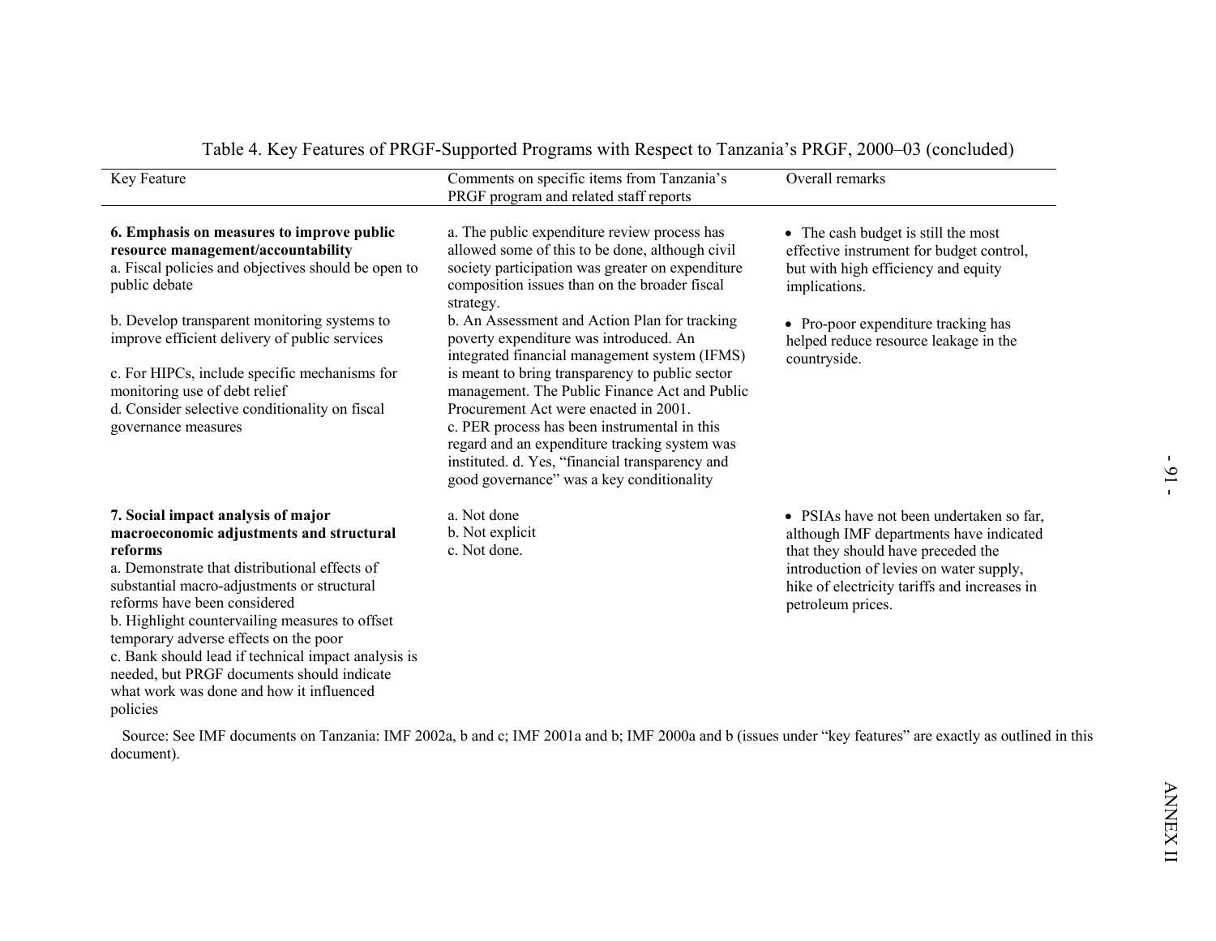Table 4. Key Features of PRGF-Supported Programs with Respect to Tanzania's PRGF, 2000–03 (concluded)

| Key Feature | Comments on specific items from Tanzania's PRGF program and related staff reports | Overall remarks |
|---|---|---|
| **6. Emphasis on measures to improve public resource management/accountability**<br>a. Fiscal policies and objectives should be open to public debate<br><br>b. Develop transparent monitoring systems to improve efficient delivery of public services<br><br>c. For HIPCs, include specific mechanisms for monitoring use of debt relief<br>d. Consider selective conditionality on fiscal governance measures | a. The public expenditure review process has allowed some of this to be done, although civil society participation was greater on expenditure composition issues than on the broader fiscal strategy.<br>b. An Assessment and Action Plan for tracking poverty expenditure was introduced. An integrated financial management system (IFMS) is meant to bring transparency to public sector management. The Public Finance Act and Public Procurement Act were enacted in 2001.<br>c. PER process has been instrumental in this regard and an expenditure tracking system was instituted. d. Yes, "financial transparency and good governance" was a key conditionality | • The cash budget is still the most effective instrument for budget control, but with high efficiency and equity implications.<br><br>• Pro-poor expenditure tracking has helped reduce resource leakage in the countryside. |
| **7. Social impact analysis of major macroeconomic adjustments and structural reforms**<br>a. Demonstrate that distributional effects of substantial macro-adjustments or structural reforms have been considered<br>b. Highlight countervailing measures to offset temporary adverse effects on the poor<br>c. Bank should lead if technical impact analysis is needed, but PRGF documents should indicate what work was done and how it influenced policies | a. Not done<br>b. Not explicit<br>c. Not done. | • PSIAs have not been undertaken so far, although IMF departments have indicated that they should have preceded the introduction of levies on water supply, hike of electricity tariffs and increases in petroleum prices. |

Source: See IMF documents on Tanzania: IMF 2002a, b and c; IMF 2001a and b; IMF 2000a and b (issues under "key features" are exactly as outlined in this document).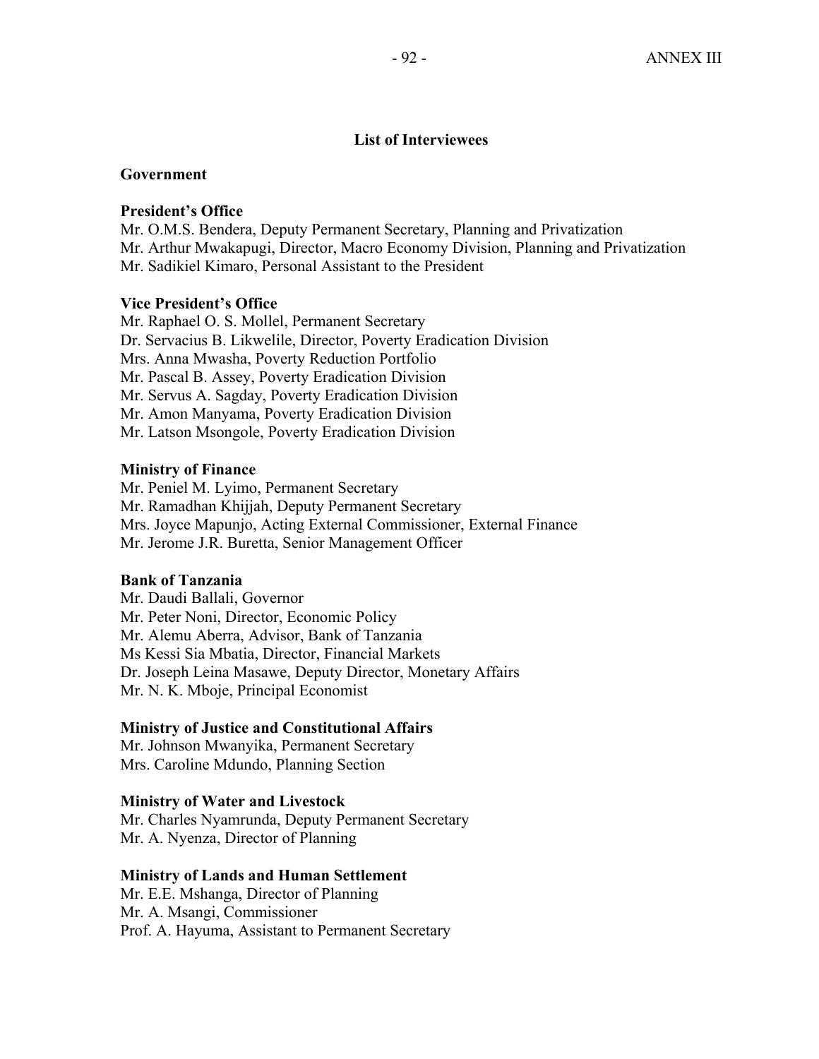## List of Interviewees

### Government

**President's Office**

Mr. O.M.S. Bendera, Deputy Permanent Secretary, Planning and Privatization
Mr. Arthur Mwakapugi, Director, Macro Economy Division, Planning and Privatization
Mr. Sadikiel Kimaro, Personal Assistant to the President

**Vice President's Office**

Mr. Raphael O. S. Mollel, Permanent Secretary
Dr. Servacius B. Likwelile, Director, Poverty Eradication Division
Mrs. Anna Mwasha, Poverty Reduction Portfolio
Mr. Pascal B. Assey, Poverty Eradication Division
Mr. Servus A. Sagday, Poverty Eradication Division
Mr. Amon Manyama, Poverty Eradication Division
Mr. Latson Msongole, Poverty Eradication Division

**Ministry of Finance**

Mr. Peniel M. Lyimo, Permanent Secretary
Mr. Ramadhan Khijjah, Deputy Permanent Secretary
Mrs. Joyce Mapunjo, Acting External Commissioner, External Finance
Mr. Jerome J.R. Buretta, Senior Management Officer

**Bank of Tanzania**

Mr. Daudi Ballali, Governor
Mr. Peter Noni, Director, Economic Policy
Mr. Alemu Aberra, Advisor, Bank of Tanzania
Ms Kessi Sia Mbatia, Director, Financial Markets
Dr. Joseph Leina Masawe, Deputy Director, Monetary Affairs
Mr. N. K. Mboje, Principal Economist

**Ministry of Justice and Constitutional Affairs**

Mr. Johnson Mwanyika, Permanent Secretary
Mrs. Caroline Mdundo, Planning Section

**Ministry of Water and Livestock**

Mr. Charles Nyamrunda, Deputy Permanent Secretary
Mr. A. Nyenza, Director of Planning

**Ministry of Lands and Human Settlement**

Mr. E.E. Mshanga, Director of Planning
Mr. A. Msangi, Commissioner
Prof. A. Hayuma, Assistant to Permanent Secretary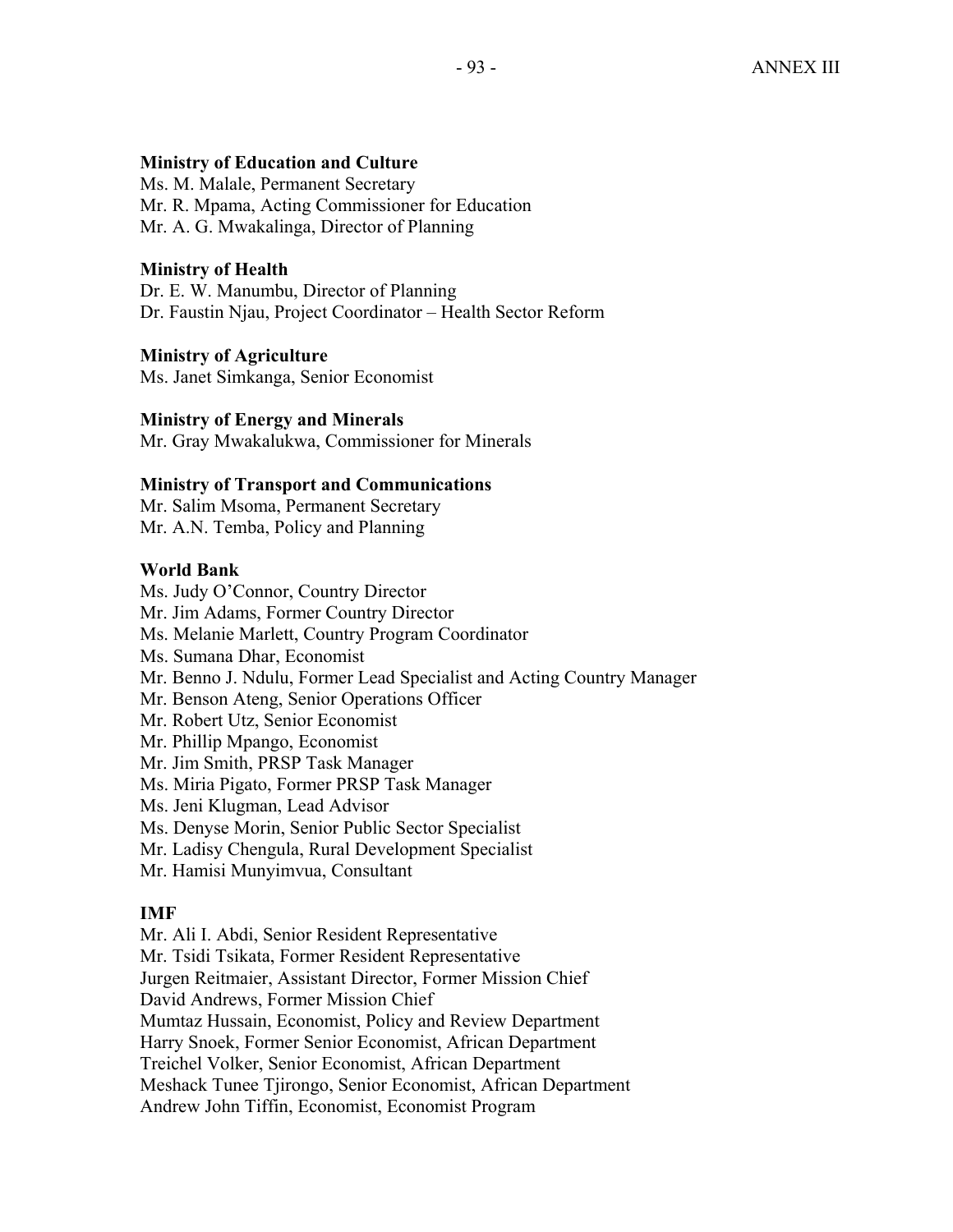**Ministry of Education and Culture**
Ms. M. Malale, Permanent Secretary
Mr. R. Mpama, Acting Commissioner for Education
Mr. A. G. Mwakalinga, Director of Planning

**Ministry of Health**
Dr. E. W. Manumbu, Director of Planning
Dr. Faustin Njau, Project Coordinator – Health Sector Reform

**Ministry of Agriculture**
Ms. Janet Simkanga, Senior Economist

**Ministry of Energy and Minerals**
Mr. Gray Mwakalukwa, Commissioner for Minerals

**Ministry of Transport and Communications**
Mr. Salim Msoma, Permanent Secretary
Mr. A.N. Temba, Policy and Planning

**World Bank**
Ms. Judy O'Connor, Country Director
Mr. Jim Adams, Former Country Director
Ms. Melanie Marlett, Country Program Coordinator
Ms. Sumana Dhar, Economist
Mr. Benno J. Ndulu, Former Lead Specialist and Acting Country Manager
Mr. Benson Ateng, Senior Operations Officer
Mr. Robert Utz, Senior Economist
Mr. Phillip Mpango, Economist
Mr. Jim Smith, PRSP Task Manager
Ms. Miria Pigato, Former PRSP Task Manager
Ms. Jeni Klugman, Lead Advisor
Ms. Denyse Morin, Senior Public Sector Specialist
Mr. Ladisy Chengula, Rural Development Specialist
Mr. Hamisi Munyimvua, Consultant

**IMF**
Mr. Ali I. Abdi, Senior Resident Representative
Mr. Tsidi Tsikata, Former Resident Representative
Jurgen Reitmaier, Assistant Director, Former Mission Chief
David Andrews, Former Mission Chief
Mumtaz Hussain, Economist, Policy and Review Department
Harry Snoek, Former Senior Economist, African Department
Treichel Volker, Senior Economist, African Department
Meshack Tunee Tjirongo, Senior Economist, African Department
Andrew John Tiffin, Economist, Economist Program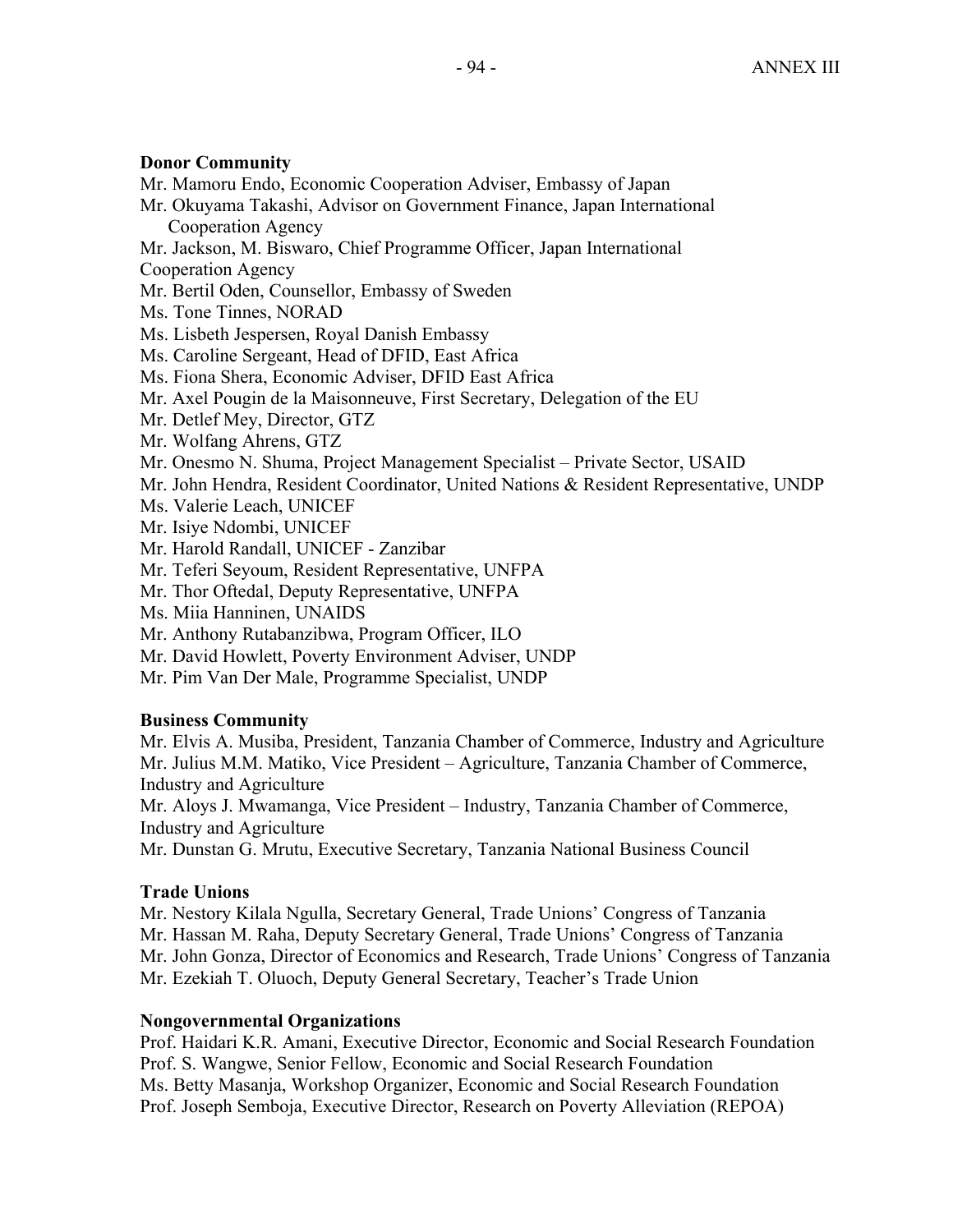**Donor Community**

Mr. Mamoru Endo, Economic Cooperation Adviser, Embassy of Japan
Mr. Okuyama Takashi, Advisor on Government Finance, Japan International Cooperation Agency
Mr. Jackson, M. Biswaro, Chief Programme Officer, Japan International Cooperation Agency
Mr. Bertil Oden, Counsellor, Embassy of Sweden
Ms. Tone Tinnes, NORAD
Ms. Lisbeth Jespersen, Royal Danish Embassy
Ms. Caroline Sergeant, Head of DFID, East Africa
Ms. Fiona Shera, Economic Adviser, DFID East Africa
Mr. Axel Pougin de la Maisonneuve, First Secretary, Delegation of the EU
Mr. Detlef Mey, Director, GTZ
Mr. Wolfang Ahrens, GTZ
Mr. Onesmo N. Shuma, Project Management Specialist – Private Sector, USAID
Mr. John Hendra, Resident Coordinator, United Nations & Resident Representative, UNDP
Ms. Valerie Leach, UNICEF
Mr. Isiye Ndombi, UNICEF
Mr. Harold Randall, UNICEF - Zanzibar
Mr. Teferi Seyoum, Resident Representative, UNFPA
Mr. Thor Oftedal, Deputy Representative, UNFPA
Ms. Miia Hanninen, UNAIDS
Mr. Anthony Rutabanzibwa, Program Officer, ILO
Mr. David Howlett, Poverty Environment Adviser, UNDP
Mr. Pim Van Der Male, Programme Specialist, UNDP

**Business Community**

Mr. Elvis A. Musiba, President, Tanzania Chamber of Commerce, Industry and Agriculture
Mr. Julius M.M. Matiko, Vice President – Agriculture, Tanzania Chamber of Commerce, Industry and Agriculture
Mr. Aloys J. Mwamanga, Vice President – Industry, Tanzania Chamber of Commerce, Industry and Agriculture
Mr. Dunstan G. Mrutu, Executive Secretary, Tanzania National Business Council

**Trade Unions**

Mr. Nestory Kilala Ngulla, Secretary General, Trade Unions' Congress of Tanzania
Mr. Hassan M. Raha, Deputy Secretary General, Trade Unions' Congress of Tanzania
Mr. John Gonza, Director of Economics and Research, Trade Unions' Congress of Tanzania
Mr. Ezekiah T. Oluoch, Deputy General Secretary, Teacher's Trade Union

**Nongovernmental Organizations**

Prof. Haidari K.R. Amani, Executive Director, Economic and Social Research Foundation
Prof. S. Wangwe, Senior Fellow, Economic and Social Research Foundation
Ms. Betty Masanja, Workshop Organizer, Economic and Social Research Foundation
Prof. Joseph Semboja, Executive Director, Research on Poverty Alleviation (REPOA)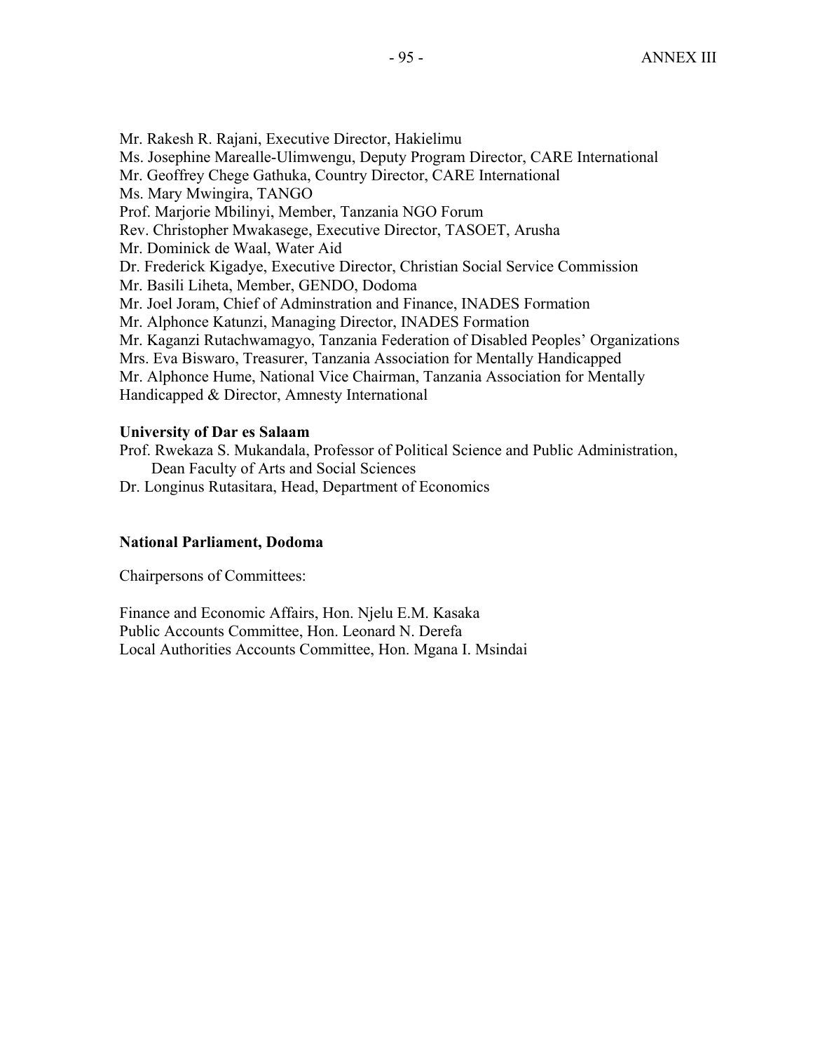Mr. Rakesh R. Rajani, Executive Director, Hakielimu
Ms. Josephine Marealle-Ulimwengu, Deputy Program Director, CARE International
Mr. Geoffrey Chege Gathuka, Country Director, CARE International
Ms. Mary Mwingira, TANGO
Prof. Marjorie Mbilinyi, Member, Tanzania NGO Forum
Rev. Christopher Mwakasege, Executive Director, TASOET, Arusha
Mr. Dominick de Waal, Water Aid
Dr. Frederick Kigadye, Executive Director, Christian Social Service Commission
Mr. Basili Liheta, Member, GENDO, Dodoma
Mr. Joel Joram, Chief of Adminstration and Finance, INADES Formation
Mr. Alphonce Katunzi, Managing Director, INADES Formation
Mr. Kaganzi Rutachwamagyo, Tanzania Federation of Disabled Peoples' Organizations
Mrs. Eva Biswaro, Treasurer, Tanzania Association for Mentally Handicapped
Mr. Alphonce Hume, National Vice Chairman, Tanzania Association for Mentally Handicapped & Director, Amnesty International

**University of Dar es Salaam**

Prof. Rwekaza S. Mukandala, Professor of Political Science and Public Administration, Dean Faculty of Arts and Social Sciences
Dr. Longinus Rutasitara, Head, Department of Economics

**National Parliament, Dodoma**

Chairpersons of Committees:

Finance and Economic Affairs, Hon. Njelu E.M. Kasaka
Public Accounts Committee, Hon. Leonard N. Derefa
Local Authorities Accounts Committee, Hon. Mgana I. Msindai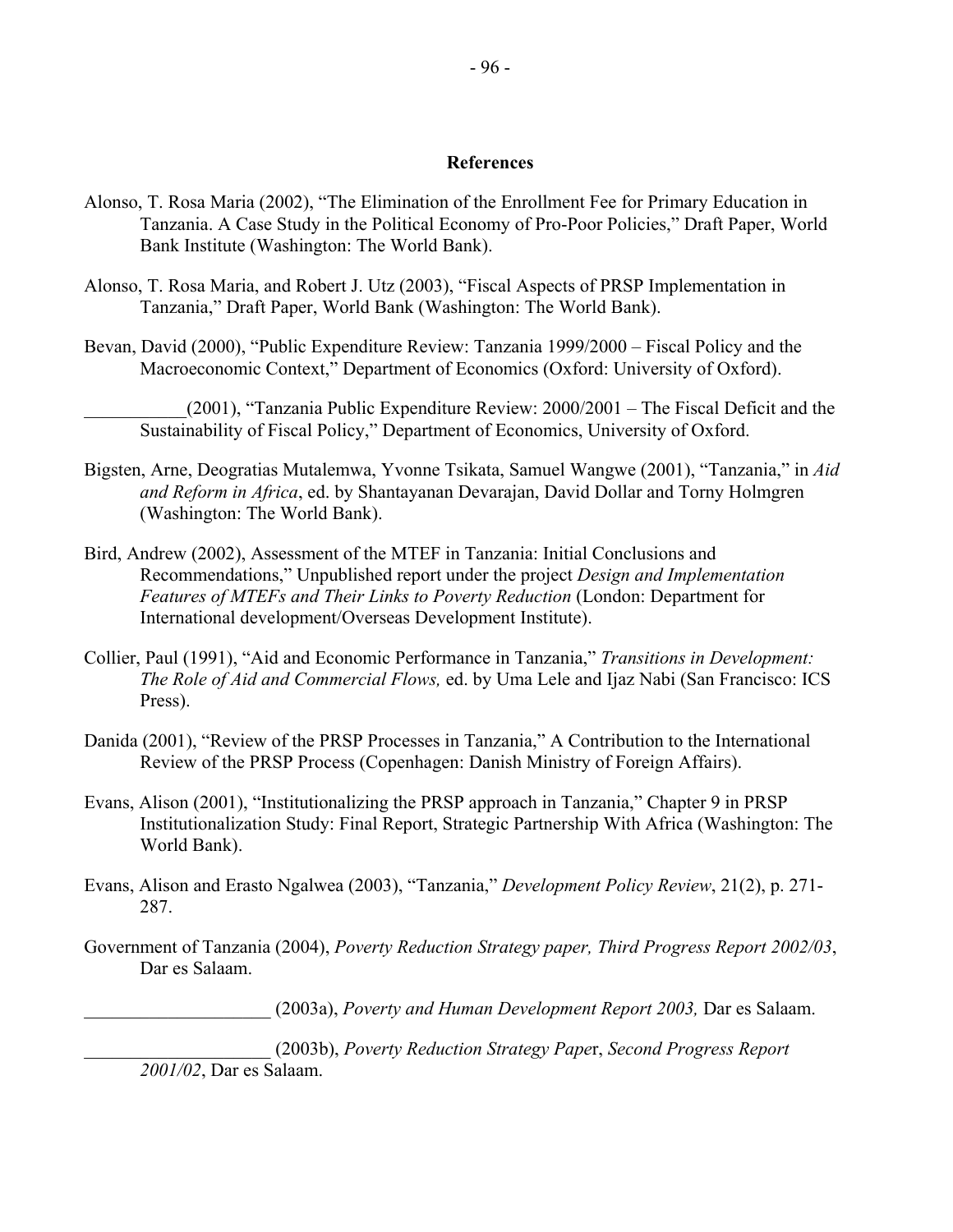## References

Alonso, T. Rosa Maria (2002), "The Elimination of the Enrollment Fee for Primary Education in Tanzania. A Case Study in the Political Economy of Pro-Poor Policies," Draft Paper, World Bank Institute (Washington: The World Bank).

Alonso, T. Rosa Maria, and Robert J. Utz (2003), "Fiscal Aspects of PRSP Implementation in Tanzania," Draft Paper, World Bank (Washington: The World Bank).

Bevan, David (2000), "Public Expenditure Review: Tanzania 1999/2000 – Fiscal Policy and the Macroeconomic Context," Department of Economics (Oxford: University of Oxford).

___________(2001), "Tanzania Public Expenditure Review: 2000/2001 – The Fiscal Deficit and the Sustainability of Fiscal Policy," Department of Economics, University of Oxford.

Bigsten, Arne, Deogratias Mutalemwa, Yvonne Tsikata, Samuel Wangwe (2001), "Tanzania," in *Aid and Reform in Africa*, ed. by Shantayanan Devarajan, David Dollar and Torny Holmgren (Washington: The World Bank).

Bird, Andrew (2002), Assessment of the MTEF in Tanzania: Initial Conclusions and Recommendations," Unpublished report under the project *Design and Implementation Features of MTEFs and Their Links to Poverty Reduction* (London: Department for International development/Overseas Development Institute).

Collier, Paul (1991), "Aid and Economic Performance in Tanzania," *Transitions in Development: The Role of Aid and Commercial Flows,* ed. by Uma Lele and Ijaz Nabi (San Francisco: ICS Press).

Danida (2001), "Review of the PRSP Processes in Tanzania," A Contribution to the International Review of the PRSP Process (Copenhagen: Danish Ministry of Foreign Affairs).

Evans, Alison (2001), "Institutionalizing the PRSP approach in Tanzania," Chapter 9 in PRSP Institutionalization Study: Final Report, Strategic Partnership With Africa (Washington: The World Bank).

Evans, Alison and Erasto Ngalwea (2003), "Tanzania," *Development Policy Review*, 21(2), p. 271-287.

Government of Tanzania (2004), *Poverty Reduction Strategy paper, Third Progress Report 2002/03*, Dar es Salaam.

____________________ (2003a), *Poverty and Human Development Report 2003,* Dar es Salaam.

____________________ (2003b), *Poverty Reduction Strategy Paper*, *Second Progress Report 2001/02*, Dar es Salaam.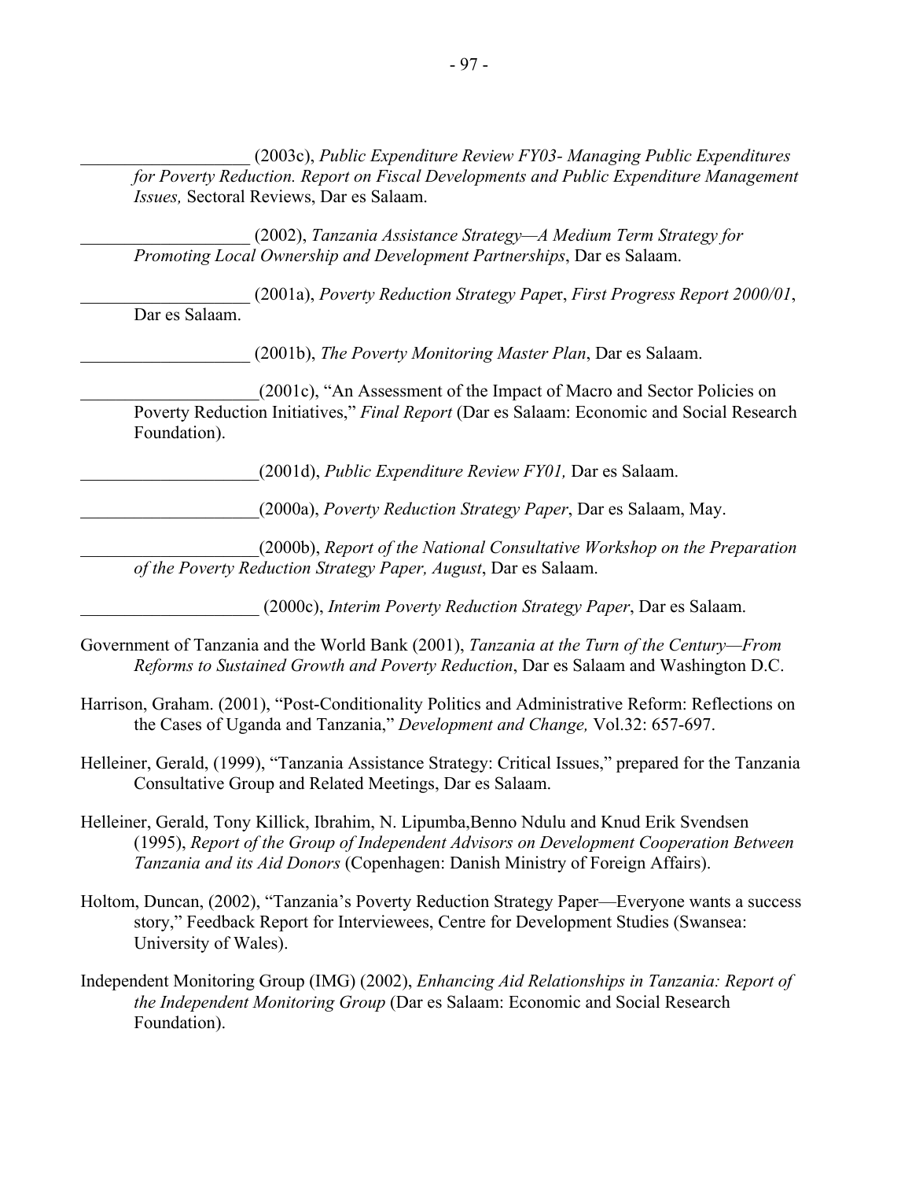___________________ (2003c), *Public Expenditure Review FY03- Managing Public Expenditures for Poverty Reduction. Report on Fiscal Developments and Public Expenditure Management Issues,* Sectoral Reviews, Dar es Salaam.

___________________ (2002), *Tanzania Assistance Strategy—A Medium Term Strategy for Promoting Local Ownership and Development Partnerships*, Dar es Salaam.

___________________ (2001a), *Poverty Reduction Strategy Pape*r, *First Progress Report 2000/01*, Dar es Salaam.

___________________ (2001b), *The Poverty Monitoring Master Plan*, Dar es Salaam.

____________________(2001c), "An Assessment of the Impact of Macro and Sector Policies on Poverty Reduction Initiatives," *Final Report* (Dar es Salaam: Economic and Social Research Foundation).

____________________(2001d), *Public Expenditure Review FY01,* Dar es Salaam.

____________________(2000a), *Poverty Reduction Strategy Paper*, Dar es Salaam, May.

____________________(2000b), *Report of the National Consultative Workshop on the Preparation of the Poverty Reduction Strategy Paper, August*, Dar es Salaam.

____________________ (2000c), *Interim Poverty Reduction Strategy Paper*, Dar es Salaam.

Government of Tanzania and the World Bank (2001), *Tanzania at the Turn of the Century—From Reforms to Sustained Growth and Poverty Reduction*, Dar es Salaam and Washington D.C.

Harrison, Graham. (2001), "Post-Conditionality Politics and Administrative Reform: Reflections on the Cases of Uganda and Tanzania," *Development and Change,* Vol.32: 657-697.

Helleiner, Gerald, (1999), "Tanzania Assistance Strategy: Critical Issues," prepared for the Tanzania Consultative Group and Related Meetings, Dar es Salaam.

Helleiner, Gerald, Tony Killick, Ibrahim, N. Lipumba,Benno Ndulu and Knud Erik Svendsen (1995), *Report of the Group of Independent Advisors on Development Cooperation Between Tanzania and its Aid Donors* (Copenhagen: Danish Ministry of Foreign Affairs).

Holtom, Duncan, (2002), "Tanzania's Poverty Reduction Strategy Paper—Everyone wants a success story," Feedback Report for Interviewees, Centre for Development Studies (Swansea: University of Wales).

Independent Monitoring Group (IMG) (2002), *Enhancing Aid Relationships in Tanzania: Report of the Independent Monitoring Group* (Dar es Salaam: Economic and Social Research Foundation).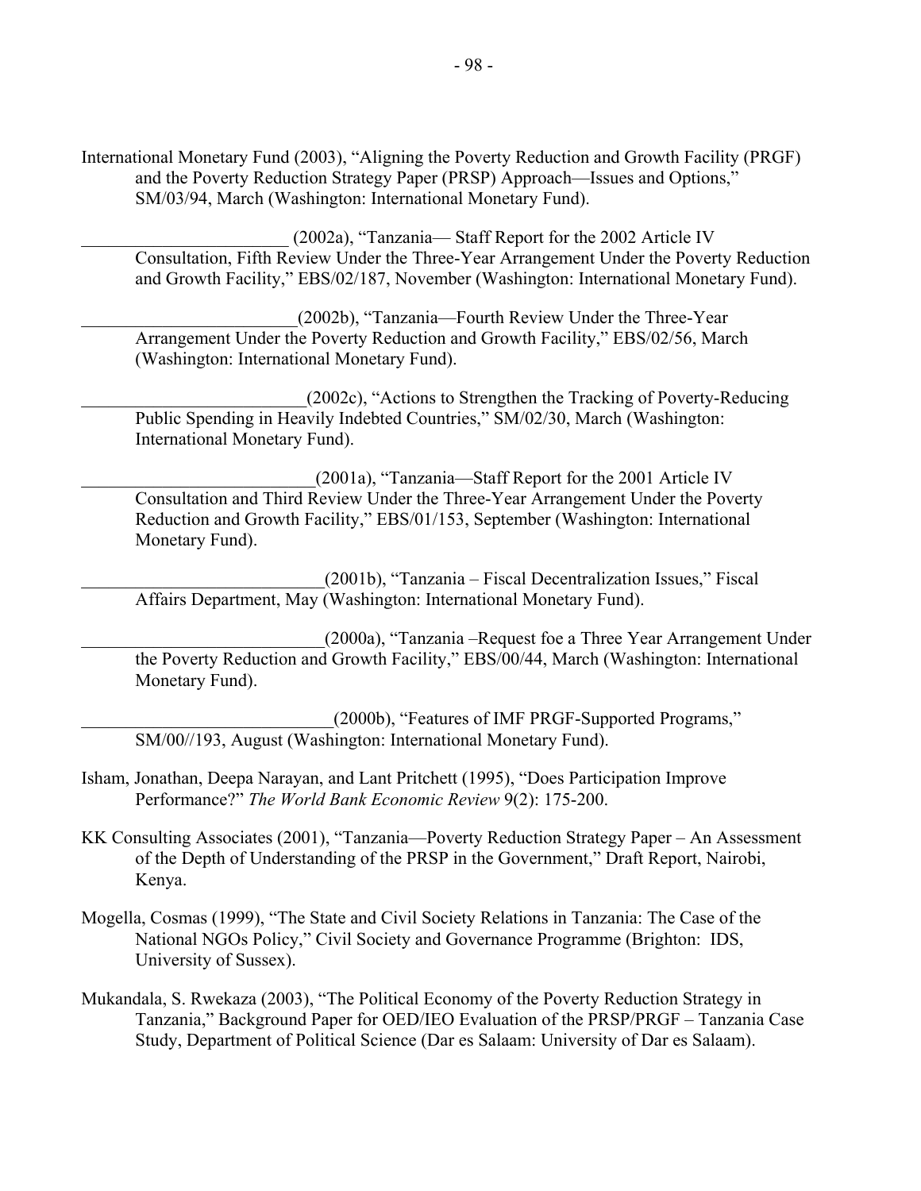International Monetary Fund (2003), "Aligning the Poverty Reduction and Growth Facility (PRGF) and the Poverty Reduction Strategy Paper (PRSP) Approach—Issues and Options," SM/03/94, March (Washington: International Monetary Fund).

________________________ (2002a), "Tanzania— Staff Report for the 2002 Article IV Consultation, Fifth Review Under the Three-Year Arrangement Under the Poverty Reduction and Growth Facility," EBS/02/187, November (Washington: International Monetary Fund).

________________________(2002b), "Tanzania—Fourth Review Under the Three-Year Arrangement Under the Poverty Reduction and Growth Facility," EBS/02/56, March (Washington: International Monetary Fund).

_________________________(2002c), "Actions to Strengthen the Tracking of Poverty-Reducing Public Spending in Heavily Indebted Countries," SM/02/30, March (Washington: International Monetary Fund).

__________________________(2001a), "Tanzania—Staff Report for the 2001 Article IV Consultation and Third Review Under the Three-Year Arrangement Under the Poverty Reduction and Growth Facility," EBS/01/153, September (Washington: International Monetary Fund).

___________________________(2001b), "Tanzania – Fiscal Decentralization Issues," Fiscal Affairs Department, May (Washington: International Monetary Fund).

___________________________(2000a), "Tanzania –Request foe a Three Year Arrangement Under the Poverty Reduction and Growth Facility," EBS/00/44, March (Washington: International Monetary Fund).

____________________________(2000b), "Features of IMF PRGF-Supported Programs," SM/00//193, August (Washington: International Monetary Fund).

Isham, Jonathan, Deepa Narayan, and Lant Pritchett (1995), "Does Participation Improve Performance?" *The World Bank Economic Review* 9(2): 175-200.

KK Consulting Associates (2001), "Tanzania—Poverty Reduction Strategy Paper – An Assessment of the Depth of Understanding of the PRSP in the Government," Draft Report, Nairobi, Kenya.

Mogella, Cosmas (1999), "The State and Civil Society Relations in Tanzania: The Case of the National NGOs Policy," Civil Society and Governance Programme (Brighton: IDS, University of Sussex).

Mukandala, S. Rwekaza (2003), "The Political Economy of the Poverty Reduction Strategy in Tanzania," Background Paper for OED/IEO Evaluation of the PRSP/PRGF – Tanzania Case Study, Department of Political Science (Dar es Salaam: University of Dar es Salaam).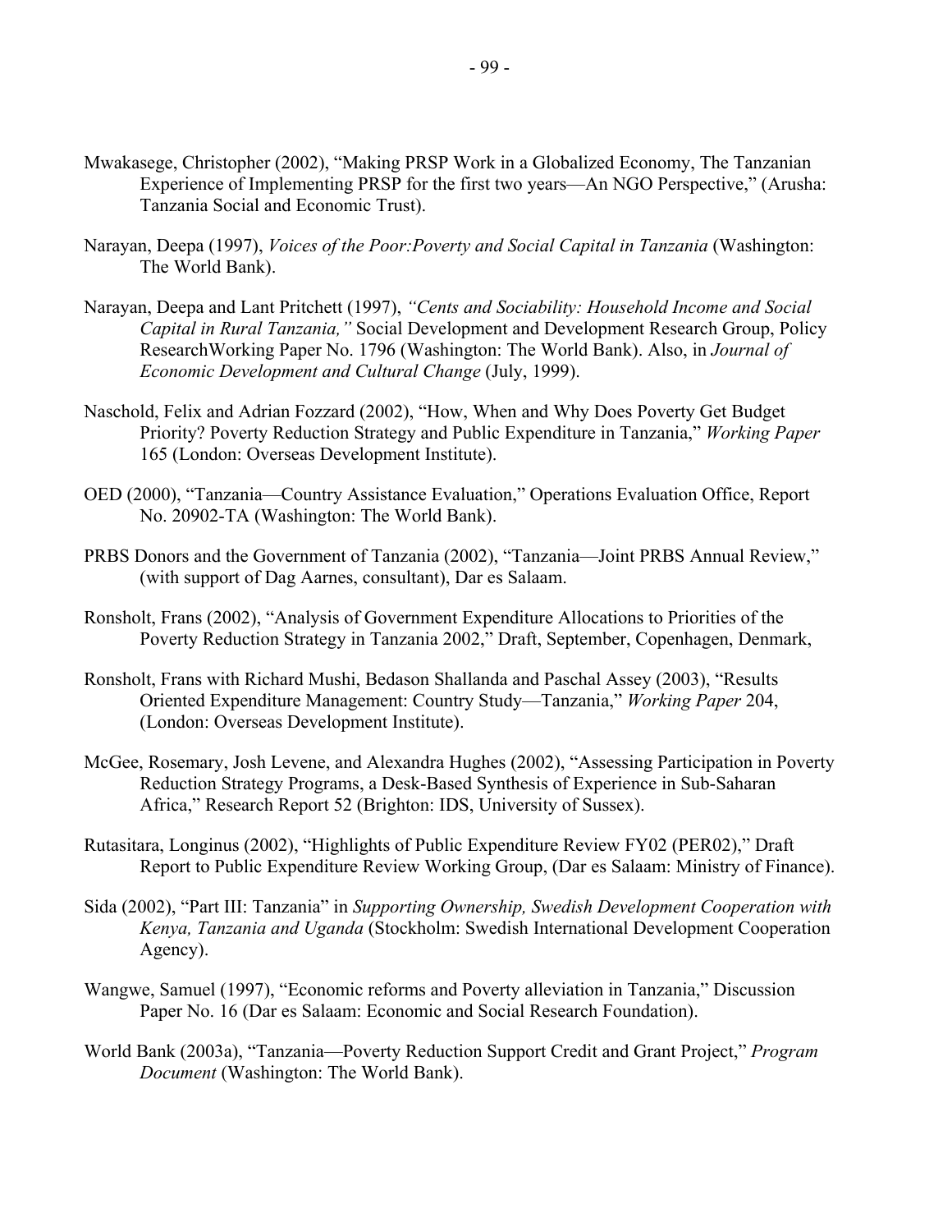Mwakasege, Christopher (2002), "Making PRSP Work in a Globalized Economy, The Tanzanian Experience of Implementing PRSP for the first two years—An NGO Perspective," (Arusha: Tanzania Social and Economic Trust).

Narayan, Deepa (1997), *Voices of the Poor:Poverty and Social Capital in Tanzania* (Washington: The World Bank).

Narayan, Deepa and Lant Pritchett (1997), *"Cents and Sociability: Household Income and Social Capital in Rural Tanzania,"* Social Development and Development Research Group, Policy ResearchWorking Paper No. 1796 (Washington: The World Bank). Also, in *Journal of Economic Development and Cultural Change* (July, 1999).

Naschold, Felix and Adrian Fozzard (2002), "How, When and Why Does Poverty Get Budget Priority? Poverty Reduction Strategy and Public Expenditure in Tanzania," *Working Paper* 165 (London: Overseas Development Institute).

OED (2000), "Tanzania—Country Assistance Evaluation," Operations Evaluation Office, Report No. 20902-TA (Washington: The World Bank).

PRBS Donors and the Government of Tanzania (2002), "Tanzania—Joint PRBS Annual Review," (with support of Dag Aarnes, consultant), Dar es Salaam.

Ronsholt, Frans (2002), "Analysis of Government Expenditure Allocations to Priorities of the Poverty Reduction Strategy in Tanzania 2002," Draft, September, Copenhagen, Denmark,

Ronsholt, Frans with Richard Mushi, Bedason Shallanda and Paschal Assey (2003), "Results Oriented Expenditure Management: Country Study—Tanzania," *Working Paper* 204, (London: Overseas Development Institute).

McGee, Rosemary, Josh Levene, and Alexandra Hughes (2002), "Assessing Participation in Poverty Reduction Strategy Programs, a Desk-Based Synthesis of Experience in Sub-Saharan Africa," Research Report 52 (Brighton: IDS, University of Sussex).

Rutasitara, Longinus (2002), "Highlights of Public Expenditure Review FY02 (PER02)," Draft Report to Public Expenditure Review Working Group, (Dar es Salaam: Ministry of Finance).

Sida (2002), "Part III: Tanzania" in *Supporting Ownership, Swedish Development Cooperation with Kenya, Tanzania and Uganda* (Stockholm: Swedish International Development Cooperation Agency).

Wangwe, Samuel (1997), "Economic reforms and Poverty alleviation in Tanzania," Discussion Paper No. 16 (Dar es Salaam: Economic and Social Research Foundation).

World Bank (2003a), "Tanzania—Poverty Reduction Support Credit and Grant Project," *Program Document* (Washington: The World Bank).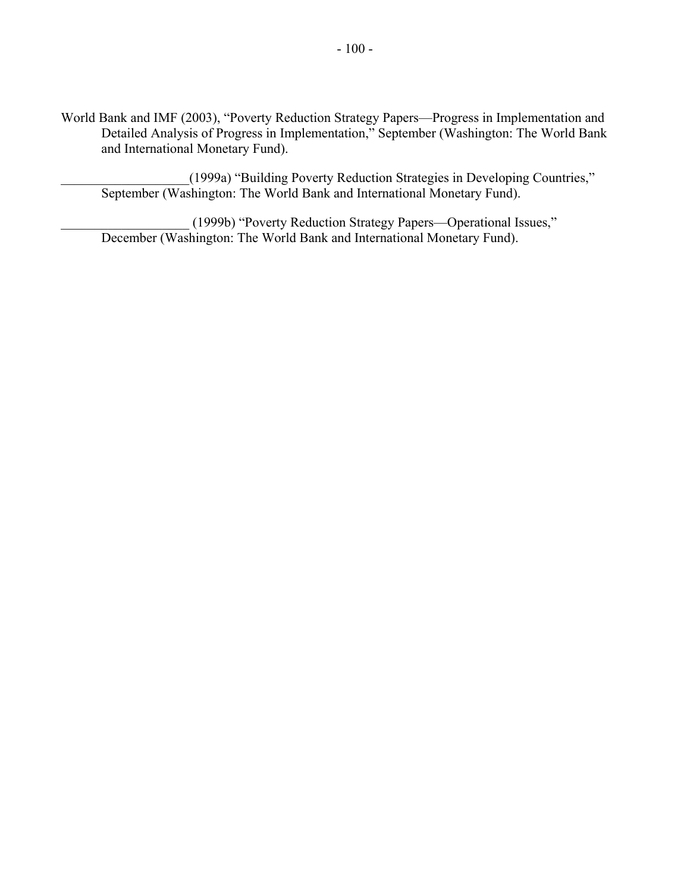World Bank and IMF (2003), "Poverty Reduction Strategy Papers—Progress in Implementation and Detailed Analysis of Progress in Implementation," September (Washington: The World Bank and International Monetary Fund).

___________________(1999a) "Building Poverty Reduction Strategies in Developing Countries," September (Washington: The World Bank and International Monetary Fund).

___________________ (1999b) "Poverty Reduction Strategy Papers—Operational Issues," December (Washington: The World Bank and International Monetary Fund).